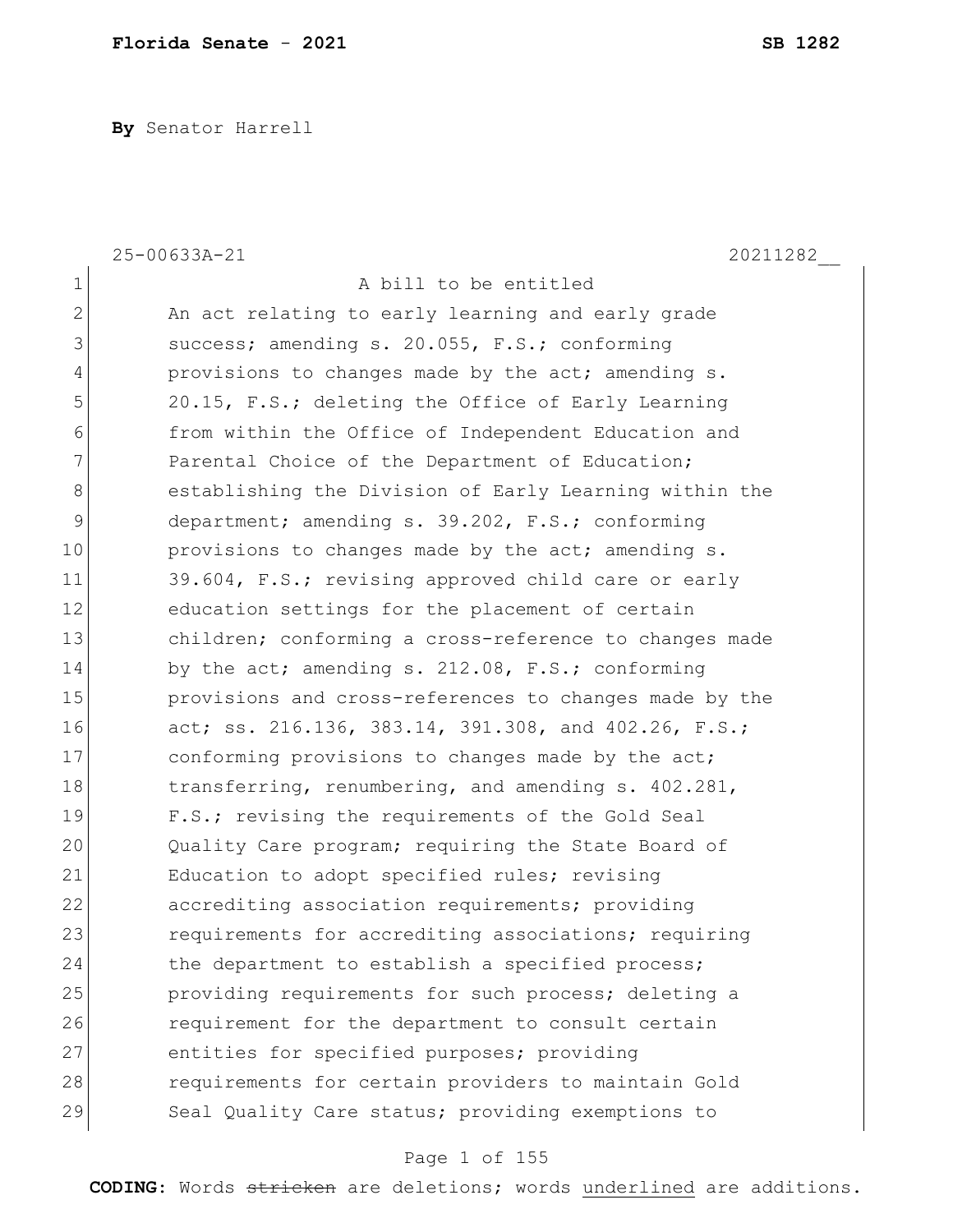**By** Senator Harrell

25-00633A-21 20211282__

A bill to be entitled

An act relating to early learning and early grade success; amending s. 20.055, F.S.; conforming provisions to changes made by the act; amending s. 20.15, F.S.; deleting the Office of Early Learning from within the Office of Independent Education and Parental Choice of the Department of Education; establishing the Division of Early Learning within the department; amending s. 39.202, F.S.; conforming provisions to changes made by the act; amending s. 39.604, F.S.; revising approved child care or early education settings for the placement of certain children; conforming a cross-reference to changes made by the act; amending s. 212.08, F.S.; conforming provisions and cross-references to changes made by the act; ss. 216.136, 383.14, 391.308, and 402.26, F.S.; conforming provisions to changes made by the act; transferring, renumbering, and amending s. 402.281, F.S.; revising the requirements of the Gold Seal Quality Care program; requiring the State Board of Education to adopt specified rules; revising accrediting association requirements; providing requirements for accrediting associations; requiring the department to establish a specified process; providing requirements for such process; deleting a requirement for the department to consult certain entities for specified purposes; providing requirements for certain providers to maintain Gold Seal Quality Care status; providing exemptions to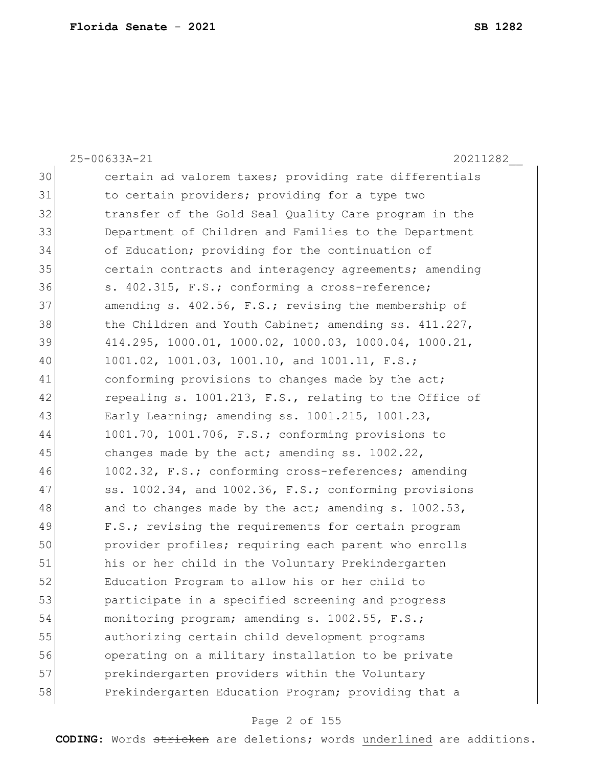certain ad valorem taxes; providing rate differentials to certain providers; providing for a type two transfer of the Gold Seal Quality Care program in the Department of Children and Families to the Department of Education; providing for the continuation of certain contracts and interagency agreements; amending s. 402.315, F.S.; conforming a cross-reference; amending s. 402.56, F.S.; revising the membership of the Children and Youth Cabinet; amending ss. 411.227, 414.295, 1000.01, 1000.02, 1000.03, 1000.04, 1000.21, 1001.02, 1001.03, 1001.10, and 1001.11, F.S.; conforming provisions to changes made by the act; repealing s. 1001.213, F.S., relating to the Office of Early Learning; amending ss. 1001.215, 1001.23, 1001.70, 1001.706, F.S.; conforming provisions to changes made by the act; amending ss. 1002.22, 1002.32, F.S.; conforming cross-references; amending ss. 1002.34, and 1002.36, F.S.; conforming provisions and to changes made by the act; amending s. 1002.53, F.S.; revising the requirements for certain program provider profiles; requiring each parent who enrolls his or her child in the Voluntary Prekindergarten Education Program to allow his or her child to participate in a specified screening and progress monitoring program; amending s. 1002.55, F.S.; authorizing certain child development programs operating on a military installation to be private prekindergarten providers within the Voluntary Prekindergarten Education Program; providing that a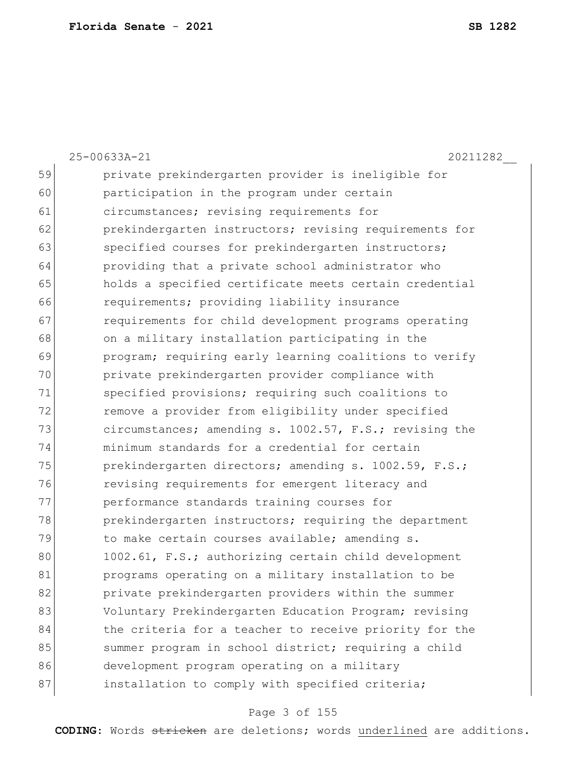private prekindergarten provider is ineligible for participation in the program under certain circumstances; revising requirements for prekindergarten instructors; revising requirements for specified courses for prekindergarten instructors; providing that a private school administrator who holds a specified certificate meets certain credential requirements; providing liability insurance requirements for child development programs operating on a military installation participating in the program; requiring early learning coalitions to verify private prekindergarten provider compliance with specified provisions; requiring such coalitions to remove a provider from eligibility under specified circumstances; amending s. 1002.57, F.S.; revising the minimum standards for a credential for certain prekindergarten directors; amending s. 1002.59, F.S.; revising requirements for emergent literacy and performance standards training courses for prekindergarten instructors; requiring the department to make certain courses available; amending s. 1002.61, F.S.; authorizing certain child development programs operating on a military installation to be private prekindergarten providers within the summer Voluntary Prekindergarten Education Program; revising the criteria for a teacher to receive priority for the summer program in school district; requiring a child development program operating on a military installation to comply with specified criteria;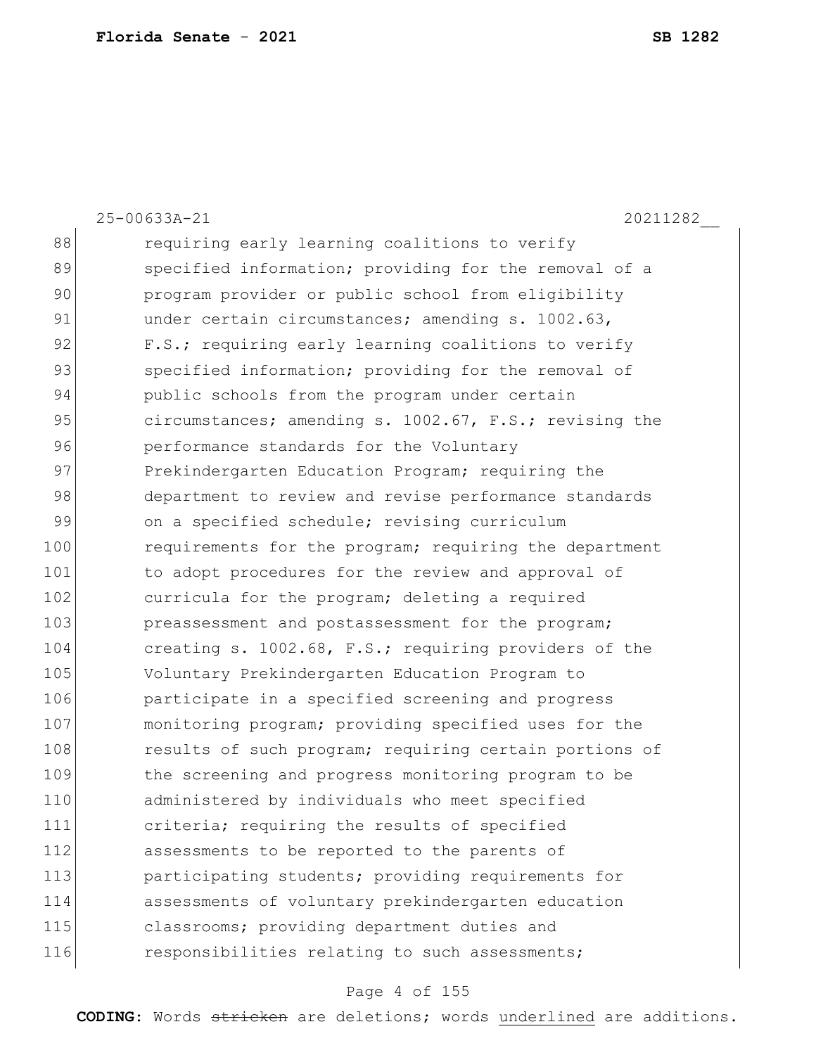requiring early learning coalitions to verify specified information; providing for the removal of a program provider or public school from eligibility under certain circumstances; amending s. 1002.63, F.S.; requiring early learning coalitions to verify specified information; providing for the removal of public schools from the program under certain circumstances; amending s. 1002.67, F.S.; revising the performance standards for the Voluntary Prekindergarten Education Program; requiring the department to review and revise performance standards on a specified schedule; revising curriculum requirements for the program; requiring the department to adopt procedures for the review and approval of curricula for the program; deleting a required preassessment and postassessment for the program; creating s. 1002.68, F.S.; requiring providers of the Voluntary Prekindergarten Education Program to participate in a specified screening and progress monitoring program; providing specified uses for the results of such program; requiring certain portions of the screening and progress monitoring program to be administered by individuals who meet specified criteria; requiring the results of specified assessments to be reported to the parents of participating students; providing requirements for assessments of voluntary prekindergarten education classrooms; providing department duties and responsibilities relating to such assessments;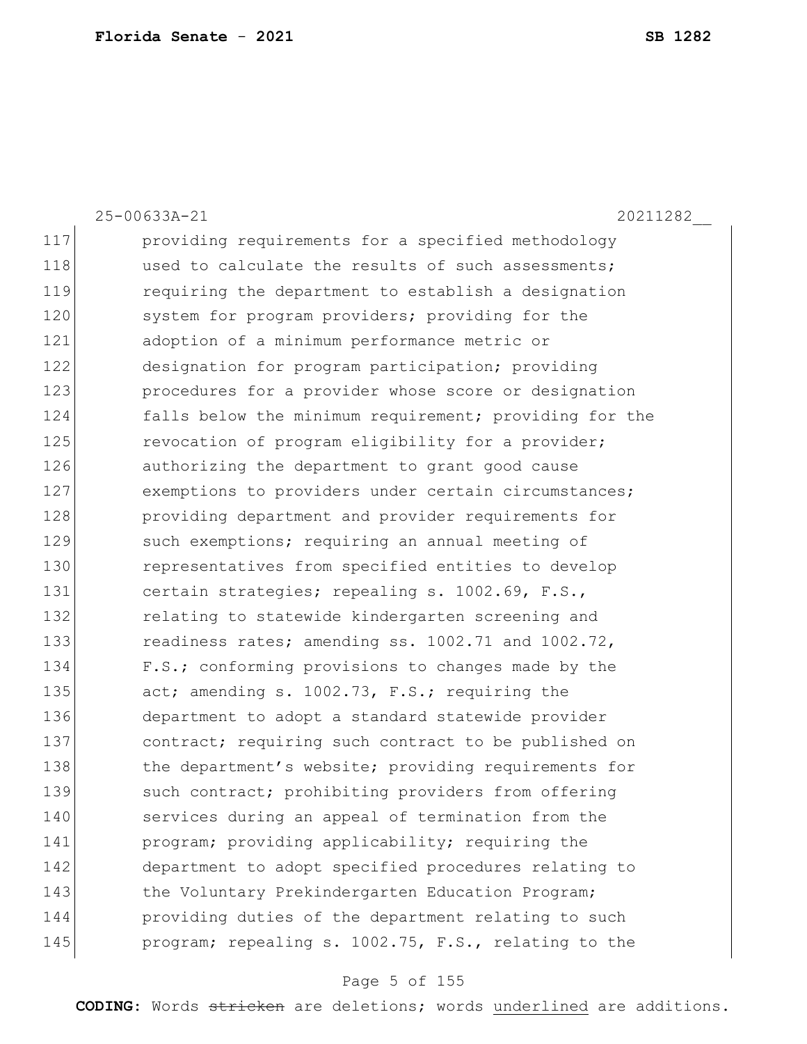providing requirements for a specified methodology used to calculate the results of such assessments; requiring the department to establish a designation system for program providers; providing for the adoption of a minimum performance metric or designation for program participation; providing procedures for a provider whose score or designation falls below the minimum requirement; providing for the revocation of program eligibility for a provider; authorizing the department to grant good cause exemptions to providers under certain circumstances; providing department and provider requirements for such exemptions; requiring an annual meeting of representatives from specified entities to develop certain strategies; repealing s. 1002.69, F.S., relating to statewide kindergarten screening and readiness rates; amending ss. 1002.71 and 1002.72, F.S.; conforming provisions to changes made by the act; amending s. 1002.73, F.S.; requiring the department to adopt a standard statewide provider contract; requiring such contract to be published on the department's website; providing requirements for such contract; prohibiting providers from offering services during an appeal of termination from the program; providing applicability; requiring the department to adopt specified procedures relating to the Voluntary Prekindergarten Education Program; providing duties of the department relating to such program; repealing s. 1002.75, F.S., relating to the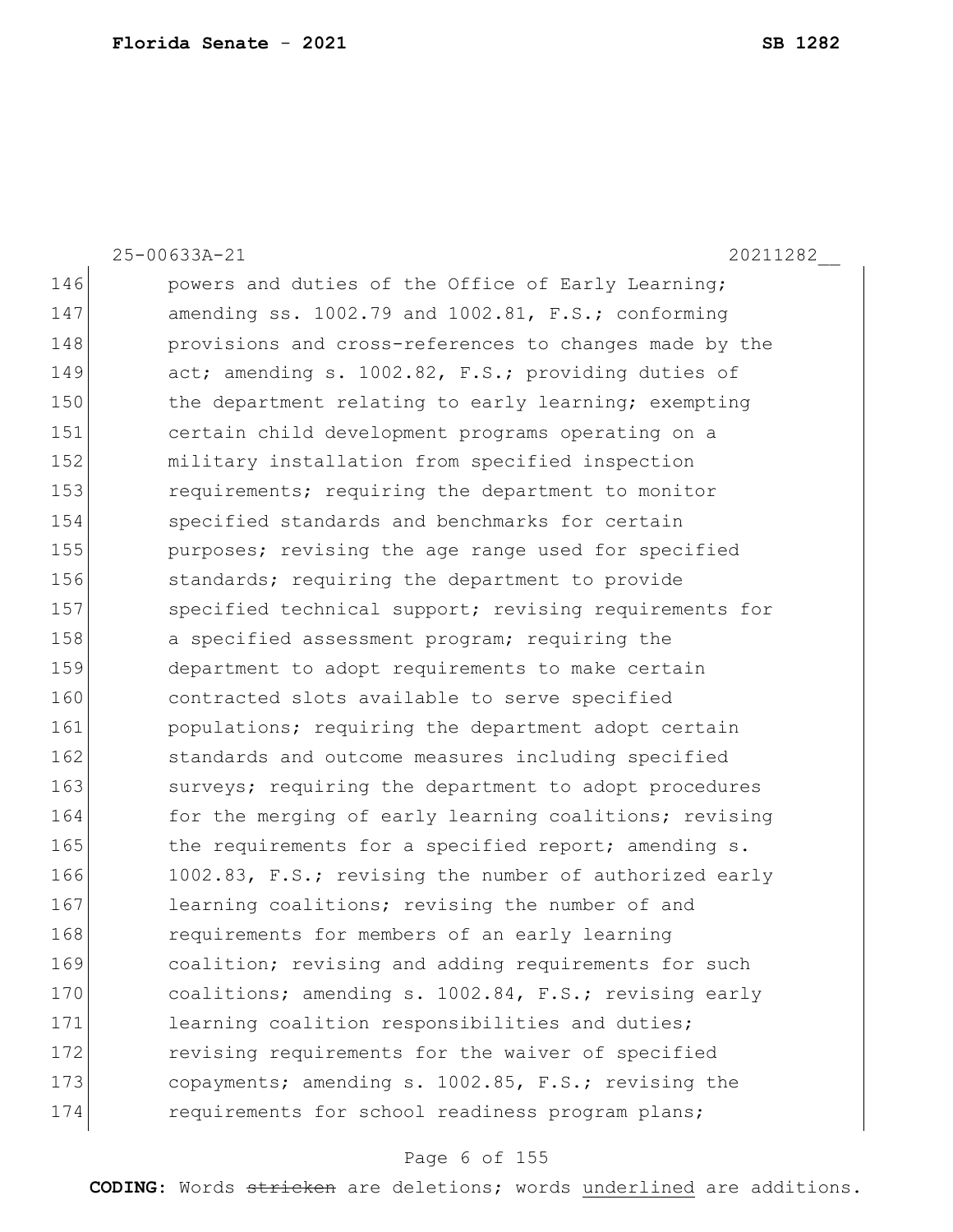powers and duties of the Office of Early Learning; amending ss. 1002.79 and 1002.81, F.S.; conforming provisions and cross-references to changes made by the act; amending s. 1002.82, F.S.; providing duties of the department relating to early learning; exempting certain child development programs operating on a military installation from specified inspection requirements; requiring the department to monitor specified standards and benchmarks for certain purposes; revising the age range used for specified standards; requiring the department to provide specified technical support; revising requirements for a specified assessment program; requiring the department to adopt requirements to make certain contracted slots available to serve specified populations; requiring the department adopt certain standards and outcome measures including specified surveys; requiring the department to adopt procedures for the merging of early learning coalitions; revising the requirements for a specified report; amending s. 1002.83, F.S.; revising the number of authorized early learning coalitions; revising the number of and requirements for members of an early learning coalition; revising and adding requirements for such coalitions; amending s. 1002.84, F.S.; revising early learning coalition responsibilities and duties; revising requirements for the waiver of specified copayments; amending s. 1002.85, F.S.; revising the requirements for school readiness program plans;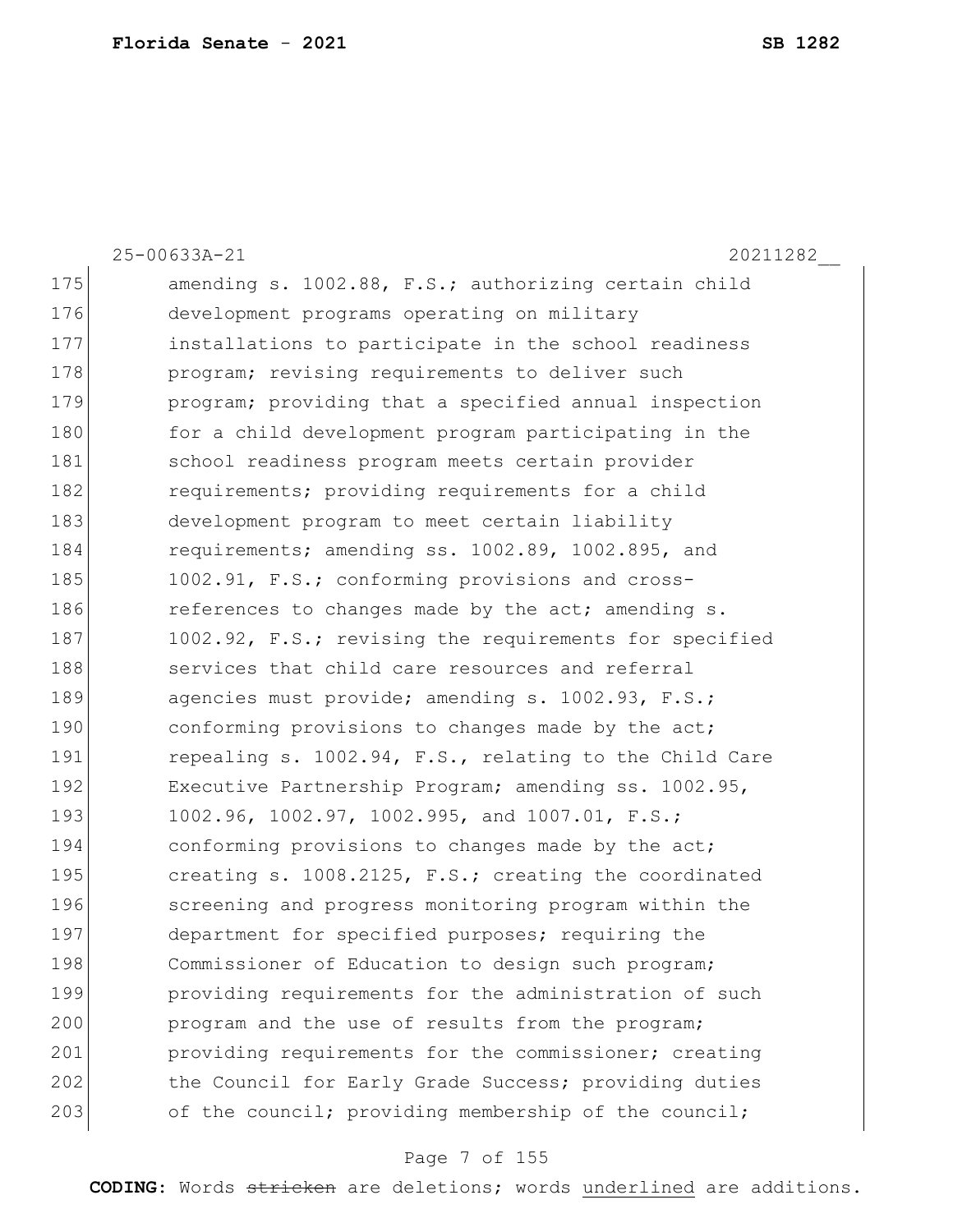25-00633A-21 20211282__

175 amending s. 1002.88, F.S.; authorizing certain child
176 development programs operating on military
177 installations to participate in the school readiness
178 program; revising requirements to deliver such
179 program; providing that a specified annual inspection
180 for a child development program participating in the
181 school readiness program meets certain provider
182 requirements; providing requirements for a child
183 development program to meet certain liability
184 requirements; amending ss. 1002.89, 1002.895, and
185 1002.91, F.S.; conforming provisions and cross-
186 references to changes made by the act; amending s.
187 1002.92, F.S.; revising the requirements for specified
188 services that child care resources and referral
189 agencies must provide; amending s. 1002.93, F.S.;
190 conforming provisions to changes made by the act;
191 repealing s. 1002.94, F.S., relating to the Child Care
192 Executive Partnership Program; amending ss. 1002.95,
193 1002.96, 1002.97, 1002.995, and 1007.01, F.S.;
194 conforming provisions to changes made by the act;
195 creating s. 1008.2125, F.S.; creating the coordinated
196 screening and progress monitoring program within the
197 department for specified purposes; requiring the
198 Commissioner of Education to design such program;
199 providing requirements for the administration of such
200 program and the use of results from the program;
201 providing requirements for the commissioner; creating
202 the Council for Early Grade Success; providing duties
203 of the council; providing membership of the council;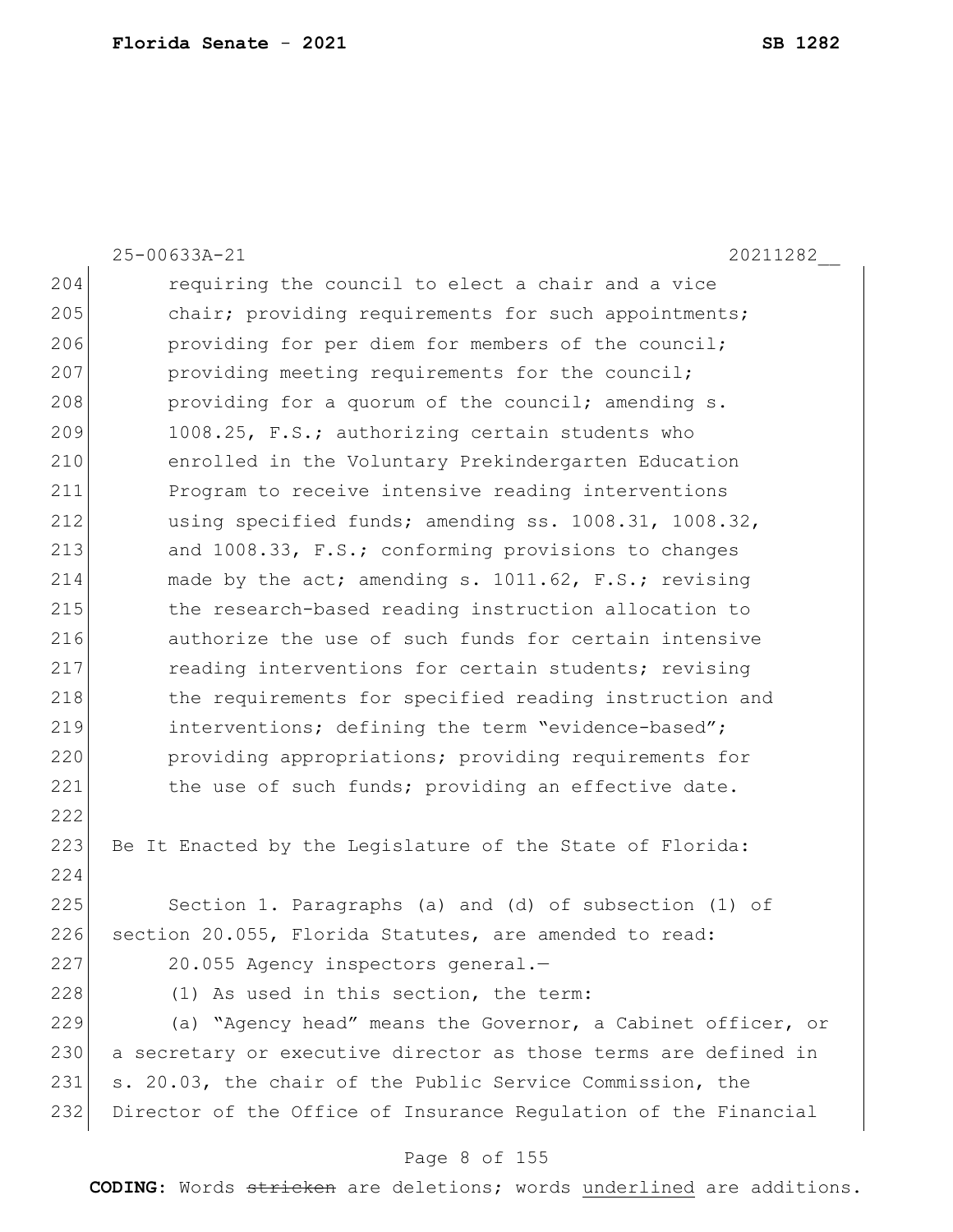requiring the council to elect a chair and a vice chair; providing requirements for such appointments; providing for per diem for members of the council; providing meeting requirements for the council; providing for a quorum of the council; amending s. 1008.25, F.S.; authorizing certain students who enrolled in the Voluntary Prekindergarten Education Program to receive intensive reading interventions using specified funds; amending ss. 1008.31, 1008.32, and 1008.33, F.S.; conforming provisions to changes made by the act; amending s. 1011.62, F.S.; revising the research-based reading instruction allocation to authorize the use of such funds for certain intensive reading interventions for certain students; revising the requirements for specified reading instruction and interventions; defining the term "evidence-based"; providing appropriations; providing requirements for the use of such funds; providing an effective date.

Be It Enacted by the Legislature of the State of Florida:

Section 1. Paragraphs (a) and (d) of subsection (1) of section 20.055, Florida Statutes, are amended to read:

20.055 Agency inspectors general.—

(1) As used in this section, the term:

(a) "Agency head" means the Governor, a Cabinet officer, or a secretary or executive director as those terms are defined in s. 20.03, the chair of the Public Service Commission, the Director of the Office of Insurance Regulation of the Financial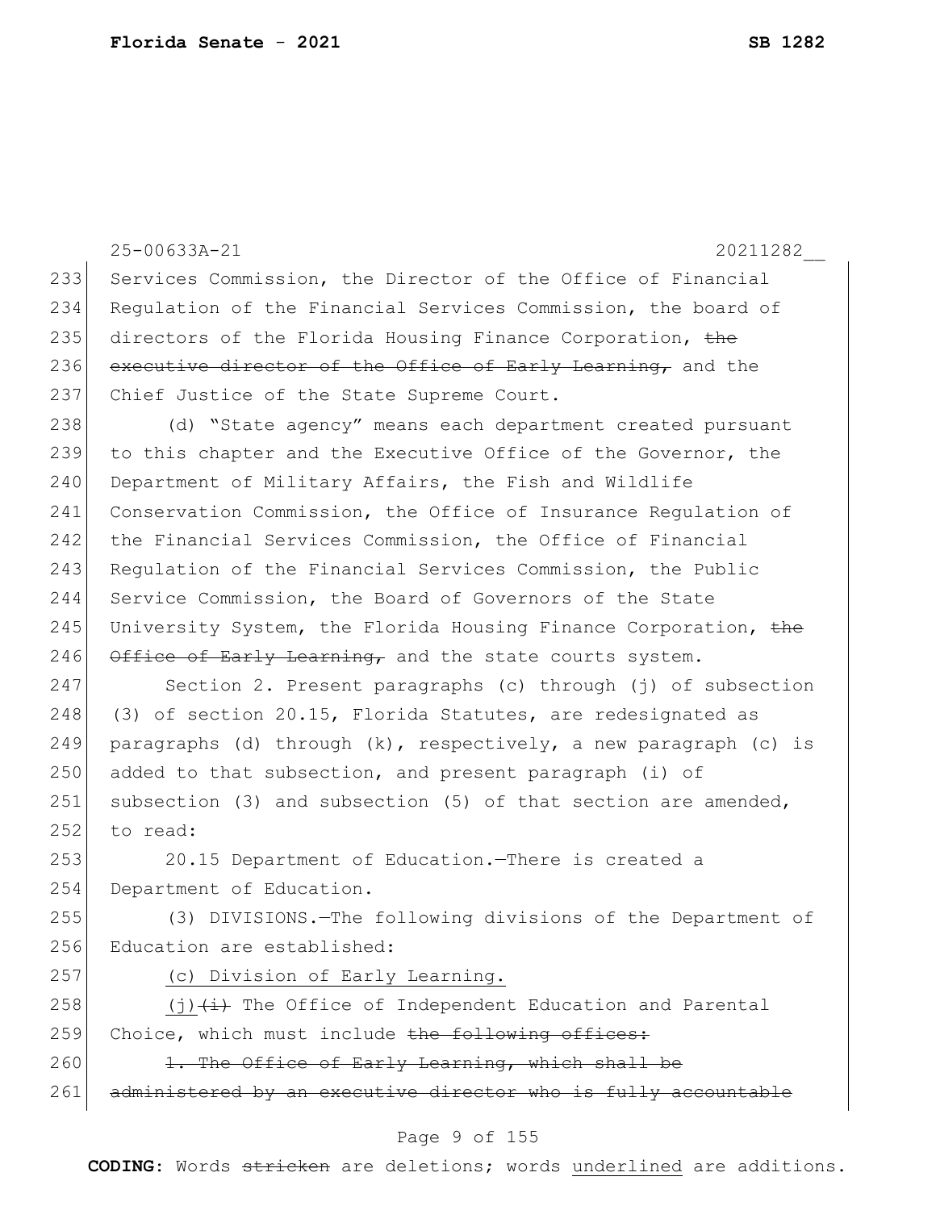25-00633A-21 20211282__

233 Services Commission, the Director of the Office of Financial
234 Regulation of the Financial Services Commission, the board of
235 directors of the Florida Housing Finance Corporation, ~~the~~
236 ~~executive director of the Office of Early Learning,~~ and the
237 Chief Justice of the State Supreme Court.

238 (d) "State agency" means each department created pursuant
239 to this chapter and the Executive Office of the Governor, the
240 Department of Military Affairs, the Fish and Wildlife
241 Conservation Commission, the Office of Insurance Regulation of
242 the Financial Services Commission, the Office of Financial
243 Regulation of the Financial Services Commission, the Public
244 Service Commission, the Board of Governors of the State
245 University System, the Florida Housing Finance Corporation, ~~the~~
246 ~~Office of Early Learning,~~ and the state courts system.

247 Section 2. Present paragraphs (c) through (j) of subsection
248 (3) of section 20.15, Florida Statutes, are redesignated as
249 paragraphs (d) through (k), respectively, a new paragraph (c) is
250 added to that subsection, and present paragraph (i) of
251 subsection (3) and subsection (5) of that section are amended,
252 to read:

253 20.15 Department of Education.—There is created a
254 Department of Education.

255 (3) DIVISIONS.—The following divisions of the Department of
256 Education are established:

257 <u>(c) Division of Early Learning.</u>

258 <u>(j)</u>~~(i)~~ The Office of Independent Education and Parental
259 Choice, which must include ~~the following offices:~~

260 ~~1. The Office of Early Learning, which shall be~~
261 ~~administered by an executive director who is fully accountable~~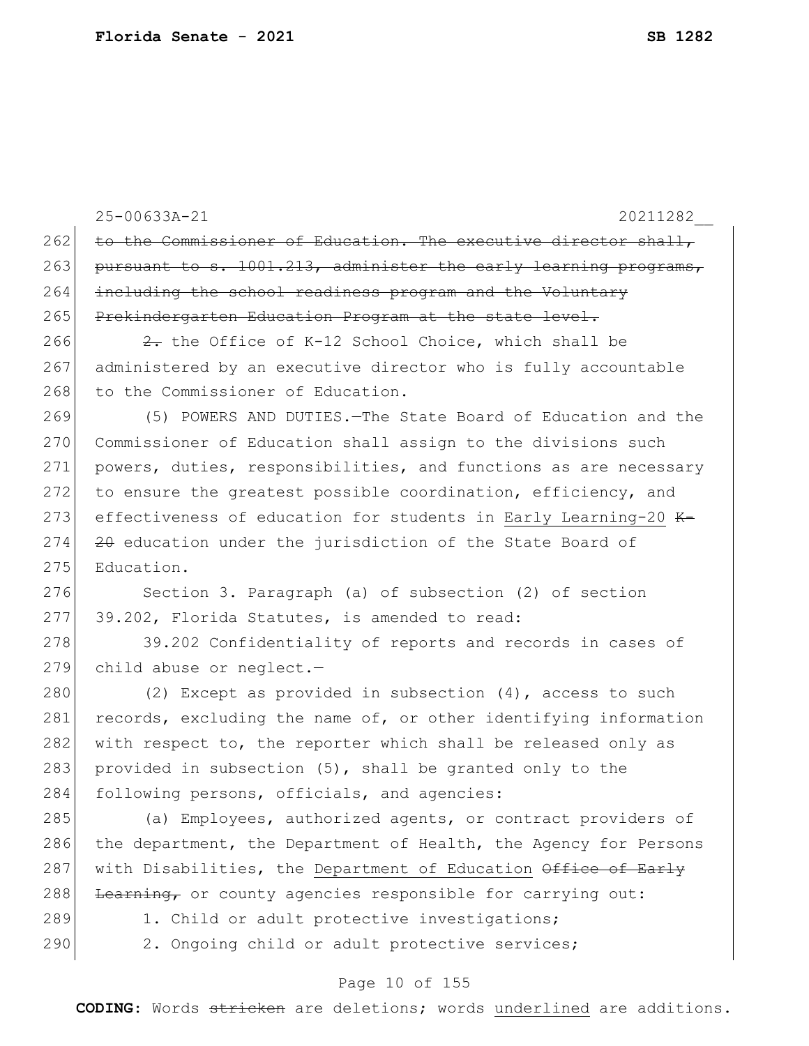~~to the Commissioner of Education. The executive director shall, pursuant to s. 1001.213, administer the early learning programs, including the school readiness program and the Voluntary Prekindergarten Education Program at the state level.~~

~~2.~~ the Office of K-12 School Choice, which shall be administered by an executive director who is fully accountable to the Commissioner of Education.

(5) POWERS AND DUTIES.—The State Board of Education and the Commissioner of Education shall assign to the divisions such powers, duties, responsibilities, and functions as are necessary to ensure the greatest possible coordination, efficiency, and effectiveness of education for students in <u>Early Learning-20</u> ~~K-20~~ education under the jurisdiction of the State Board of Education.

Section 3. Paragraph (a) of subsection (2) of section 39.202, Florida Statutes, is amended to read:

39.202 Confidentiality of reports and records in cases of child abuse or neglect.—

(2) Except as provided in subsection (4), access to such records, excluding the name of, or other identifying information with respect to, the reporter which shall be released only as provided in subsection (5), shall be granted only to the following persons, officials, and agencies:

(a) Employees, authorized agents, or contract providers of the department, the Department of Health, the Agency for Persons with Disabilities, the <u>Department of Education</u> ~~Office of Early Learning,~~ or county agencies responsible for carrying out:

1. Child or adult protective investigations;

2. Ongoing child or adult protective services;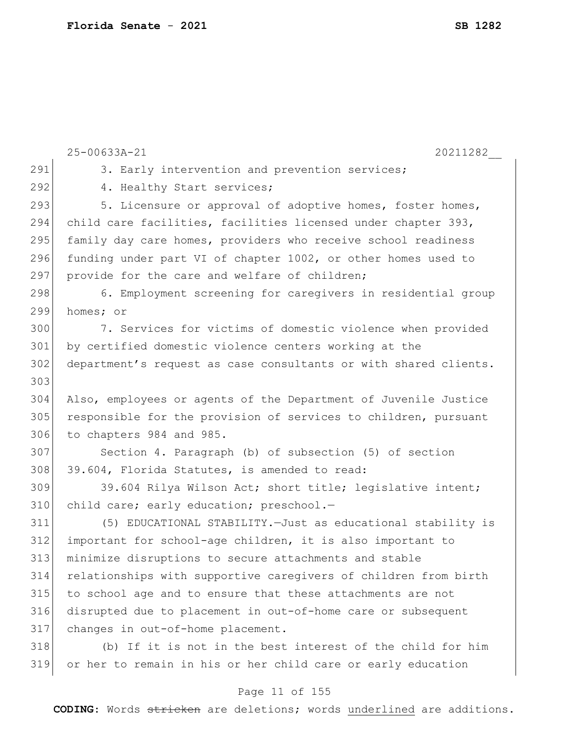3. Early intervention and prevention services;

4. Healthy Start services;

5. Licensure or approval of adoptive homes, foster homes, child care facilities, facilities licensed under chapter 393, family day care homes, providers who receive school readiness funding under part VI of chapter 1002, or other homes used to provide for the care and welfare of children;

6. Employment screening for caregivers in residential group homes; or

7. Services for victims of domestic violence when provided by certified domestic violence centers working at the department's request as case consultants or with shared clients.

Also, employees or agents of the Department of Juvenile Justice responsible for the provision of services to children, pursuant to chapters 984 and 985.

Section 4. Paragraph (b) of subsection (5) of section 39.604, Florida Statutes, is amended to read:

39.604 Rilya Wilson Act; short title; legislative intent; child care; early education; preschool.—

(5) EDUCATIONAL STABILITY.—Just as educational stability is important for school-age children, it is also important to minimize disruptions to secure attachments and stable relationships with supportive caregivers of children from birth to school age and to ensure that these attachments are not disrupted due to placement in out-of-home care or subsequent changes in out-of-home placement.

(b) If it is not in the best interest of the child for him or her to remain in his or her child care or early education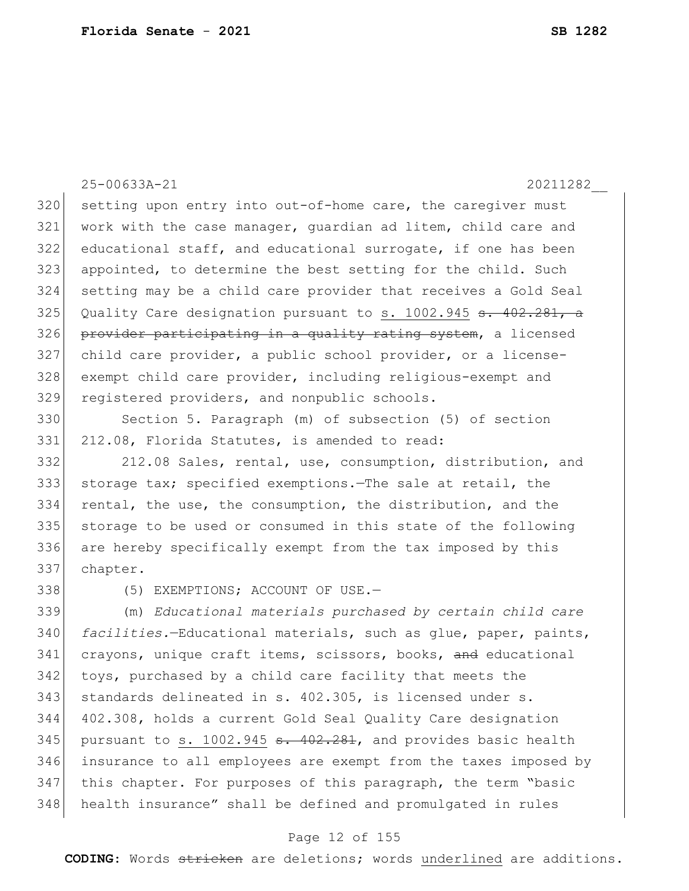setting upon entry into out-of-home care, the caregiver must work with the case manager, guardian ad litem, child care and educational staff, and educational surrogate, if one has been appointed, to determine the best setting for the child. Such setting may be a child care provider that receives a Gold Seal Quality Care designation pursuant to <u>s. 1002.945</u> ~~s. 402.281, a provider participating in a quality rating system~~, a licensed child care provider, a public school provider, or a license-exempt child care provider, including religious-exempt and registered providers, and nonpublic schools.

Section 5. Paragraph (m) of subsection (5) of section 212.08, Florida Statutes, is amended to read:

212.08 Sales, rental, use, consumption, distribution, and storage tax; specified exemptions.—The sale at retail, the rental, the use, the consumption, the distribution, and the storage to be used or consumed in this state of the following are hereby specifically exempt from the tax imposed by this chapter.

(5) EXEMPTIONS; ACCOUNT OF USE.—

(m) *Educational materials purchased by certain child care facilities.*—Educational materials, such as glue, paper, paints, crayons, unique craft items, scissors, books, ~~and~~ educational toys, purchased by a child care facility that meets the standards delineated in s. 402.305, is licensed under s. 402.308, holds a current Gold Seal Quality Care designation pursuant to <u>s. 1002.945</u> ~~s. 402.281~~, and provides basic health insurance to all employees are exempt from the taxes imposed by this chapter. For purposes of this paragraph, the term "basic health insurance" shall be defined and promulgated in rules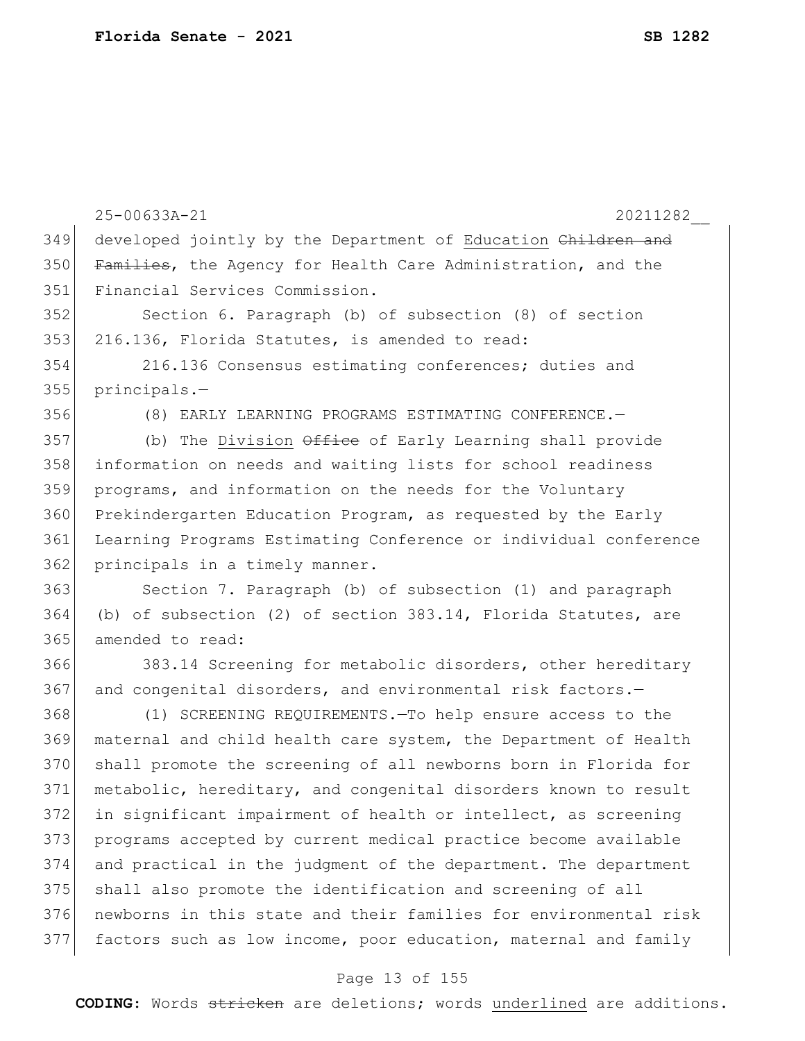developed jointly by the Department of Education ~~Children and Families~~, the Agency for Health Care Administration, and the Financial Services Commission.

Section 6. Paragraph (b) of subsection (8) of section 216.136, Florida Statutes, is amended to read:

216.136 Consensus estimating conferences; duties and principals.—

(8) EARLY LEARNING PROGRAMS ESTIMATING CONFERENCE.—

(b) The <u>Division</u> ~~Office~~ of Early Learning shall provide information on needs and waiting lists for school readiness programs, and information on the needs for the Voluntary Prekindergarten Education Program, as requested by the Early Learning Programs Estimating Conference or individual conference principals in a timely manner.

Section 7. Paragraph (b) of subsection (1) and paragraph (b) of subsection (2) of section 383.14, Florida Statutes, are amended to read:

383.14 Screening for metabolic disorders, other hereditary and congenital disorders, and environmental risk factors.—

(1) SCREENING REQUIREMENTS.—To help ensure access to the maternal and child health care system, the Department of Health shall promote the screening of all newborns born in Florida for metabolic, hereditary, and congenital disorders known to result in significant impairment of health or intellect, as screening programs accepted by current medical practice become available and practical in the judgment of the department. The department shall also promote the identification and screening of all newborns in this state and their families for environmental risk factors such as low income, poor education, maternal and family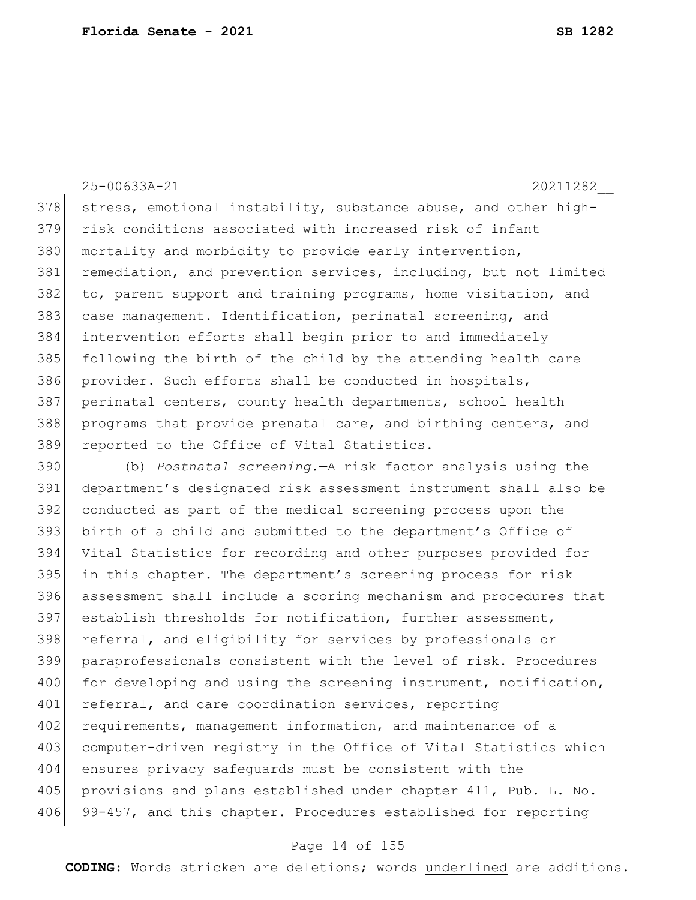stress, emotional instability, substance abuse, and other high-risk conditions associated with increased risk of infant mortality and morbidity to provide early intervention, remediation, and prevention services, including, but not limited to, parent support and training programs, home visitation, and case management. Identification, perinatal screening, and intervention efforts shall begin prior to and immediately following the birth of the child by the attending health care provider. Such efforts shall be conducted in hospitals, perinatal centers, county health departments, school health programs that provide prenatal care, and birthing centers, and reported to the Office of Vital Statistics.

(b) *Postnatal screening.*—A risk factor analysis using the department's designated risk assessment instrument shall also be conducted as part of the medical screening process upon the birth of a child and submitted to the department's Office of Vital Statistics for recording and other purposes provided for in this chapter. The department's screening process for risk assessment shall include a scoring mechanism and procedures that establish thresholds for notification, further assessment, referral, and eligibility for services by professionals or paraprofessionals consistent with the level of risk. Procedures for developing and using the screening instrument, notification, referral, and care coordination services, reporting requirements, management information, and maintenance of a computer-driven registry in the Office of Vital Statistics which ensures privacy safeguards must be consistent with the provisions and plans established under chapter 411, Pub. L. No. 99-457, and this chapter. Procedures established for reporting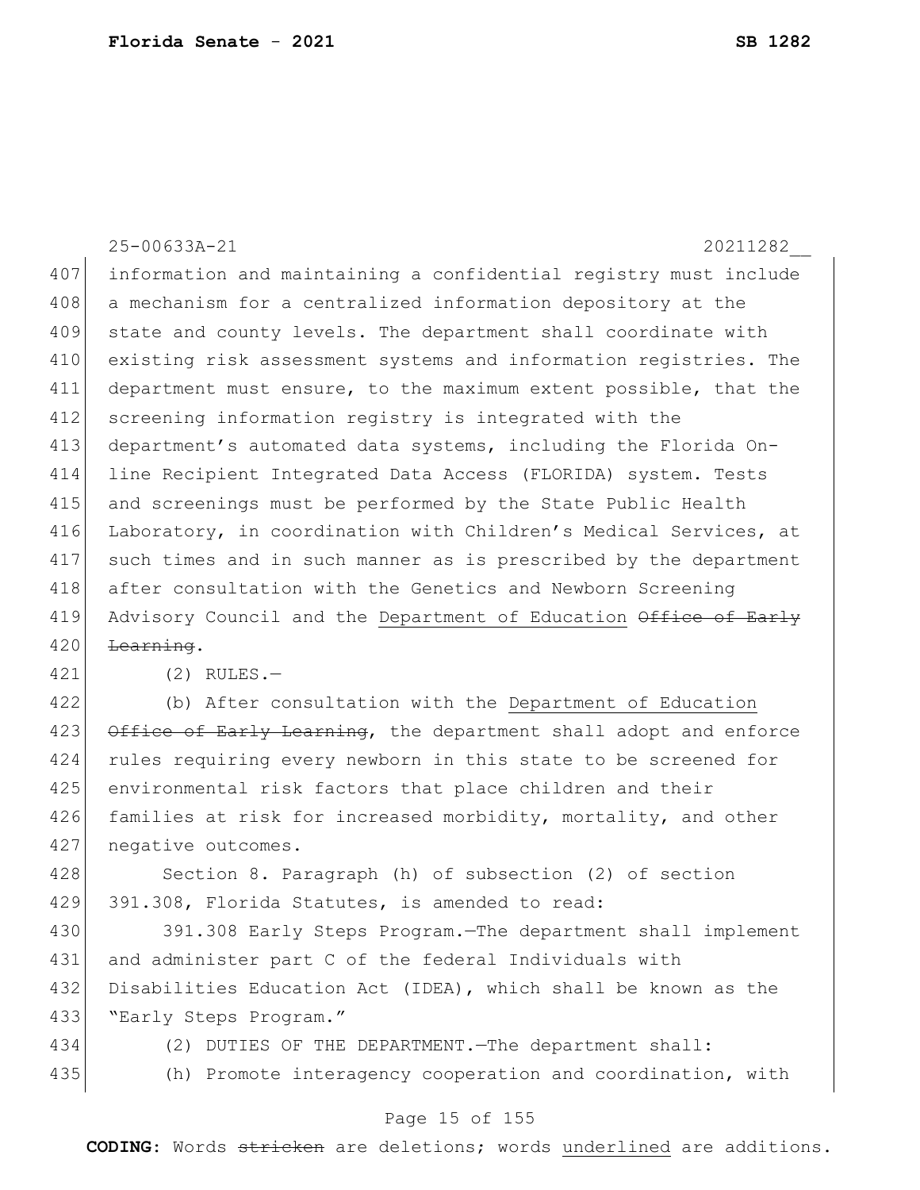information and maintaining a confidential registry must include a mechanism for a centralized information depository at the state and county levels. The department shall coordinate with existing risk assessment systems and information registries. The department must ensure, to the maximum extent possible, that the screening information registry is integrated with the department's automated data systems, including the Florida On-line Recipient Integrated Data Access (FLORIDA) system. Tests and screenings must be performed by the State Public Health Laboratory, in coordination with Children's Medical Services, at such times and in such manner as is prescribed by the department after consultation with the Genetics and Newborn Screening Advisory Council and the <u>Department of Education</u> ~~Office of Early Learning~~.

(2) RULES.—

(b) After consultation with the <u>Department of Education</u> ~~Office of Early Learning~~, the department shall adopt and enforce rules requiring every newborn in this state to be screened for environmental risk factors that place children and their families at risk for increased morbidity, mortality, and other negative outcomes.

Section 8. Paragraph (h) of subsection (2) of section 391.308, Florida Statutes, is amended to read:

391.308 Early Steps Program.—The department shall implement and administer part C of the federal Individuals with Disabilities Education Act (IDEA), which shall be known as the "Early Steps Program."

(2) DUTIES OF THE DEPARTMENT.—The department shall:

(h) Promote interagency cooperation and coordination, with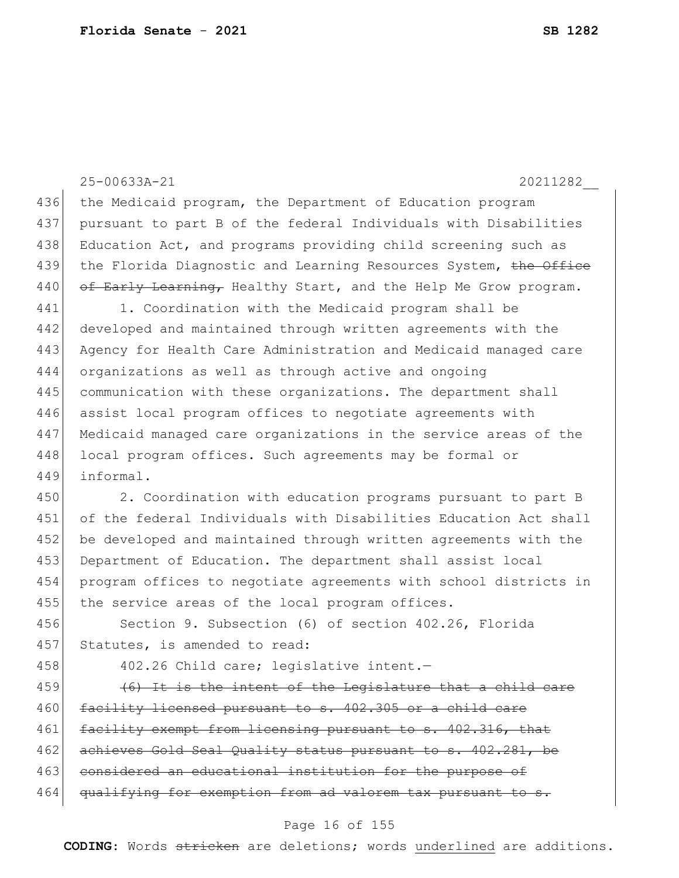the Medicaid program, the Department of Education program pursuant to part B of the federal Individuals with Disabilities Education Act, and programs providing child screening such as the Florida Diagnostic and Learning Resources System, ~~the Office of Early Learning,~~ Healthy Start, and the Help Me Grow program.

1. Coordination with the Medicaid program shall be developed and maintained through written agreements with the Agency for Health Care Administration and Medicaid managed care organizations as well as through active and ongoing communication with these organizations. The department shall assist local program offices to negotiate agreements with Medicaid managed care organizations in the service areas of the local program offices. Such agreements may be formal or informal.

2. Coordination with education programs pursuant to part B of the federal Individuals with Disabilities Education Act shall be developed and maintained through written agreements with the Department of Education. The department shall assist local program offices to negotiate agreements with school districts in the service areas of the local program offices.

Section 9. Subsection (6) of section 402.26, Florida Statutes, is amended to read:

402.26 Child care; legislative intent.—

~~(6) It is the intent of the Legislature that a child care facility licensed pursuant to s. 402.305 or a child care facility exempt from licensing pursuant to s. 402.316, that achieves Gold Seal Quality status pursuant to s. 402.281, be considered an educational institution for the purpose of qualifying for exemption from ad valorem tax pursuant to s.~~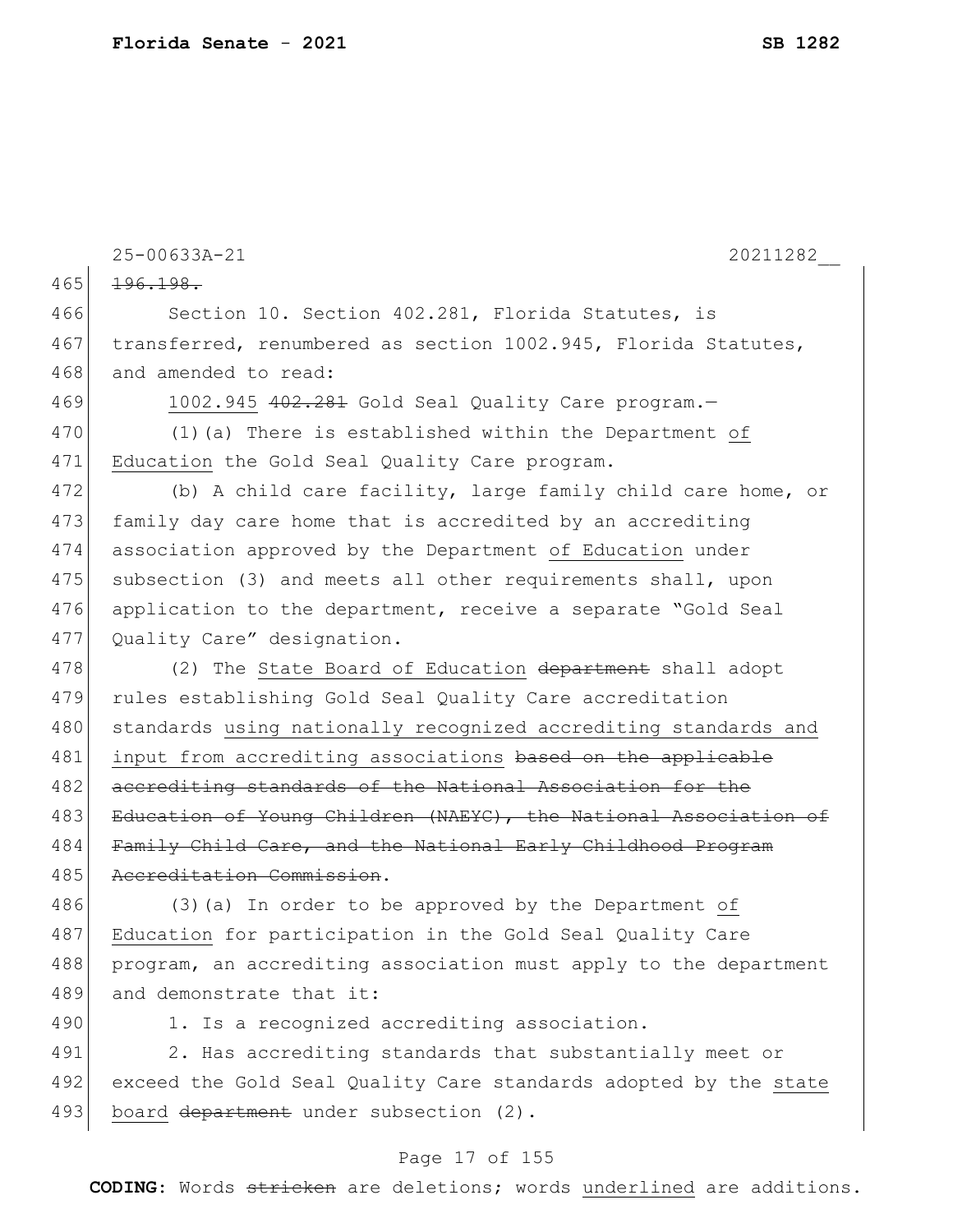25-00633A-21 20211282__

~~196.198.~~

Section 10. Section 402.281, Florida Statutes, is transferred, renumbered as section 1002.945, Florida Statutes, and amended to read:

1002.945 ~~402.281~~ Gold Seal Quality Care program.—

(1)(a) There is established within the Department <u>of Education</u> the Gold Seal Quality Care program.

(b) A child care facility, large family child care home, or family day care home that is accredited by an accrediting association approved by the Department <u>of Education</u> under subsection (3) and meets all other requirements shall, upon application to the department, receive a separate "Gold Seal Quality Care" designation.

(2) The <u>State Board of Education</u> ~~department~~ shall adopt rules establishing Gold Seal Quality Care accreditation standards <u>using nationally recognized accrediting standards and input from accrediting associations</u> ~~based on the applicable accrediting standards of the National Association for the Education of Young Children (NAEYC), the National Association of Family Child Care, and the National Early Childhood Program Accreditation Commission~~.

(3)(a) In order to be approved by the Department <u>of Education</u> for participation in the Gold Seal Quality Care program, an accrediting association must apply to the department and demonstrate that it:

1. Is a recognized accrediting association.

2. Has accrediting standards that substantially meet or exceed the Gold Seal Quality Care standards adopted by the <u>state board</u> ~~department~~ under subsection (2).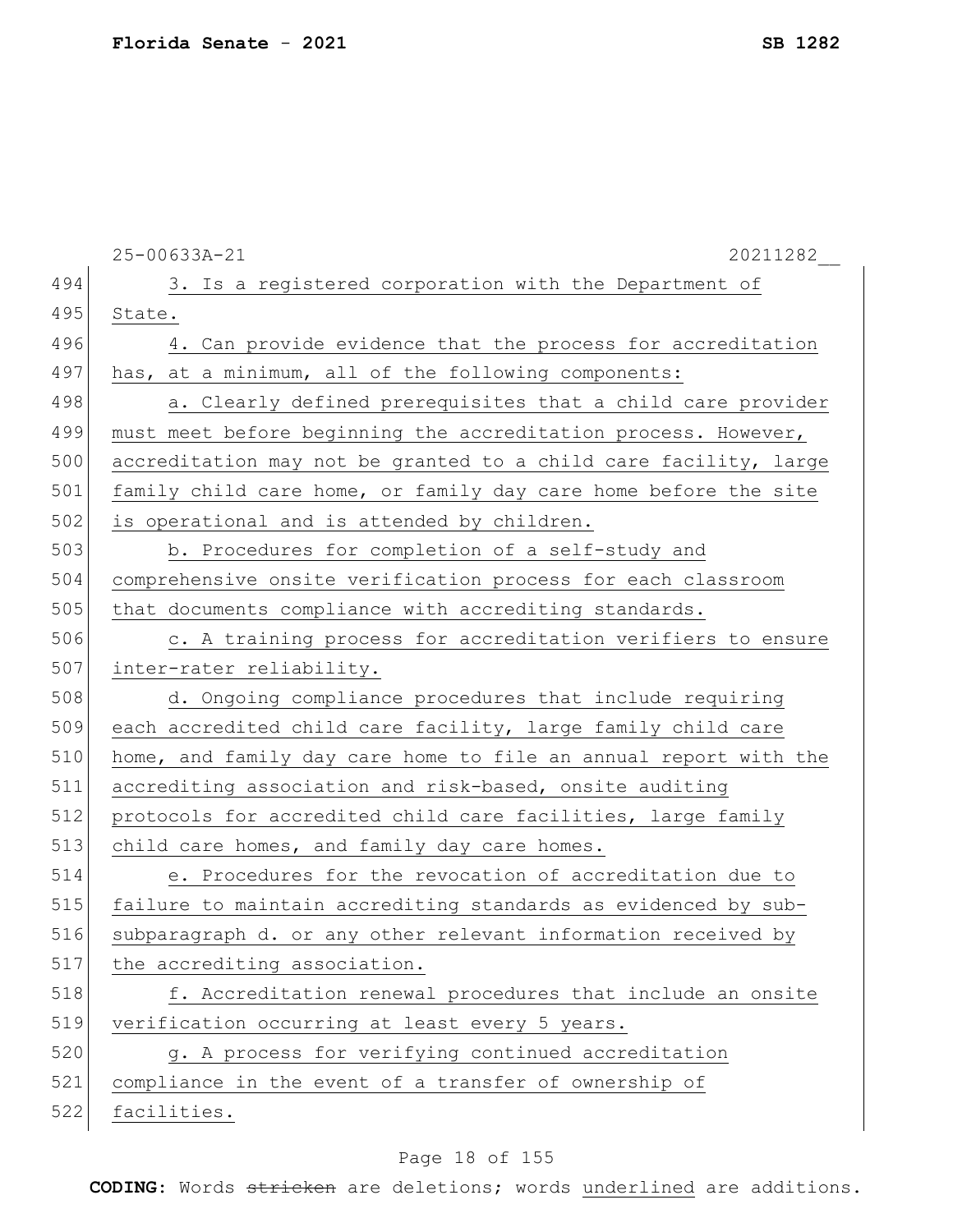3. Is a registered corporation with the Department of State.

4. Can provide evidence that the process for accreditation has, at a minimum, all of the following components:

a. Clearly defined prerequisites that a child care provider must meet before beginning the accreditation process. However, accreditation may not be granted to a child care facility, large family child care home, or family day care home before the site is operational and is attended by children.

b. Procedures for completion of a self-study and comprehensive onsite verification process for each classroom that documents compliance with accrediting standards.

c. A training process for accreditation verifiers to ensure inter-rater reliability.

d. Ongoing compliance procedures that include requiring each accredited child care facility, large family child care home, and family day care home to file an annual report with the accrediting association and risk-based, onsite auditing protocols for accredited child care facilities, large family child care homes, and family day care homes.

e. Procedures for the revocation of accreditation due to failure to maintain accrediting standards as evidenced by sub-subparagraph d. or any other relevant information received by the accrediting association.

f. Accreditation renewal procedures that include an onsite verification occurring at least every 5 years.

g. A process for verifying continued accreditation compliance in the event of a transfer of ownership of facilities.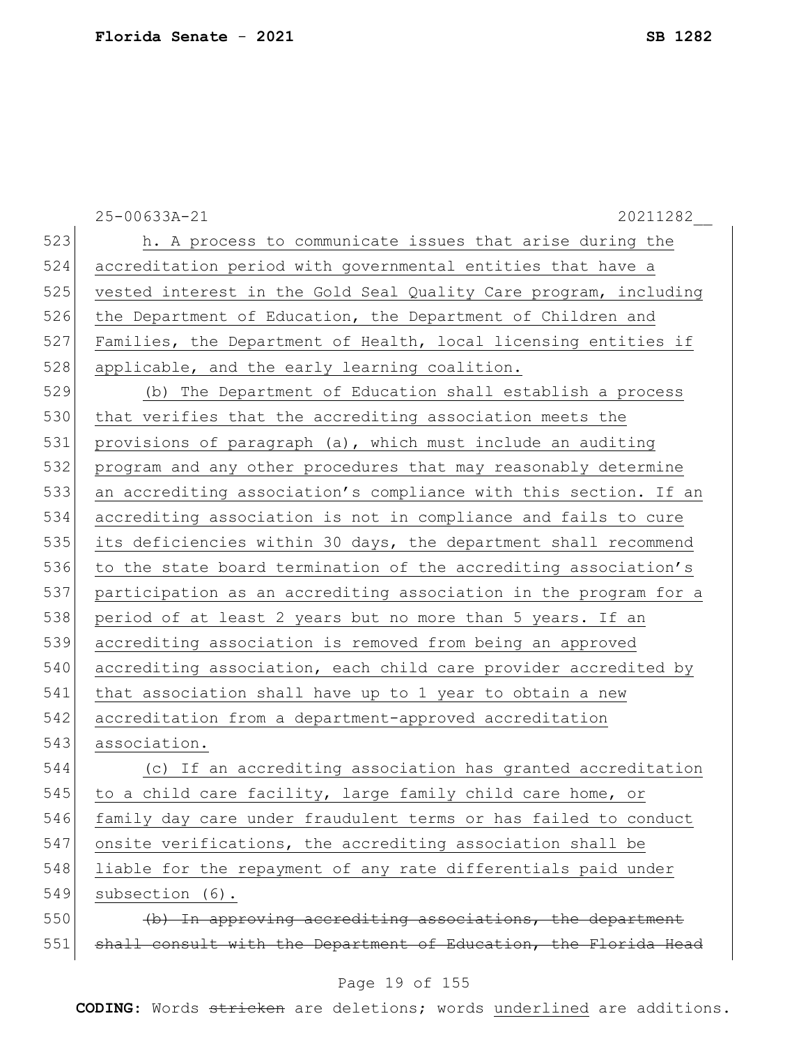h. A process to communicate issues that arise during the accreditation period with governmental entities that have a vested interest in the Gold Seal Quality Care program, including the Department of Education, the Department of Children and Families, the Department of Health, local licensing entities if applicable, and the early learning coalition.

(b) The Department of Education shall establish a process that verifies that the accrediting association meets the provisions of paragraph (a), which must include an auditing program and any other procedures that may reasonably determine an accrediting association's compliance with this section. If an accrediting association is not in compliance and fails to cure its deficiencies within 30 days, the department shall recommend to the state board termination of the accrediting association's participation as an accrediting association in the program for a period of at least 2 years but no more than 5 years. If an accrediting association is removed from being an approved accrediting association, each child care provider accredited by that association shall have up to 1 year to obtain a new accreditation from a department-approved accreditation association.

(c) If an accrediting association has granted accreditation to a child care facility, large family child care home, or family day care under fraudulent terms or has failed to conduct onsite verifications, the accrediting association shall be liable for the repayment of any rate differentials paid under subsection (6).

~~(b) In approving accrediting associations, the department shall consult with the Department of Education, the Florida Head~~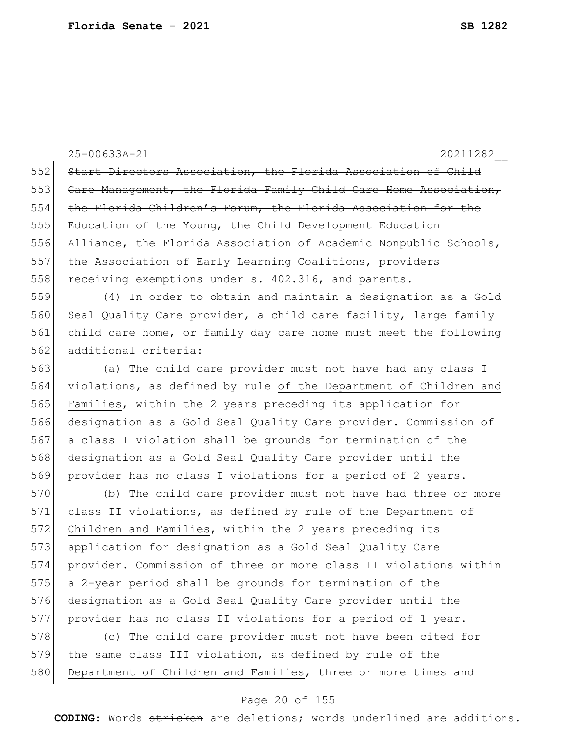25-00633A-21 20211282__

552 ~~Start Directors Association, the Florida Association of Child~~
553 ~~Care Management, the Florida Family Child Care Home Association,~~
554 ~~the Florida Children's Forum, the Florida Association for the~~
555 ~~Education of the Young, the Child Development Education~~
556 ~~Alliance, the Florida Association of Academic Nonpublic Schools,~~
557 ~~the Association of Early Learning Coalitions, providers~~
558 ~~receiving exemptions under s. 402.316, and parents.~~

559 (4) In order to obtain and maintain a designation as a Gold
560 Seal Quality Care provider, a child care facility, large family
561 child care home, or family day care home must meet the following
562 additional criteria:

563 (a) The child care provider must not have had any class I
564 violations, as defined by rule <u>of the Department of Children and</u>
565 <u>Families</u>, within the 2 years preceding its application for
566 designation as a Gold Seal Quality Care provider. Commission of
567 a class I violation shall be grounds for termination of the
568 designation as a Gold Seal Quality Care provider until the
569 provider has no class I violations for a period of 2 years.

570 (b) The child care provider must not have had three or more
571 class II violations, as defined by rule <u>of the Department of</u>
572 <u>Children and Families</u>, within the 2 years preceding its
573 application for designation as a Gold Seal Quality Care
574 provider. Commission of three or more class II violations within
575 a 2-year period shall be grounds for termination of the
576 designation as a Gold Seal Quality Care provider until the
577 provider has no class II violations for a period of 1 year.

578 (c) The child care provider must not have been cited for
579 the same class III violation, as defined by rule <u>of the</u>
580 <u>Department of Children and Families</u>, three or more times and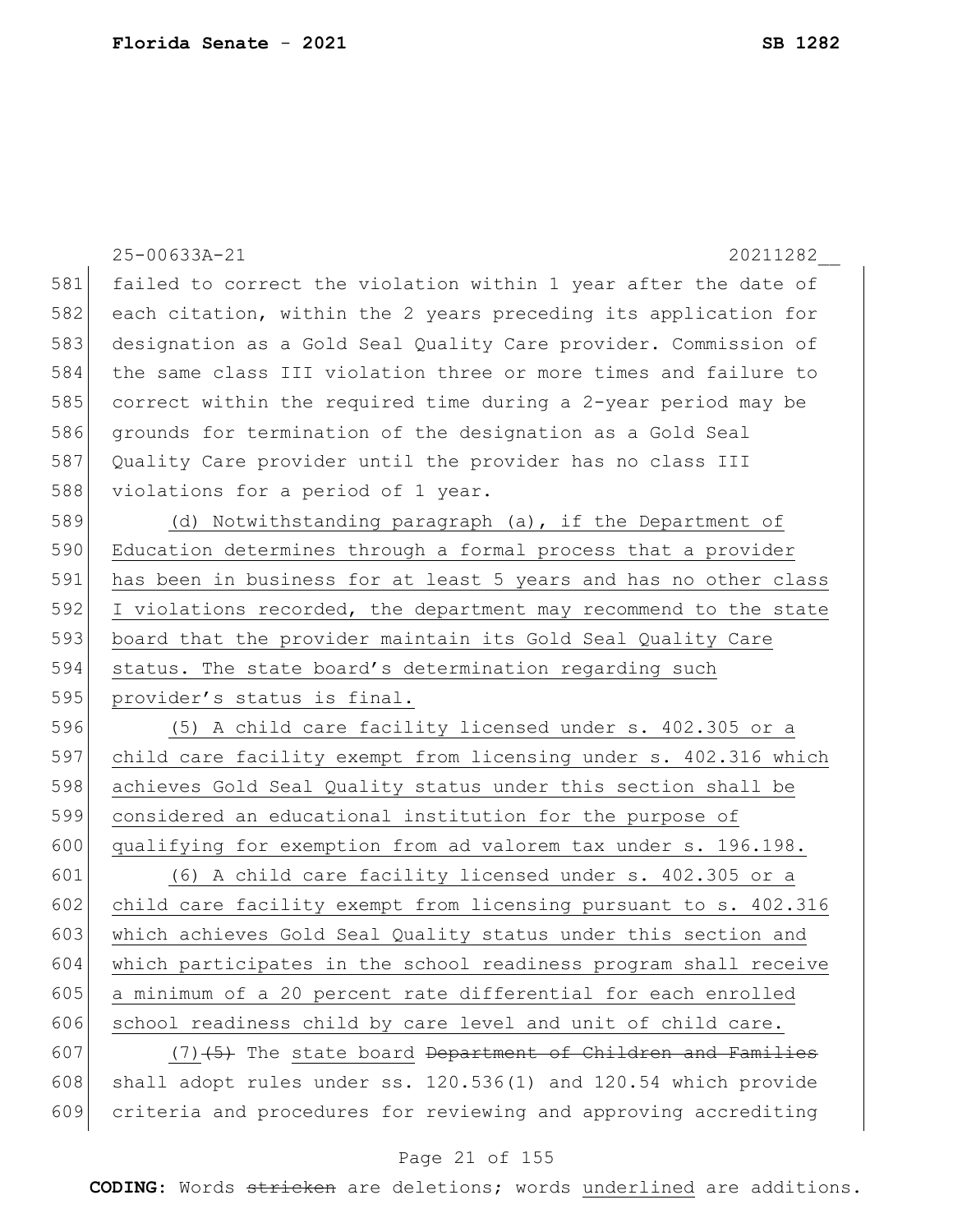failed to correct the violation within 1 year after the date of each citation, within the 2 years preceding its application for designation as a Gold Seal Quality Care provider. Commission of the same class III violation three or more times and failure to correct within the required time during a 2-year period may be grounds for termination of the designation as a Gold Seal Quality Care provider until the provider has no class III violations for a period of 1 year.

<u>(d) Notwithstanding paragraph (a), if the Department of Education determines through a formal process that a provider has been in business for at least 5 years and has no other class I violations recorded, the department may recommend to the state board that the provider maintain its Gold Seal Quality Care status. The state board's determination regarding such provider's status is final.</u>

<u>(5) A child care facility licensed under s. 402.305 or a child care facility exempt from licensing under s. 402.316 which achieves Gold Seal Quality status under this section shall be considered an educational institution for the purpose of qualifying for exemption from ad valorem tax under s. 196.198.</u>

<u>(6) A child care facility licensed under s. 402.305 or a child care facility exempt from licensing pursuant to s. 402.316 which achieves Gold Seal Quality status under this section and which participates in the school readiness program shall receive a minimum of a 20 percent rate differential for each enrolled school readiness child by care level and unit of child care.</u>

<u>(7)</u>~~(5)~~ The <u>state board</u> ~~Department of Children and Families~~ shall adopt rules under ss. 120.536(1) and 120.54 which provide criteria and procedures for reviewing and approving accrediting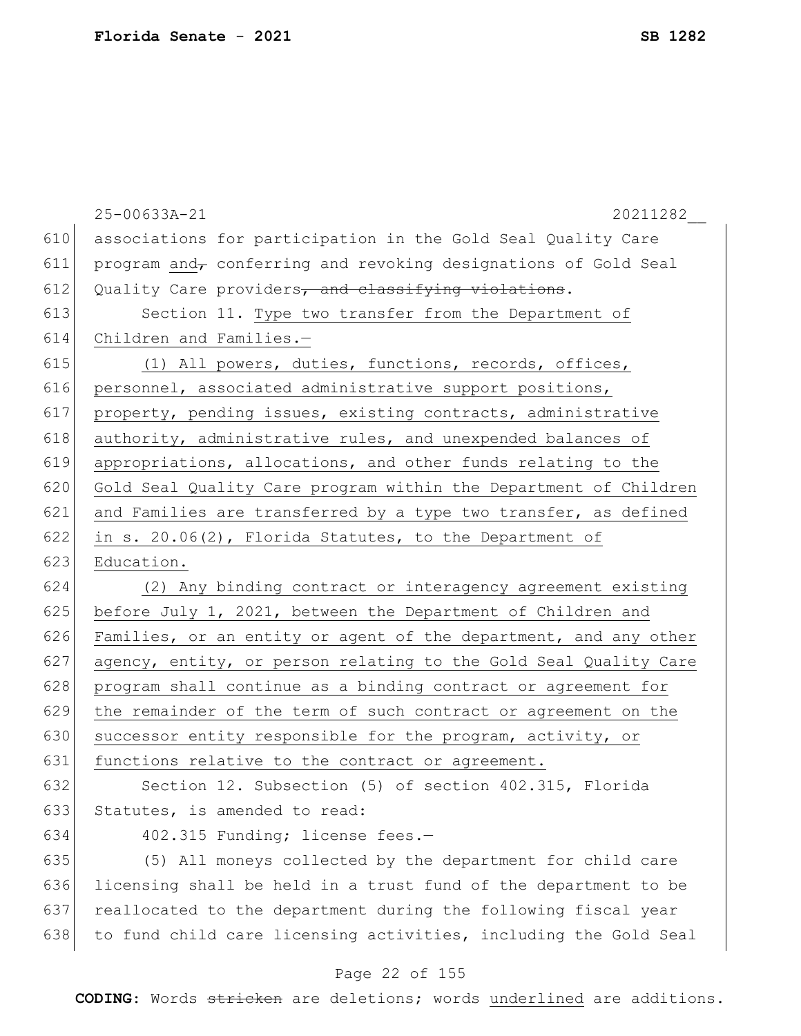associations for participation in the Gold Seal Quality Care program <u>and</u>~~,~~ conferring and revoking designations of Gold Seal Quality Care providers~~, and classifying violations~~.

Section 11. <u>Type two transfer from the Department of Children and Families.—</u>

<u>(1) All powers, duties, functions, records, offices, personnel, associated administrative support positions, property, pending issues, existing contracts, administrative authority, administrative rules, and unexpended balances of appropriations, allocations, and other funds relating to the Gold Seal Quality Care program within the Department of Children and Families are transferred by a type two transfer, as defined in s. 20.06(2), Florida Statutes, to the Department of Education.</u>

<u>(2) Any binding contract or interagency agreement existing before July 1, 2021, between the Department of Children and Families, or an entity or agent of the department, and any other agency, entity, or person relating to the Gold Seal Quality Care program shall continue as a binding contract or agreement for the remainder of the term of such contract or agreement on the successor entity responsible for the program, activity, or functions relative to the contract or agreement.</u>

Section 12. Subsection (5) of section 402.315, Florida Statutes, is amended to read:

402.315 Funding; license fees.—

(5) All moneys collected by the department for child care licensing shall be held in a trust fund of the department to be reallocated to the department during the following fiscal year to fund child care licensing activities, including the Gold Seal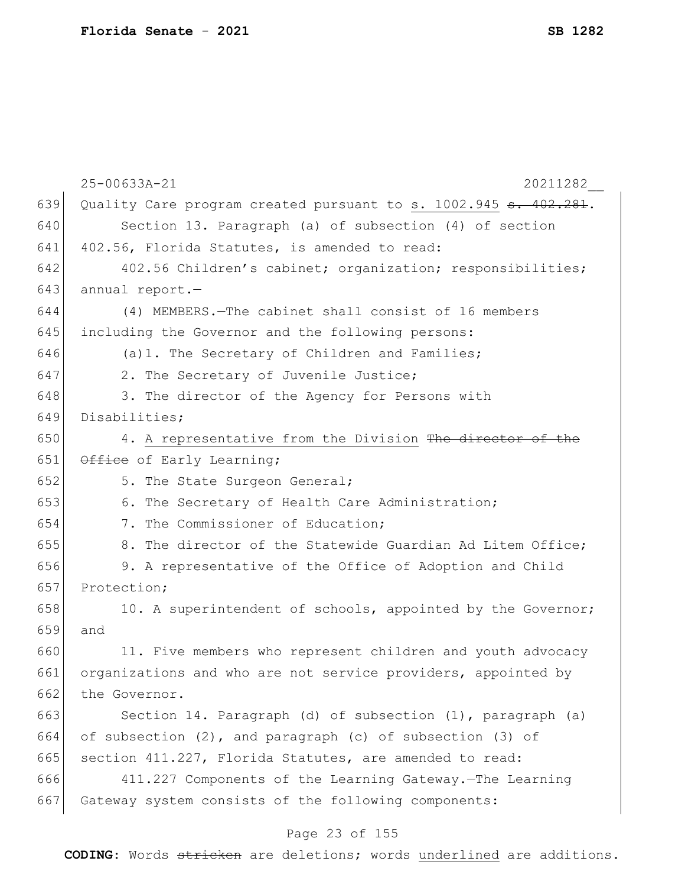25-00633A-21 20211282__

639 Quality Care program created pursuant to <u>s. 1002.945</u> ~~s. 402.281~~.

640 Section 13. Paragraph (a) of subsection (4) of section
641 402.56, Florida Statutes, is amended to read:

642 402.56 Children's cabinet; organization; responsibilities;
643 annual report.—

644 (4) MEMBERS.—The cabinet shall consist of 16 members
645 including the Governor and the following persons:

646 (a)1. The Secretary of Children and Families;

647 2. The Secretary of Juvenile Justice;

648 3. The director of the Agency for Persons with
649 Disabilities;

650 4. <u>A representative from the Division</u> ~~The director of the~~
651 ~~Office~~ of Early Learning;

652 5. The State Surgeon General;

653 6. The Secretary of Health Care Administration;

654 7. The Commissioner of Education;

655 8. The director of the Statewide Guardian Ad Litem Office;

656 9. A representative of the Office of Adoption and Child
657 Protection;

658 10. A superintendent of schools, appointed by the Governor;
659 and

660 11. Five members who represent children and youth advocacy
661 organizations and who are not service providers, appointed by
662 the Governor.

663 Section 14. Paragraph (d) of subsection (1), paragraph (a)
664 of subsection (2), and paragraph (c) of subsection (3) of
665 section 411.227, Florida Statutes, are amended to read:

666 411.227 Components of the Learning Gateway.—The Learning
667 Gateway system consists of the following components:

**CODING:** Words ~~stricken~~ are deletions; words <u>underlined</u> are additions.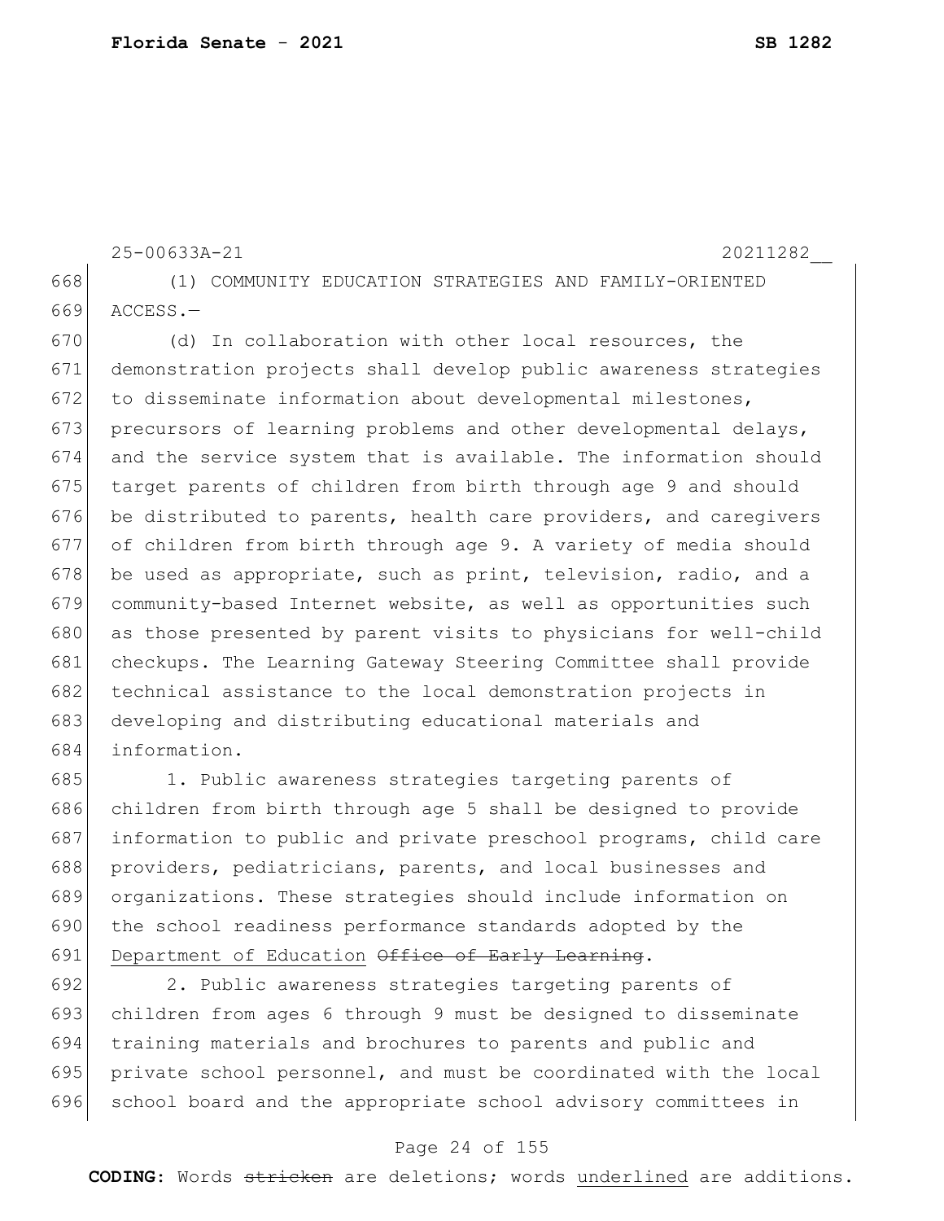25-00633A-21 20211282__

(1) COMMUNITY EDUCATION STRATEGIES AND FAMILY-ORIENTED ACCESS.—

(d) In collaboration with other local resources, the demonstration projects shall develop public awareness strategies to disseminate information about developmental milestones, precursors of learning problems and other developmental delays, and the service system that is available. The information should target parents of children from birth through age 9 and should be distributed to parents, health care providers, and caregivers of children from birth through age 9. A variety of media should be used as appropriate, such as print, television, radio, and a community-based Internet website, as well as opportunities such as those presented by parent visits to physicians for well-child checkups. The Learning Gateway Steering Committee shall provide technical assistance to the local demonstration projects in developing and distributing educational materials and information.

1. Public awareness strategies targeting parents of children from birth through age 5 shall be designed to provide information to public and private preschool programs, child care providers, pediatricians, parents, and local businesses and organizations. These strategies should include information on the school readiness performance standards adopted by the <u>Department of Education</u> ~~Office of Early Learning~~.

2. Public awareness strategies targeting parents of children from ages 6 through 9 must be designed to disseminate training materials and brochures to parents and public and private school personnel, and must be coordinated with the local school board and the appropriate school advisory committees in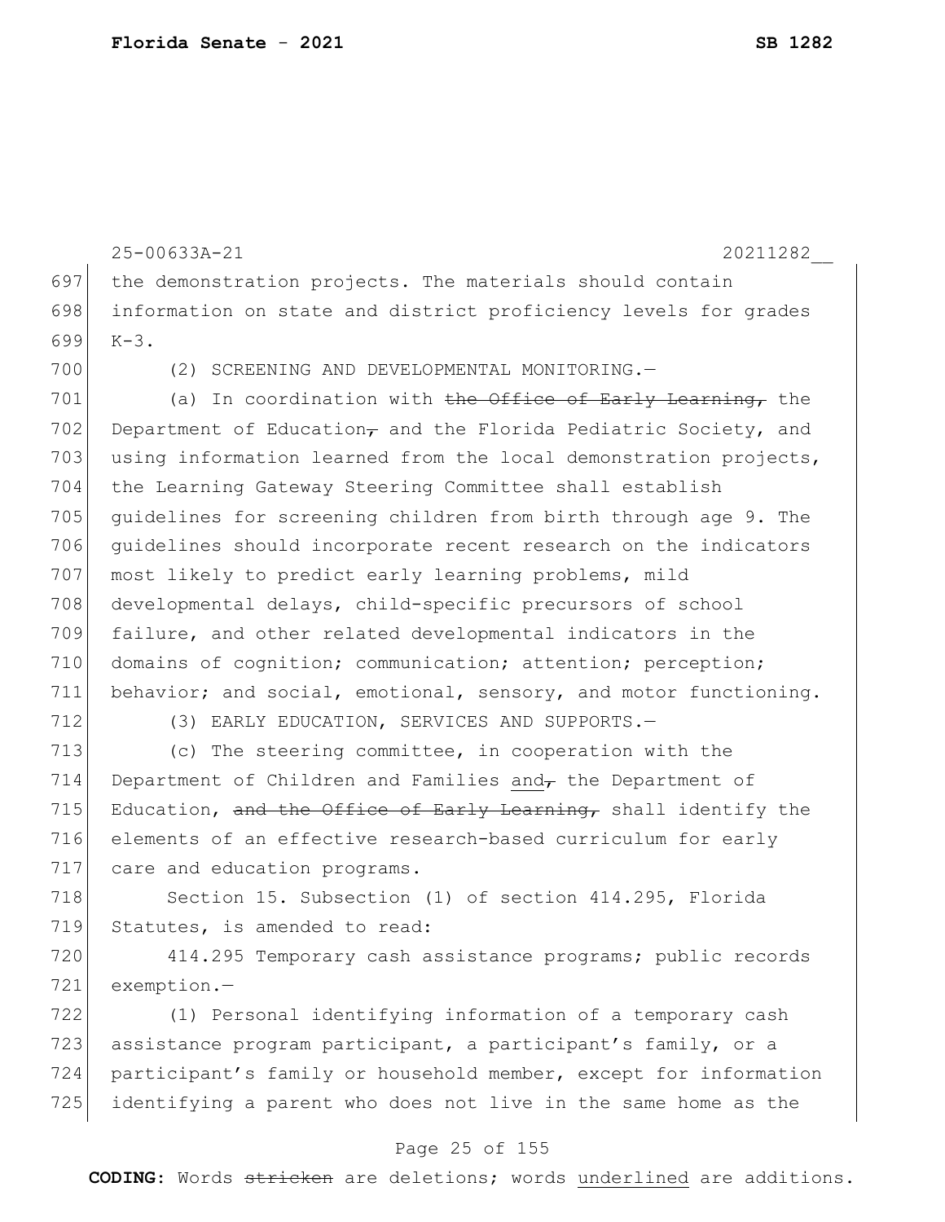the demonstration projects. The materials should contain information on state and district proficiency levels for grades K-3.

(2) SCREENING AND DEVELOPMENTAL MONITORING.—

(a) In coordination with ~~the Office of Early Learning,~~ the Department of Education~~,~~ and the Florida Pediatric Society, and using information learned from the local demonstration projects, the Learning Gateway Steering Committee shall establish guidelines for screening children from birth through age 9. The guidelines should incorporate recent research on the indicators most likely to predict early learning problems, mild developmental delays, child-specific precursors of school failure, and other related developmental indicators in the domains of cognition; communication; attention; perception; behavior; and social, emotional, sensory, and motor functioning.

(3) EARLY EDUCATION, SERVICES AND SUPPORTS.—

(c) The steering committee, in cooperation with the Department of Children and Families <u>and</u>~~,~~ the Department of Education, ~~and the Office of Early Learning,~~ shall identify the elements of an effective research-based curriculum for early care and education programs.

Section 15. Subsection (1) of section 414.295, Florida Statutes, is amended to read:

414.295 Temporary cash assistance programs; public records exemption.—

(1) Personal identifying information of a temporary cash assistance program participant, a participant's family, or a participant's family or household member, except for information identifying a parent who does not live in the same home as the

**CODING:** Words ~~stricken~~ are deletions; words <u>underlined</u> are additions.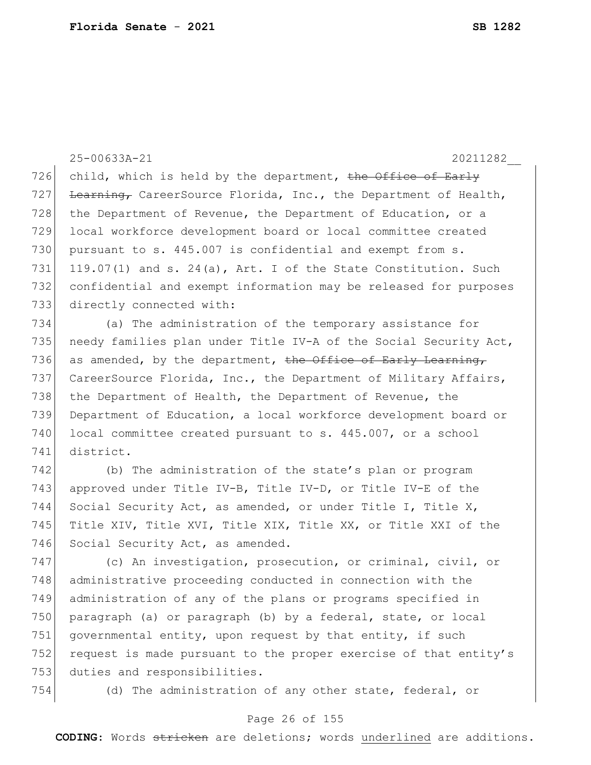25-00633A-21 20211282__

726 child, which is held by the department, ~~the Office of Early~~
727 ~~Learning,~~ CareerSource Florida, Inc., the Department of Health,
728 the Department of Revenue, the Department of Education, or a
729 local workforce development board or local committee created
730 pursuant to s. 445.007 is confidential and exempt from s.
731 119.07(1) and s. 24(a), Art. I of the State Constitution. Such
732 confidential and exempt information may be released for purposes
733 directly connected with:

734 (a) The administration of the temporary assistance for
735 needy families plan under Title IV-A of the Social Security Act,
736 as amended, by the department, ~~the Office of Early Learning,~~
737 CareerSource Florida, Inc., the Department of Military Affairs,
738 the Department of Health, the Department of Revenue, the
739 Department of Education, a local workforce development board or
740 local committee created pursuant to s. 445.007, or a school
741 district.

742 (b) The administration of the state's plan or program
743 approved under Title IV-B, Title IV-D, or Title IV-E of the
744 Social Security Act, as amended, or under Title I, Title X,
745 Title XIV, Title XVI, Title XIX, Title XX, or Title XXI of the
746 Social Security Act, as amended.

747 (c) An investigation, prosecution, or criminal, civil, or
748 administrative proceeding conducted in connection with the
749 administration of any of the plans or programs specified in
750 paragraph (a) or paragraph (b) by a federal, state, or local
751 governmental entity, upon request by that entity, if such
752 request is made pursuant to the proper exercise of that entity's
753 duties and responsibilities.

754 (d) The administration of any other state, federal, or

**CODING:** Words ~~stricken~~ are deletions; words <u>underlined</u> are additions.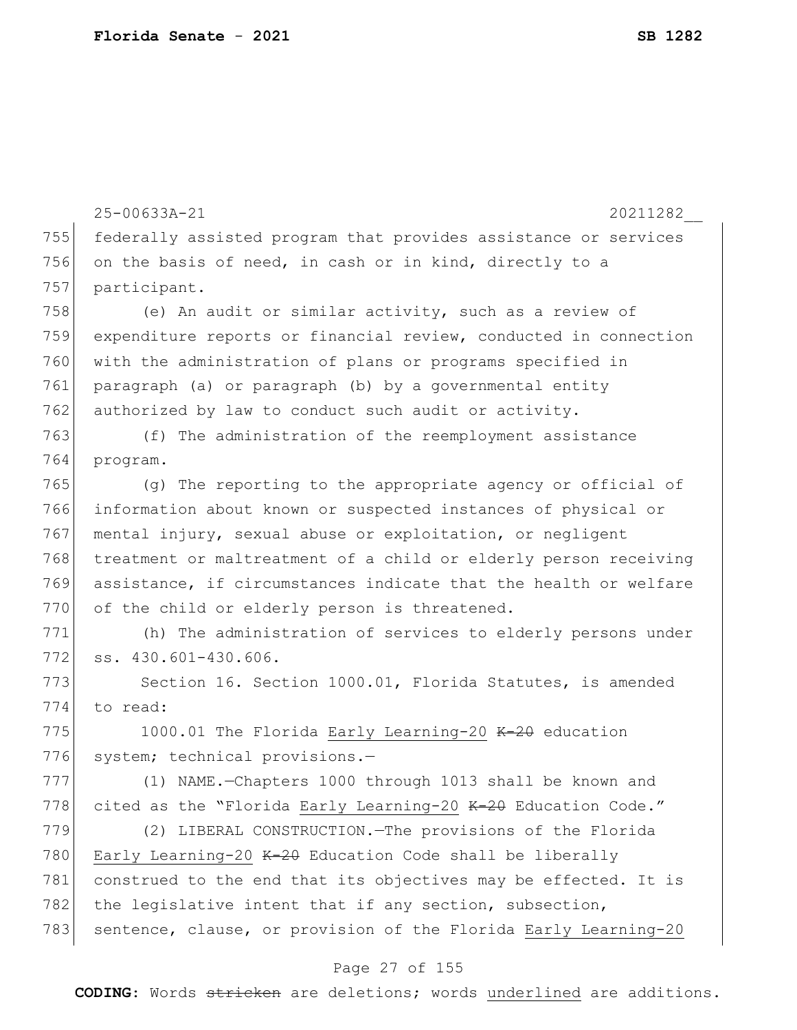federally assisted program that provides assistance or services on the basis of need, in cash or in kind, directly to a participant.

(e) An audit or similar activity, such as a review of expenditure reports or financial review, conducted in connection with the administration of plans or programs specified in paragraph (a) or paragraph (b) by a governmental entity authorized by law to conduct such audit or activity.

(f) The administration of the reemployment assistance program.

(g) The reporting to the appropriate agency or official of information about known or suspected instances of physical or mental injury, sexual abuse or exploitation, or negligent treatment or maltreatment of a child or elderly person receiving assistance, if circumstances indicate that the health or welfare of the child or elderly person is threatened.

(h) The administration of services to elderly persons under ss. 430.601-430.606.

Section 16. Section 1000.01, Florida Statutes, is amended to read:

1000.01 The Florida <u>Early Learning-20</u> ~~K-20~~ education system; technical provisions.—

(1) NAME.—Chapters 1000 through 1013 shall be known and cited as the "Florida <u>Early Learning-20</u> ~~K-20~~ Education Code."

(2) LIBERAL CONSTRUCTION.—The provisions of the Florida <u>Early Learning-20</u> ~~K-20~~ Education Code shall be liberally construed to the end that its objectives may be effected. It is the legislative intent that if any section, subsection, sentence, clause, or provision of the Florida <u>Early Learning-20</u>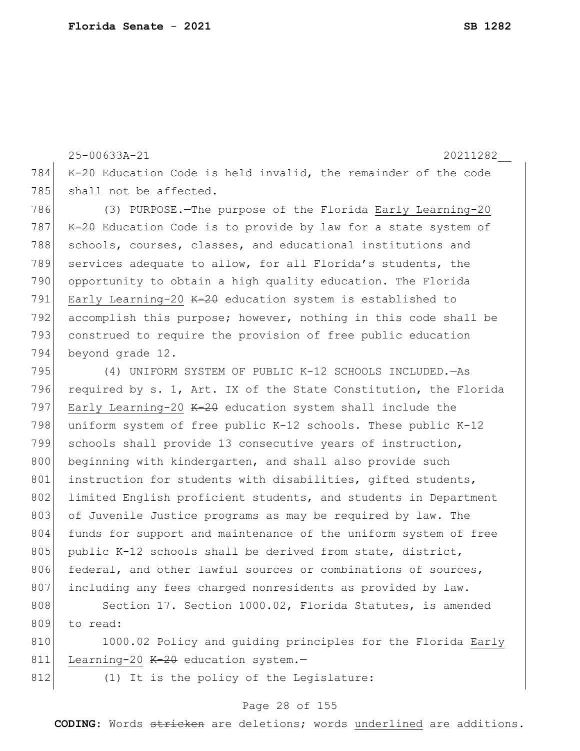K-20 Education Code is held invalid, the remainder of the code shall not be affected.

(3) PURPOSE.—The purpose of the Florida Early Learning-20 ~~K-20~~ Education Code is to provide by law for a state system of schools, courses, classes, and educational institutions and services adequate to allow, for all Florida's students, the opportunity to obtain a high quality education. The Florida Early Learning-20 ~~K-20~~ education system is established to accomplish this purpose; however, nothing in this code shall be construed to require the provision of free public education beyond grade 12.

(4) UNIFORM SYSTEM OF PUBLIC K-12 SCHOOLS INCLUDED.—As required by s. 1, Art. IX of the State Constitution, the Florida Early Learning-20 ~~K-20~~ education system shall include the uniform system of free public K-12 schools. These public K-12 schools shall provide 13 consecutive years of instruction, beginning with kindergarten, and shall also provide such instruction for students with disabilities, gifted students, limited English proficient students, and students in Department of Juvenile Justice programs as may be required by law. The funds for support and maintenance of the uniform system of free public K-12 schools shall be derived from state, district, federal, and other lawful sources or combinations of sources, including any fees charged nonresidents as provided by law.

Section 17. Section 1000.02, Florida Statutes, is amended to read:

1000.02 Policy and guiding principles for the Florida Early Learning-20 ~~K-20~~ education system.—

(1) It is the policy of the Legislature: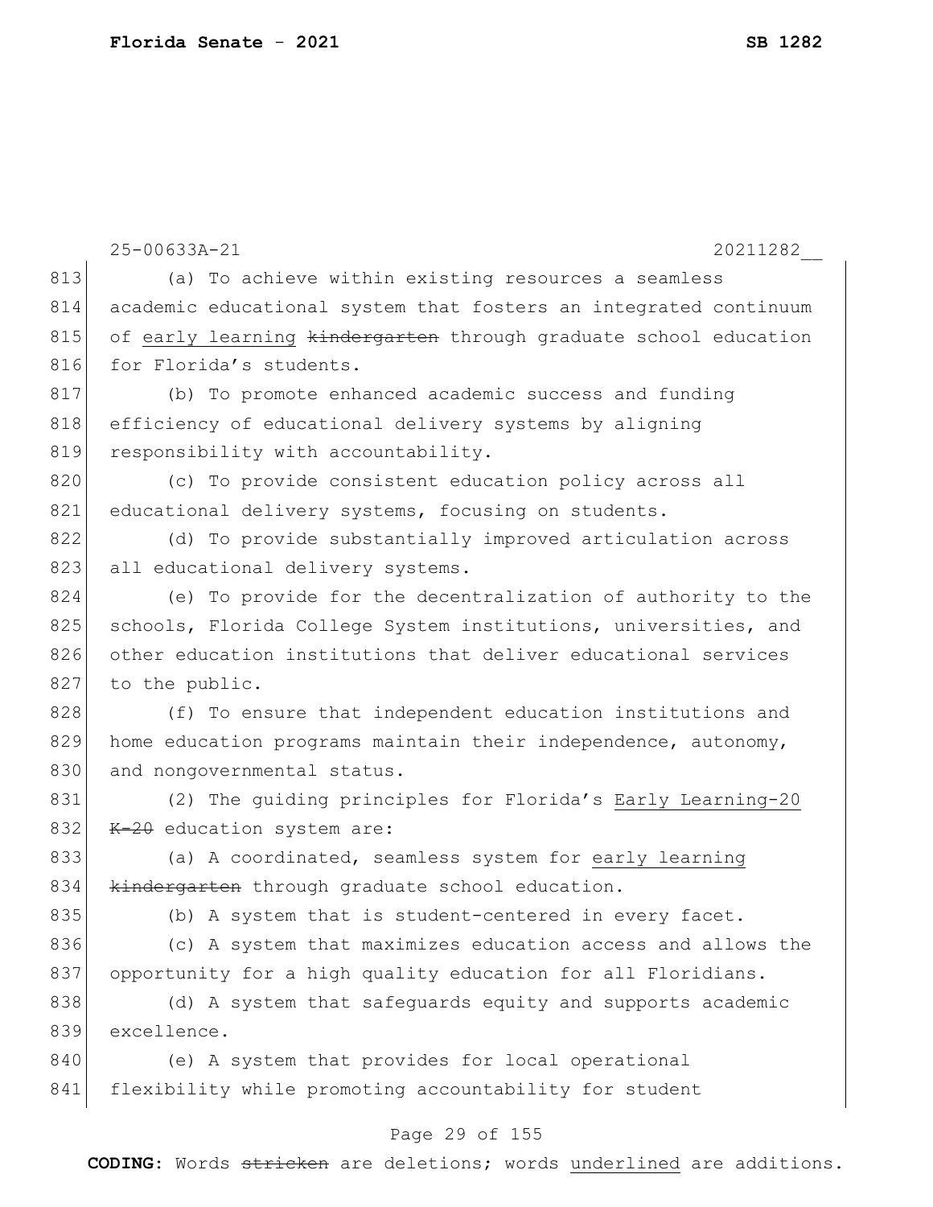(a) To achieve within existing resources a seamless academic educational system that fosters an integrated continuum of <u>early learning</u> ~~kindergarten~~ through graduate school education for Florida's students.

(b) To promote enhanced academic success and funding efficiency of educational delivery systems by aligning responsibility with accountability.

(c) To provide consistent education policy across all educational delivery systems, focusing on students.

(d) To provide substantially improved articulation across all educational delivery systems.

(e) To provide for the decentralization of authority to the schools, Florida College System institutions, universities, and other education institutions that deliver educational services to the public.

(f) To ensure that independent education institutions and home education programs maintain their independence, autonomy, and nongovernmental status.

(2) The guiding principles for Florida's <u>Early Learning-20</u> ~~K-20~~ education system are:

(a) A coordinated, seamless system for <u>early learning</u> ~~kindergarten~~ through graduate school education.

(b) A system that is student-centered in every facet.

(c) A system that maximizes education access and allows the opportunity for a high quality education for all Floridians.

(d) A system that safeguards equity and supports academic excellence.

(e) A system that provides for local operational flexibility while promoting accountability for student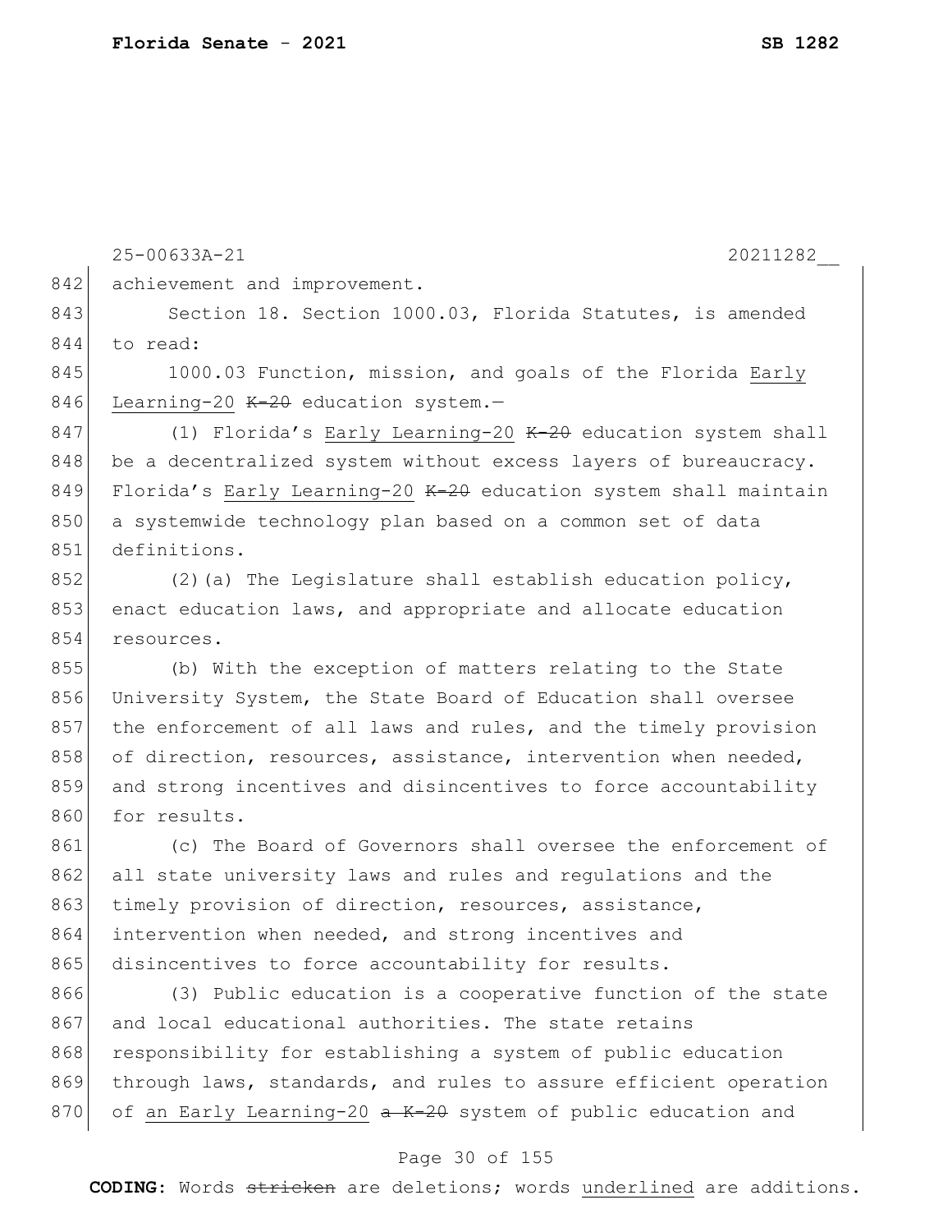achievement and improvement.

Section 18. Section 1000.03, Florida Statutes, is amended to read:

1000.03 Function, mission, and goals of the Florida Early Learning-20 ~~K-20~~ education system.—

(1) Florida's Early Learning-20 ~~K-20~~ education system shall be a decentralized system without excess layers of bureaucracy. Florida's Early Learning-20 ~~K-20~~ education system shall maintain a systemwide technology plan based on a common set of data definitions.

(2)(a) The Legislature shall establish education policy, enact education laws, and appropriate and allocate education resources.

(b) With the exception of matters relating to the State University System, the State Board of Education shall oversee the enforcement of all laws and rules, and the timely provision of direction, resources, assistance, intervention when needed, and strong incentives and disincentives to force accountability for results.

(c) The Board of Governors shall oversee the enforcement of all state university laws and rules and regulations and the timely provision of direction, resources, assistance, intervention when needed, and strong incentives and disincentives to force accountability for results.

(3) Public education is a cooperative function of the state and local educational authorities. The state retains responsibility for establishing a system of public education through laws, standards, and rules to assure efficient operation of an Early Learning-20 ~~a K-20~~ system of public education and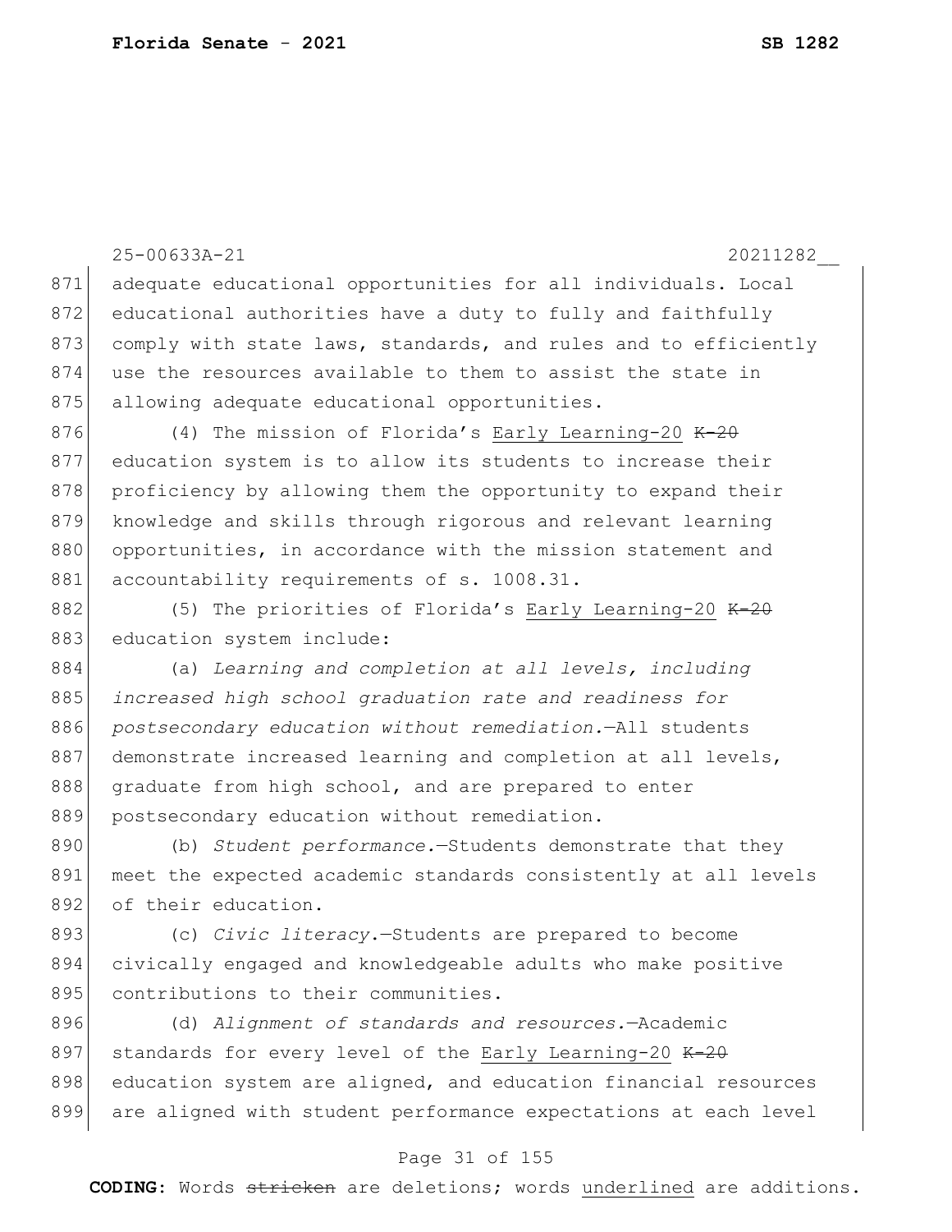adequate educational opportunities for all individuals. Local educational authorities have a duty to fully and faithfully comply with state laws, standards, and rules and to efficiently use the resources available to them to assist the state in allowing adequate educational opportunities.

(4) The mission of Florida's <u>Early Learning-20</u> ~~K-20~~ education system is to allow its students to increase their proficiency by allowing them the opportunity to expand their knowledge and skills through rigorous and relevant learning opportunities, in accordance with the mission statement and accountability requirements of s. 1008.31.

(5) The priorities of Florida's <u>Early Learning-20</u> ~~K-20~~ education system include:

(a) *Learning and completion at all levels, including increased high school graduation rate and readiness for postsecondary education without remediation.*—All students demonstrate increased learning and completion at all levels, graduate from high school, and are prepared to enter postsecondary education without remediation.

(b) *Student performance.*—Students demonstrate that they meet the expected academic standards consistently at all levels of their education.

(c) *Civic literacy*.—Students are prepared to become civically engaged and knowledgeable adults who make positive contributions to their communities.

(d) *Alignment of standards and resources.*—Academic standards for every level of the <u>Early Learning-20</u> ~~K-20~~ education system are aligned, and education financial resources are aligned with student performance expectations at each level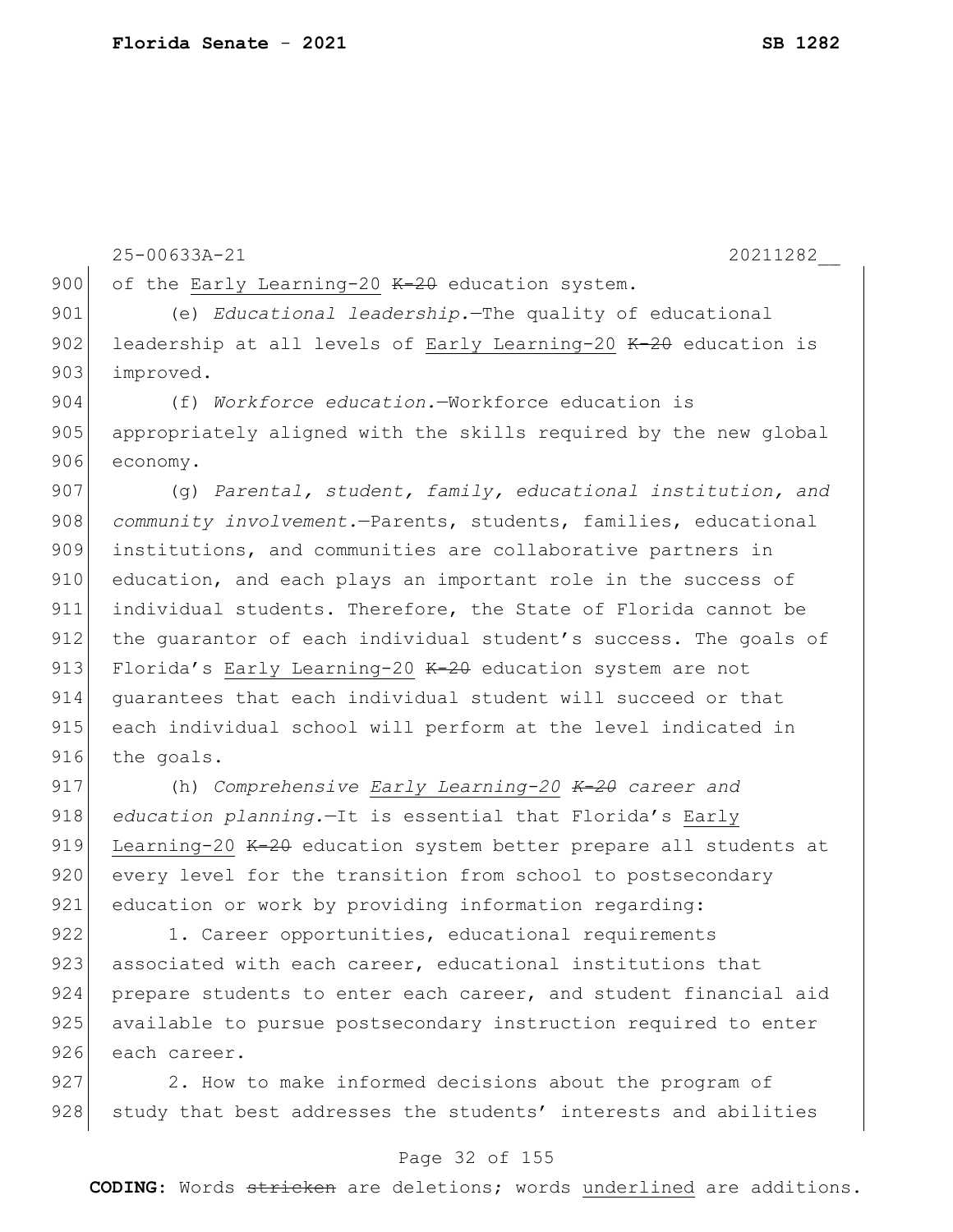of the Early Learning-20 ~~K-20~~ education system.

(e) *Educational leadership.*—The quality of educational leadership at all levels of Early Learning-20 ~~K-20~~ education is improved.

(f) *Workforce education.*—Workforce education is appropriately aligned with the skills required by the new global economy.

(g) *Parental, student, family, educational institution, and community involvement.*—Parents, students, families, educational institutions, and communities are collaborative partners in education, and each plays an important role in the success of individual students. Therefore, the State of Florida cannot be the guarantor of each individual student's success. The goals of Florida's Early Learning-20 ~~K-20~~ education system are not guarantees that each individual student will succeed or that each individual school will perform at the level indicated in the goals.

(h) *Comprehensive Early Learning-20 ~~K-20~~ career and education planning.*—It is essential that Florida's Early Learning-20 ~~K-20~~ education system better prepare all students at every level for the transition from school to postsecondary education or work by providing information regarding:

1. Career opportunities, educational requirements associated with each career, educational institutions that prepare students to enter each career, and student financial aid available to pursue postsecondary instruction required to enter each career.

2. How to make informed decisions about the program of study that best addresses the students' interests and abilities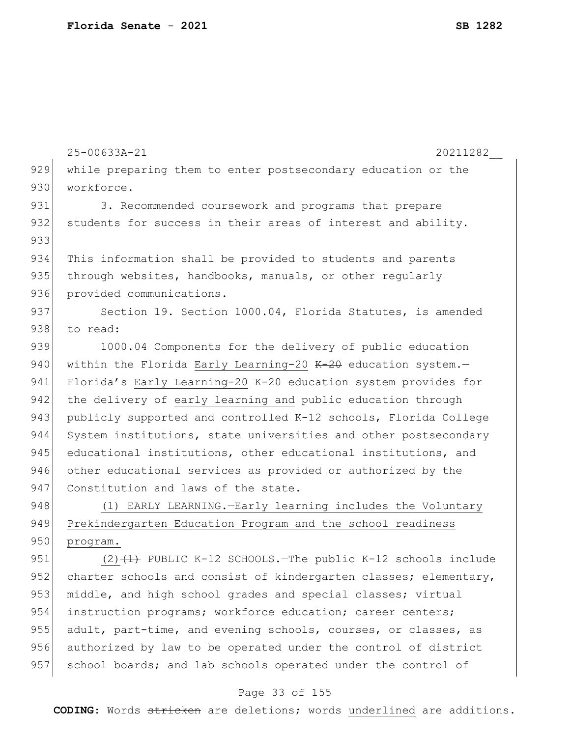while preparing them to enter postsecondary education or the workforce.

3. Recommended coursework and programs that prepare students for success in their areas of interest and ability.

This information shall be provided to students and parents through websites, handbooks, manuals, or other regularly provided communications.

Section 19. Section 1000.04, Florida Statutes, is amended to read:

1000.04 Components for the delivery of public education within the Florida <u>Early Learning-20</u> ~~K-20~~ education system.—Florida's <u>Early Learning-20</u> ~~K-20~~ education system provides for the delivery of <u>early learning and</u> public education through publicly supported and controlled K-12 schools, Florida College System institutions, state universities and other postsecondary educational institutions, other educational institutions, and other educational services as provided or authorized by the Constitution and laws of the state.

<u>(1) EARLY LEARNING.—Early learning includes the Voluntary Prekindergarten Education Program and the school readiness program.</u>

<u>(2)</u>~~(1)~~ PUBLIC K-12 SCHOOLS.—The public K-12 schools include charter schools and consist of kindergarten classes; elementary, middle, and high school grades and special classes; virtual instruction programs; workforce education; career centers; adult, part-time, and evening schools, courses, or classes, as authorized by law to be operated under the control of district school boards; and lab schools operated under the control of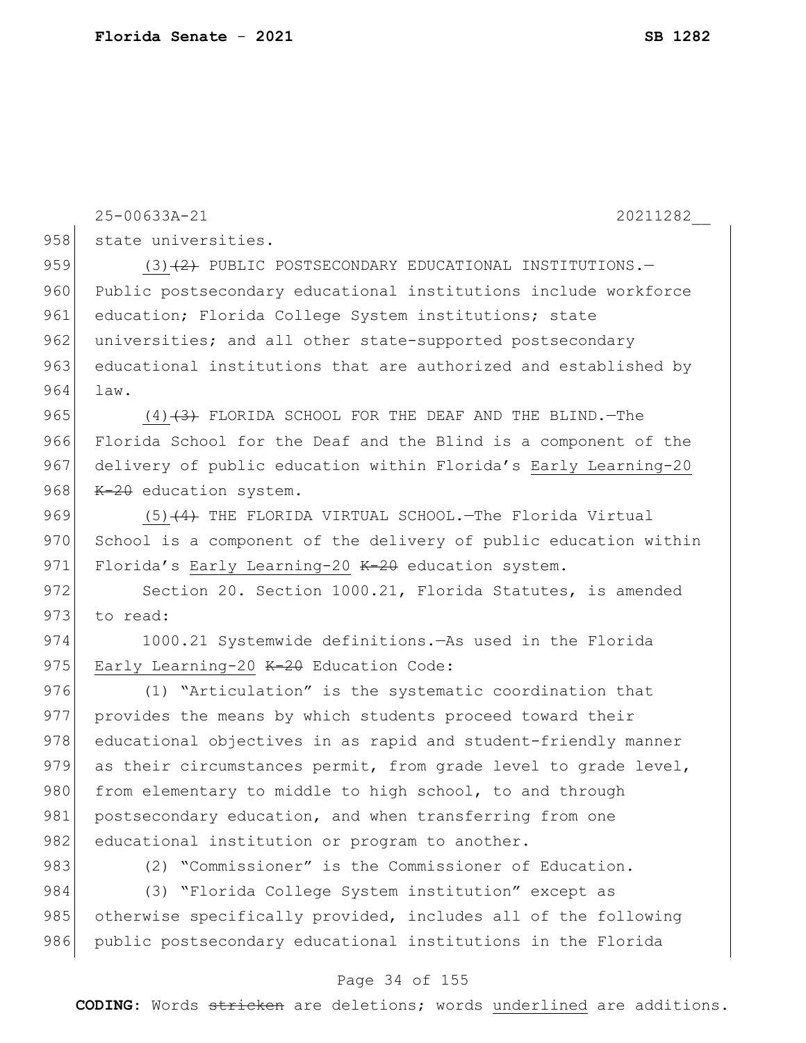state universities.

(3) ~~(2)~~ PUBLIC POSTSECONDARY EDUCATIONAL INSTITUTIONS.—Public postsecondary educational institutions include workforce education; Florida College System institutions; state universities; and all other state-supported postsecondary educational institutions that are authorized and established by law.

(4) ~~(3)~~ FLORIDA SCHOOL FOR THE DEAF AND THE BLIND.—The Florida School for the Deaf and the Blind is a component of the delivery of public education within Florida's <u>Early Learning-20</u> ~~K-20~~ education system.

(5) ~~(4)~~ THE FLORIDA VIRTUAL SCHOOL.—The Florida Virtual School is a component of the delivery of public education within Florida's <u>Early Learning-20</u> ~~K-20~~ education system.

Section 20. Section 1000.21, Florida Statutes, is amended to read:

1000.21 Systemwide definitions.—As used in the Florida <u>Early Learning-20</u> ~~K-20~~ Education Code:

(1) "Articulation" is the systematic coordination that provides the means by which students proceed toward their educational objectives in as rapid and student-friendly manner as their circumstances permit, from grade level to grade level, from elementary to middle to high school, to and through postsecondary education, and when transferring from one educational institution or program to another.

(2) "Commissioner" is the Commissioner of Education.

(3) "Florida College System institution" except as otherwise specifically provided, includes all of the following public postsecondary educational institutions in the Florida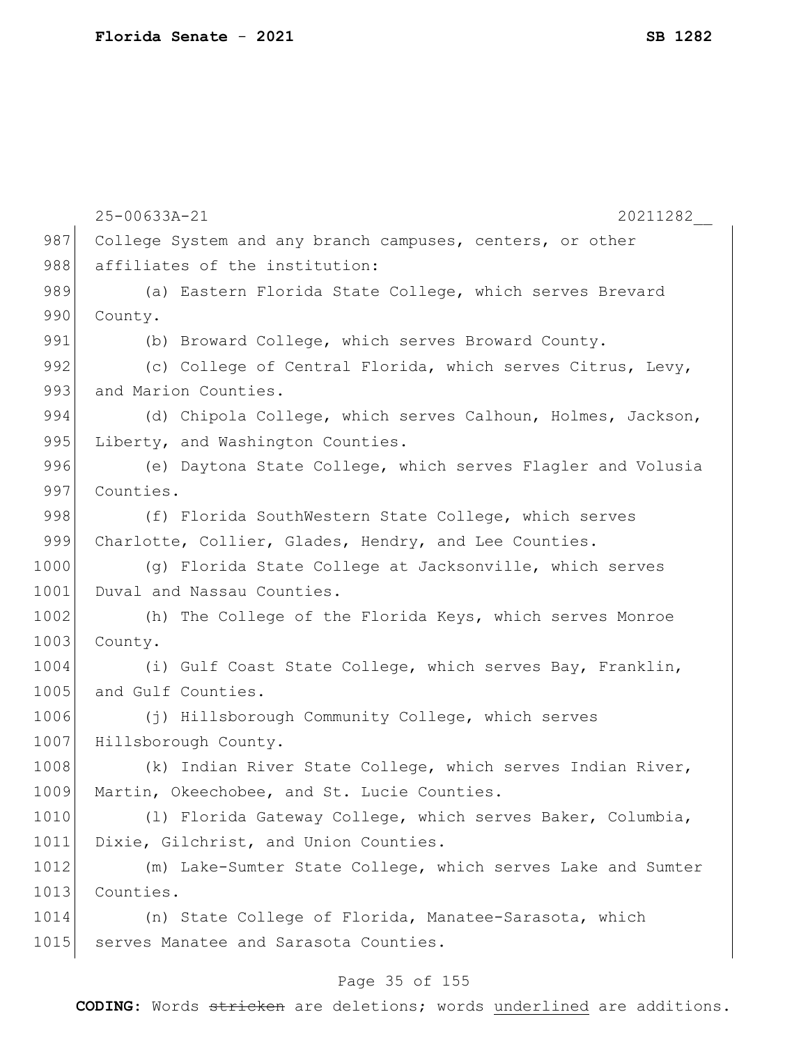College System and any branch campuses, centers, or other affiliates of the institution:

(a) Eastern Florida State College, which serves Brevard County.

(b) Broward College, which serves Broward County.

(c) College of Central Florida, which serves Citrus, Levy, and Marion Counties.

(d) Chipola College, which serves Calhoun, Holmes, Jackson, Liberty, and Washington Counties.

(e) Daytona State College, which serves Flagler and Volusia Counties.

(f) Florida SouthWestern State College, which serves Charlotte, Collier, Glades, Hendry, and Lee Counties.

(g) Florida State College at Jacksonville, which serves Duval and Nassau Counties.

(h) The College of the Florida Keys, which serves Monroe County.

(i) Gulf Coast State College, which serves Bay, Franklin, and Gulf Counties.

(j) Hillsborough Community College, which serves Hillsborough County.

(k) Indian River State College, which serves Indian River, Martin, Okeechobee, and St. Lucie Counties.

(l) Florida Gateway College, which serves Baker, Columbia, Dixie, Gilchrist, and Union Counties.

(m) Lake-Sumter State College, which serves Lake and Sumter Counties.

(n) State College of Florida, Manatee-Sarasota, which serves Manatee and Sarasota Counties.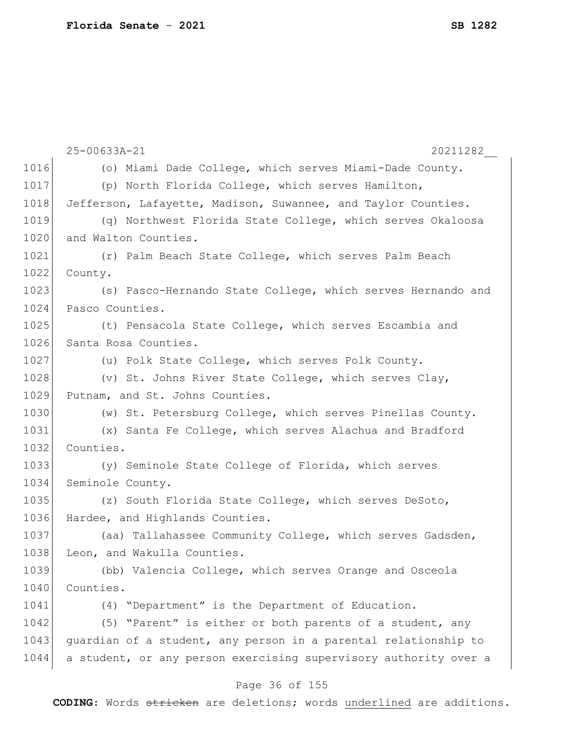(o) Miami Dade College, which serves Miami-Dade County.

(p) North Florida College, which serves Hamilton, Jefferson, Lafayette, Madison, Suwannee, and Taylor Counties.

(q) Northwest Florida State College, which serves Okaloosa and Walton Counties.

(r) Palm Beach State College, which serves Palm Beach County.

(s) Pasco-Hernando State College, which serves Hernando and Pasco Counties.

(t) Pensacola State College, which serves Escambia and Santa Rosa Counties.

(u) Polk State College, which serves Polk County.

(v) St. Johns River State College, which serves Clay, Putnam, and St. Johns Counties.

(w) St. Petersburg College, which serves Pinellas County.

(x) Santa Fe College, which serves Alachua and Bradford Counties.

(y) Seminole State College of Florida, which serves Seminole County.

(z) South Florida State College, which serves DeSoto, Hardee, and Highlands Counties.

(aa) Tallahassee Community College, which serves Gadsden, Leon, and Wakulla Counties.

(bb) Valencia College, which serves Orange and Osceola Counties.

(4) "Department" is the Department of Education.

(5) "Parent" is either or both parents of a student, any guardian of a student, any person in a parental relationship to a student, or any person exercising supervisory authority over a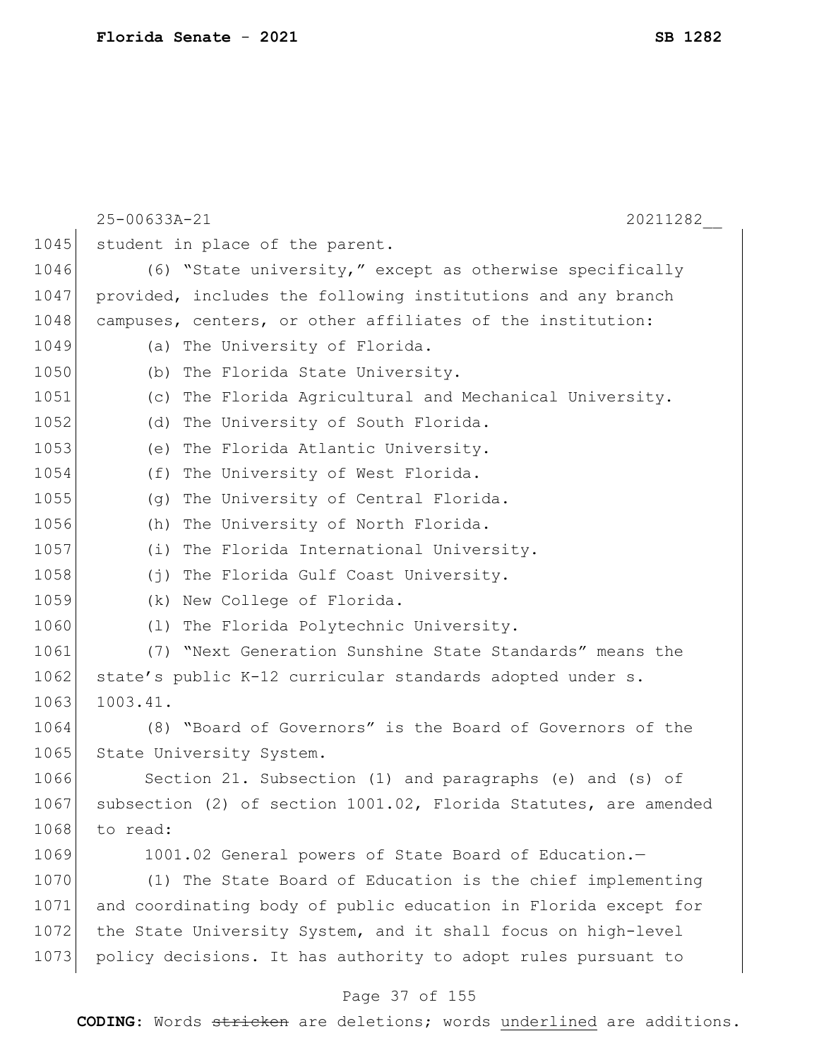student in place of the parent.

(6) "State university," except as otherwise specifically provided, includes the following institutions and any branch campuses, centers, or other affiliates of the institution:

(a) The University of Florida.

(b) The Florida State University.

(c) The Florida Agricultural and Mechanical University.

(d) The University of South Florida.

(e) The Florida Atlantic University.

(f) The University of West Florida.

(g) The University of Central Florida.

(h) The University of North Florida.

(i) The Florida International University.

(j) The Florida Gulf Coast University.

(k) New College of Florida.

(l) The Florida Polytechnic University.

(7) "Next Generation Sunshine State Standards" means the state's public K-12 curricular standards adopted under s. 1003.41.

(8) "Board of Governors" is the Board of Governors of the State University System.

Section 21. Subsection (1) and paragraphs (e) and (s) of subsection (2) of section 1001.02, Florida Statutes, are amended to read:

1001.02 General powers of State Board of Education.—

(1) The State Board of Education is the chief implementing and coordinating body of public education in Florida except for the State University System, and it shall focus on high-level policy decisions. It has authority to adopt rules pursuant to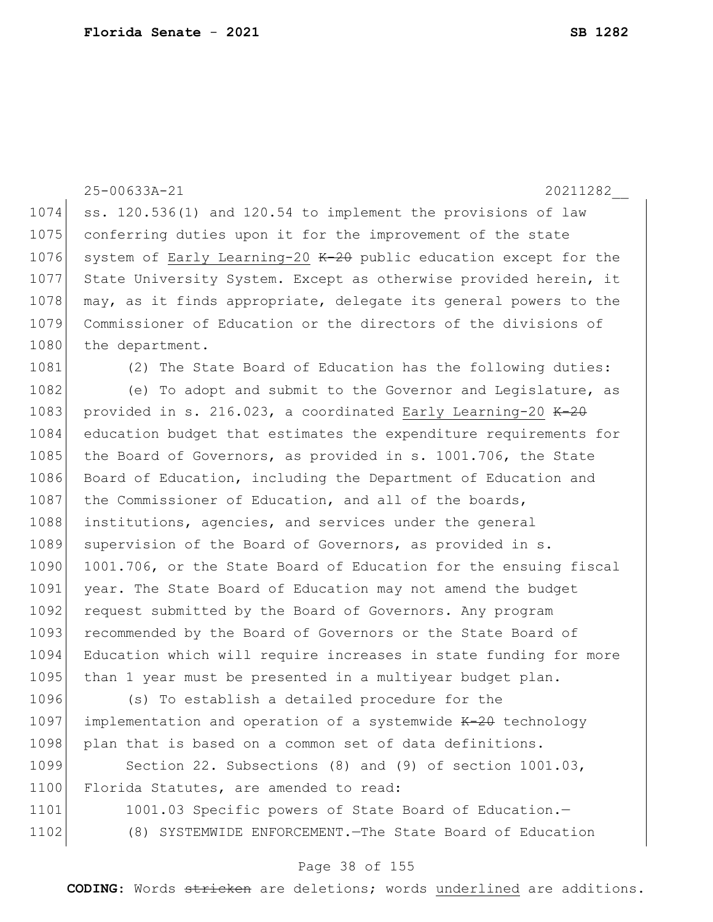ss. 120.536(1) and 120.54 to implement the provisions of law conferring duties upon it for the improvement of the state system of <u>Early Learning-20</u> ~~K-20~~ public education except for the State University System. Except as otherwise provided herein, it may, as it finds appropriate, delegate its general powers to the Commissioner of Education or the directors of the divisions of the department.

(2) The State Board of Education has the following duties:

(e) To adopt and submit to the Governor and Legislature, as provided in s. 216.023, a coordinated <u>Early Learning-20</u> ~~K-20~~ education budget that estimates the expenditure requirements for the Board of Governors, as provided in s. 1001.706, the State Board of Education, including the Department of Education and the Commissioner of Education, and all of the boards, institutions, agencies, and services under the general supervision of the Board of Governors, as provided in s. 1001.706, or the State Board of Education for the ensuing fiscal year. The State Board of Education may not amend the budget request submitted by the Board of Governors. Any program recommended by the Board of Governors or the State Board of Education which will require increases in state funding for more than 1 year must be presented in a multiyear budget plan.

(s) To establish a detailed procedure for the implementation and operation of a systemwide ~~K-20~~ technology plan that is based on a common set of data definitions.

Section 22. Subsections (8) and (9) of section 1001.03, Florida Statutes, are amended to read:

1001.03 Specific powers of State Board of Education.—

(8) SYSTEMWIDE ENFORCEMENT.—The State Board of Education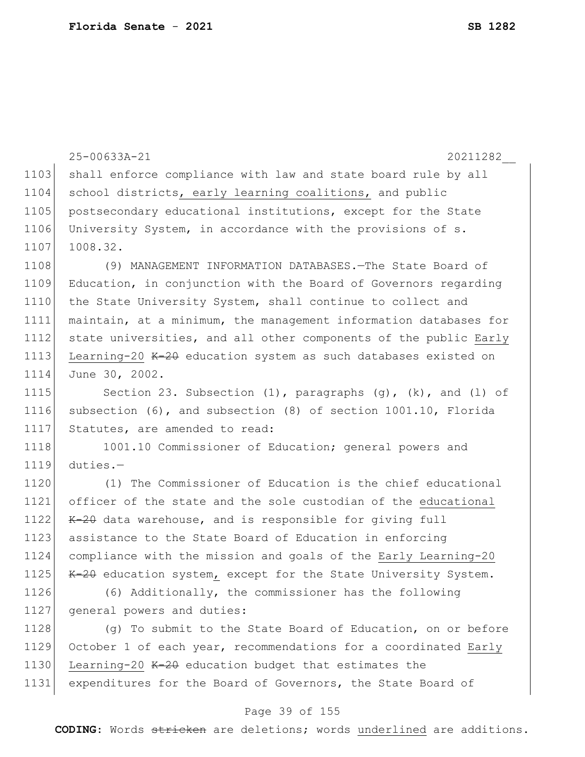shall enforce compliance with law and state board rule by all school districts<u>, early learning coalitions,</u> and public postsecondary educational institutions, except for the State University System, in accordance with the provisions of s. 1008.32.

(9) MANAGEMENT INFORMATION DATABASES.—The State Board of Education, in conjunction with the Board of Governors regarding the State University System, shall continue to collect and maintain, at a minimum, the management information databases for state universities, and all other components of the public <u>Early Learning-20</u> ~~K-20~~ education system as such databases existed on June 30, 2002.

Section 23. Subsection (1), paragraphs (g), (k), and (l) of subsection (6), and subsection (8) of section 1001.10, Florida Statutes, are amended to read:

1001.10 Commissioner of Education; general powers and duties.—

(1) The Commissioner of Education is the chief educational officer of the state and the sole custodian of the <u>educational</u> ~~K-20~~ data warehouse, and is responsible for giving full assistance to the State Board of Education in enforcing compliance with the mission and goals of the <u>Early Learning-20</u> ~~K-20~~ education system<u>,</u> except for the State University System.

(6) Additionally, the commissioner has the following general powers and duties:

(g) To submit to the State Board of Education, on or before October 1 of each year, recommendations for a coordinated <u>Early Learning-20</u> ~~K-20~~ education budget that estimates the expenditures for the Board of Governors, the State Board of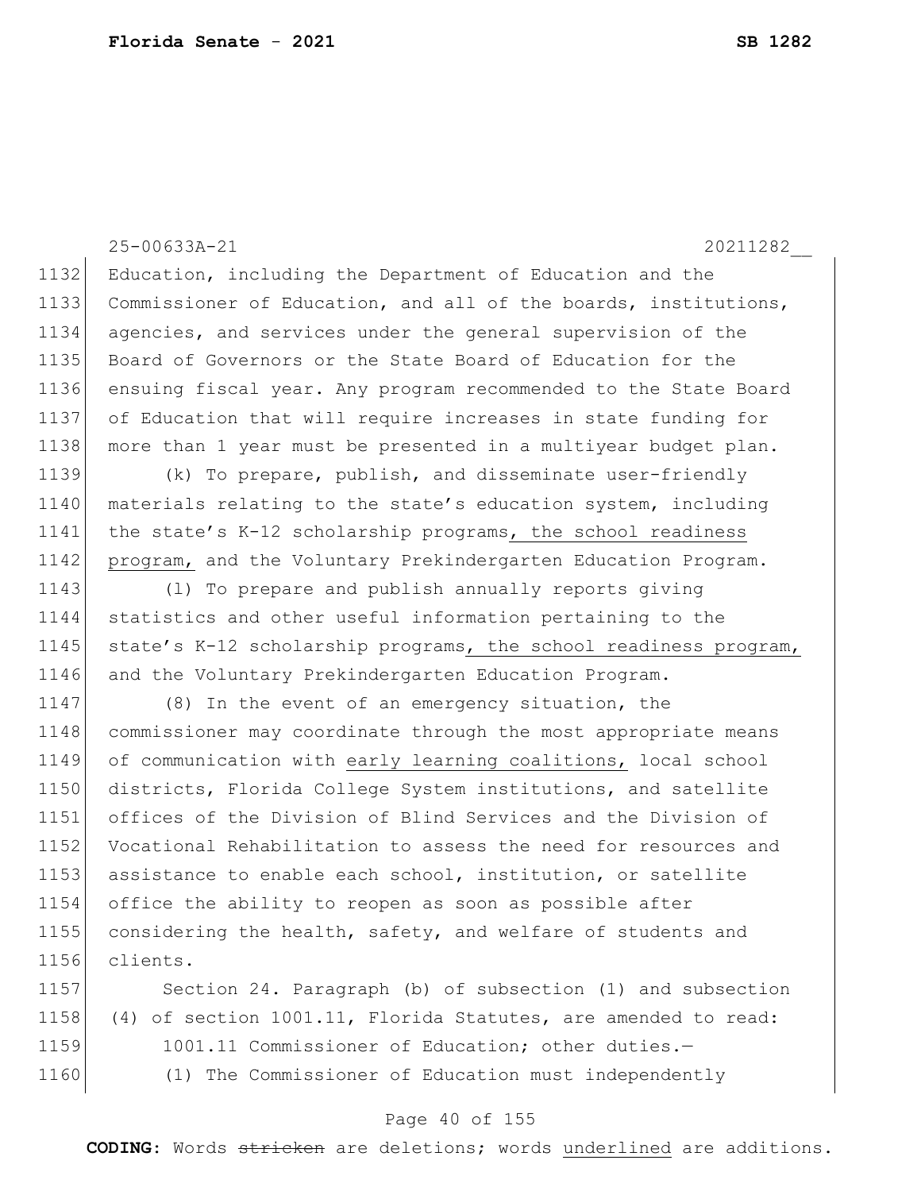Education, including the Department of Education and the Commissioner of Education, and all of the boards, institutions, agencies, and services under the general supervision of the Board of Governors or the State Board of Education for the ensuing fiscal year. Any program recommended to the State Board of Education that will require increases in state funding for more than 1 year must be presented in a multiyear budget plan.

(k) To prepare, publish, and disseminate user-friendly materials relating to the state's education system, including the state's K-12 scholarship programs, the school readiness program, and the Voluntary Prekindergarten Education Program.

(l) To prepare and publish annually reports giving statistics and other useful information pertaining to the state's K-12 scholarship programs, the school readiness program, and the Voluntary Prekindergarten Education Program.

(8) In the event of an emergency situation, the commissioner may coordinate through the most appropriate means of communication with early learning coalitions, local school districts, Florida College System institutions, and satellite offices of the Division of Blind Services and the Division of Vocational Rehabilitation to assess the need for resources and assistance to enable each school, institution, or satellite office the ability to reopen as soon as possible after considering the health, safety, and welfare of students and clients.

Section 24. Paragraph (b) of subsection (1) and subsection (4) of section 1001.11, Florida Statutes, are amended to read:

1001.11 Commissioner of Education; other duties.—

(1) The Commissioner of Education must independently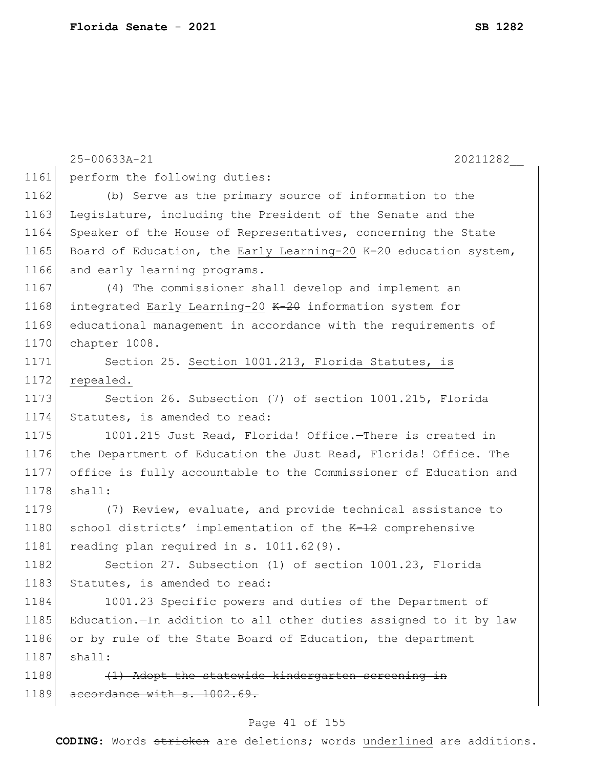perform the following duties:

(b) Serve as the primary source of information to the Legislature, including the President of the Senate and the Speaker of the House of Representatives, concerning the State Board of Education, the <u>Early Learning-20</u> ~~K-20~~ education system, and early learning programs.

(4) The commissioner shall develop and implement an integrated <u>Early Learning-20</u> ~~K-20~~ information system for educational management in accordance with the requirements of chapter 1008.

Section 25. <u>Section 1001.213, Florida Statutes, is repealed.</u>

Section 26. Subsection (7) of section 1001.215, Florida Statutes, is amended to read:

1001.215 Just Read, Florida! Office.—There is created in the Department of Education the Just Read, Florida! Office. The office is fully accountable to the Commissioner of Education and shall:

(7) Review, evaluate, and provide technical assistance to school districts' implementation of the ~~K-12~~ comprehensive reading plan required in s. 1011.62(9).

Section 27. Subsection (1) of section 1001.23, Florida Statutes, is amended to read:

1001.23 Specific powers and duties of the Department of Education.—In addition to all other duties assigned to it by law or by rule of the State Board of Education, the department shall:

~~(1) Adopt the statewide kindergarten screening in accordance with s. 1002.69.~~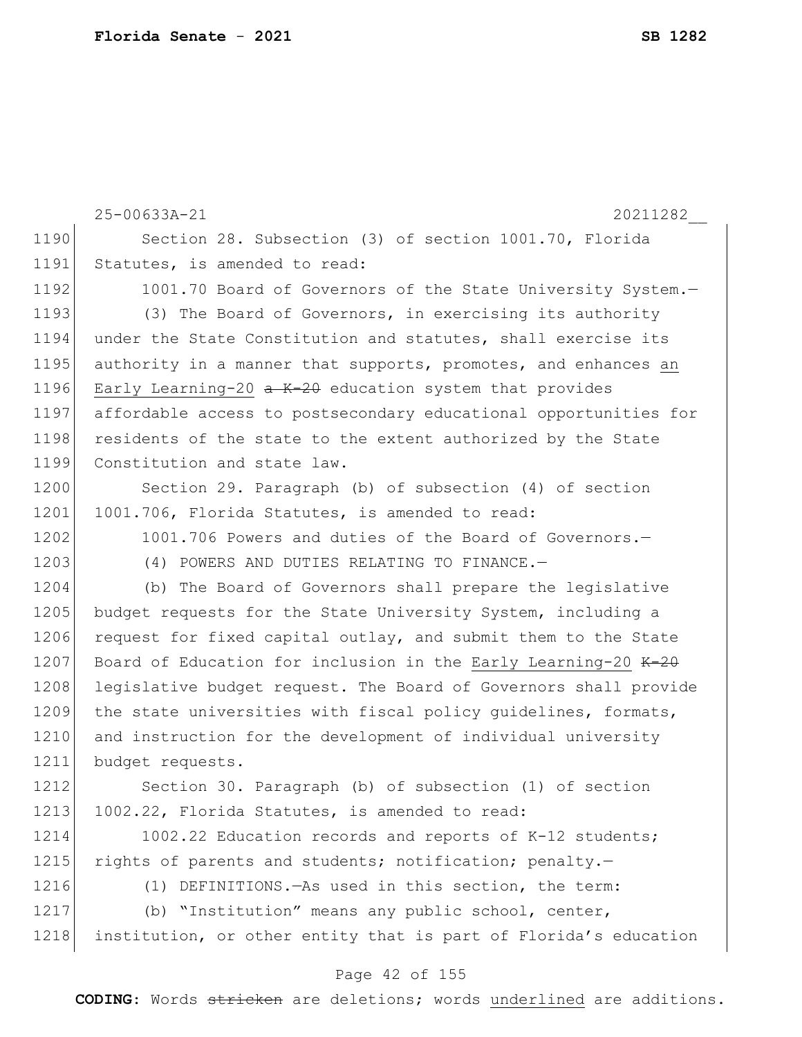Section 28. Subsection (3) of section 1001.70, Florida Statutes, is amended to read:

1001.70 Board of Governors of the State University System.—

(3) The Board of Governors, in exercising its authority under the State Constitution and statutes, shall exercise its authority in a manner that supports, promotes, and enhances <u>an Early Learning-20</u> ~~a K-20~~ education system that provides affordable access to postsecondary educational opportunities for residents of the state to the extent authorized by the State Constitution and state law.

Section 29. Paragraph (b) of subsection (4) of section 1001.706, Florida Statutes, is amended to read:

1001.706 Powers and duties of the Board of Governors.—

(4) POWERS AND DUTIES RELATING TO FINANCE.—

(b) The Board of Governors shall prepare the legislative budget requests for the State University System, including a request for fixed capital outlay, and submit them to the State Board of Education for inclusion in the <u>Early Learning-20</u> ~~K-20~~ legislative budget request. The Board of Governors shall provide the state universities with fiscal policy guidelines, formats, and instruction for the development of individual university budget requests.

Section 30. Paragraph (b) of subsection (1) of section 1002.22, Florida Statutes, is amended to read:

1002.22 Education records and reports of K-12 students; rights of parents and students; notification; penalty.—

(1) DEFINITIONS.—As used in this section, the term:

(b) "Institution" means any public school, center, institution, or other entity that is part of Florida's education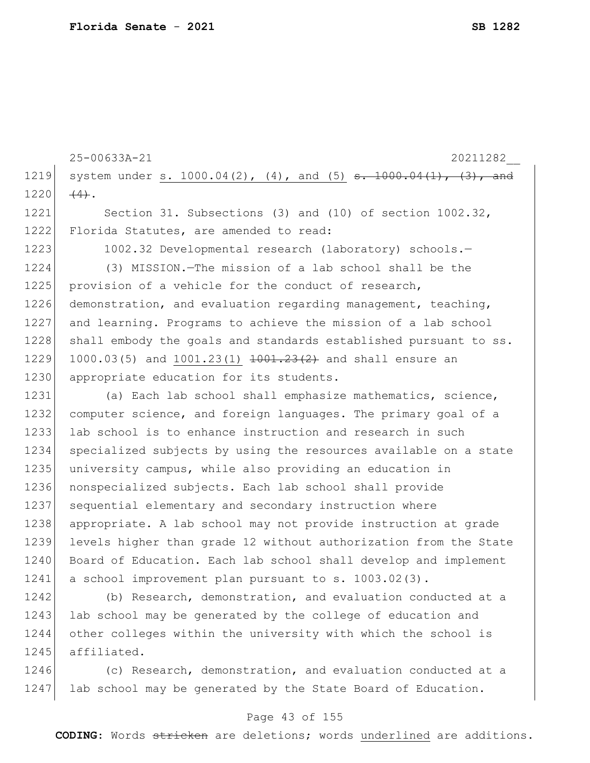system under <u>s. 1000.04(2), (4), and (5)</u> ~~s. 1000.04(1), (3), and (4)~~.

Section 31. Subsections (3) and (10) of section 1002.32, Florida Statutes, are amended to read:

1002.32 Developmental research (laboratory) schools.—

(3) MISSION.—The mission of a lab school shall be the provision of a vehicle for the conduct of research, demonstration, and evaluation regarding management, teaching, and learning. Programs to achieve the mission of a lab school shall embody the goals and standards established pursuant to ss. 1000.03(5) and <u>1001.23(1)</u> ~~1001.23(2)~~ and shall ensure an appropriate education for its students.

(a) Each lab school shall emphasize mathematics, science, computer science, and foreign languages. The primary goal of a lab school is to enhance instruction and research in such specialized subjects by using the resources available on a state university campus, while also providing an education in nonspecialized subjects. Each lab school shall provide sequential elementary and secondary instruction where appropriate. A lab school may not provide instruction at grade levels higher than grade 12 without authorization from the State Board of Education. Each lab school shall develop and implement a school improvement plan pursuant to s. 1003.02(3).

(b) Research, demonstration, and evaluation conducted at a lab school may be generated by the college of education and other colleges within the university with which the school is affiliated.

(c) Research, demonstration, and evaluation conducted at a lab school may be generated by the State Board of Education.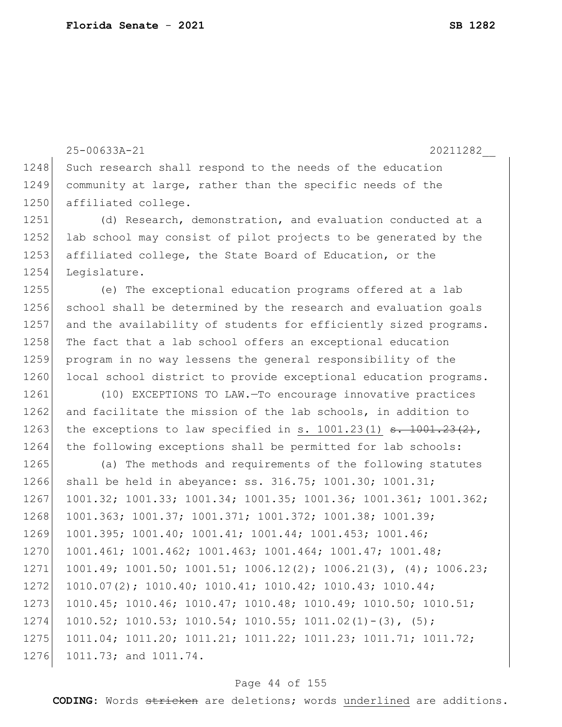Such research shall respond to the needs of the education community at large, rather than the specific needs of the affiliated college.

(d) Research, demonstration, and evaluation conducted at a lab school may consist of pilot projects to be generated by the affiliated college, the State Board of Education, or the Legislature.

(e) The exceptional education programs offered at a lab school shall be determined by the research and evaluation goals and the availability of students for efficiently sized programs. The fact that a lab school offers an exceptional education program in no way lessens the general responsibility of the local school district to provide exceptional education programs.

(10) EXCEPTIONS TO LAW.—To encourage innovative practices and facilitate the mission of the lab schools, in addition to the exceptions to law specified in <u>s. 1001.23(1)</u> ~~s. 1001.23(2)~~, the following exceptions shall be permitted for lab schools:

(a) The methods and requirements of the following statutes shall be held in abeyance: ss. 316.75; 1001.30; 1001.31; 1001.32; 1001.33; 1001.34; 1001.35; 1001.36; 1001.361; 1001.362; 1001.363; 1001.37; 1001.371; 1001.372; 1001.38; 1001.39; 1001.395; 1001.40; 1001.41; 1001.44; 1001.453; 1001.46; 1001.461; 1001.462; 1001.463; 1001.464; 1001.47; 1001.48; 1001.49; 1001.50; 1001.51; 1006.12(2); 1006.21(3), (4); 1006.23; 1010.07(2); 1010.40; 1010.41; 1010.42; 1010.43; 1010.44; 1010.45; 1010.46; 1010.47; 1010.48; 1010.49; 1010.50; 1010.51; 1010.52; 1010.53; 1010.54; 1010.55; 1011.02(1)-(3), (5); 1011.04; 1011.20; 1011.21; 1011.22; 1011.23; 1011.71; 1011.72; 1011.73; and 1011.74.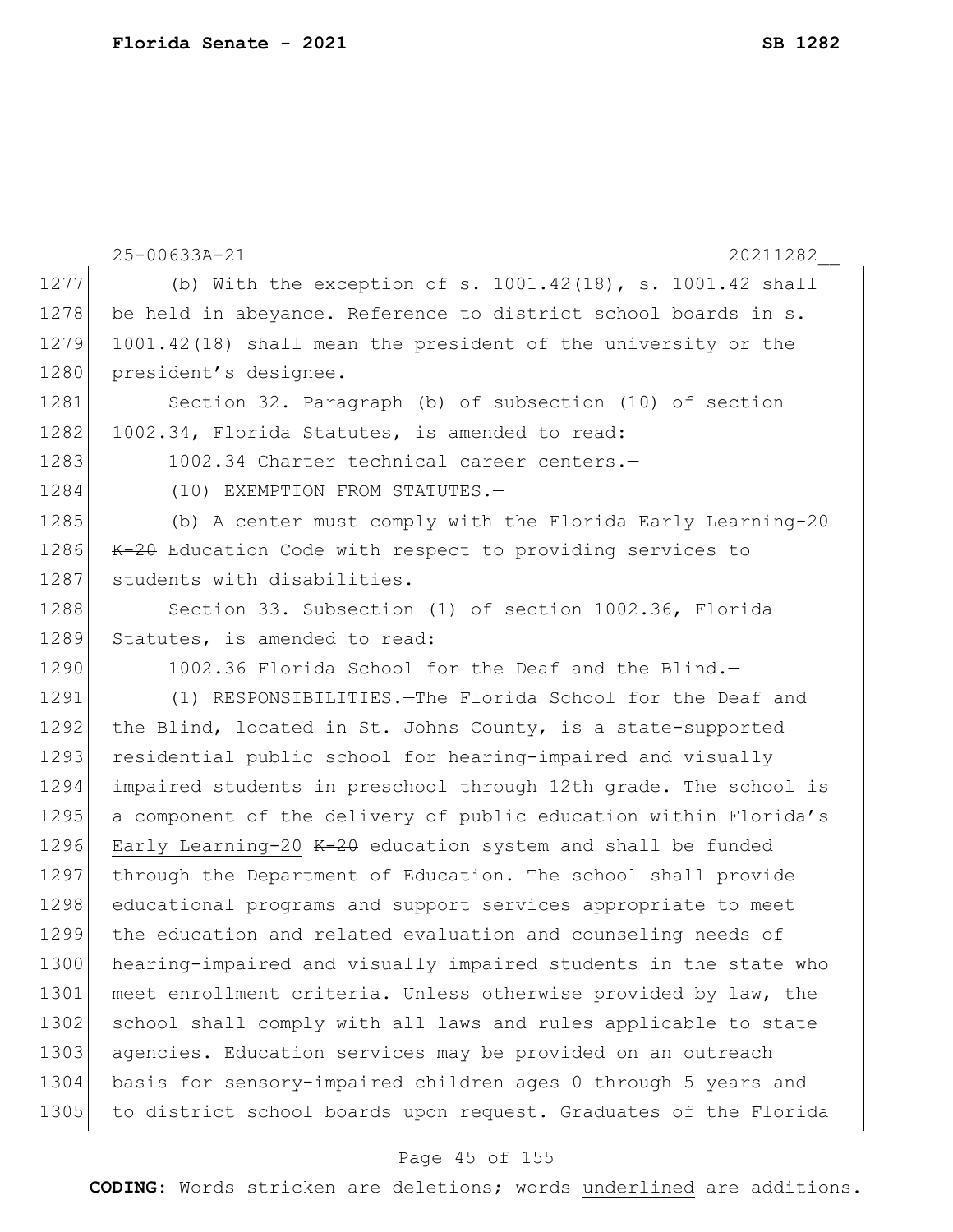(b) With the exception of s. 1001.42(18), s. 1001.42 shall be held in abeyance. Reference to district school boards in s. 1001.42(18) shall mean the president of the university or the president's designee.

Section 32. Paragraph (b) of subsection (10) of section 1002.34, Florida Statutes, is amended to read:

1002.34 Charter technical career centers.—

(10) EXEMPTION FROM STATUTES.—

(b) A center must comply with the Florida <u>Early Learning-20</u> ~~K-20~~ Education Code with respect to providing services to students with disabilities.

Section 33. Subsection (1) of section 1002.36, Florida Statutes, is amended to read:

1002.36 Florida School for the Deaf and the Blind.—

(1) RESPONSIBILITIES.—The Florida School for the Deaf and the Blind, located in St. Johns County, is a state-supported residential public school for hearing-impaired and visually impaired students in preschool through 12th grade. The school is a component of the delivery of public education within Florida's <u>Early Learning-20</u> ~~K-20~~ education system and shall be funded through the Department of Education. The school shall provide educational programs and support services appropriate to meet the education and related evaluation and counseling needs of hearing-impaired and visually impaired students in the state who meet enrollment criteria. Unless otherwise provided by law, the school shall comply with all laws and rules applicable to state agencies. Education services may be provided on an outreach basis for sensory-impaired children ages 0 through 5 years and to district school boards upon request. Graduates of the Florida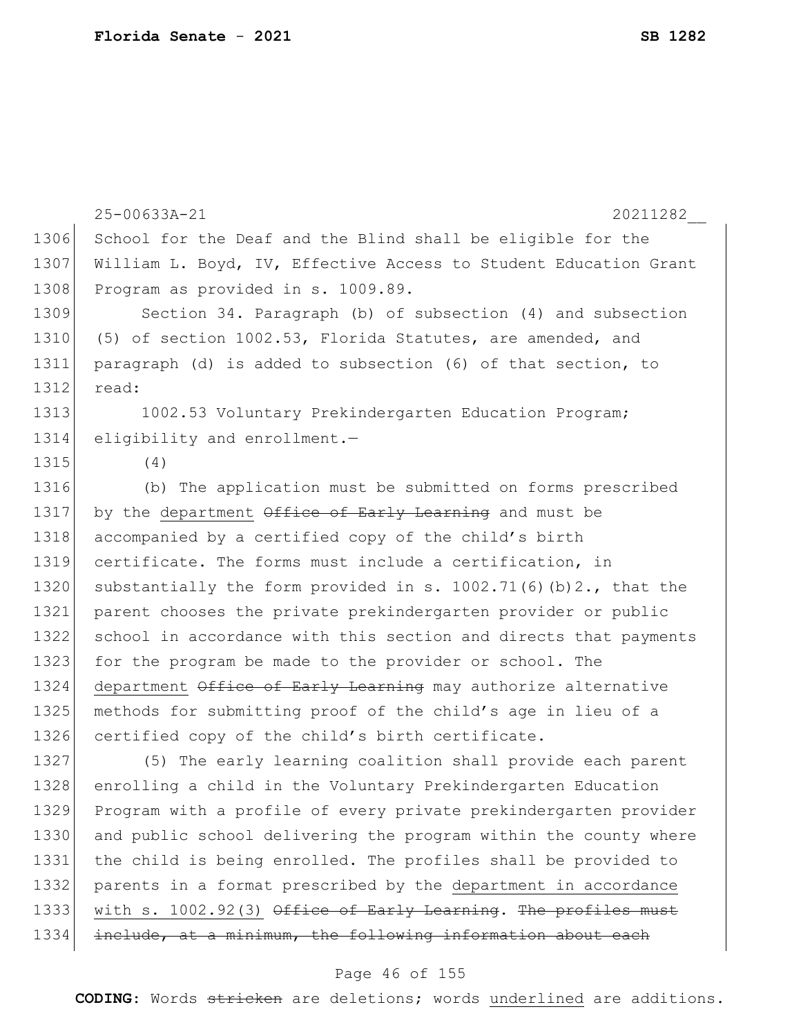School for the Deaf and the Blind shall be eligible for the William L. Boyd, IV, Effective Access to Student Education Grant Program as provided in s. 1009.89.

Section 34. Paragraph (b) of subsection (4) and subsection (5) of section 1002.53, Florida Statutes, are amended, and paragraph (d) is added to subsection (6) of that section, to read:

1002.53 Voluntary Prekindergarten Education Program; eligibility and enrollment.—

(4)

(b) The application must be submitted on forms prescribed by the <u>department</u> ~~Office of Early Learning~~ and must be accompanied by a certified copy of the child's birth certificate. The forms must include a certification, in substantially the form provided in s. 1002.71(6)(b)2., that the parent chooses the private prekindergarten provider or public school in accordance with this section and directs that payments for the program be made to the provider or school. The <u>department</u> ~~Office of Early Learning~~ may authorize alternative methods for submitting proof of the child's age in lieu of a certified copy of the child's birth certificate.

(5) The early learning coalition shall provide each parent enrolling a child in the Voluntary Prekindergarten Education Program with a profile of every private prekindergarten provider and public school delivering the program within the county where the child is being enrolled. The profiles shall be provided to parents in a format prescribed by the <u>department in accordance with s. 1002.92(3)</u> ~~Office of Early Learning~~. ~~The profiles must include, at a minimum, the following information about each~~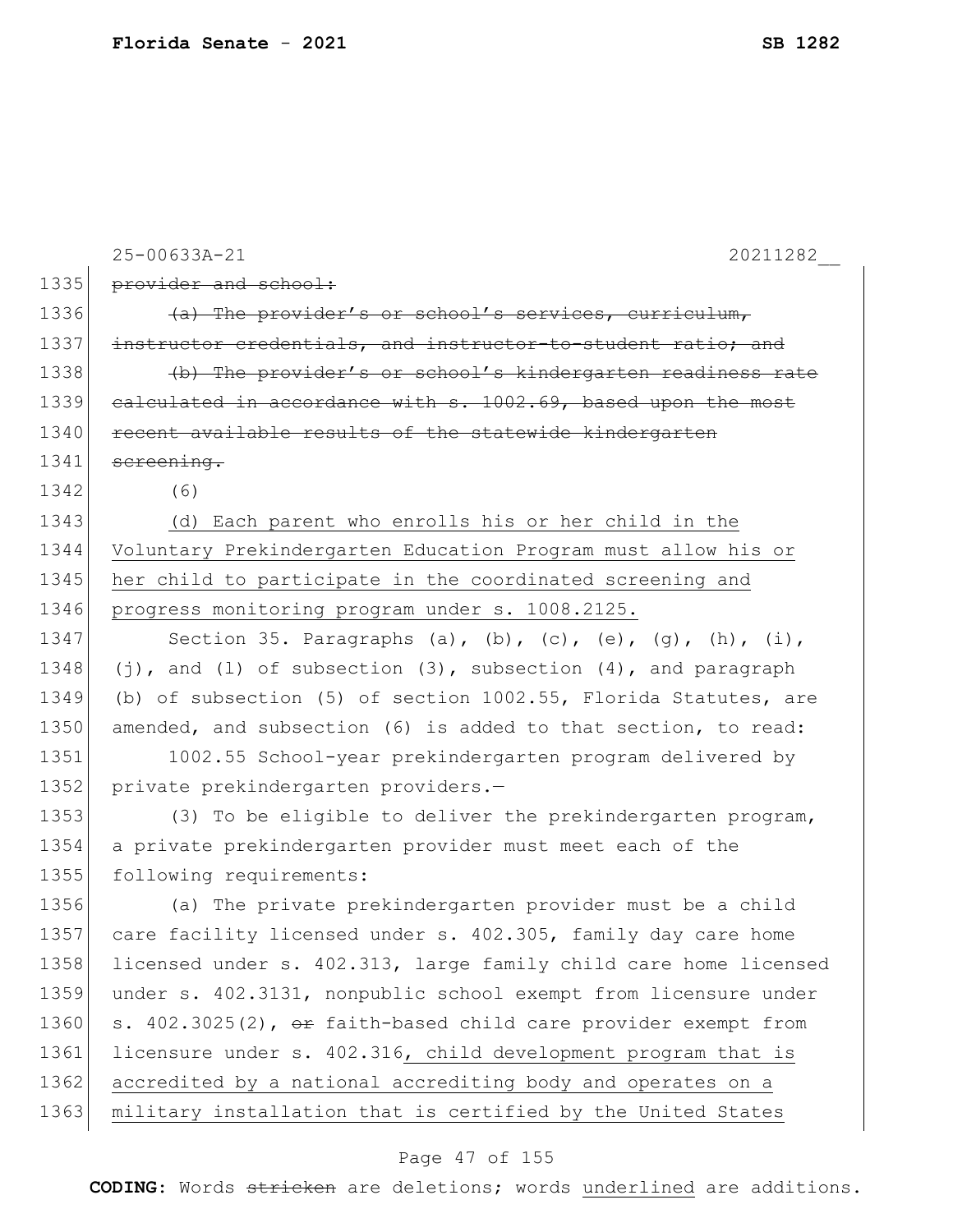~~provider and school:~~

~~(a) The provider's or school's services, curriculum, instructor credentials, and instructor-to-student ratio; and~~

~~(b) The provider's or school's kindergarten readiness rate calculated in accordance with s. 1002.69, based upon the most recent available results of the statewide kindergarten screening.~~

(6)

<u>(d) Each parent who enrolls his or her child in the Voluntary Prekindergarten Education Program must allow his or her child to participate in the coordinated screening and progress monitoring program under s. 1008.2125.</u>

Section 35. Paragraphs (a), (b), (c), (e), (g), (h), (i), (j), and (l) of subsection (3), subsection (4), and paragraph (b) of subsection (5) of section 1002.55, Florida Statutes, are amended, and subsection (6) is added to that section, to read:

1002.55 School-year prekindergarten program delivered by private prekindergarten providers.—

(3) To be eligible to deliver the prekindergarten program, a private prekindergarten provider must meet each of the following requirements:

(a) The private prekindergarten provider must be a child care facility licensed under s. 402.305, family day care home licensed under s. 402.313, large family child care home licensed under s. 402.3131, nonpublic school exempt from licensure under s. 402.3025(2), ~~or~~ faith-based child care provider exempt from licensure under s. 402.316<u>, child development program that is accredited by a national accrediting body and operates on a military installation that is certified by the United States</u>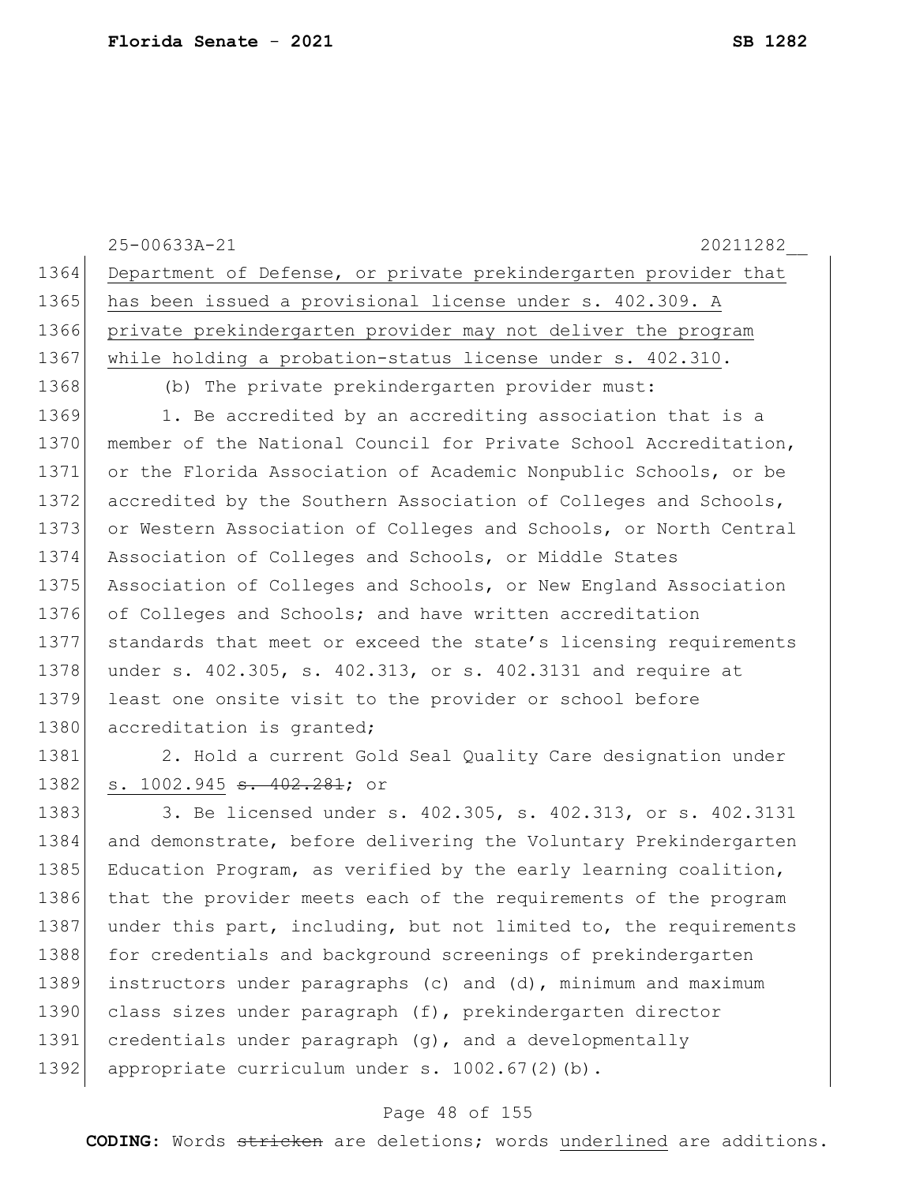Department of Defense, or private prekindergarten provider that has been issued a provisional license under s. 402.309. A private prekindergarten provider may not deliver the program while holding a probation-status license under s. 402.310.

(b) The private prekindergarten provider must:

1. Be accredited by an accrediting association that is a member of the National Council for Private School Accreditation, or the Florida Association of Academic Nonpublic Schools, or be accredited by the Southern Association of Colleges and Schools, or Western Association of Colleges and Schools, or North Central Association of Colleges and Schools, or Middle States Association of Colleges and Schools, or New England Association of Colleges and Schools; and have written accreditation standards that meet or exceed the state's licensing requirements under s. 402.305, s. 402.313, or s. 402.3131 and require at least one onsite visit to the provider or school before accreditation is granted;

2. Hold a current Gold Seal Quality Care designation under s. 1002.945 ~~s. 402.281~~; or

3. Be licensed under s. 402.305, s. 402.313, or s. 402.3131 and demonstrate, before delivering the Voluntary Prekindergarten Education Program, as verified by the early learning coalition, that the provider meets each of the requirements of the program under this part, including, but not limited to, the requirements for credentials and background screenings of prekindergarten instructors under paragraphs (c) and (d), minimum and maximum class sizes under paragraph (f), prekindergarten director credentials under paragraph (g), and a developmentally appropriate curriculum under s. 1002.67(2)(b).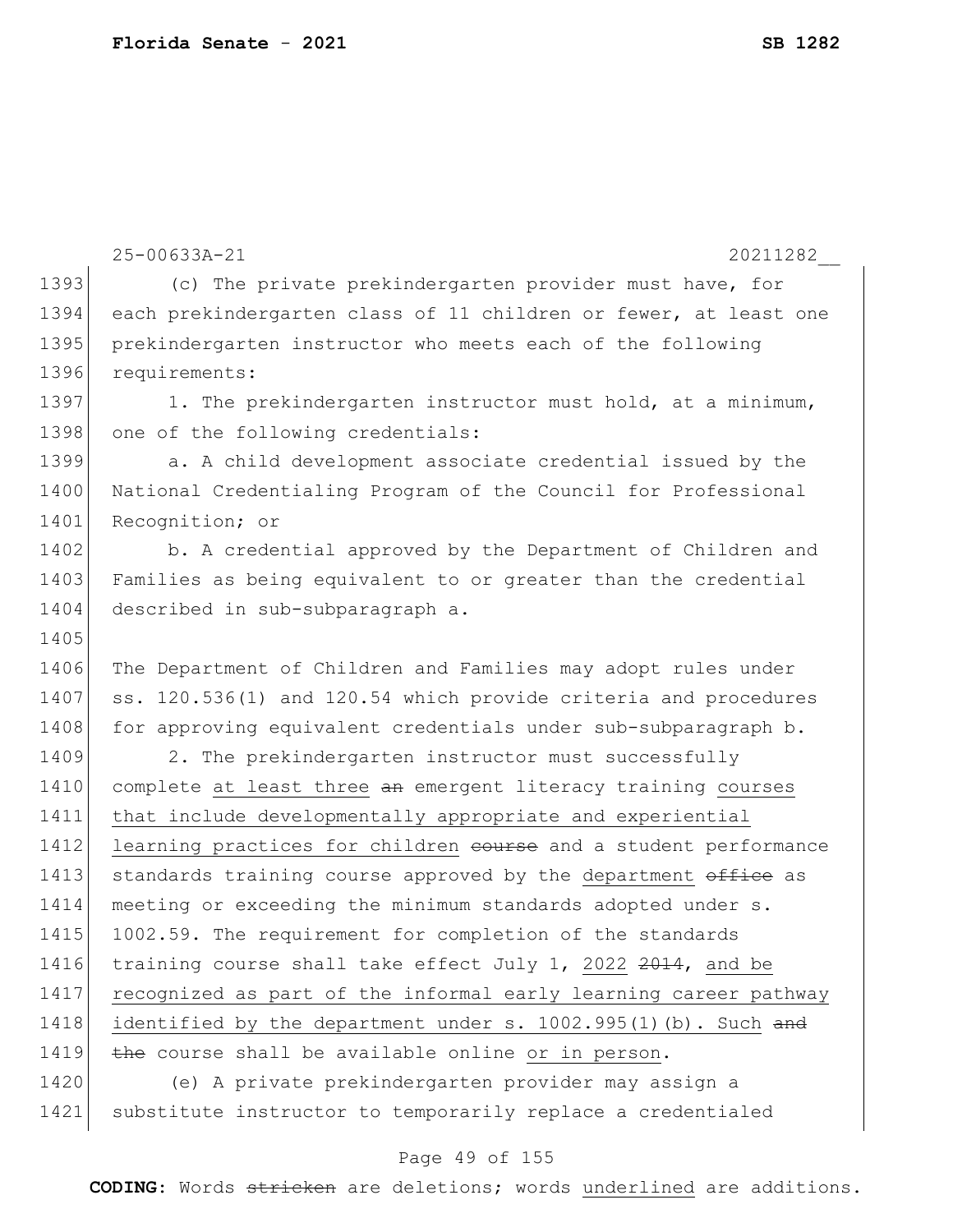(c) The private prekindergarten provider must have, for each prekindergarten class of 11 children or fewer, at least one prekindergarten instructor who meets each of the following requirements:

1. The prekindergarten instructor must hold, at a minimum, one of the following credentials:

a. A child development associate credential issued by the National Credentialing Program of the Council for Professional Recognition; or

b. A credential approved by the Department of Children and Families as being equivalent to or greater than the credential described in sub-subparagraph a.

The Department of Children and Families may adopt rules under ss. 120.536(1) and 120.54 which provide criteria and procedures for approving equivalent credentials under sub-subparagraph b.

2. The prekindergarten instructor must successfully complete <u>at least three</u> ~~an~~ emergent literacy training <u>courses that include developmentally appropriate and experiential learning practices for children</u> ~~course~~ and a student performance standards training course approved by the <u>department</u> ~~office~~ as meeting or exceeding the minimum standards adopted under s. 1002.59. The requirement for completion of the standards training course shall take effect July 1, <u>2022</u> ~~2014~~, <u>and be recognized as part of the informal early learning career pathway identified by the department under s. 1002.995(1)(b). Such</u> ~~and the~~ course shall be available online <u>or in person</u>.

(e) A private prekindergarten provider may assign a substitute instructor to temporarily replace a credentialed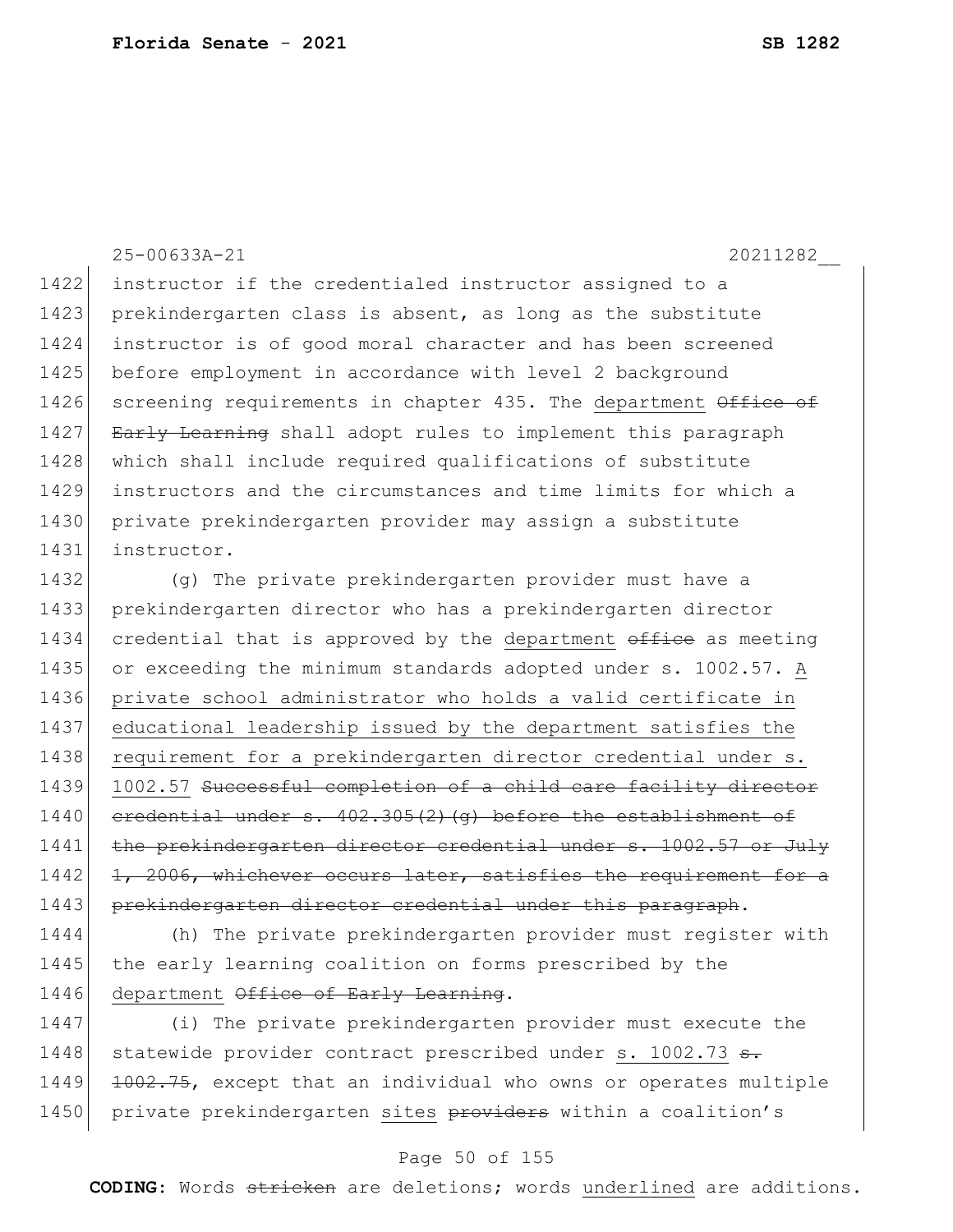25-00633A-21 20211282__

instructor if the credentialed instructor assigned to a prekindergarten class is absent, as long as the substitute instructor is of good moral character and has been screened before employment in accordance with level 2 background screening requirements in chapter 435. The <u>department</u> ~~Office of Early Learning~~ shall adopt rules to implement this paragraph which shall include required qualifications of substitute instructors and the circumstances and time limits for which a private prekindergarten provider may assign a substitute instructor.

(g) The private prekindergarten provider must have a prekindergarten director who has a prekindergarten director credential that is approved by the <u>department</u> ~~office~~ as meeting or exceeding the minimum standards adopted under s. 1002.57. <u>A private school administrator who holds a valid certificate in educational leadership issued by the department satisfies the requirement for a prekindergarten director credential under s. 1002.57</u> ~~Successful completion of a child care facility director credential under s. 402.305(2)(g) before the establishment of the prekindergarten director credential under s. 1002.57 or July 1, 2006, whichever occurs later, satisfies the requirement for a prekindergarten director credential under this paragraph~~.

(h) The private prekindergarten provider must register with the early learning coalition on forms prescribed by the <u>department</u> ~~Office of Early Learning~~.

(i) The private prekindergarten provider must execute the statewide provider contract prescribed under <u>s. 1002.73</u> ~~s. 1002.75~~, except that an individual who owns or operates multiple private prekindergarten <u>sites</u> ~~providers~~ within a coalition's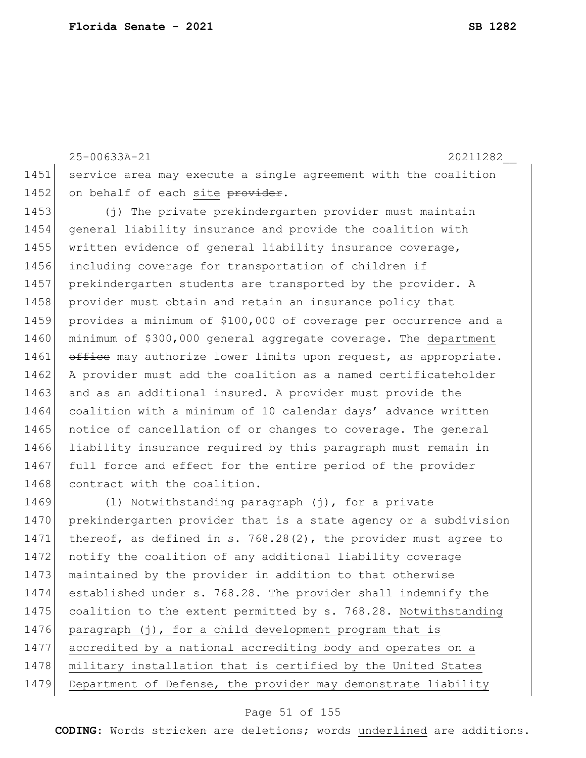service area may execute a single agreement with the coalition on behalf of each <u>site</u> ~~provider~~.

(j) The private prekindergarten provider must maintain general liability insurance and provide the coalition with written evidence of general liability insurance coverage, including coverage for transportation of children if prekindergarten students are transported by the provider. A provider must obtain and retain an insurance policy that provides a minimum of $100,000 of coverage per occurrence and a minimum of $300,000 general aggregate coverage. The <u>department</u> ~~office~~ may authorize lower limits upon request, as appropriate. A provider must add the coalition as a named certificateholder and as an additional insured. A provider must provide the coalition with a minimum of 10 calendar days' advance written notice of cancellation of or changes to coverage. The general liability insurance required by this paragraph must remain in full force and effect for the entire period of the provider contract with the coalition.

(l) Notwithstanding paragraph (j), for a private prekindergarten provider that is a state agency or a subdivision thereof, as defined in s. 768.28(2), the provider must agree to notify the coalition of any additional liability coverage maintained by the provider in addition to that otherwise established under s. 768.28. The provider shall indemnify the coalition to the extent permitted by s. 768.28. <u>Notwithstanding paragraph (j), for a child development program that is accredited by a national accrediting body and operates on a military installation that is certified by the United States Department of Defense, the provider may demonstrate liability</u>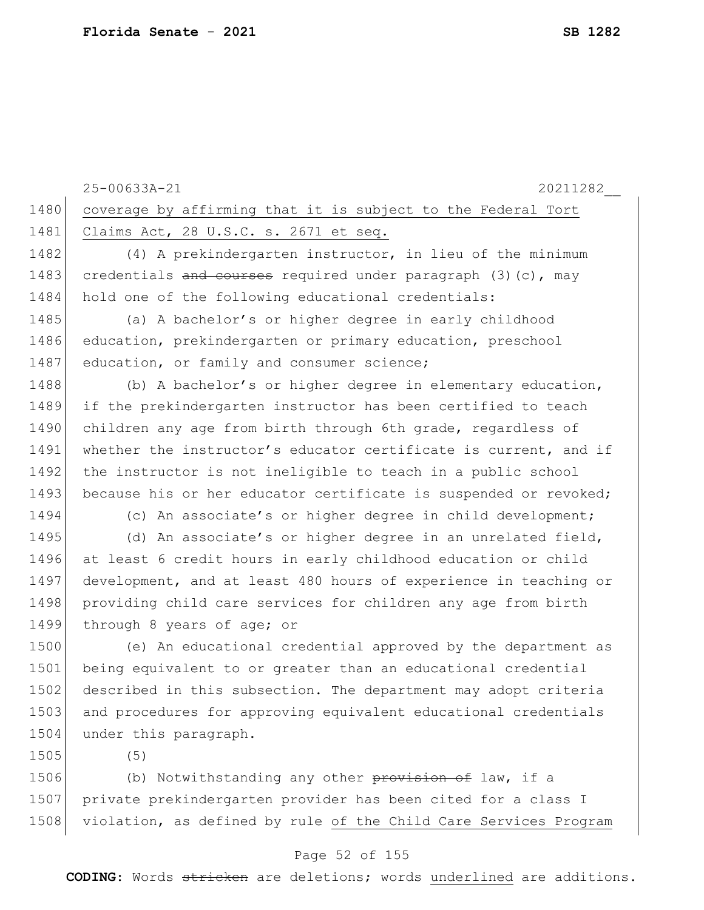coverage by affirming that it is subject to the Federal Tort Claims Act, 28 U.S.C. s. 2671 et seq.

(4) A prekindergarten instructor, in lieu of the minimum credentials ~~and courses~~ required under paragraph (3)(c), may hold one of the following educational credentials:

(a) A bachelor's or higher degree in early childhood education, prekindergarten or primary education, preschool education, or family and consumer science;

(b) A bachelor's or higher degree in elementary education, if the prekindergarten instructor has been certified to teach children any age from birth through 6th grade, regardless of whether the instructor's educator certificate is current, and if the instructor is not ineligible to teach in a public school because his or her educator certificate is suspended or revoked;

(c) An associate's or higher degree in child development;

(d) An associate's or higher degree in an unrelated field, at least 6 credit hours in early childhood education or child development, and at least 480 hours of experience in teaching or providing child care services for children any age from birth through 8 years of age; or

(e) An educational credential approved by the department as being equivalent to or greater than an educational credential described in this subsection. The department may adopt criteria and procedures for approving equivalent educational credentials under this paragraph.

(5)

(b) Notwithstanding any other ~~provision of~~ law, if a private prekindergarten provider has been cited for a class I violation, as defined by rule <u>of the Child Care Services Program</u>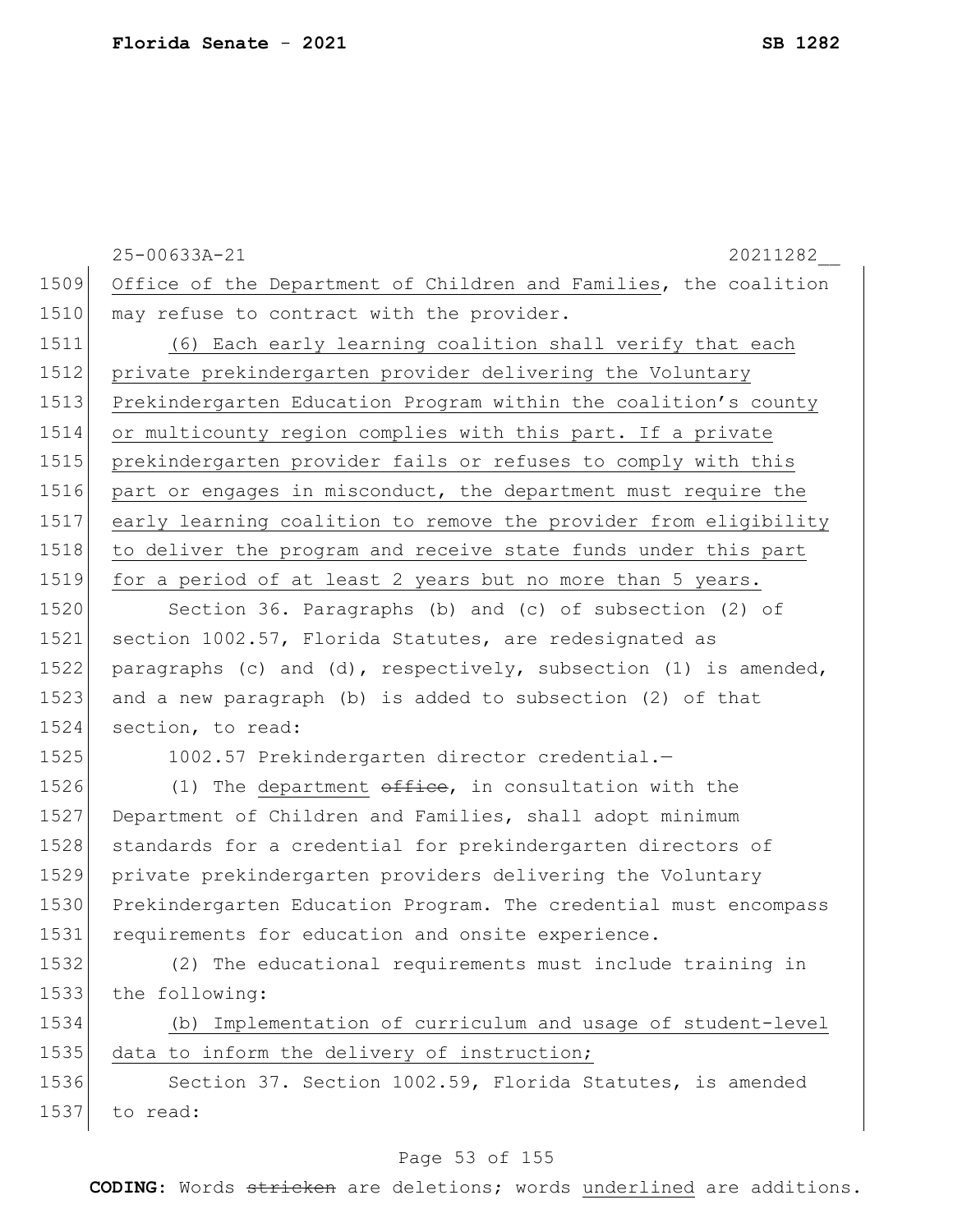Office of the Department of Children and Families, the coalition may refuse to contract with the provider.

(6) Each early learning coalition shall verify that each private prekindergarten provider delivering the Voluntary Prekindergarten Education Program within the coalition's county or multicounty region complies with this part. If a private prekindergarten provider fails or refuses to comply with this part or engages in misconduct, the department must require the early learning coalition to remove the provider from eligibility to deliver the program and receive state funds under this part for a period of at least 2 years but no more than 5 years.

Section 36. Paragraphs (b) and (c) of subsection (2) of section 1002.57, Florida Statutes, are redesignated as paragraphs (c) and (d), respectively, subsection (1) is amended, and a new paragraph (b) is added to subsection (2) of that section, to read:

1002.57 Prekindergarten director credential.—

(1) The department ~~office~~, in consultation with the Department of Children and Families, shall adopt minimum standards for a credential for prekindergarten directors of private prekindergarten providers delivering the Voluntary Prekindergarten Education Program. The credential must encompass requirements for education and onsite experience.

(2) The educational requirements must include training in the following:

(b) Implementation of curriculum and usage of student-level data to inform the delivery of instruction;

Section 37. Section 1002.59, Florida Statutes, is amended to read: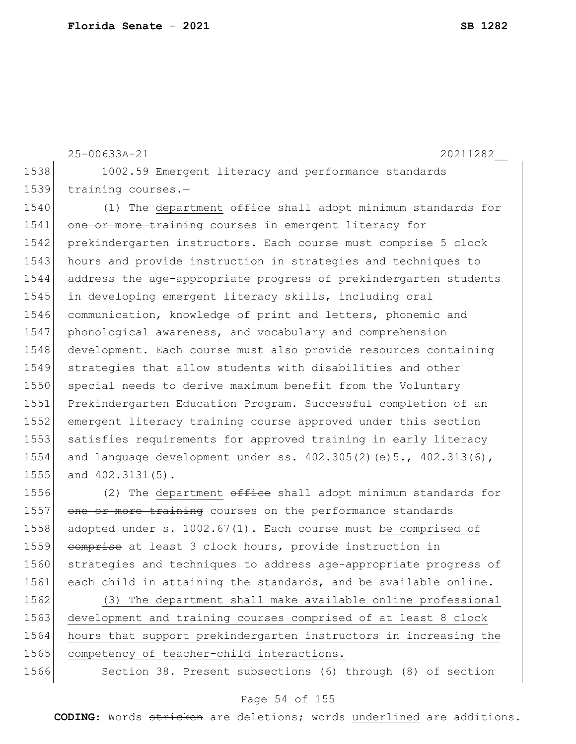25-00633A-21 20211282__

1002.59 Emergent literacy and performance standards training courses.—

(1) The department ~~office~~ shall adopt minimum standards for ~~one or more training~~ courses in emergent literacy for prekindergarten instructors. Each course must comprise 5 clock hours and provide instruction in strategies and techniques to address the age-appropriate progress of prekindergarten students in developing emergent literacy skills, including oral communication, knowledge of print and letters, phonemic and phonological awareness, and vocabulary and comprehension development. Each course must also provide resources containing strategies that allow students with disabilities and other special needs to derive maximum benefit from the Voluntary Prekindergarten Education Program. Successful completion of an emergent literacy training course approved under this section satisfies requirements for approved training in early literacy and language development under ss. 402.305(2)(e)5., 402.313(6), and 402.3131(5).

(2) The department ~~office~~ shall adopt minimum standards for ~~one or more training~~ courses on the performance standards adopted under s. 1002.67(1). Each course must <u>be comprised of</u> ~~comprise~~ at least 3 clock hours, provide instruction in strategies and techniques to address age-appropriate progress of each child in attaining the standards, and be available online.

<u>(3) The department shall make available online professional development and training courses comprised of at least 8 clock hours that support prekindergarten instructors in increasing the competency of teacher-child interactions.</u>

Section 38. Present subsections (6) through (8) of section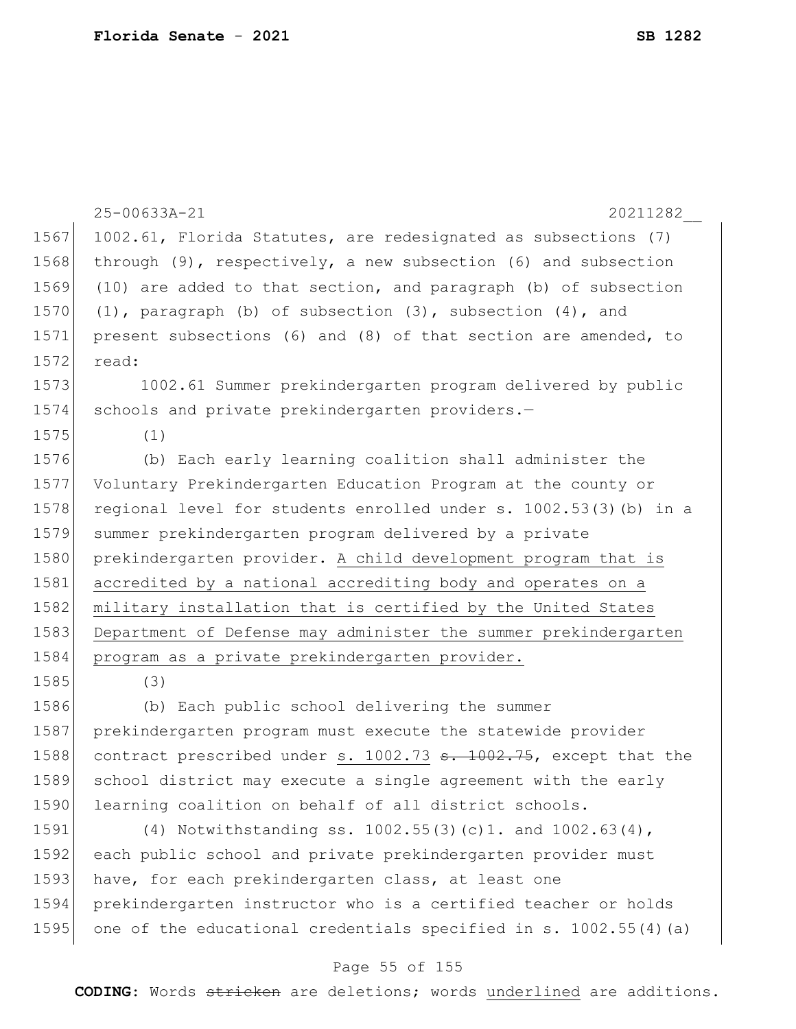1002.61, Florida Statutes, are redesignated as subsections (7) through (9), respectively, a new subsection (6) and subsection (10) are added to that section, and paragraph (b) of subsection (1), paragraph (b) of subsection (3), subsection (4), and present subsections (6) and (8) of that section are amended, to read:

1002.61 Summer prekindergarten program delivered by public schools and private prekindergarten providers.—

(1)

(b) Each early learning coalition shall administer the Voluntary Prekindergarten Education Program at the county or regional level for students enrolled under s. 1002.53(3)(b) in a summer prekindergarten program delivered by a private prekindergarten provider. <u>A child development program that is accredited by a national accrediting body and operates on a military installation that is certified by the United States Department of Defense may administer the summer prekindergarten program as a private prekindergarten provider.</u>

(3)

(b) Each public school delivering the summer prekindergarten program must execute the statewide provider contract prescribed under <u>s. 1002.73</u> ~~s. 1002.75~~, except that the school district may execute a single agreement with the early learning coalition on behalf of all district schools.

(4) Notwithstanding ss. 1002.55(3)(c)1. and 1002.63(4), each public school and private prekindergarten provider must have, for each prekindergarten class, at least one prekindergarten instructor who is a certified teacher or holds one of the educational credentials specified in s. 1002.55(4)(a)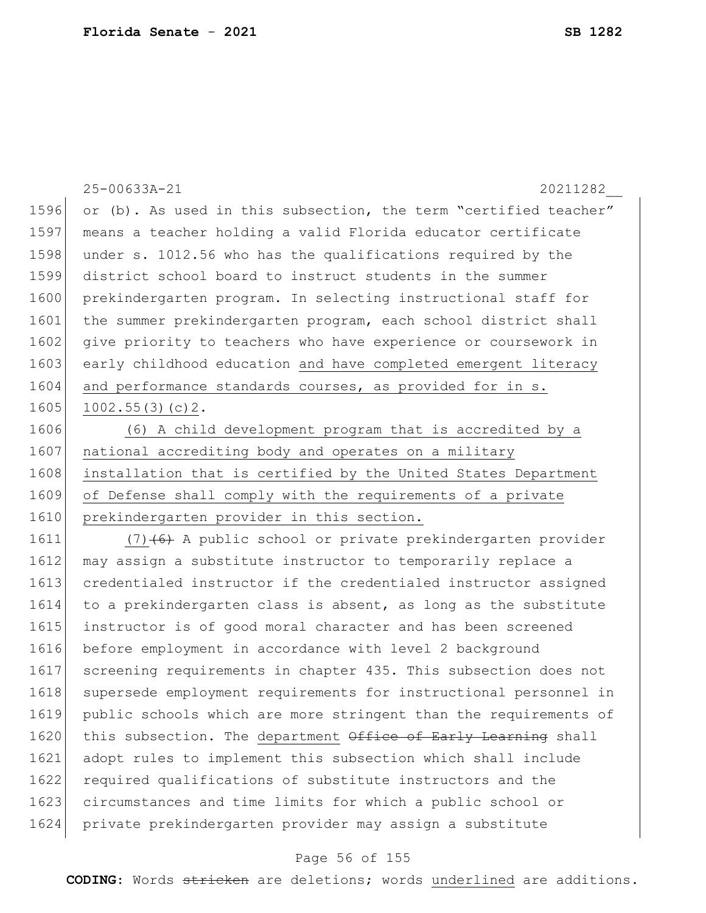or (b). As used in this subsection, the term "certified teacher" means a teacher holding a valid Florida educator certificate under s. 1012.56 who has the qualifications required by the district school board to instruct students in the summer prekindergarten program. In selecting instructional staff for the summer prekindergarten program, each school district shall give priority to teachers who have experience or coursework in early childhood education and have completed emergent literacy and performance standards courses, as provided for in s. 1002.55(3)(c)2.

(6) A child development program that is accredited by a national accrediting body and operates on a military installation that is certified by the United States Department of Defense shall comply with the requirements of a private prekindergarten provider in this section.

(7) ~~(6)~~ A public school or private prekindergarten provider may assign a substitute instructor to temporarily replace a credentialed instructor if the credentialed instructor assigned to a prekindergarten class is absent, as long as the substitute instructor is of good moral character and has been screened before employment in accordance with level 2 background screening requirements in chapter 435. This subsection does not supersede employment requirements for instructional personnel in public schools which are more stringent than the requirements of this subsection. The department ~~Office of Early Learning~~ shall adopt rules to implement this subsection which shall include required qualifications of substitute instructors and the circumstances and time limits for which a public school or private prekindergarten provider may assign a substitute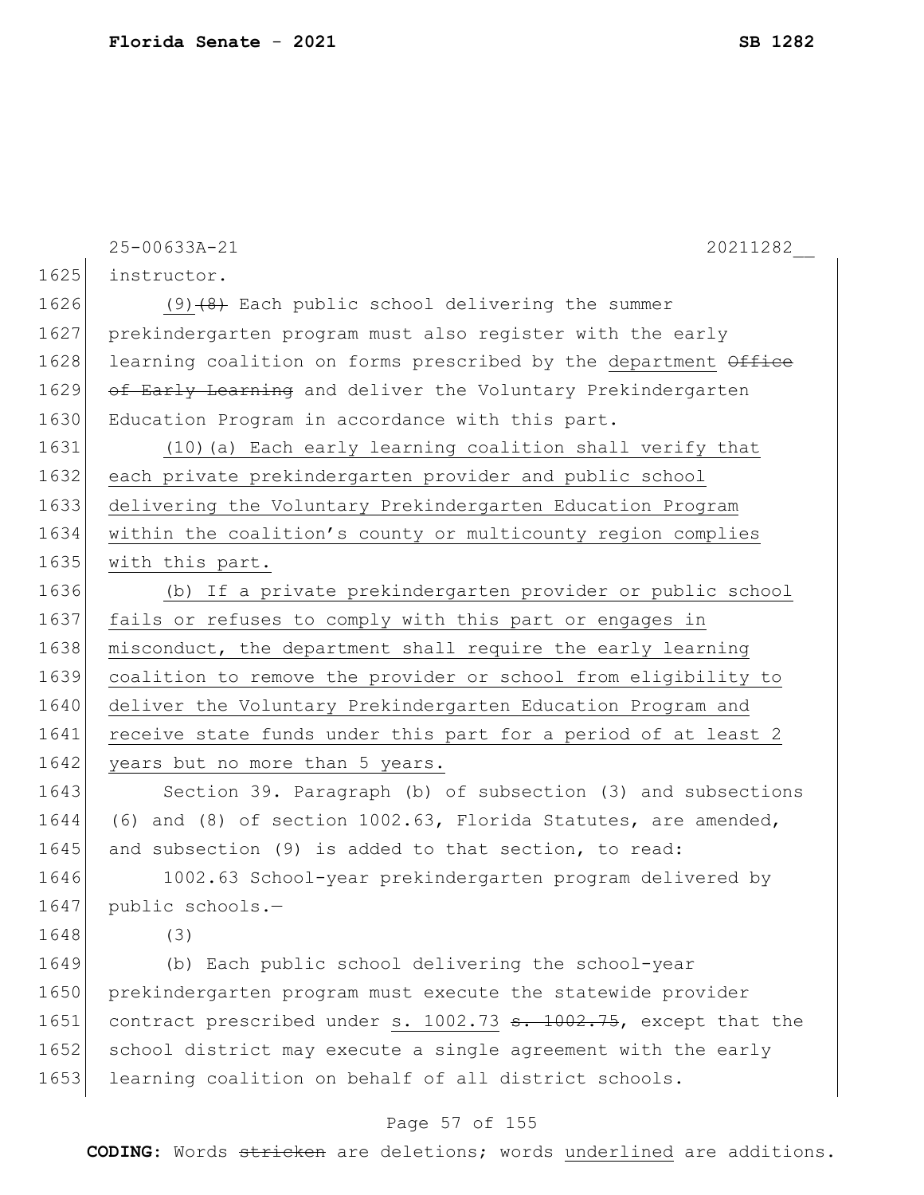instructor.

(9) ~~(8)~~ Each public school delivering the summer prekindergarten program must also register with the early learning coalition on forms prescribed by the <u>department</u> ~~Office of Early Learning~~ and deliver the Voluntary Prekindergarten Education Program in accordance with this part.

<u>(10)(a) Each early learning coalition shall verify that each private prekindergarten provider and public school delivering the Voluntary Prekindergarten Education Program within the coalition's county or multicounty region complies with this part.</u>

<u>(b) If a private prekindergarten provider or public school fails or refuses to comply with this part or engages in misconduct, the department shall require the early learning coalition to remove the provider or school from eligibility to deliver the Voluntary Prekindergarten Education Program and receive state funds under this part for a period of at least 2 years but no more than 5 years.</u>

Section 39. Paragraph (b) of subsection (3) and subsections (6) and (8) of section 1002.63, Florida Statutes, are amended, and subsection (9) is added to that section, to read:

1002.63 School-year prekindergarten program delivered by public schools.—

(3)

(b) Each public school delivering the school-year prekindergarten program must execute the statewide provider contract prescribed under <u>s. 1002.73</u> ~~s. 1002.75~~, except that the school district may execute a single agreement with the early learning coalition on behalf of all district schools.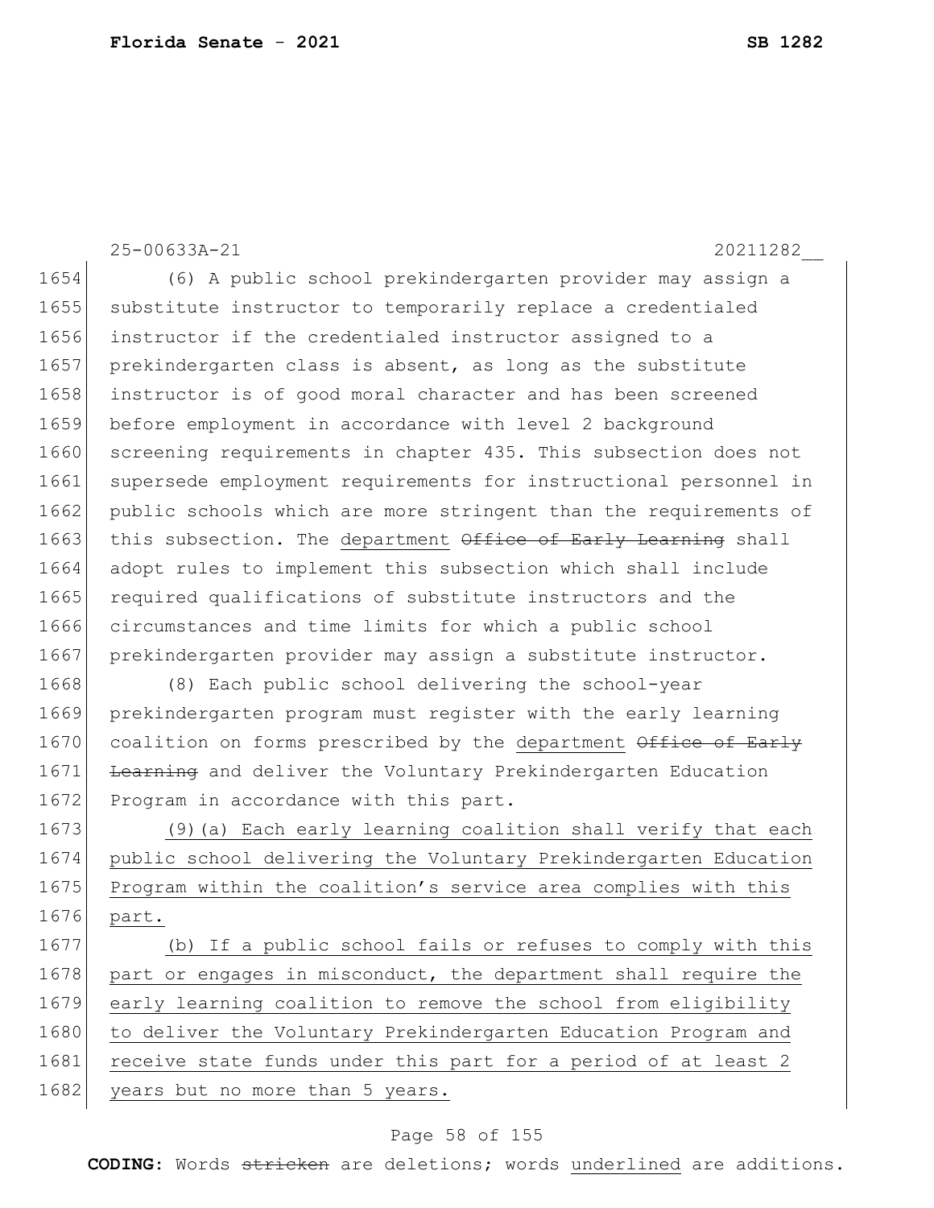(6) A public school prekindergarten provider may assign a substitute instructor to temporarily replace a credentialed instructor if the credentialed instructor assigned to a prekindergarten class is absent, as long as the substitute instructor is of good moral character and has been screened before employment in accordance with level 2 background screening requirements in chapter 435. This subsection does not supersede employment requirements for instructional personnel in public schools which are more stringent than the requirements of this subsection. The <u>department</u> ~~Office of Early Learning~~ shall adopt rules to implement this subsection which shall include required qualifications of substitute instructors and the circumstances and time limits for which a public school prekindergarten provider may assign a substitute instructor.

(8) Each public school delivering the school-year prekindergarten program must register with the early learning coalition on forms prescribed by the <u>department</u> ~~Office of Early Learning~~ and deliver the Voluntary Prekindergarten Education Program in accordance with this part.

<u>(9)(a) Each early learning coalition shall verify that each public school delivering the Voluntary Prekindergarten Education Program within the coalition's service area complies with this part.</u>

<u>(b) If a public school fails or refuses to comply with this part or engages in misconduct, the department shall require the early learning coalition to remove the school from eligibility to deliver the Voluntary Prekindergarten Education Program and receive state funds under this part for a period of at least 2 years but no more than 5 years.</u>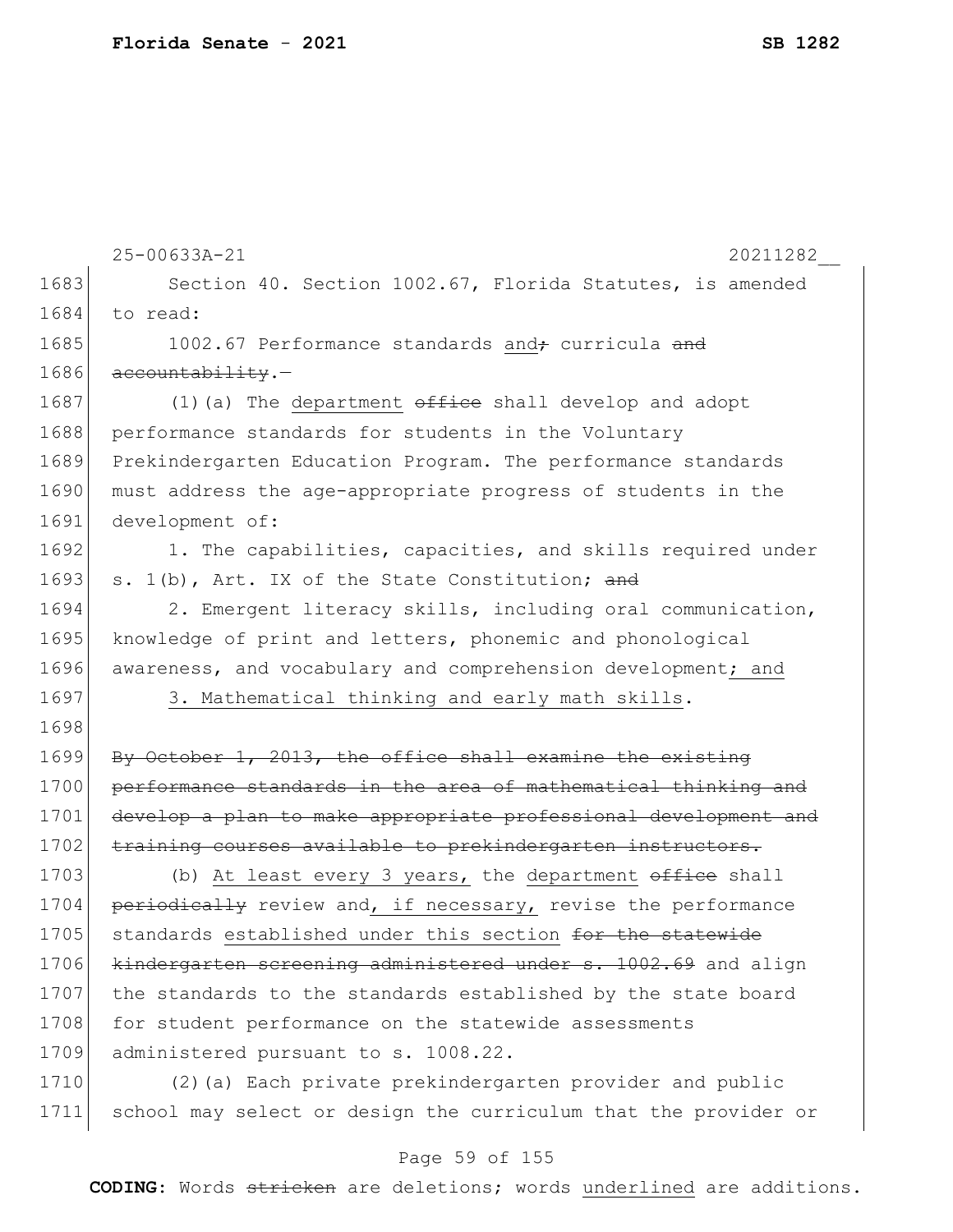25-00633A-21 20211282__

1683 Section 40. Section 1002.67, Florida Statutes, is amended
1684 to read:

1685 1002.67 Performance standards <u>and</u>~~;~~ curricula ~~and~~
1686 ~~accountability~~.—

1687 (1)(a) The <u>department</u> ~~office~~ shall develop and adopt
1688 performance standards for students in the Voluntary
1689 Prekindergarten Education Program. The performance standards
1690 must address the age-appropriate progress of students in the
1691 development of:

1692 1. The capabilities, capacities, and skills required under
1693 s. 1(b), Art. IX of the State Constitution; ~~and~~

1694 2. Emergent literacy skills, including oral communication,
1695 knowledge of print and letters, phonemic and phonological
1696 awareness, and vocabulary and comprehension development<u>; and</u>

1697 <u>3. Mathematical thinking and early math skills</u>.

1698

1699 ~~By October 1, 2013, the office shall examine the existing~~
1700 ~~performance standards in the area of mathematical thinking and~~
1701 ~~develop a plan to make appropriate professional development and~~
1702 ~~training courses available to prekindergarten instructors.~~

1703 (b) <u>At least every 3 years,</u> the <u>department</u> ~~office~~ shall
1704 ~~periodically~~ review and<u>, if necessary,</u> revise the performance
1705 standards <u>established under this section</u> ~~for the statewide~~
1706 ~~kindergarten screening administered under s. 1002.69~~ and align
1707 the standards to the standards established by the state board
1708 for student performance on the statewide assessments
1709 administered pursuant to s. 1008.22.

1710 (2)(a) Each private prekindergarten provider and public
1711 school may select or design the curriculum that the provider or

**CODING:** Words ~~stricken~~ are deletions; words <u>underlined</u> are additions.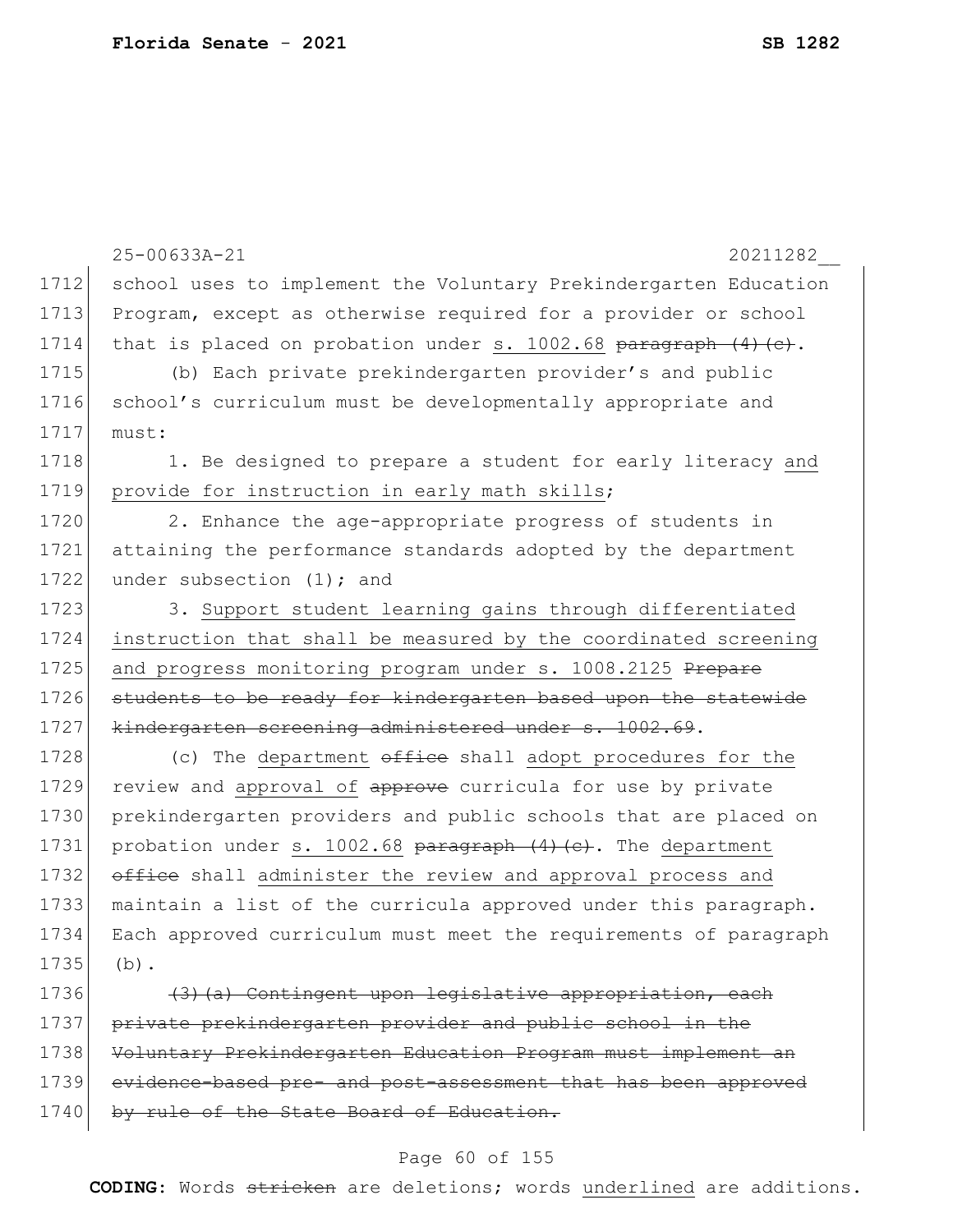school uses to implement the Voluntary Prekindergarten Education Program, except as otherwise required for a provider or school that is placed on probation under <u>s. 1002.68</u> ~~paragraph (4)(c)~~.

(b) Each private prekindergarten provider's and public school's curriculum must be developmentally appropriate and must:

1. Be designed to prepare a student for early literacy <u>and provide for instruction in early math skills</u>;

2. Enhance the age-appropriate progress of students in attaining the performance standards adopted by the department under subsection (1); and

3. <u>Support student learning gains through differentiated instruction that shall be measured by the coordinated screening and progress monitoring program under s. 1008.2125</u> ~~Prepare students to be ready for kindergarten based upon the statewide kindergarten screening administered under s. 1002.69~~.

(c) The <u>department</u> ~~office~~ shall <u>adopt procedures for the review and approval of</u> ~~approve~~ curricula for use by private prekindergarten providers and public schools that are placed on probation under <u>s. 1002.68</u> ~~paragraph (4)(c)~~. The <u>department</u> ~~office~~ shall <u>administer the review and approval process and</u> maintain a list of the curricula approved under this paragraph. Each approved curriculum must meet the requirements of paragraph (b).

~~(3)(a) Contingent upon legislative appropriation, each private prekindergarten provider and public school in the Voluntary Prekindergarten Education Program must implement an evidence-based pre- and post-assessment that has been approved by rule of the State Board of Education.~~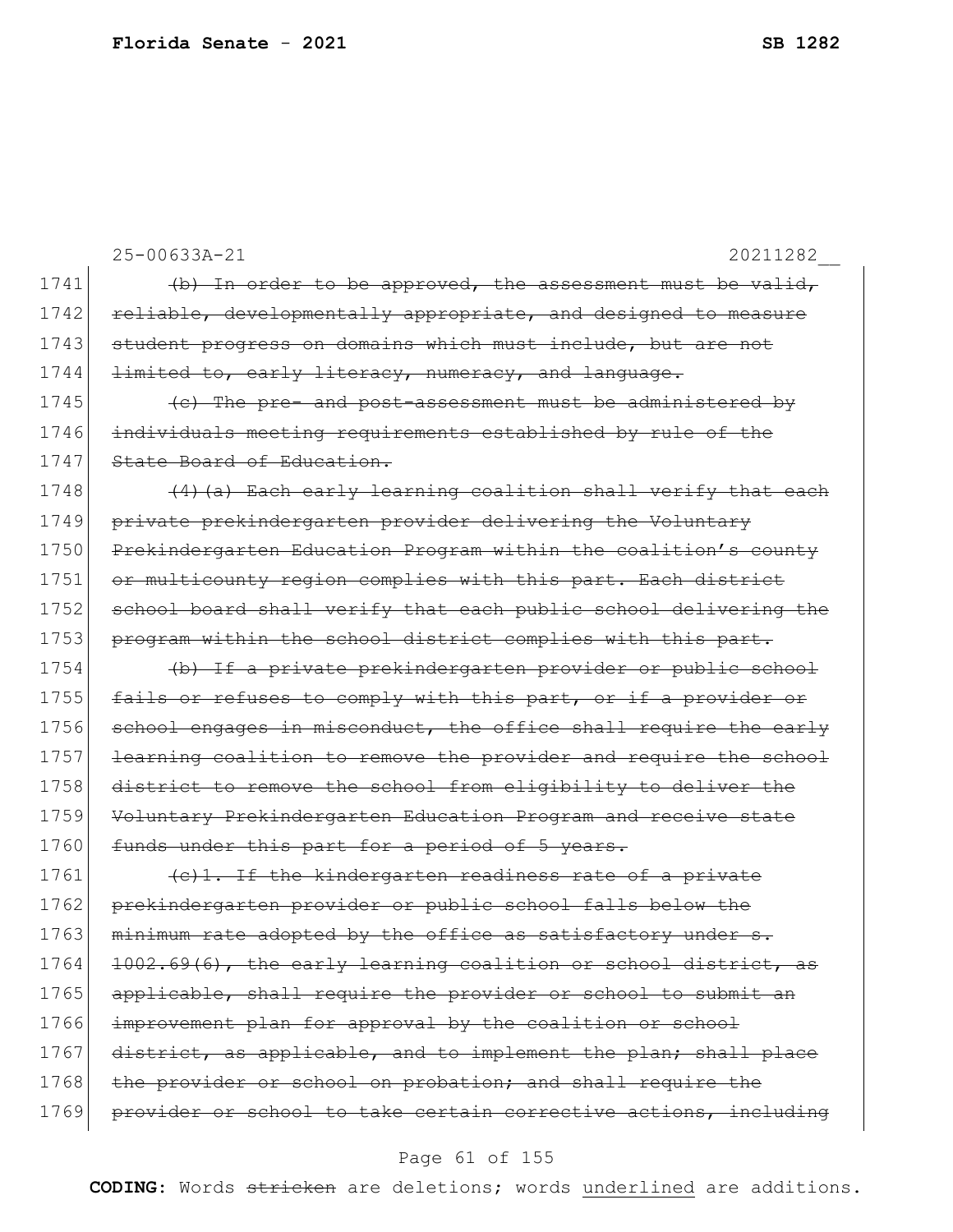25-00633A-21 20211282__

1741 ~~(b) In order to be approved, the assessment must be valid,~~
1742 ~~reliable, developmentally appropriate, and designed to measure~~
1743 ~~student progress on domains which must include, but are not~~
1744 ~~limited to, early literacy, numeracy, and language.~~
1745 ~~(c) The pre- and post-assessment must be administered by~~
1746 ~~individuals meeting requirements established by rule of the~~
1747 ~~State Board of Education.~~
1748 ~~(4)(a) Each early learning coalition shall verify that each~~
1749 ~~private prekindergarten provider delivering the Voluntary~~
1750 ~~Prekindergarten Education Program within the coalition's county~~
1751 ~~or multicounty region complies with this part. Each district~~
1752 ~~school board shall verify that each public school delivering the~~
1753 ~~program within the school district complies with this part.~~
1754 ~~(b) If a private prekindergarten provider or public school~~
1755 ~~fails or refuses to comply with this part, or if a provider or~~
1756 ~~school engages in misconduct, the office shall require the early~~
1757 ~~learning coalition to remove the provider and require the school~~
1758 ~~district to remove the school from eligibility to deliver the~~
1759 ~~Voluntary Prekindergarten Education Program and receive state~~
1760 ~~funds under this part for a period of 5 years.~~
1761 ~~(c)1. If the kindergarten readiness rate of a private~~
1762 ~~prekindergarten provider or public school falls below the~~
1763 ~~minimum rate adopted by the office as satisfactory under s.~~
1764 ~~1002.69(6), the early learning coalition or school district, as~~
1765 ~~applicable, shall require the provider or school to submit an~~
1766 ~~improvement plan for approval by the coalition or school~~
1767 ~~district, as applicable, and to implement the plan; shall place~~
1768 ~~the provider or school on probation; and shall require the~~
1769 ~~provider or school to take certain corrective actions, including~~

**CODING:** Words ~~stricken~~ are deletions; words underlined are additions.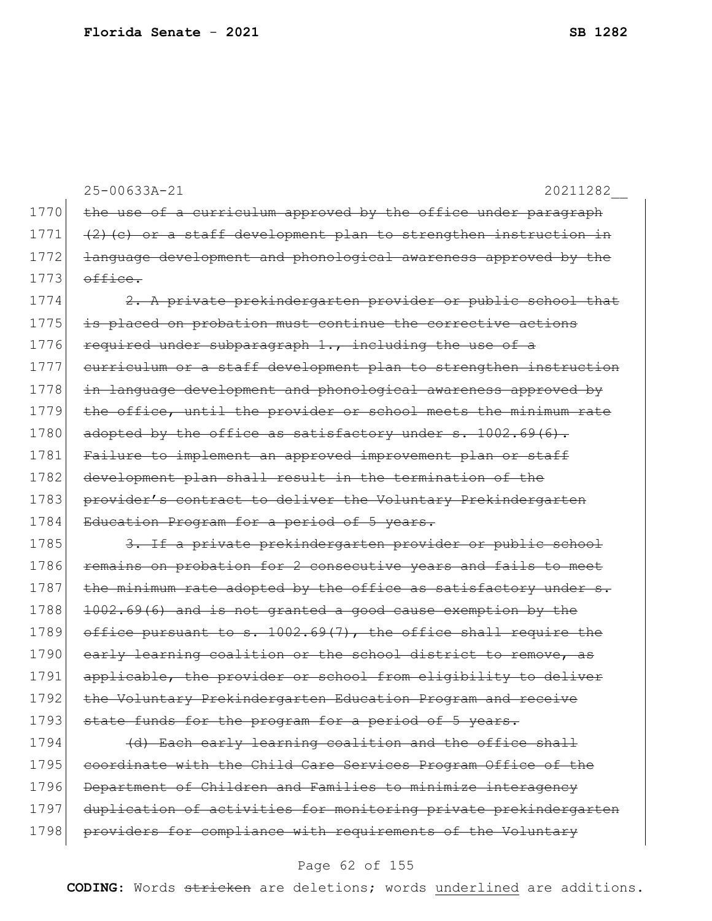25-00633A-21 20211282__

1770 ~~the use of a curriculum approved by the office under paragraph~~
1771 ~~(2)(c) or a staff development plan to strengthen instruction in~~
1772 ~~language development and phonological awareness approved by the~~
1773 ~~office.~~

1774 ~~2. A private prekindergarten provider or public school that~~
1775 ~~is placed on probation must continue the corrective actions~~
1776 ~~required under subparagraph 1., including the use of a~~
1777 ~~curriculum or a staff development plan to strengthen instruction~~
1778 ~~in language development and phonological awareness approved by~~
1779 ~~the office, until the provider or school meets the minimum rate~~
1780 ~~adopted by the office as satisfactory under s. 1002.69(6).~~
1781 ~~Failure to implement an approved improvement plan or staff~~
1782 ~~development plan shall result in the termination of the~~
1783 ~~provider's contract to deliver the Voluntary Prekindergarten~~
1784 ~~Education Program for a period of 5 years.~~

1785 ~~3. If a private prekindergarten provider or public school~~
1786 ~~remains on probation for 2 consecutive years and fails to meet~~
1787 ~~the minimum rate adopted by the office as satisfactory under s.~~
1788 ~~1002.69(6) and is not granted a good cause exemption by the~~
1789 ~~office pursuant to s. 1002.69(7), the office shall require the~~
1790 ~~early learning coalition or the school district to remove, as~~
1791 ~~applicable, the provider or school from eligibility to deliver~~
1792 ~~the Voluntary Prekindergarten Education Program and receive~~
1793 ~~state funds for the program for a period of 5 years.~~

1794 ~~(d) Each early learning coalition and the office shall~~
1795 ~~coordinate with the Child Care Services Program Office of the~~
1796 ~~Department of Children and Families to minimize interagency~~
1797 ~~duplication of activities for monitoring private prekindergarten~~
1798 ~~providers for compliance with requirements of the Voluntary~~

**CODING:** Words ~~stricken~~ are deletions; words <u>underlined</u> are additions.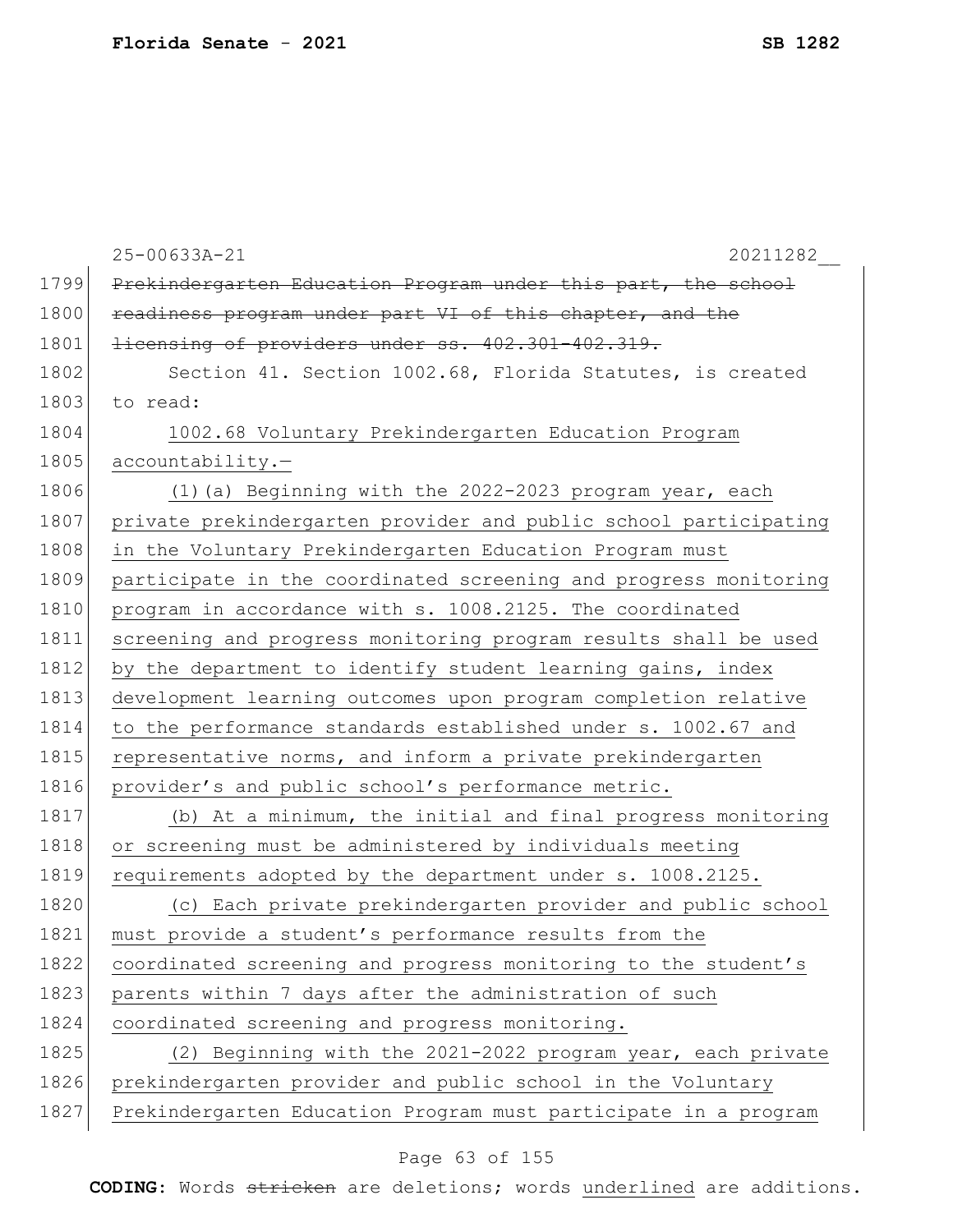~~Prekindergarten Education Program under this part, the school readiness program under part VI of this chapter, and the licensing of providers under ss. 402.301-402.319.~~

Section 41. Section 1002.68, Florida Statutes, is created to read:

<u>1002.68 Voluntary Prekindergarten Education Program accountability.—</u>

<u>(1)(a) Beginning with the 2022-2023 program year, each private prekindergarten provider and public school participating in the Voluntary Prekindergarten Education Program must participate in the coordinated screening and progress monitoring program in accordance with s. 1008.2125. The coordinated screening and progress monitoring program results shall be used by the department to identify student learning gains, index development learning outcomes upon program completion relative to the performance standards established under s. 1002.67 and representative norms, and inform a private prekindergarten provider's and public school's performance metric.</u>

<u>(b) At a minimum, the initial and final progress monitoring or screening must be administered by individuals meeting requirements adopted by the department under s. 1008.2125.</u>

<u>(c) Each private prekindergarten provider and public school must provide a student's performance results from the coordinated screening and progress monitoring to the student's parents within 7 days after the administration of such coordinated screening and progress monitoring.</u>

<u>(2) Beginning with the 2021-2022 program year, each private prekindergarten provider and public school in the Voluntary Prekindergarten Education Program must participate in a program</u>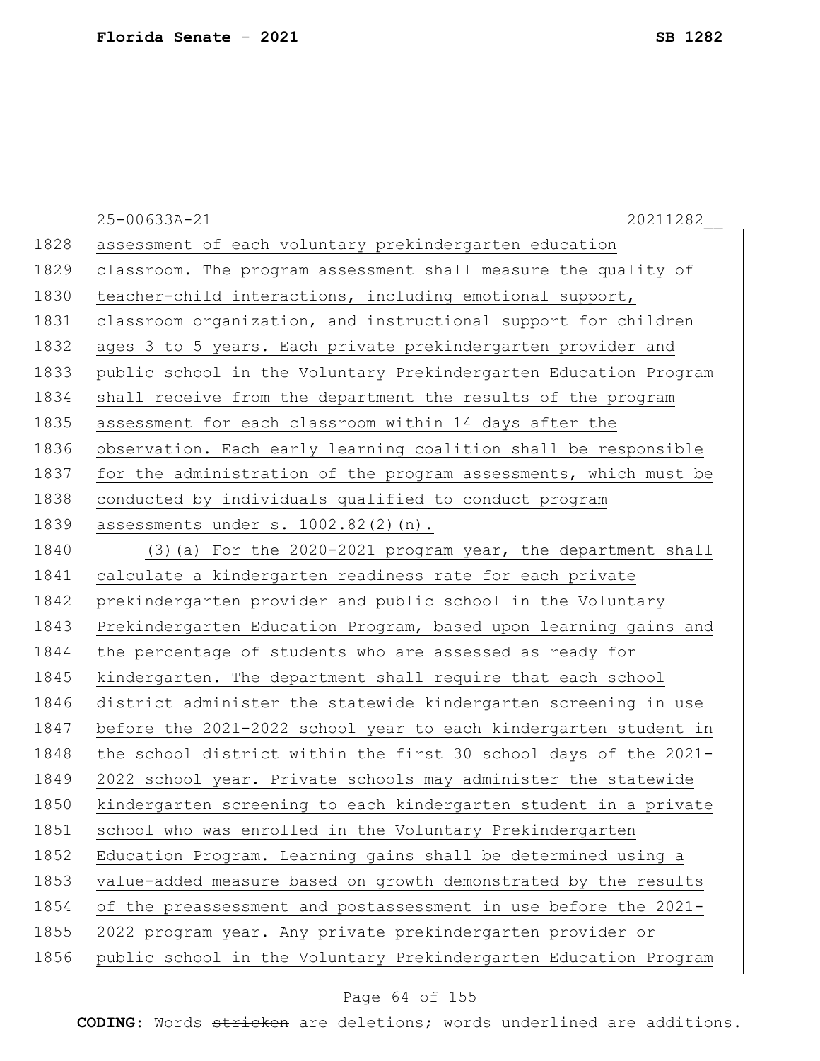assessment of each voluntary prekindergarten education classroom. The program assessment shall measure the quality of teacher-child interactions, including emotional support, classroom organization, and instructional support for children ages 3 to 5 years. Each private prekindergarten provider and public school in the Voluntary Prekindergarten Education Program shall receive from the department the results of the program assessment for each classroom within 14 days after the observation. Each early learning coalition shall be responsible for the administration of the program assessments, which must be conducted by individuals qualified to conduct program assessments under s. 1002.82(2)(n).

(3)(a) For the 2020-2021 program year, the department shall calculate a kindergarten readiness rate for each private prekindergarten provider and public school in the Voluntary Prekindergarten Education Program, based upon learning gains and the percentage of students who are assessed as ready for kindergarten. The department shall require that each school district administer the statewide kindergarten screening in use before the 2021-2022 school year to each kindergarten student in the school district within the first 30 school days of the 2021-2022 school year. Private schools may administer the statewide kindergarten screening to each kindergarten student in a private school who was enrolled in the Voluntary Prekindergarten Education Program. Learning gains shall be determined using a value-added measure based on growth demonstrated by the results of the preassessment and postassessment in use before the 2021-2022 program year. Any private prekindergarten provider or public school in the Voluntary Prekindergarten Education Program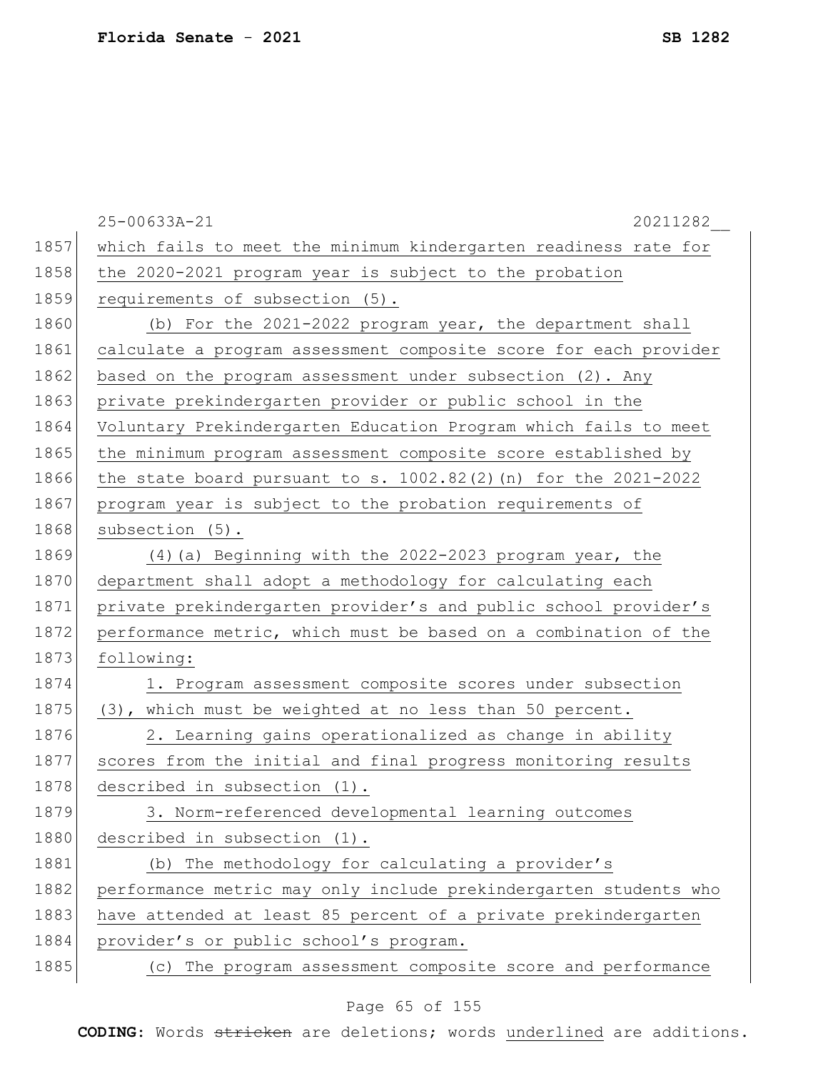which fails to meet the minimum kindergarten readiness rate for the 2020-2021 program year is subject to the probation requirements of subsection (5).

(b) For the 2021-2022 program year, the department shall calculate a program assessment composite score for each provider based on the program assessment under subsection (2). Any private prekindergarten provider or public school in the Voluntary Prekindergarten Education Program which fails to meet the minimum program assessment composite score established by the state board pursuant to s. 1002.82(2)(n) for the 2021-2022 program year is subject to the probation requirements of subsection (5).

(4)(a) Beginning with the 2022-2023 program year, the department shall adopt a methodology for calculating each private prekindergarten provider's and public school provider's performance metric, which must be based on a combination of the following:

1. Program assessment composite scores under subsection (3), which must be weighted at no less than 50 percent.

2. Learning gains operationalized as change in ability scores from the initial and final progress monitoring results described in subsection (1).

3. Norm-referenced developmental learning outcomes described in subsection (1).

(b) The methodology for calculating a provider's performance metric may only include prekindergarten students who have attended at least 85 percent of a private prekindergarten provider's or public school's program.

(c) The program assessment composite score and performance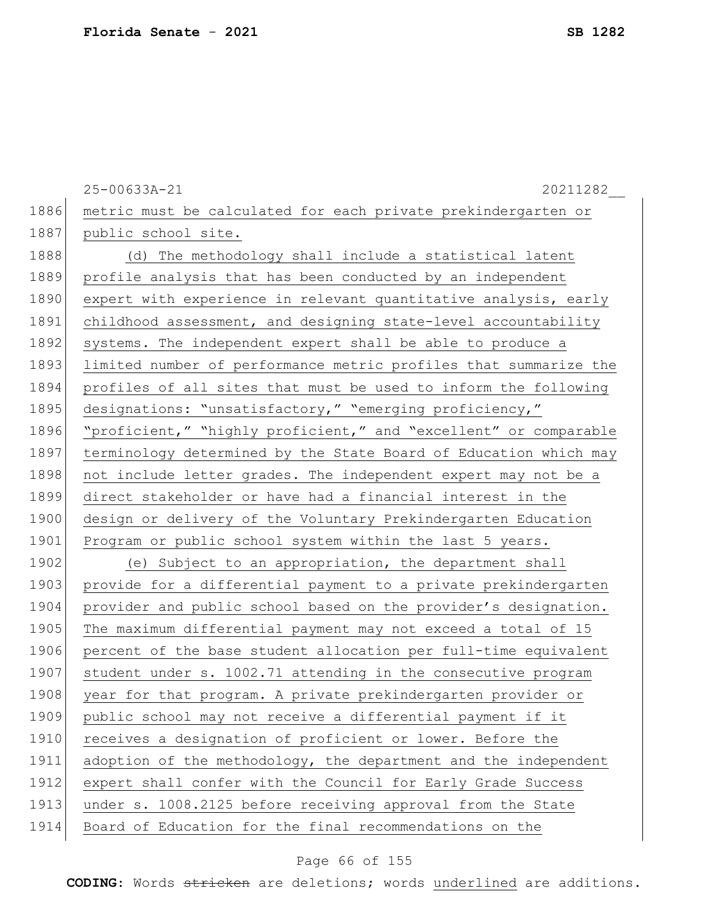metric must be calculated for each private prekindergarten or public school site.

(d) The methodology shall include a statistical latent profile analysis that has been conducted by an independent expert with experience in relevant quantitative analysis, early childhood assessment, and designing state-level accountability systems. The independent expert shall be able to produce a limited number of performance metric profiles that summarize the profiles of all sites that must be used to inform the following designations: "unsatisfactory," "emerging proficiency," "proficient," "highly proficient," and "excellent" or comparable terminology determined by the State Board of Education which may not include letter grades. The independent expert may not be a direct stakeholder or have had a financial interest in the design or delivery of the Voluntary Prekindergarten Education Program or public school system within the last 5 years.

(e) Subject to an appropriation, the department shall provide for a differential payment to a private prekindergarten provider and public school based on the provider's designation. The maximum differential payment may not exceed a total of 15 percent of the base student allocation per full-time equivalent student under s. 1002.71 attending in the consecutive program year for that program. A private prekindergarten provider or public school may not receive a differential payment if it receives a designation of proficient or lower. Before the adoption of the methodology, the department and the independent expert shall confer with the Council for Early Grade Success under s. 1008.2125 before receiving approval from the State Board of Education for the final recommendations on the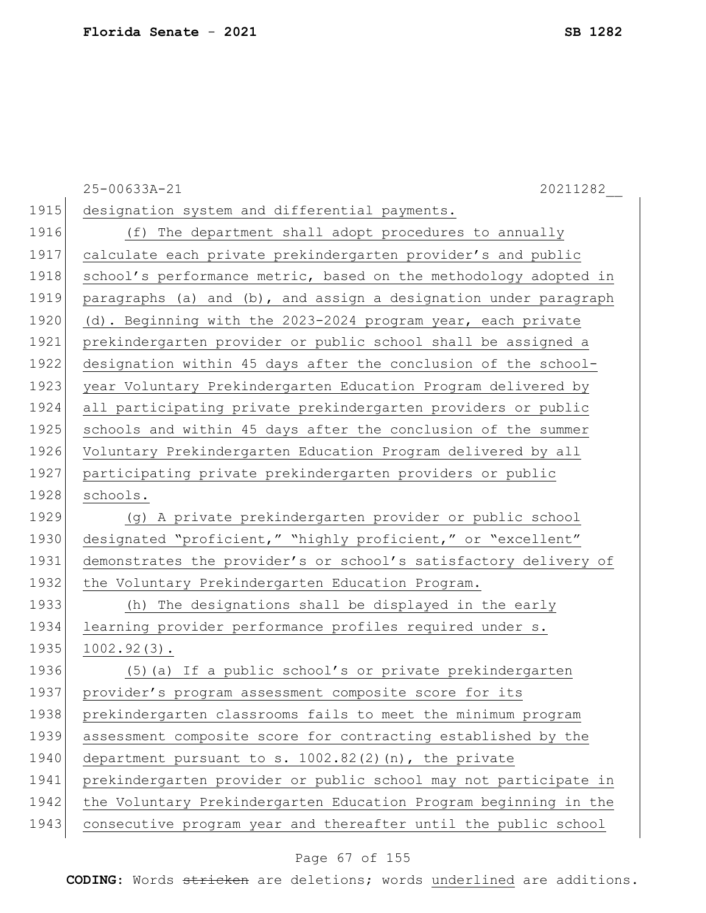designation system and differential payments.

(f) The department shall adopt procedures to annually calculate each private prekindergarten provider's and public school's performance metric, based on the methodology adopted in paragraphs (a) and (b), and assign a designation under paragraph (d). Beginning with the 2023-2024 program year, each private prekindergarten provider or public school shall be assigned a designation within 45 days after the conclusion of the school-year Voluntary Prekindergarten Education Program delivered by all participating private prekindergarten providers or public schools and within 45 days after the conclusion of the summer Voluntary Prekindergarten Education Program delivered by all participating private prekindergarten providers or public schools.

(g) A private prekindergarten provider or public school designated "proficient," "highly proficient," or "excellent" demonstrates the provider's or school's satisfactory delivery of the Voluntary Prekindergarten Education Program.

(h) The designations shall be displayed in the early learning provider performance profiles required under s. 1002.92(3).

(5)(a) If a public school's or private prekindergarten provider's program assessment composite score for its prekindergarten classrooms fails to meet the minimum program assessment composite score for contracting established by the department pursuant to s. 1002.82(2)(n), the private prekindergarten provider or public school may not participate in the Voluntary Prekindergarten Education Program beginning in the consecutive program year and thereafter until the public school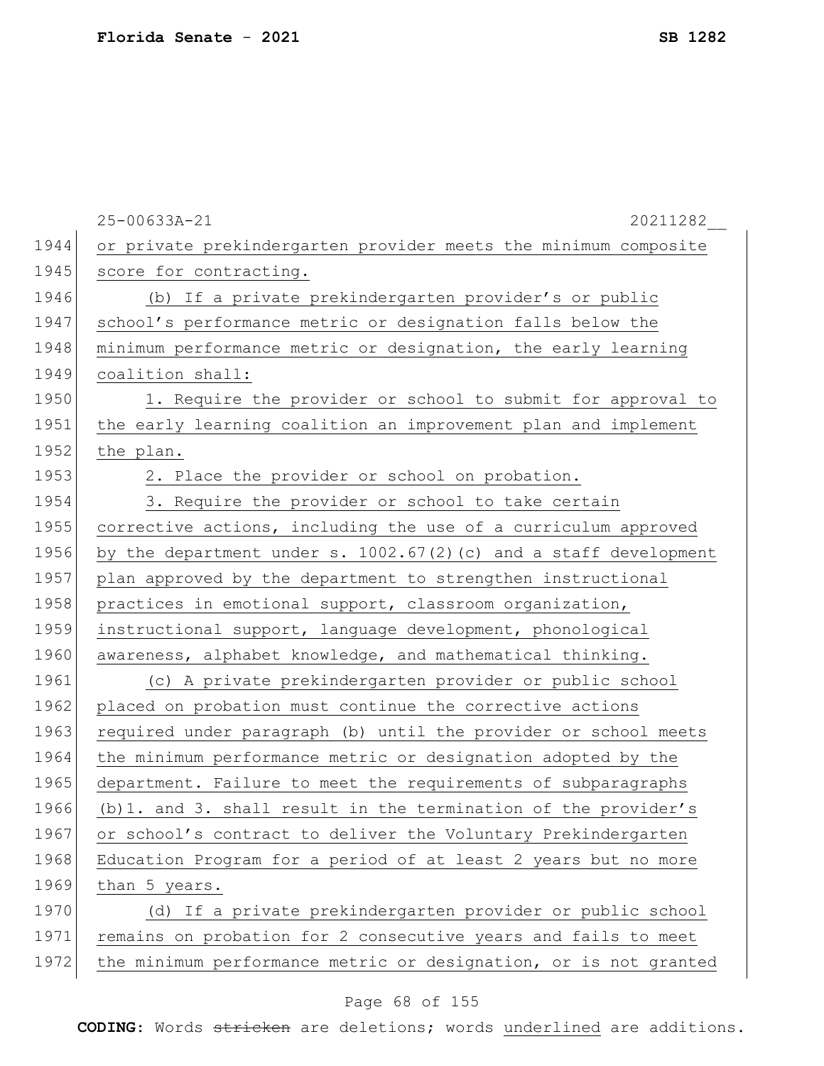or private prekindergarten provider meets the minimum composite score for contracting.

(b) If a private prekindergarten provider's or public school's performance metric or designation falls below the minimum performance metric or designation, the early learning coalition shall:

1. Require the provider or school to submit for approval to the early learning coalition an improvement plan and implement the plan.

2. Place the provider or school on probation.

3. Require the provider or school to take certain corrective actions, including the use of a curriculum approved by the department under s. 1002.67(2)(c) and a staff development plan approved by the department to strengthen instructional practices in emotional support, classroom organization, instructional support, language development, phonological awareness, alphabet knowledge, and mathematical thinking.

(c) A private prekindergarten provider or public school placed on probation must continue the corrective actions required under paragraph (b) until the provider or school meets the minimum performance metric or designation adopted by the department. Failure to meet the requirements of subparagraphs (b)1. and 3. shall result in the termination of the provider's or school's contract to deliver the Voluntary Prekindergarten Education Program for a period of at least 2 years but no more than 5 years.

(d) If a private prekindergarten provider or public school remains on probation for 2 consecutive years and fails to meet the minimum performance metric or designation, or is not granted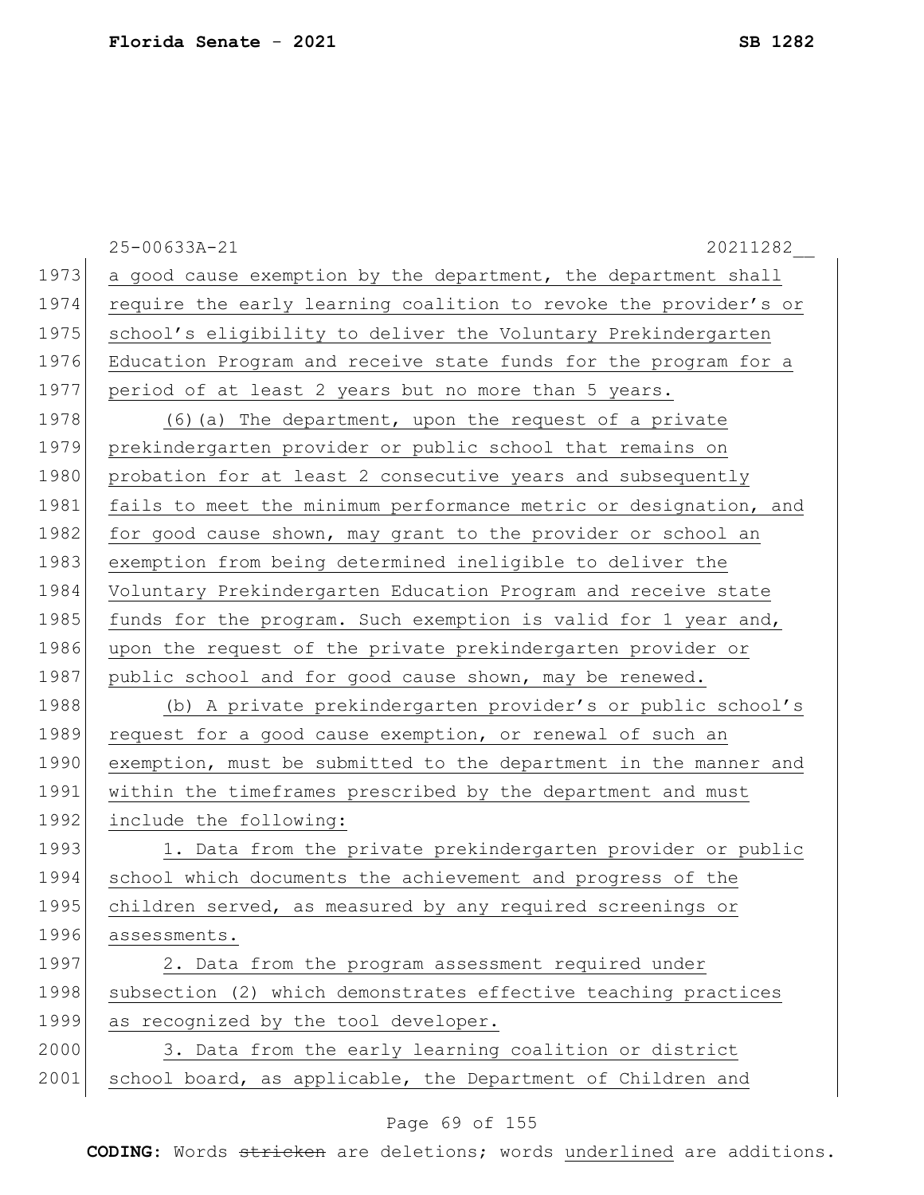25-00633A-21 20211282__

a good cause exemption by the department, the department shall require the early learning coalition to revoke the provider's or school's eligibility to deliver the Voluntary Prekindergarten Education Program and receive state funds for the program for a period of at least 2 years but no more than 5 years.

(6)(a) The department, upon the request of a private prekindergarten provider or public school that remains on probation for at least 2 consecutive years and subsequently fails to meet the minimum performance metric or designation, and for good cause shown, may grant to the provider or school an exemption from being determined ineligible to deliver the Voluntary Prekindergarten Education Program and receive state funds for the program. Such exemption is valid for 1 year and, upon the request of the private prekindergarten provider or public school and for good cause shown, may be renewed.

(b) A private prekindergarten provider's or public school's request for a good cause exemption, or renewal of such an exemption, must be submitted to the department in the manner and within the timeframes prescribed by the department and must include the following:

1. Data from the private prekindergarten provider or public school which documents the achievement and progress of the children served, as measured by any required screenings or assessments.

2. Data from the program assessment required under subsection (2) which demonstrates effective teaching practices as recognized by the tool developer.

3. Data from the early learning coalition or district school board, as applicable, the Department of Children and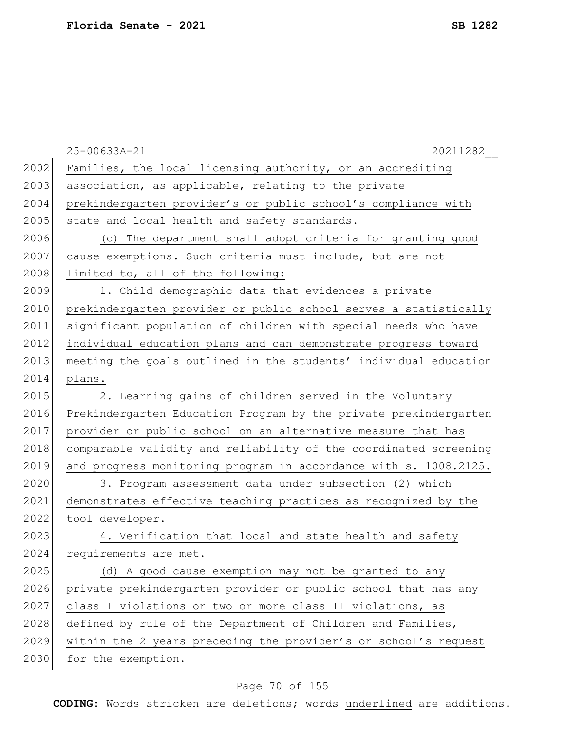Families, the local licensing authority, or an accrediting association, as applicable, relating to the private prekindergarten provider's or public school's compliance with state and local health and safety standards.

(c) The department shall adopt criteria for granting good cause exemptions. Such criteria must include, but are not limited to, all of the following:

1. Child demographic data that evidences a private prekindergarten provider or public school serves a statistically significant population of children with special needs who have individual education plans and can demonstrate progress toward meeting the goals outlined in the students' individual education plans.

2. Learning gains of children served in the Voluntary Prekindergarten Education Program by the private prekindergarten provider or public school on an alternative measure that has comparable validity and reliability of the coordinated screening and progress monitoring program in accordance with s. 1008.2125.

3. Program assessment data under subsection (2) which demonstrates effective teaching practices as recognized by the tool developer.

4. Verification that local and state health and safety requirements are met.

(d) A good cause exemption may not be granted to any private prekindergarten provider or public school that has any class I violations or two or more class II violations, as defined by rule of the Department of Children and Families, within the 2 years preceding the provider's or school's request for the exemption.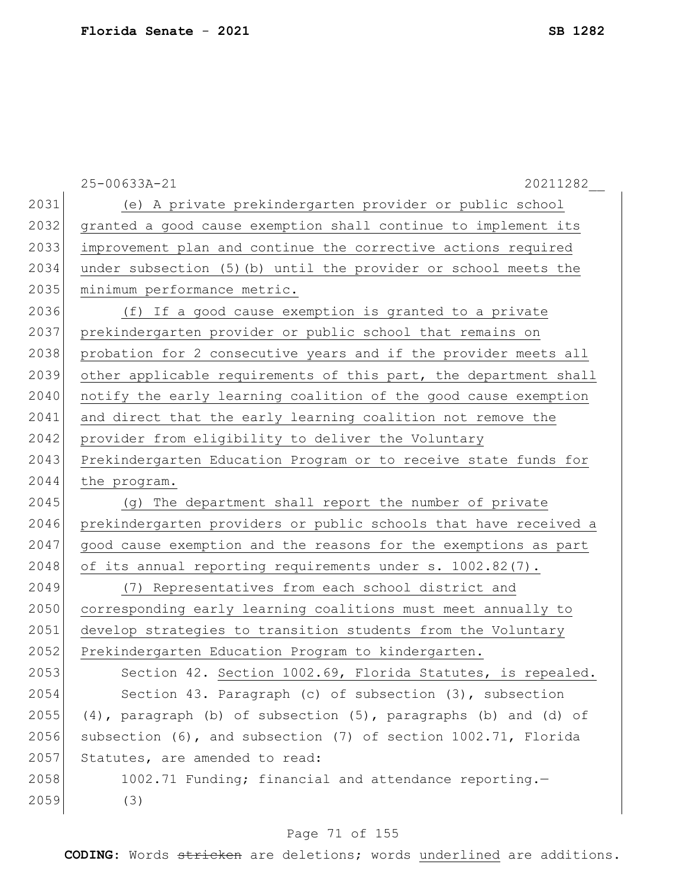(e) A private prekindergarten provider or public school granted a good cause exemption shall continue to implement its improvement plan and continue the corrective actions required under subsection (5)(b) until the provider or school meets the minimum performance metric.

(f) If a good cause exemption is granted to a private prekindergarten provider or public school that remains on probation for 2 consecutive years and if the provider meets all other applicable requirements of this part, the department shall notify the early learning coalition of the good cause exemption and direct that the early learning coalition not remove the provider from eligibility to deliver the Voluntary Prekindergarten Education Program or to receive state funds for the program.

(g) The department shall report the number of private prekindergarten providers or public schools that have received a good cause exemption and the reasons for the exemptions as part of its annual reporting requirements under s. 1002.82(7).

(7) Representatives from each school district and corresponding early learning coalitions must meet annually to develop strategies to transition students from the Voluntary Prekindergarten Education Program to kindergarten.

Section 42. Section 1002.69, Florida Statutes, is repealed.

Section 43. Paragraph (c) of subsection (3), subsection (4), paragraph (b) of subsection (5), paragraphs (b) and (d) of subsection (6), and subsection (7) of section 1002.71, Florida Statutes, are amended to read:

1002.71 Funding; financial and attendance reporting.—

(3)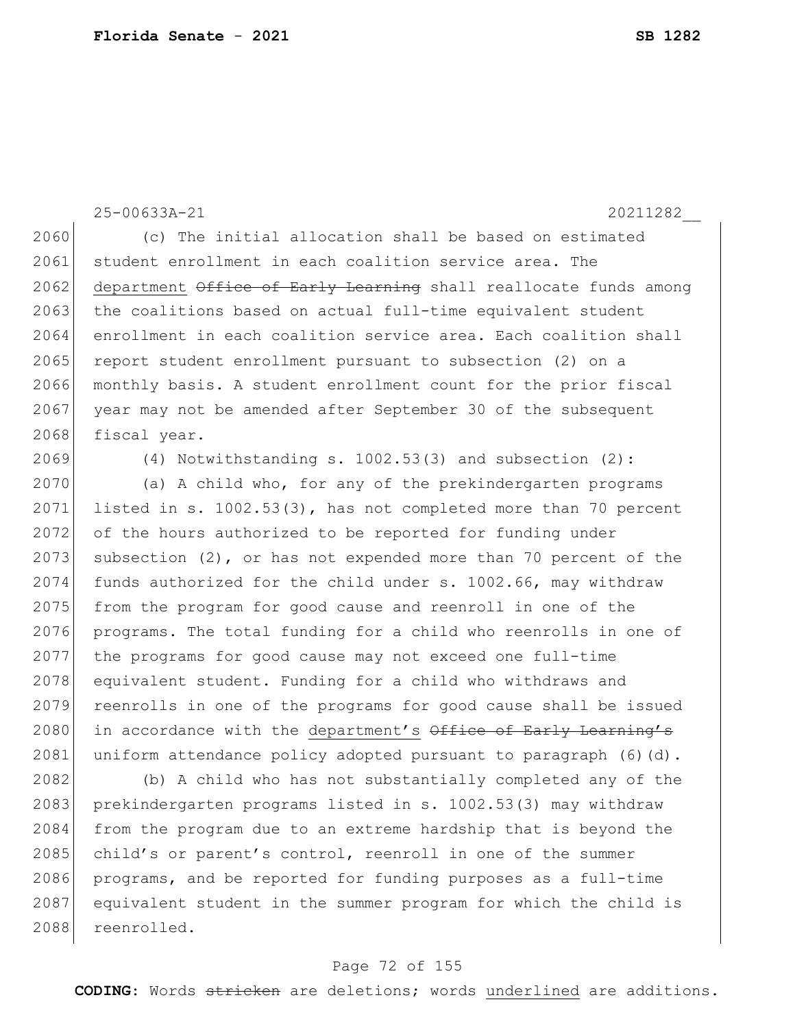(c) The initial allocation shall be based on estimated student enrollment in each coalition service area. The <u>department</u> ~~Office of Early Learning~~ shall reallocate funds among the coalitions based on actual full-time equivalent student enrollment in each coalition service area. Each coalition shall report student enrollment pursuant to subsection (2) on a monthly basis. A student enrollment count for the prior fiscal year may not be amended after September 30 of the subsequent fiscal year.

(4) Notwithstanding s. 1002.53(3) and subsection (2):

(a) A child who, for any of the prekindergarten programs listed in s. 1002.53(3), has not completed more than 70 percent of the hours authorized to be reported for funding under subsection (2), or has not expended more than 70 percent of the funds authorized for the child under s. 1002.66, may withdraw from the program for good cause and reenroll in one of the programs. The total funding for a child who reenrolls in one of the programs for good cause may not exceed one full-time equivalent student. Funding for a child who withdraws and reenrolls in one of the programs for good cause shall be issued in accordance with the <u>department's</u> ~~Office of Early Learning's~~ uniform attendance policy adopted pursuant to paragraph (6)(d).

(b) A child who has not substantially completed any of the prekindergarten programs listed in s. 1002.53(3) may withdraw from the program due to an extreme hardship that is beyond the child's or parent's control, reenroll in one of the summer programs, and be reported for funding purposes as a full-time equivalent student in the summer program for which the child is reenrolled.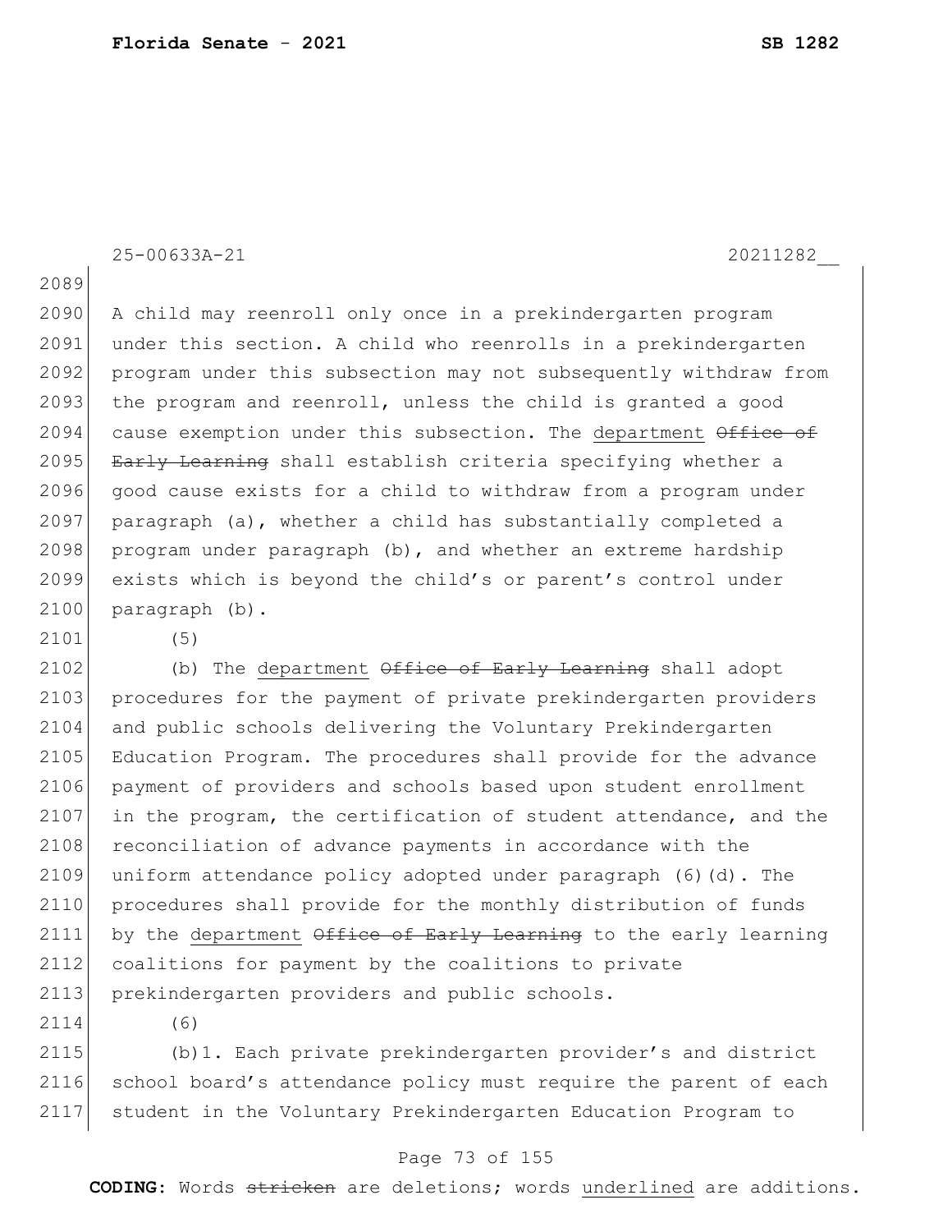A child may reenroll only once in a prekindergarten program under this section. A child who reenrolls in a prekindergarten program under this subsection may not subsequently withdraw from the program and reenroll, unless the child is granted a good cause exemption under this subsection. The <u>department</u> ~~Office of Early Learning~~ shall establish criteria specifying whether a good cause exists for a child to withdraw from a program under paragraph (a), whether a child has substantially completed a program under paragraph (b), and whether an extreme hardship exists which is beyond the child's or parent's control under paragraph (b).

(5)

(b) The <u>department</u> ~~Office of Early Learning~~ shall adopt procedures for the payment of private prekindergarten providers and public schools delivering the Voluntary Prekindergarten Education Program. The procedures shall provide for the advance payment of providers and schools based upon student enrollment in the program, the certification of student attendance, and the reconciliation of advance payments in accordance with the uniform attendance policy adopted under paragraph (6)(d). The procedures shall provide for the monthly distribution of funds by the <u>department</u> ~~Office of Early Learning~~ to the early learning coalitions for payment by the coalitions to private prekindergarten providers and public schools.

(6)

(b)1. Each private prekindergarten provider's and district school board's attendance policy must require the parent of each student in the Voluntary Prekindergarten Education Program to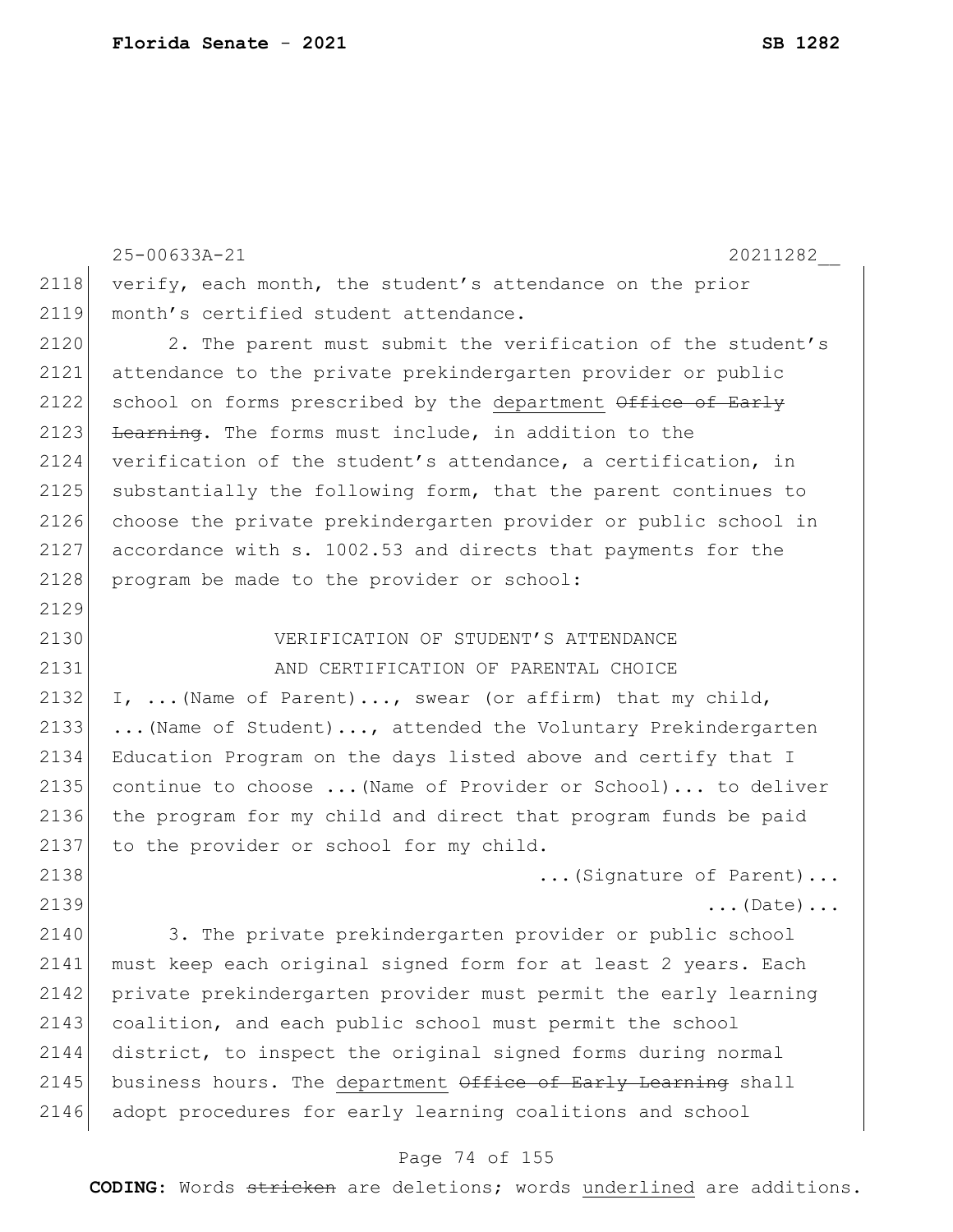verify, each month, the student's attendance on the prior month's certified student attendance.

2. The parent must submit the verification of the student's attendance to the private prekindergarten provider or public school on forms prescribed by the <u>department</u> ~~Office of Early Learning~~. The forms must include, in addition to the verification of the student's attendance, a certification, in substantially the following form, that the parent continues to choose the private prekindergarten provider or public school in accordance with s. 1002.53 and directs that payments for the program be made to the provider or school:

VERIFICATION OF STUDENT'S ATTENDANCE
AND CERTIFICATION OF PARENTAL CHOICE

I, ...(Name of Parent)..., swear (or affirm) that my child, ...(Name of Student)..., attended the Voluntary Prekindergarten Education Program on the days listed above and certify that I continue to choose ...(Name of Provider or School)... to deliver the program for my child and direct that program funds be paid to the provider or school for my child.

...(Signature of Parent)...
...(Date)...

3. The private prekindergarten provider or public school must keep each original signed form for at least 2 years. Each private prekindergarten provider must permit the early learning coalition, and each public school must permit the school district, to inspect the original signed forms during normal business hours. The <u>department</u> ~~Office of Early Learning~~ shall adopt procedures for early learning coalitions and school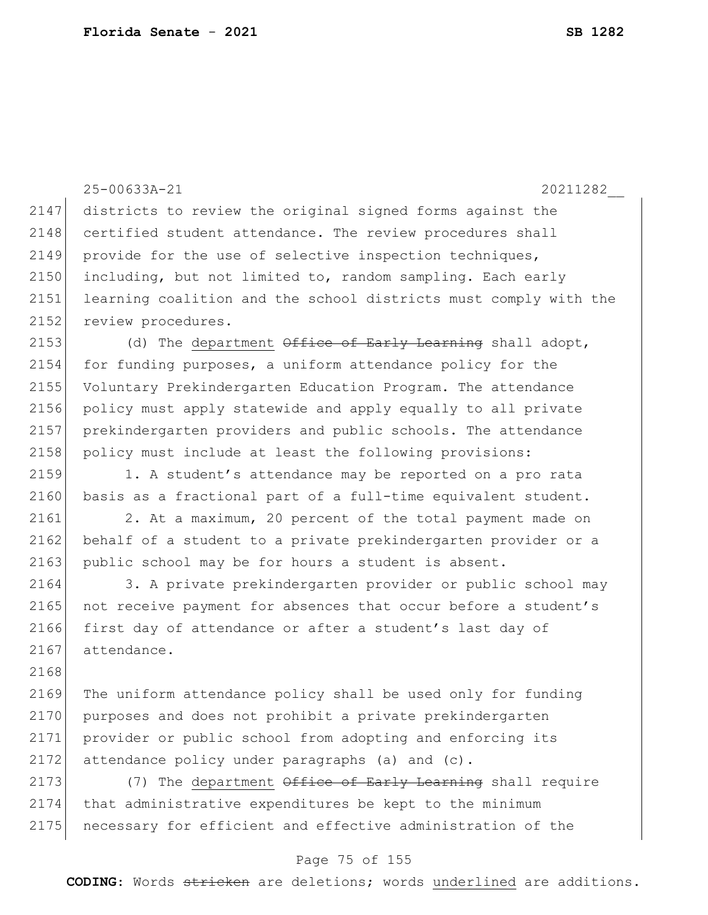districts to review the original signed forms against the certified student attendance. The review procedures shall provide for the use of selective inspection techniques, including, but not limited to, random sampling. Each early learning coalition and the school districts must comply with the review procedures.

(d) The <u>department</u> ~~Office of Early Learning~~ shall adopt, for funding purposes, a uniform attendance policy for the Voluntary Prekindergarten Education Program. The attendance policy must apply statewide and apply equally to all private prekindergarten providers and public schools. The attendance policy must include at least the following provisions:

1. A student's attendance may be reported on a pro rata basis as a fractional part of a full-time equivalent student.

2. At a maximum, 20 percent of the total payment made on behalf of a student to a private prekindergarten provider or a public school may be for hours a student is absent.

3. A private prekindergarten provider or public school may not receive payment for absences that occur before a student's first day of attendance or after a student's last day of attendance.

The uniform attendance policy shall be used only for funding purposes and does not prohibit a private prekindergarten provider or public school from adopting and enforcing its attendance policy under paragraphs (a) and (c).

(7) The <u>department</u> ~~Office of Early Learning~~ shall require that administrative expenditures be kept to the minimum necessary for efficient and effective administration of the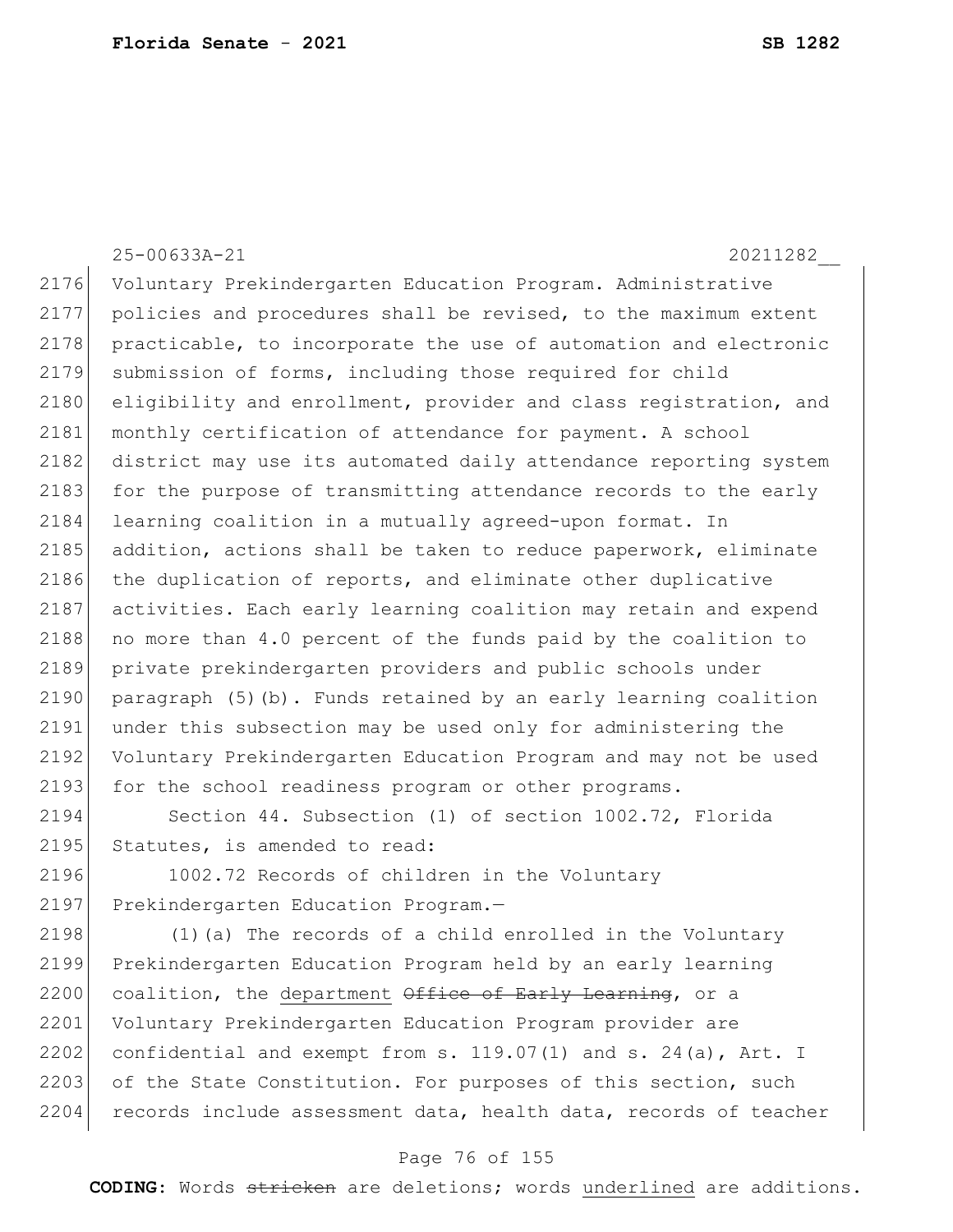Voluntary Prekindergarten Education Program. Administrative policies and procedures shall be revised, to the maximum extent practicable, to incorporate the use of automation and electronic submission of forms, including those required for child eligibility and enrollment, provider and class registration, and monthly certification of attendance for payment. A school district may use its automated daily attendance reporting system for the purpose of transmitting attendance records to the early learning coalition in a mutually agreed-upon format. In addition, actions shall be taken to reduce paperwork, eliminate the duplication of reports, and eliminate other duplicative activities. Each early learning coalition may retain and expend no more than 4.0 percent of the funds paid by the coalition to private prekindergarten providers and public schools under paragraph (5)(b). Funds retained by an early learning coalition under this subsection may be used only for administering the Voluntary Prekindergarten Education Program and may not be used for the school readiness program or other programs.

Section 44. Subsection (1) of section 1002.72, Florida Statutes, is amended to read:

1002.72 Records of children in the Voluntary Prekindergarten Education Program.—

(1)(a) The records of a child enrolled in the Voluntary Prekindergarten Education Program held by an early learning coalition, the <u>department</u> ~~Office of Early Learning~~, or a Voluntary Prekindergarten Education Program provider are confidential and exempt from s. 119.07(1) and s. 24(a), Art. I of the State Constitution. For purposes of this section, such records include assessment data, health data, records of teacher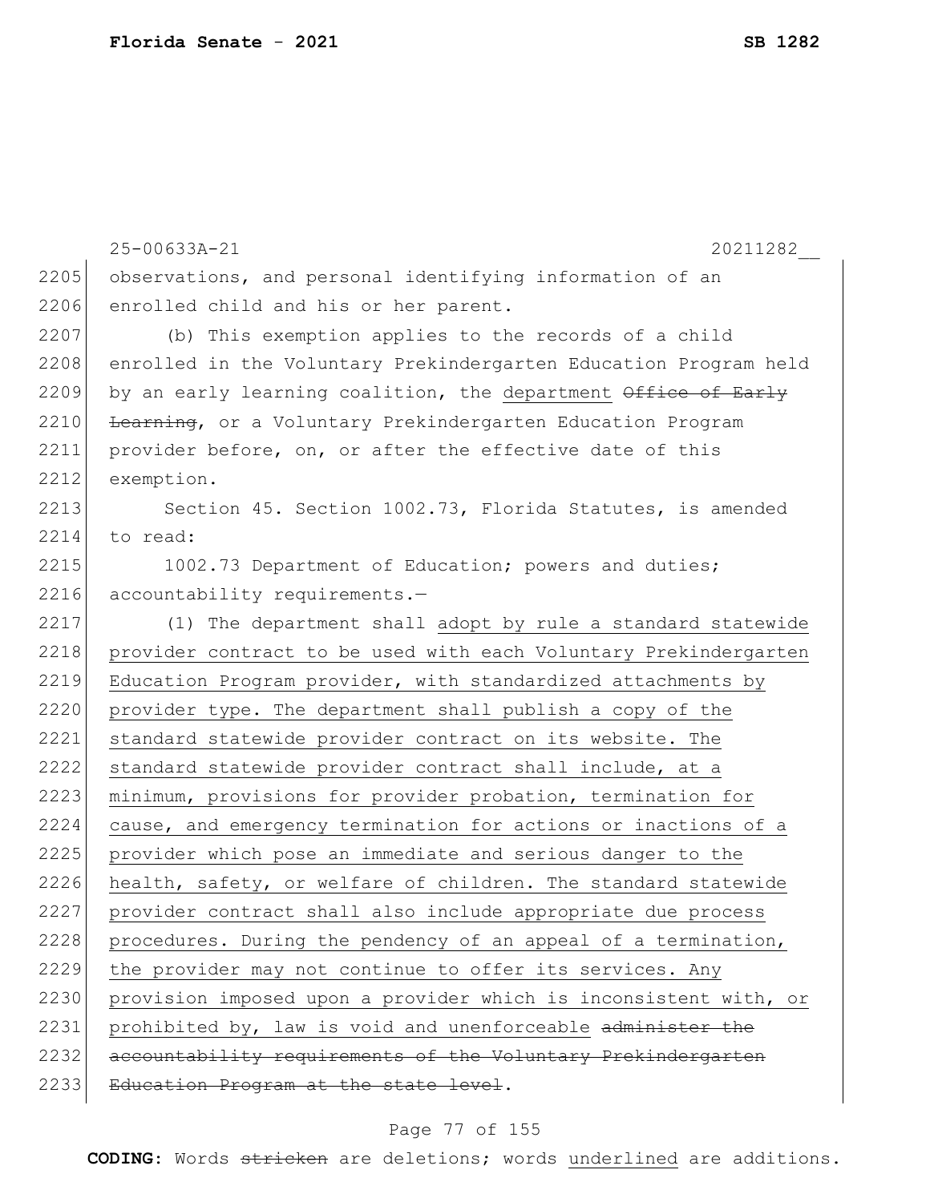observations, and personal identifying information of an enrolled child and his or her parent.

(b) This exemption applies to the records of a child enrolled in the Voluntary Prekindergarten Education Program held by an early learning coalition, the <u>department</u> ~~Office of Early Learning~~, or a Voluntary Prekindergarten Education Program provider before, on, or after the effective date of this exemption.

Section 45. Section 1002.73, Florida Statutes, is amended to read:

1002.73 Department of Education; powers and duties; accountability requirements.—

(1) The department shall <u>adopt by rule a standard statewide provider contract to be used with each Voluntary Prekindergarten Education Program provider, with standardized attachments by provider type. The department shall publish a copy of the standard statewide provider contract on its website. The standard statewide provider contract shall include, at a minimum, provisions for provider probation, termination for cause, and emergency termination for actions or inactions of a provider which pose an immediate and serious danger to the health, safety, or welfare of children. The standard statewide provider contract shall also include appropriate due process procedures. During the pendency of an appeal of a termination, the provider may not continue to offer its services. Any provision imposed upon a provider which is inconsistent with, or prohibited by, law is void and unenforceable</u> ~~administer the accountability requirements of the Voluntary Prekindergarten Education Program at the state level~~.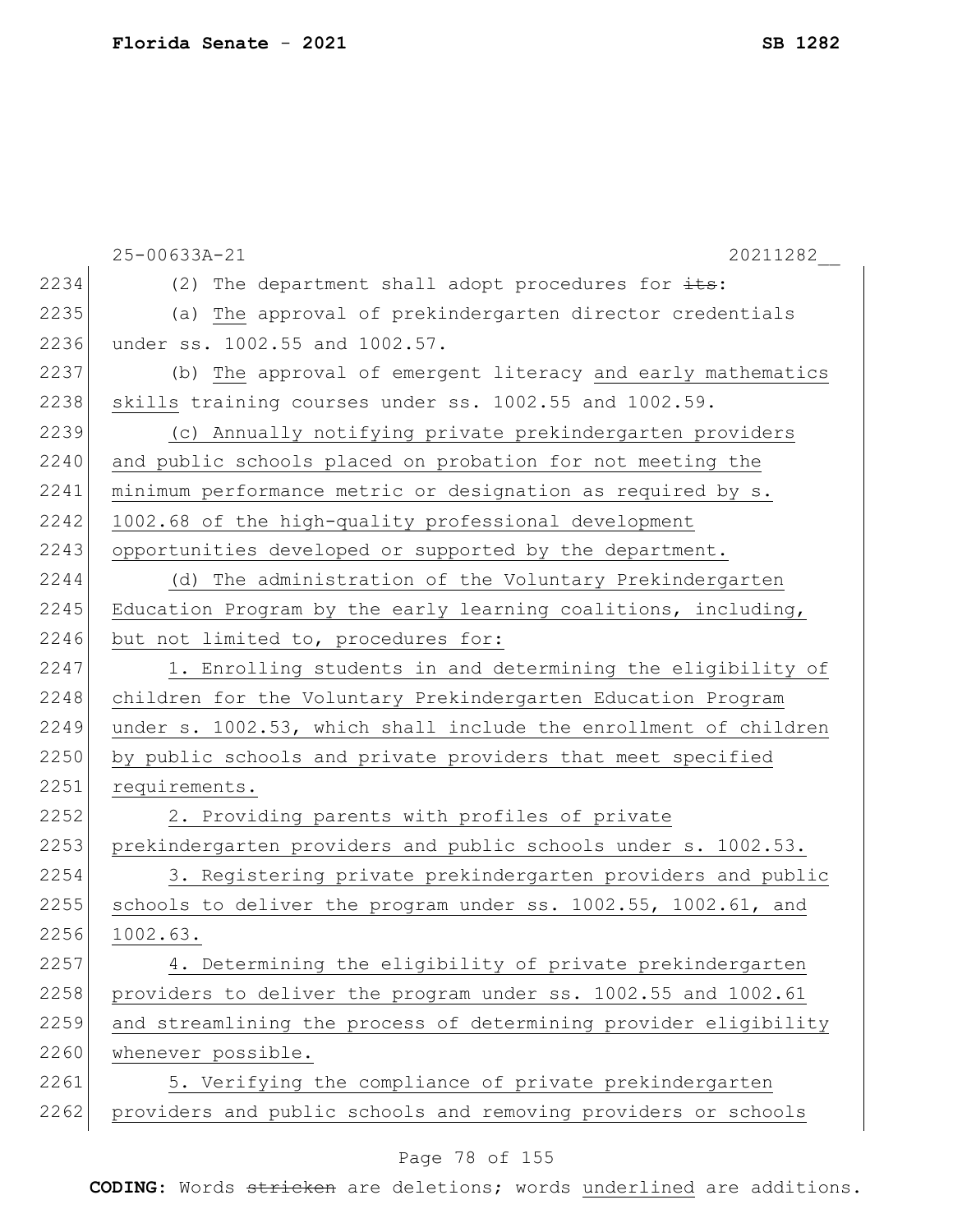25-00633A-21 20211282__

2234 (2) The department shall adopt procedures for ~~its~~:

2235 (a) The approval of prekindergarten director credentials
2236 under ss. 1002.55 and 1002.57.

2237 (b) The approval of emergent literacy and early mathematics
2238 skills training courses under ss. 1002.55 and 1002.59.

2239 (c) Annually notifying private prekindergarten providers
2240 and public schools placed on probation for not meeting the
2241 minimum performance metric or designation as required by s.
2242 1002.68 of the high-quality professional development
2243 opportunities developed or supported by the department.

2244 (d) The administration of the Voluntary Prekindergarten
2245 Education Program by the early learning coalitions, including,
2246 but not limited to, procedures for:

2247 1. Enrolling students in and determining the eligibility of
2248 children for the Voluntary Prekindergarten Education Program
2249 under s. 1002.53, which shall include the enrollment of children
2250 by public schools and private providers that meet specified
2251 requirements.

2252 2. Providing parents with profiles of private
2253 prekindergarten providers and public schools under s. 1002.53.

2254 3. Registering private prekindergarten providers and public
2255 schools to deliver the program under ss. 1002.55, 1002.61, and
2256 1002.63.

2257 4. Determining the eligibility of private prekindergarten
2258 providers to deliver the program under ss. 1002.55 and 1002.61
2259 and streamlining the process of determining provider eligibility
2260 whenever possible.

2261 5. Verifying the compliance of private prekindergarten
2262 providers and public schools and removing providers or schools

**CODING:** Words ~~stricken~~ are deletions; words underlined are additions.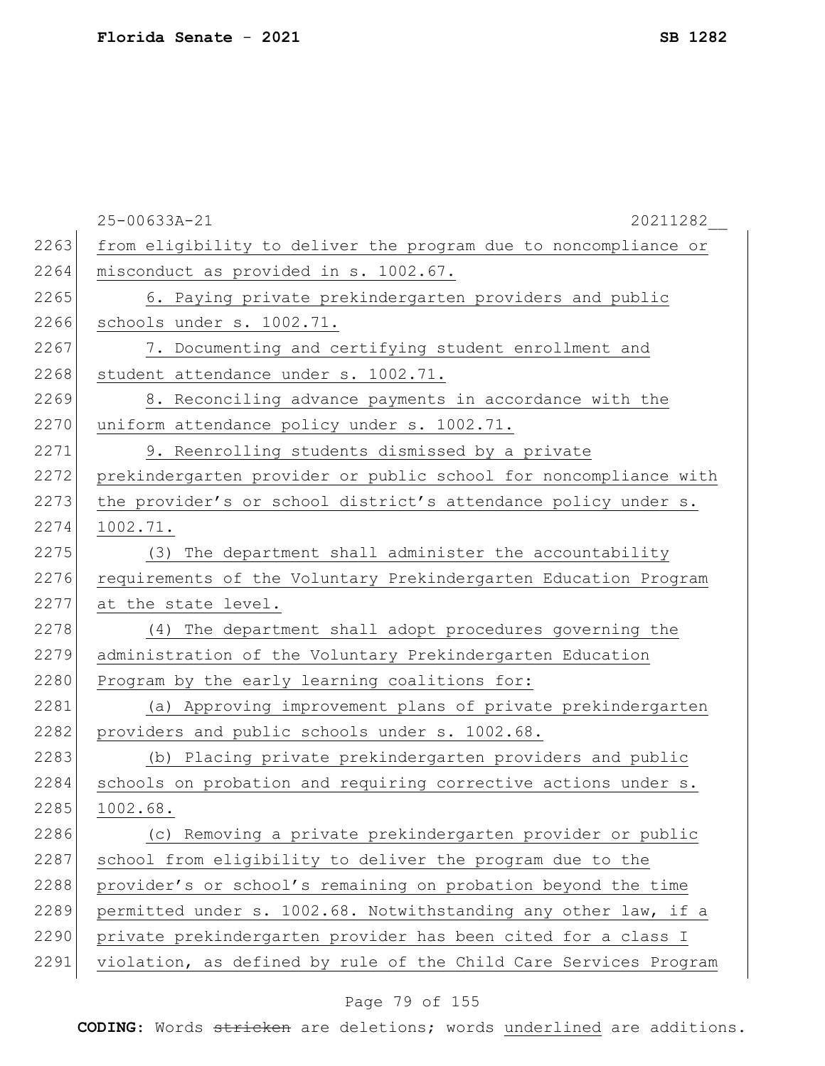from eligibility to deliver the program due to noncompliance or misconduct as provided in s. 1002.67.

6. Paying private prekindergarten providers and public schools under s. 1002.71.

7. Documenting and certifying student enrollment and student attendance under s. 1002.71.

8. Reconciling advance payments in accordance with the uniform attendance policy under s. 1002.71.

9. Reenrolling students dismissed by a private prekindergarten provider or public school for noncompliance with the provider's or school district's attendance policy under s. 1002.71.

(3) The department shall administer the accountability requirements of the Voluntary Prekindergarten Education Program at the state level.

(4) The department shall adopt procedures governing the administration of the Voluntary Prekindergarten Education Program by the early learning coalitions for:

(a) Approving improvement plans of private prekindergarten providers and public schools under s. 1002.68.

(b) Placing private prekindergarten providers and public schools on probation and requiring corrective actions under s. 1002.68.

(c) Removing a private prekindergarten provider or public school from eligibility to deliver the program due to the provider's or school's remaining on probation beyond the time permitted under s. 1002.68. Notwithstanding any other law, if a private prekindergarten provider has been cited for a class I violation, as defined by rule of the Child Care Services Program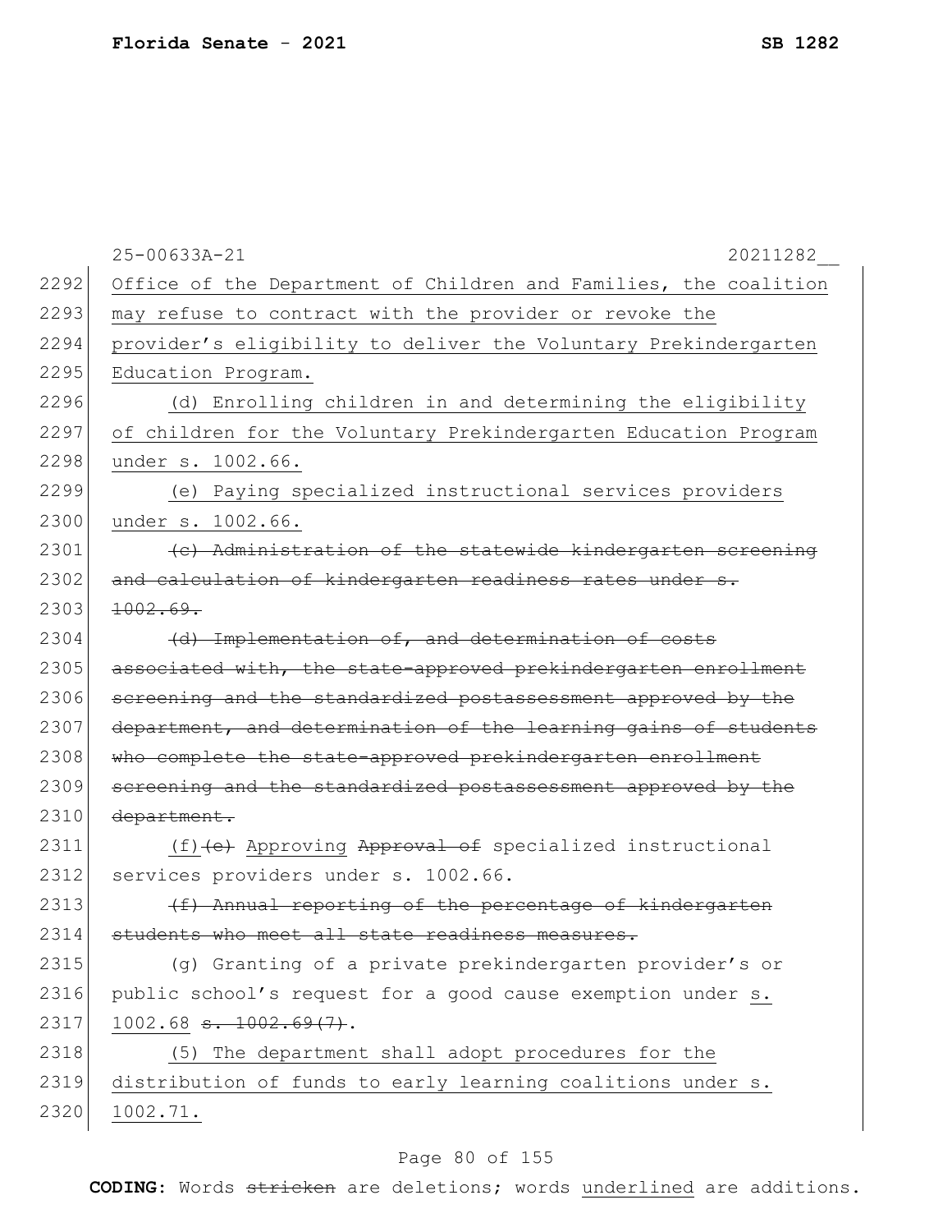2292 Office of the Department of Children and Families, the coalition
2293 may refuse to contract with the provider or revoke the
2294 provider's eligibility to deliver the Voluntary Prekindergarten
2295 Education Program.

2296 (d) Enrolling children in and determining the eligibility
2297 of children for the Voluntary Prekindergarten Education Program
2298 under s. 1002.66.

2299 (e) Paying specialized instructional services providers
2300 under s. 1002.66.

2301 ~~(c) Administration of the statewide kindergarten screening~~
2302 ~~and calculation of kindergarten readiness rates under s.~~
2303 ~~1002.69.~~

2304 ~~(d) Implementation of, and determination of costs~~
2305 ~~associated with, the state-approved prekindergarten enrollment~~
2306 ~~screening and the standardized postassessment approved by the~~
2307 ~~department, and determination of the learning gains of students~~
2308 ~~who complete the state-approved prekindergarten enrollment~~
2309 ~~screening and the standardized postassessment approved by the~~
2310 ~~department.~~

2311 (f) ~~(e)~~ Approving ~~Approval of~~ specialized instructional
2312 services providers under s. 1002.66.

2313 ~~(f) Annual reporting of the percentage of kindergarten~~
2314 ~~students who meet all state readiness measures.~~

2315 (g) Granting of a private prekindergarten provider's or
2316 public school's request for a good cause exemption under s.
2317 1002.68 ~~s. 1002.69(7)~~.

2318 (5) The department shall adopt procedures for the
2319 distribution of funds to early learning coalitions under s.
2320 1002.71.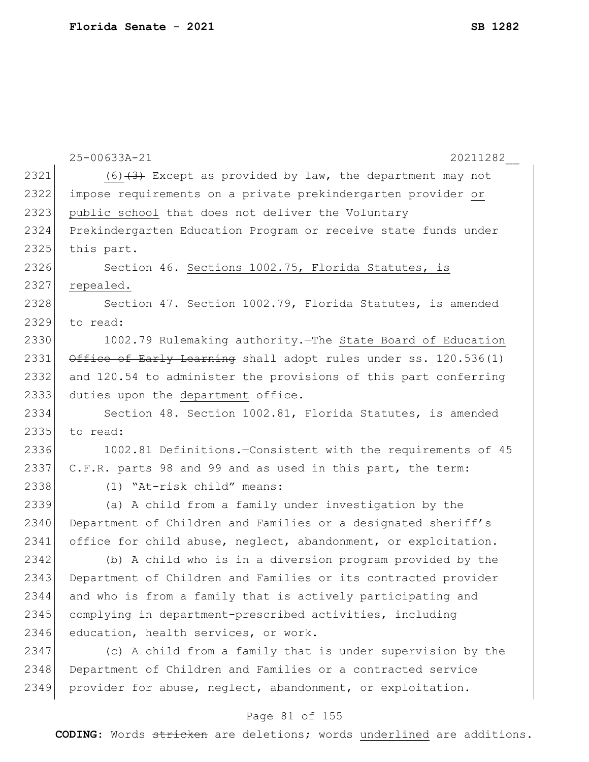(6) ~~(3)~~ Except as provided by law, the department may not impose requirements on a private prekindergarten provider <u>or public school</u> that does not deliver the Voluntary Prekindergarten Education Program or receive state funds under this part.

Section 46. <u>Sections 1002.75, Florida Statutes, is repealed.</u>

Section 47. Section 1002.79, Florida Statutes, is amended to read:

1002.79 Rulemaking authority.—The <u>State Board of Education</u> ~~Office of Early Learning~~ shall adopt rules under ss. 120.536(1) and 120.54 to administer the provisions of this part conferring duties upon the <u>department</u> ~~office~~.

Section 48. Section 1002.81, Florida Statutes, is amended to read:

1002.81 Definitions.—Consistent with the requirements of 45 C.F.R. parts 98 and 99 and as used in this part, the term:

(1) "At-risk child" means:

(a) A child from a family under investigation by the Department of Children and Families or a designated sheriff's office for child abuse, neglect, abandonment, or exploitation.

(b) A child who is in a diversion program provided by the Department of Children and Families or its contracted provider and who is from a family that is actively participating and complying in department-prescribed activities, including education, health services, or work.

(c) A child from a family that is under supervision by the Department of Children and Families or a contracted service provider for abuse, neglect, abandonment, or exploitation.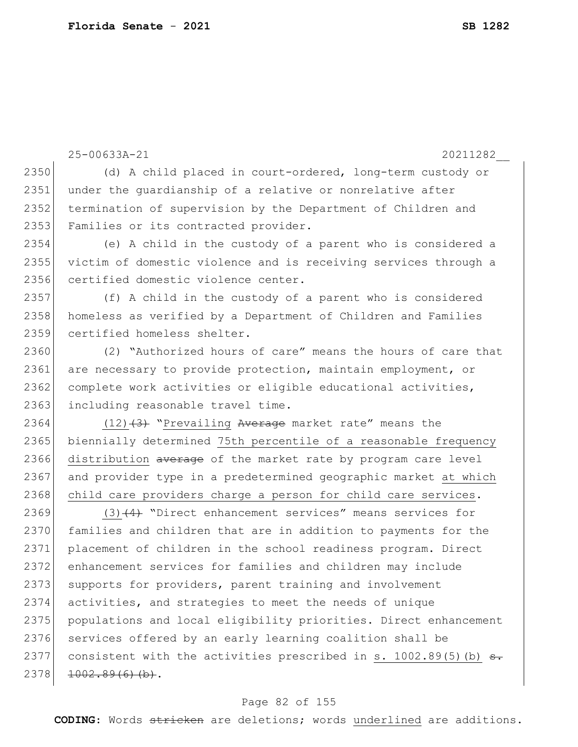(d) A child placed in court-ordered, long-term custody or under the guardianship of a relative or nonrelative after termination of supervision by the Department of Children and Families or its contracted provider.

(e) A child in the custody of a parent who is considered a victim of domestic violence and is receiving services through a certified domestic violence center.

(f) A child in the custody of a parent who is considered homeless as verified by a Department of Children and Families certified homeless shelter.

(2) "Authorized hours of care" means the hours of care that are necessary to provide protection, maintain employment, or complete work activities or eligible educational activities, including reasonable travel time.

<u>(12)</u>~~(3)~~ "<u>Prevailing</u> ~~Average~~ market rate" means the biennially determined <u>75th percentile of a reasonable frequency distribution</u> ~~average~~ of the market rate by program care level and provider type in a predetermined geographic market <u>at which child care providers charge a person for child care services</u>.

<u>(3)</u>~~(4)~~ "Direct enhancement services" means services for families and children that are in addition to payments for the placement of children in the school readiness program. Direct enhancement services for families and children may include supports for providers, parent training and involvement activities, and strategies to meet the needs of unique populations and local eligibility priorities. Direct enhancement services offered by an early learning coalition shall be consistent with the activities prescribed in <u>s. 1002.89(5)(b)</u> ~~s. 1002.89(6)(b)~~.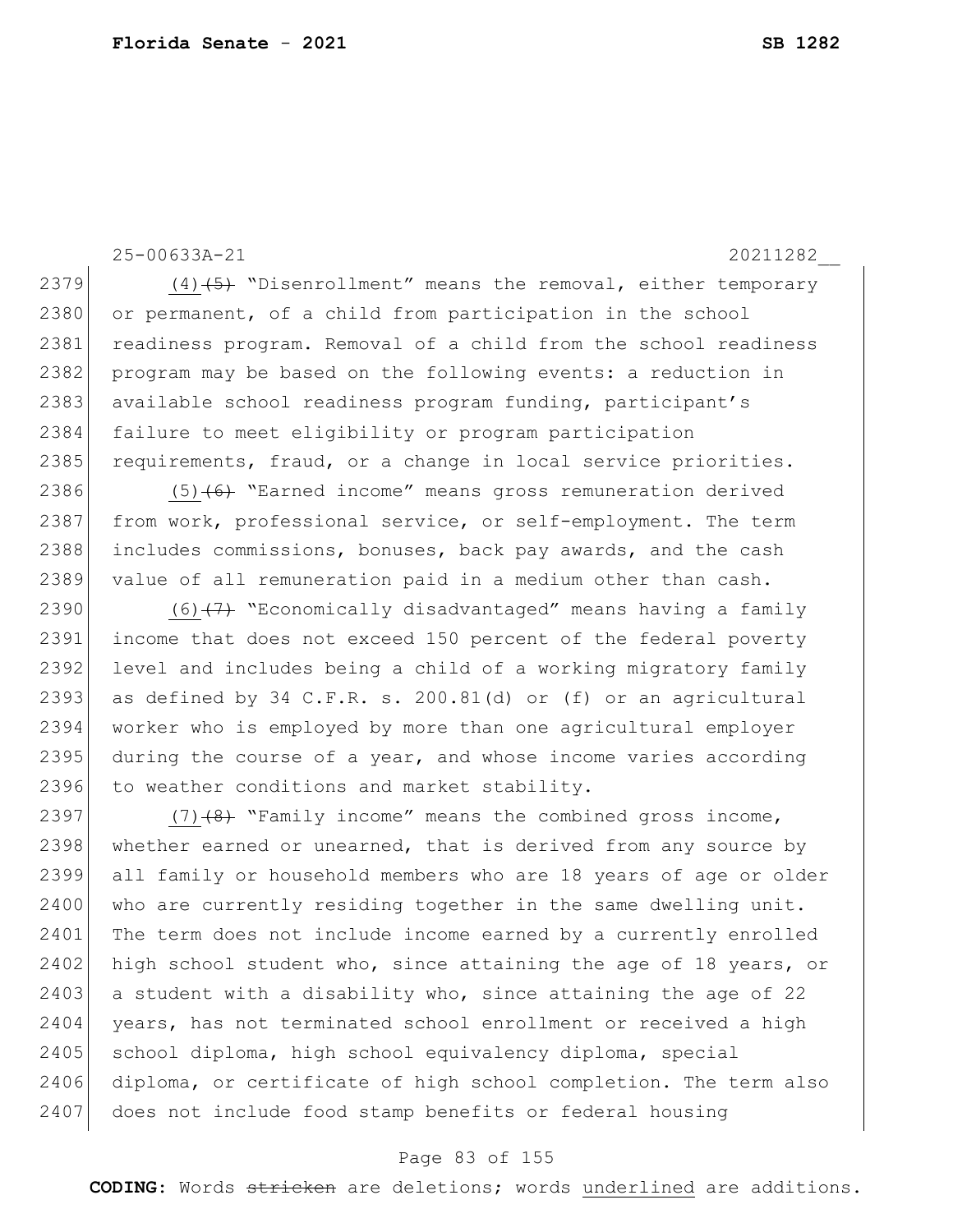(4) ~~(5)~~ "Disenrollment" means the removal, either temporary or permanent, of a child from participation in the school readiness program. Removal of a child from the school readiness program may be based on the following events: a reduction in available school readiness program funding, participant's failure to meet eligibility or program participation requirements, fraud, or a change in local service priorities.

(5) ~~(6)~~ "Earned income" means gross remuneration derived from work, professional service, or self-employment. The term includes commissions, bonuses, back pay awards, and the cash value of all remuneration paid in a medium other than cash.

(6) ~~(7)~~ "Economically disadvantaged" means having a family income that does not exceed 150 percent of the federal poverty level and includes being a child of a working migratory family as defined by 34 C.F.R. s. 200.81(d) or (f) or an agricultural worker who is employed by more than one agricultural employer during the course of a year, and whose income varies according to weather conditions and market stability.

(7) ~~(8)~~ "Family income" means the combined gross income, whether earned or unearned, that is derived from any source by all family or household members who are 18 years of age or older who are currently residing together in the same dwelling unit. The term does not include income earned by a currently enrolled high school student who, since attaining the age of 18 years, or a student with a disability who, since attaining the age of 22 years, has not terminated school enrollment or received a high school diploma, high school equivalency diploma, special diploma, or certificate of high school completion. The term also does not include food stamp benefits or federal housing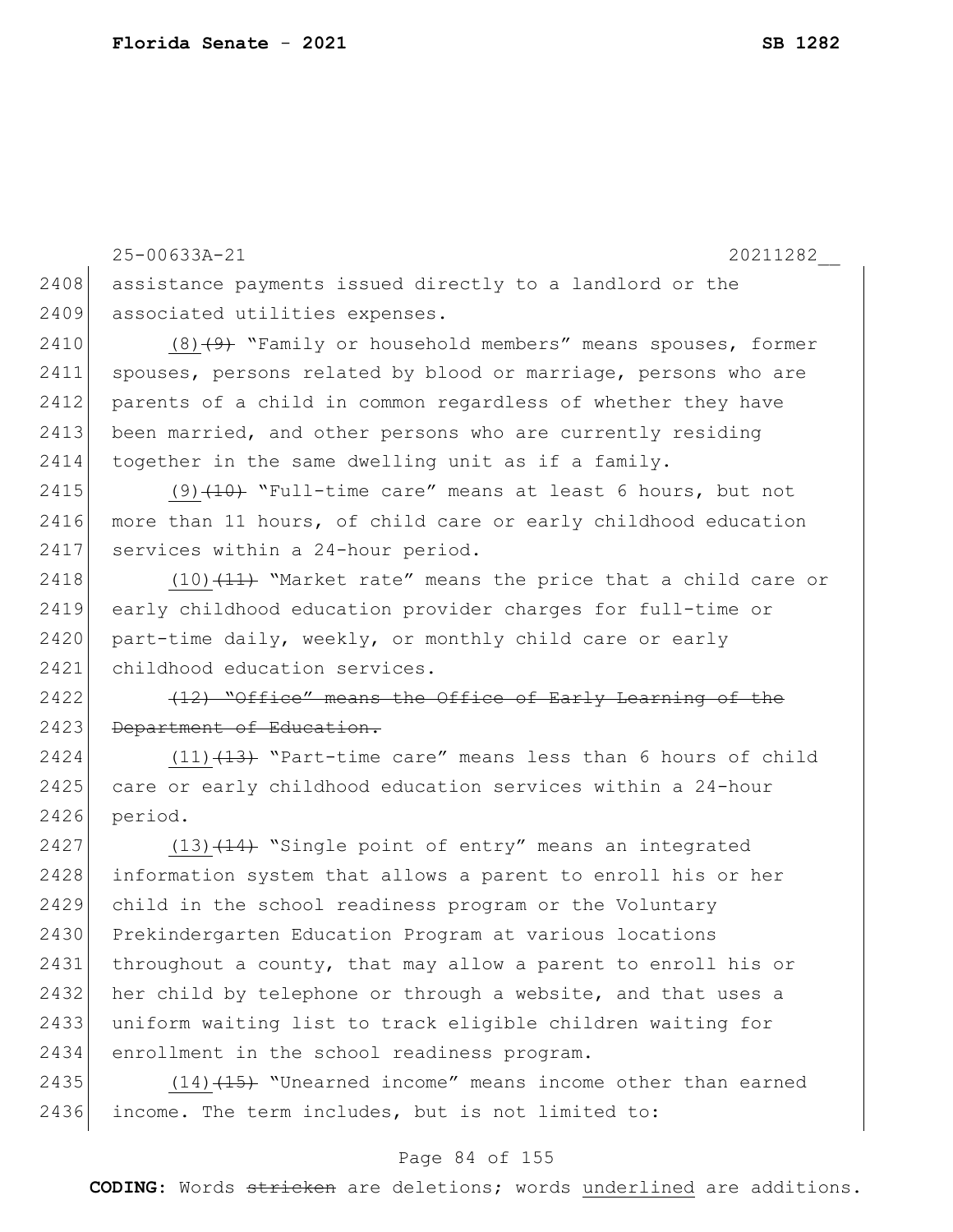assistance payments issued directly to a landlord or the associated utilities expenses.

(8) ~~(9)~~ "Family or household members" means spouses, former spouses, persons related by blood or marriage, persons who are parents of a child in common regardless of whether they have been married, and other persons who are currently residing together in the same dwelling unit as if a family.

(9) ~~(10)~~ "Full-time care" means at least 6 hours, but not more than 11 hours, of child care or early childhood education services within a 24-hour period.

(10) ~~(11)~~ "Market rate" means the price that a child care or early childhood education provider charges for full-time or part-time daily, weekly, or monthly child care or early childhood education services.

~~(12) "Office" means the Office of Early Learning of the Department of Education.~~

(11) ~~(13)~~ "Part-time care" means less than 6 hours of child care or early childhood education services within a 24-hour period.

(13) ~~(14)~~ "Single point of entry" means an integrated information system that allows a parent to enroll his or her child in the school readiness program or the Voluntary Prekindergarten Education Program at various locations throughout a county, that may allow a parent to enroll his or her child by telephone or through a website, and that uses a uniform waiting list to track eligible children waiting for enrollment in the school readiness program.

(14) ~~(15)~~ "Unearned income" means income other than earned income. The term includes, but is not limited to: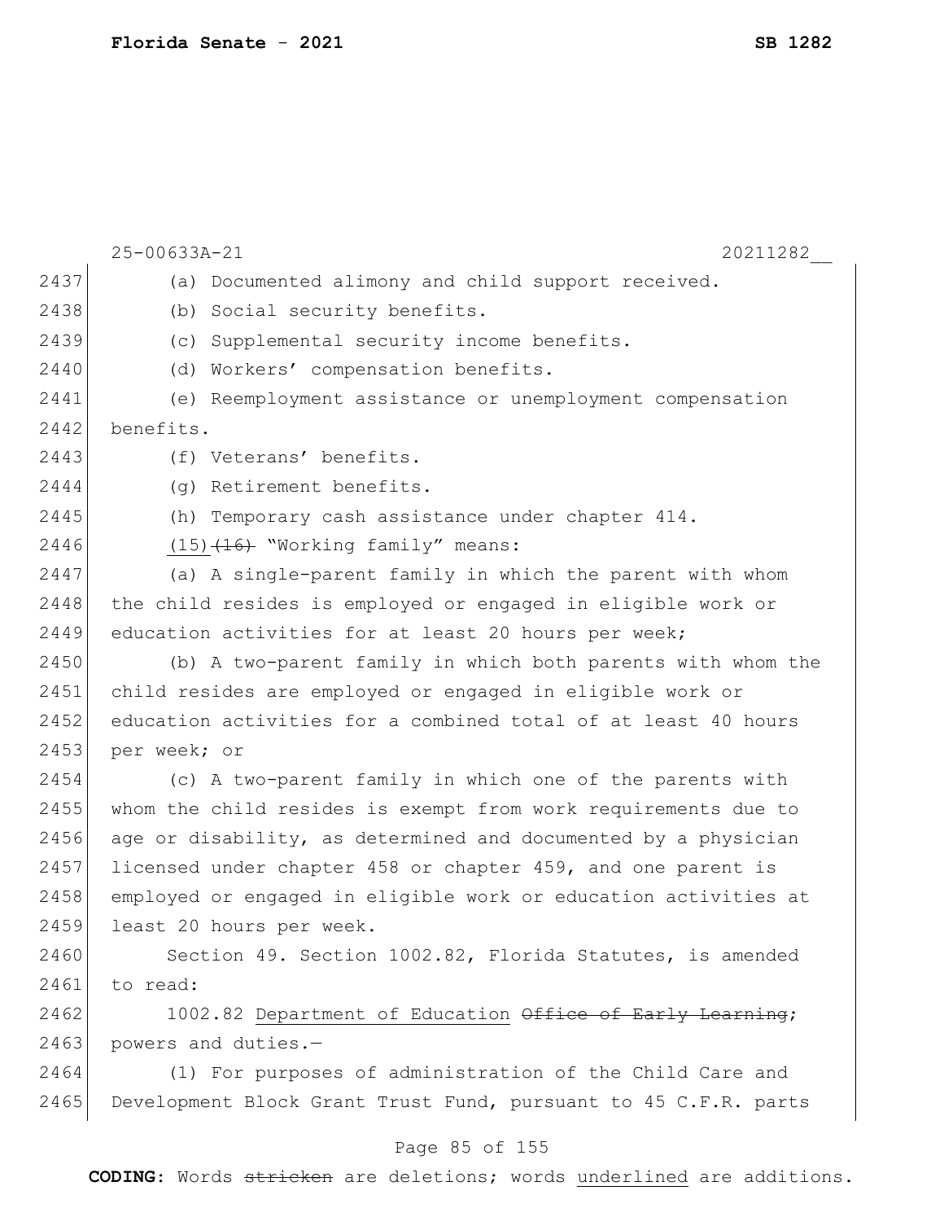(a) Documented alimony and child support received.

(b) Social security benefits.

(c) Supplemental security income benefits.

(d) Workers' compensation benefits.

(e) Reemployment assistance or unemployment compensation benefits.

(f) Veterans' benefits.

(g) Retirement benefits.

(h) Temporary cash assistance under chapter 414.

<u>(15)</u>~~(16)~~ "Working family" means:

(a) A single-parent family in which the parent with whom the child resides is employed or engaged in eligible work or education activities for at least 20 hours per week;

(b) A two-parent family in which both parents with whom the child resides are employed or engaged in eligible work or education activities for a combined total of at least 40 hours per week; or

(c) A two-parent family in which one of the parents with whom the child resides is exempt from work requirements due to age or disability, as determined and documented by a physician licensed under chapter 458 or chapter 459, and one parent is employed or engaged in eligible work or education activities at least 20 hours per week.

Section 49. Section 1002.82, Florida Statutes, is amended to read:

1002.82 <u>Department of Education</u> ~~Office of Early Learning~~; powers and duties.—

(1) For purposes of administration of the Child Care and Development Block Grant Trust Fund, pursuant to 45 C.F.R. parts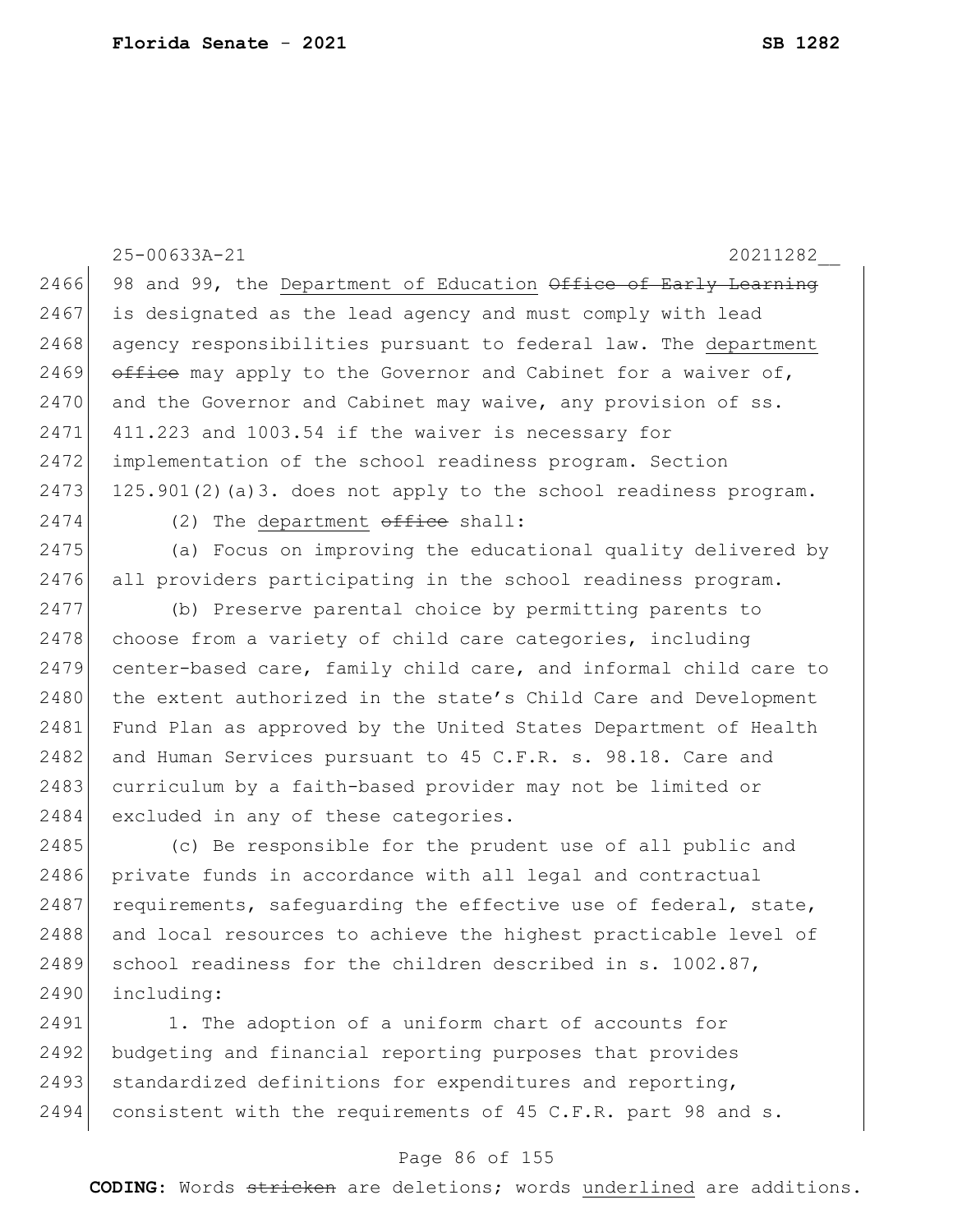25-00633A-21 20211282__

2466 98 and 99, the Department of Education ~~Office of Early Learning~~
2467 is designated as the lead agency and must comply with lead
2468 agency responsibilities pursuant to federal law. The department
2469 ~~office~~ may apply to the Governor and Cabinet for a waiver of,
2470 and the Governor and Cabinet may waive, any provision of ss.
2471 411.223 and 1003.54 if the waiver is necessary for
2472 implementation of the school readiness program. Section
2473 125.901(2)(a)3. does not apply to the school readiness program.
2474 (2) The department ~~office~~ shall:
2475 (a) Focus on improving the educational quality delivered by
2476 all providers participating in the school readiness program.
2477 (b) Preserve parental choice by permitting parents to
2478 choose from a variety of child care categories, including
2479 center-based care, family child care, and informal child care to
2480 the extent authorized in the state's Child Care and Development
2481 Fund Plan as approved by the United States Department of Health
2482 and Human Services pursuant to 45 C.F.R. s. 98.18. Care and
2483 curriculum by a faith-based provider may not be limited or
2484 excluded in any of these categories.
2485 (c) Be responsible for the prudent use of all public and
2486 private funds in accordance with all legal and contractual
2487 requirements, safeguarding the effective use of federal, state,
2488 and local resources to achieve the highest practicable level of
2489 school readiness for the children described in s. 1002.87,
2490 including:
2491 1. The adoption of a uniform chart of accounts for
2492 budgeting and financial reporting purposes that provides
2493 standardized definitions for expenditures and reporting,
2494 consistent with the requirements of 45 C.F.R. part 98 and s.

**CODING:** Words ~~stricken~~ are deletions; words underlined are additions.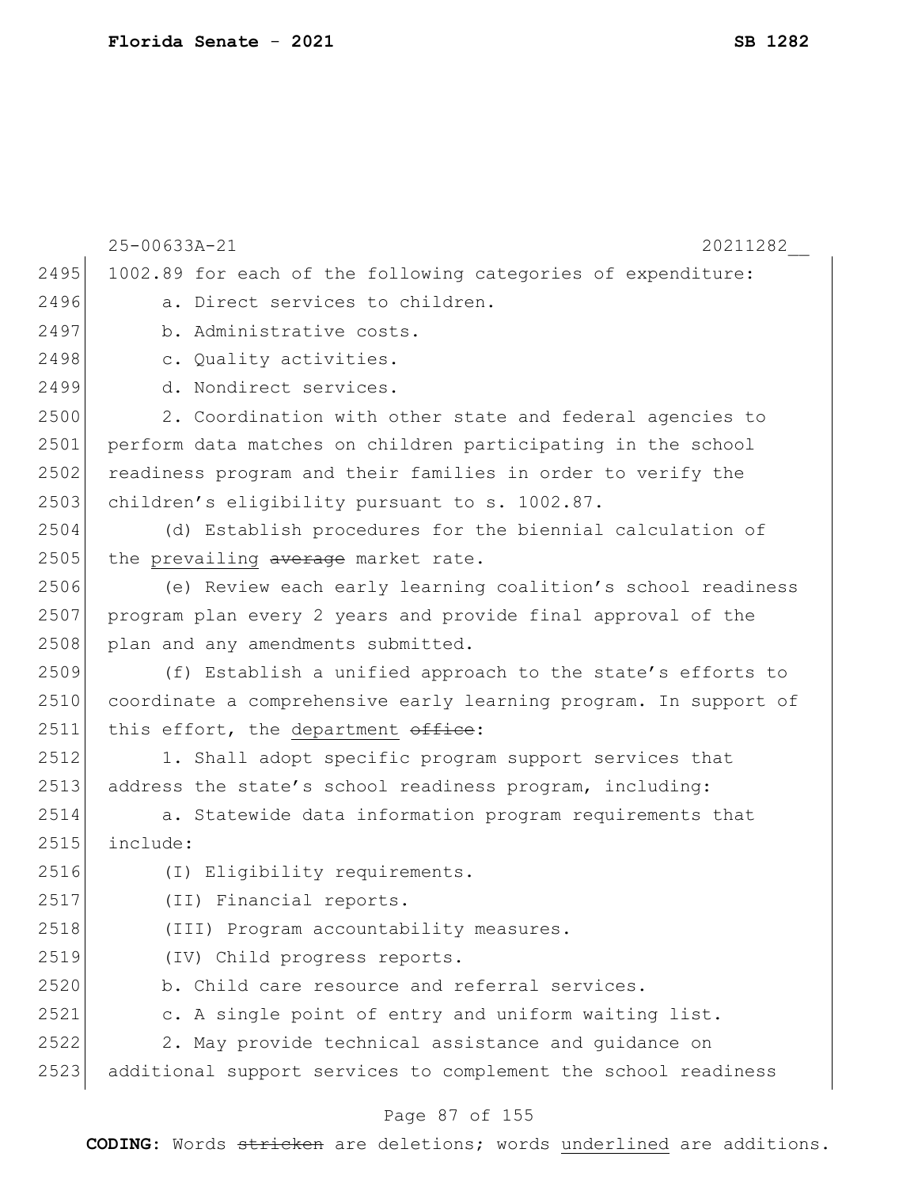1002.89 for each of the following categories of expenditure:

a. Direct services to children.

b. Administrative costs.

c. Quality activities.

d. Nondirect services.

2. Coordination with other state and federal agencies to perform data matches on children participating in the school readiness program and their families in order to verify the children's eligibility pursuant to s. 1002.87.

(d) Establish procedures for the biennial calculation of the <u>prevailing</u> ~~average~~ market rate.

(e) Review each early learning coalition's school readiness program plan every 2 years and provide final approval of the plan and any amendments submitted.

(f) Establish a unified approach to the state's efforts to coordinate a comprehensive early learning program. In support of this effort, the <u>department</u> ~~office~~:

1. Shall adopt specific program support services that address the state's school readiness program, including:

a. Statewide data information program requirements that include:

(I) Eligibility requirements.

(II) Financial reports.

(III) Program accountability measures.

(IV) Child progress reports.

b. Child care resource and referral services.

c. A single point of entry and uniform waiting list.

2. May provide technical assistance and guidance on additional support services to complement the school readiness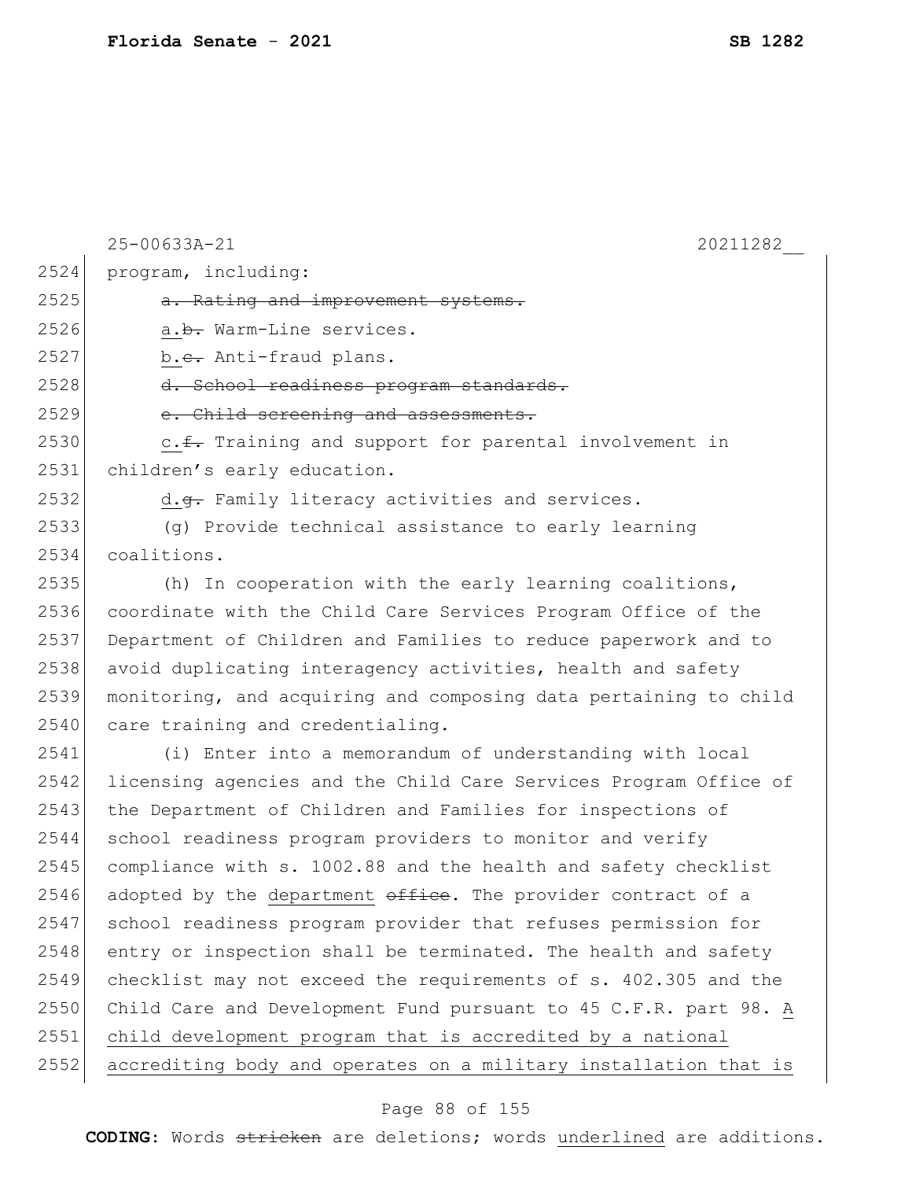program, including:

~~a. Rating and improvement systems.~~

a.~~b.~~ Warm-Line services.

b.~~c.~~ Anti-fraud plans.

~~d. School readiness program standards.~~

~~e. Child screening and assessments.~~

c.~~f.~~ Training and support for parental involvement in children's early education.

d.~~g.~~ Family literacy activities and services.

(g) Provide technical assistance to early learning coalitions.

(h) In cooperation with the early learning coalitions, coordinate with the Child Care Services Program Office of the Department of Children and Families to reduce paperwork and to avoid duplicating interagency activities, health and safety monitoring, and acquiring and composing data pertaining to child care training and credentialing.

(i) Enter into a memorandum of understanding with local licensing agencies and the Child Care Services Program Office of the Department of Children and Families for inspections of school readiness program providers to monitor and verify compliance with s. 1002.88 and the health and safety checklist adopted by the <u>department</u> ~~office~~. The provider contract of a school readiness program provider that refuses permission for entry or inspection shall be terminated. The health and safety checklist may not exceed the requirements of s. 402.305 and the Child Care and Development Fund pursuant to 45 C.F.R. part 98. <u>A child development program that is accredited by a national accrediting body and operates on a military installation that is</u>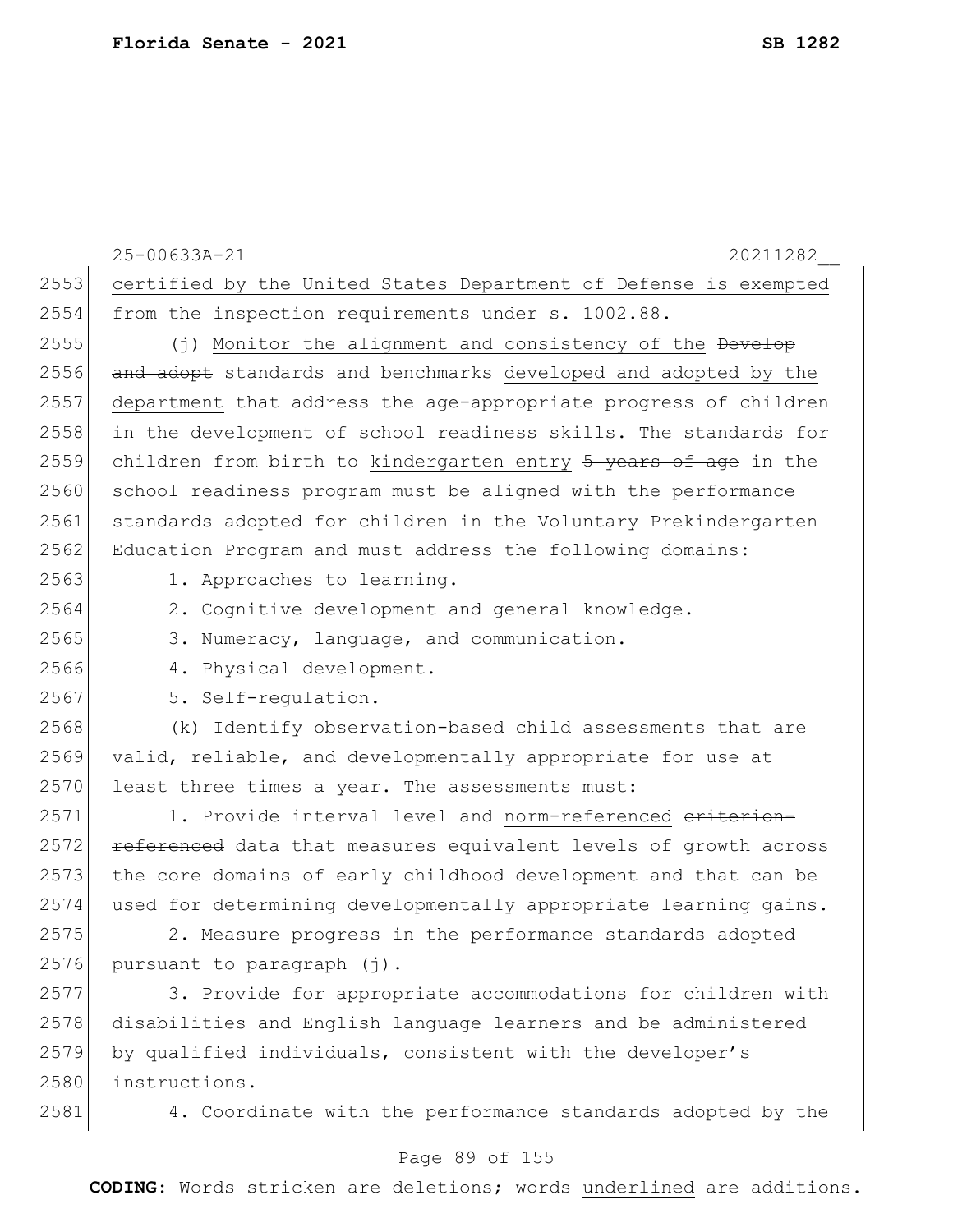25-00633A-21 20211282__

2553 certified by the United States Department of Defense is exempted
2554 from the inspection requirements under s. 1002.88.

2555 (j) Monitor the alignment and consistency of the ~~Develop~~
2556 ~~and adopt~~ standards and benchmarks developed and adopted by the
2557 department that address the age-appropriate progress of children
2558 in the development of school readiness skills. The standards for
2559 children from birth to kindergarten entry ~~5 years of age~~ in the
2560 school readiness program must be aligned with the performance
2561 standards adopted for children in the Voluntary Prekindergarten
2562 Education Program and must address the following domains:

2563 1. Approaches to learning.

2564 2. Cognitive development and general knowledge.

2565 3. Numeracy, language, and communication.

2566 4. Physical development.

2567 5. Self-regulation.

2568 (k) Identify observation-based child assessments that are
2569 valid, reliable, and developmentally appropriate for use at
2570 least three times a year. The assessments must:

2571 1. Provide interval level and norm-referenced ~~criterion-~~
2572 ~~referenced~~ data that measures equivalent levels of growth across
2573 the core domains of early childhood development and that can be
2574 used for determining developmentally appropriate learning gains.

2575 2. Measure progress in the performance standards adopted
2576 pursuant to paragraph (j).

2577 3. Provide for appropriate accommodations for children with
2578 disabilities and English language learners and be administered
2579 by qualified individuals, consistent with the developer's
2580 instructions.

2581 4. Coordinate with the performance standards adopted by the

**CODING:** Words ~~stricken~~ are deletions; words underlined are additions.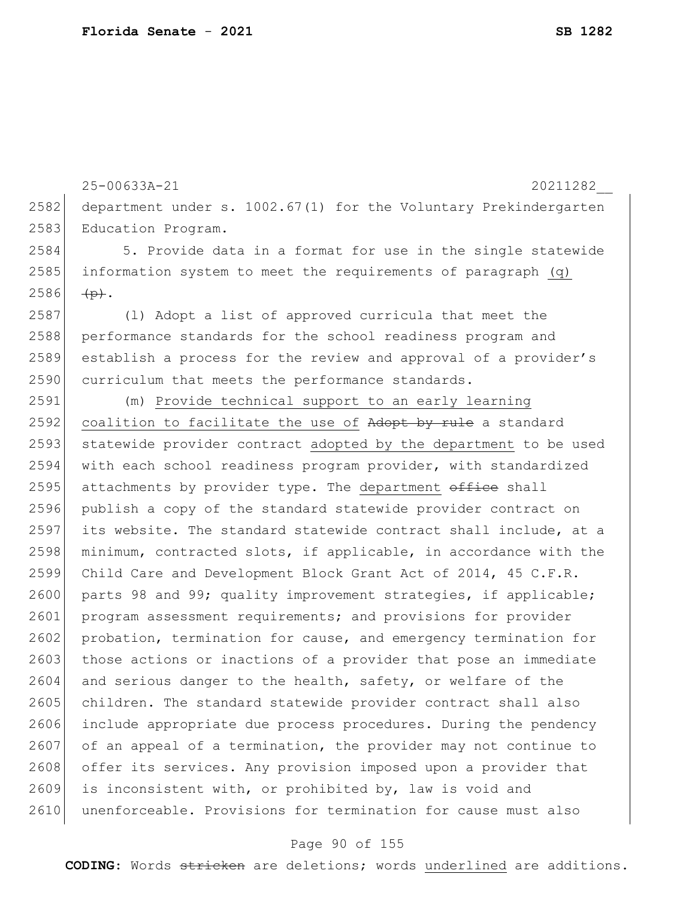25-00633A-21 20211282__

2582 department under s. 1002.67(1) for the Voluntary Prekindergarten
2583 Education Program.

2584 5. Provide data in a format for use in the single statewide
2585 information system to meet the requirements of paragraph <u>(q)</u>
2586 ~~(p)~~.

2587 (l) Adopt a list of approved curricula that meet the
2588 performance standards for the school readiness program and
2589 establish a process for the review and approval of a provider's
2590 curriculum that meets the performance standards.

2591 (m) <u>Provide technical support to an early learning</u>
2592 <u>coalition to facilitate the use of</u> ~~Adopt by rule~~ a standard
2593 statewide provider contract <u>adopted by the department</u> to be used
2594 with each school readiness program provider, with standardized
2595 attachments by provider type. The <u>department</u> ~~office~~ shall
2596 publish a copy of the standard statewide provider contract on
2597 its website. The standard statewide contract shall include, at a
2598 minimum, contracted slots, if applicable, in accordance with the
2599 Child Care and Development Block Grant Act of 2014, 45 C.F.R.
2600 parts 98 and 99; quality improvement strategies, if applicable;
2601 program assessment requirements; and provisions for provider
2602 probation, termination for cause, and emergency termination for
2603 those actions or inactions of a provider that pose an immediate
2604 and serious danger to the health, safety, or welfare of the
2605 children. The standard statewide provider contract shall also
2606 include appropriate due process procedures. During the pendency
2607 of an appeal of a termination, the provider may not continue to
2608 offer its services. Any provision imposed upon a provider that
2609 is inconsistent with, or prohibited by, law is void and
2610 unenforceable. Provisions for termination for cause must also

**CODING:** Words ~~stricken~~ are deletions; words <u>underlined</u> are additions.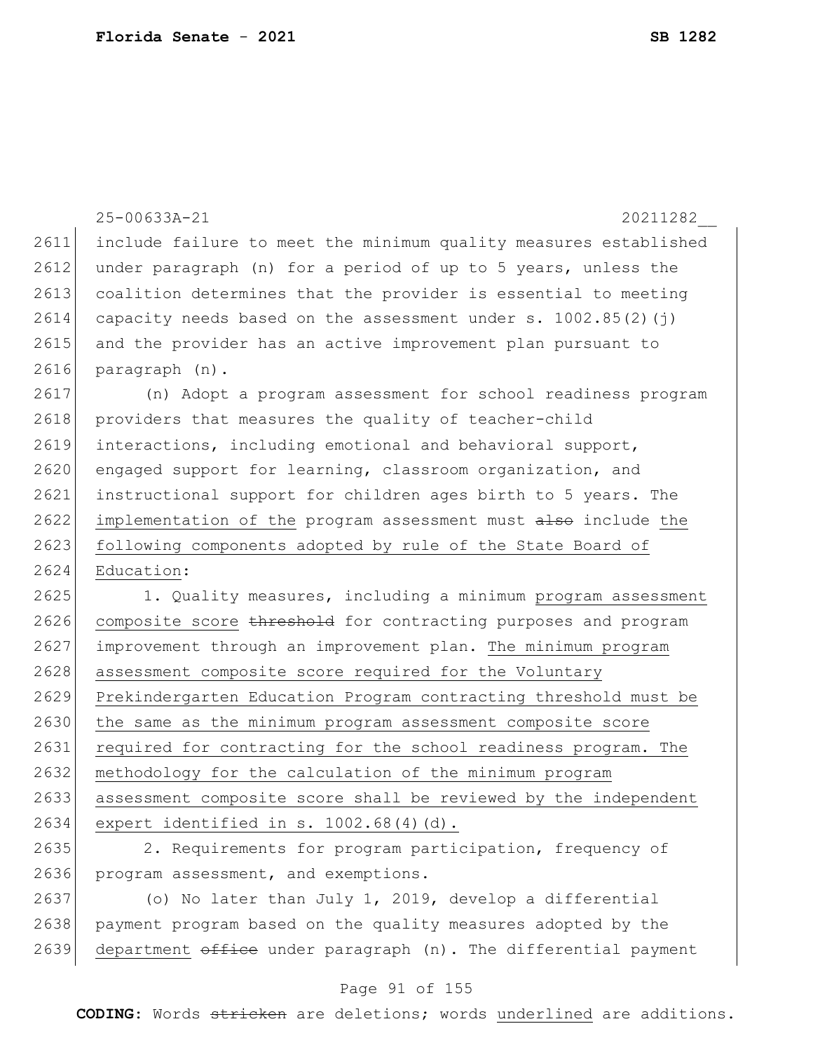25-00633A-21 20211282__

2611 include failure to meet the minimum quality measures established
2612 under paragraph (n) for a period of up to 5 years, unless the
2613 coalition determines that the provider is essential to meeting
2614 capacity needs based on the assessment under s. 1002.85(2)(j)
2615 and the provider has an active improvement plan pursuant to
2616 paragraph (n).

2617 (n) Adopt a program assessment for school readiness program
2618 providers that measures the quality of teacher-child
2619 interactions, including emotional and behavioral support,
2620 engaged support for learning, classroom organization, and
2621 instructional support for children ages birth to 5 years. The
2622 <u>implementation of the</u> program assessment must ~~also~~ include <u>the</u>
2623 <u>following components adopted by rule of the State Board of</u>
2624 <u>Education</u>:

2625 1. Quality measures, including a minimum <u>program assessment</u>
2626 <u>composite score</u> ~~threshold~~ for contracting purposes and program
2627 improvement through an improvement plan. <u>The minimum program</u>
2628 <u>assessment composite score required for the Voluntary</u>
2629 <u>Prekindergarten Education Program contracting threshold must be</u>
2630 <u>the same as the minimum program assessment composite score</u>
2631 <u>required for contracting for the school readiness program. The</u>
2632 <u>methodology for the calculation of the minimum program</u>
2633 <u>assessment composite score shall be reviewed by the independent</u>
2634 <u>expert identified in s. 1002.68(4)(d).</u>

2635 2. Requirements for program participation, frequency of
2636 program assessment, and exemptions.

2637 (o) No later than July 1, 2019, develop a differential
2638 payment program based on the quality measures adopted by the
2639 <u>department</u> ~~office~~ under paragraph (n). The differential payment

**CODING:** Words ~~stricken~~ are deletions; words <u>underlined</u> are additions.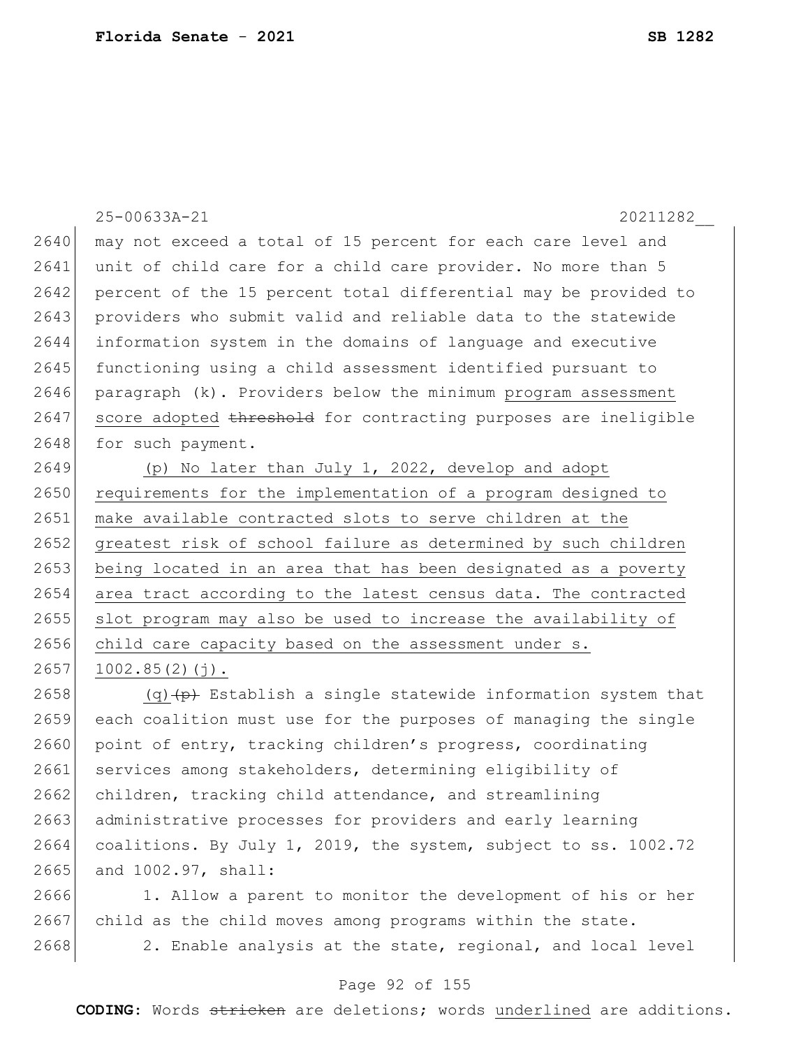may not exceed a total of 15 percent for each care level and unit of child care for a child care provider. No more than 5 percent of the 15 percent total differential may be provided to providers who submit valid and reliable data to the statewide information system in the domains of language and executive functioning using a child assessment identified pursuant to paragraph (k). Providers below the minimum <u>program assessment score adopted</u> ~~threshold~~ for contracting purposes are ineligible for such payment.

<u>(p) No later than July 1, 2022, develop and adopt requirements for the implementation of a program designed to make available contracted slots to serve children at the greatest risk of school failure as determined by such children being located in an area that has been designated as a poverty area tract according to the latest census data. The contracted slot program may also be used to increase the availability of child care capacity based on the assessment under s. 1002.85(2)(j).</u>

<u>(q)</u>~~(p)~~ Establish a single statewide information system that each coalition must use for the purposes of managing the single point of entry, tracking children's progress, coordinating services among stakeholders, determining eligibility of children, tracking child attendance, and streamlining administrative processes for providers and early learning coalitions. By July 1, 2019, the system, subject to ss. 1002.72 and 1002.97, shall:

1. Allow a parent to monitor the development of his or her child as the child moves among programs within the state.

2. Enable analysis at the state, regional, and local level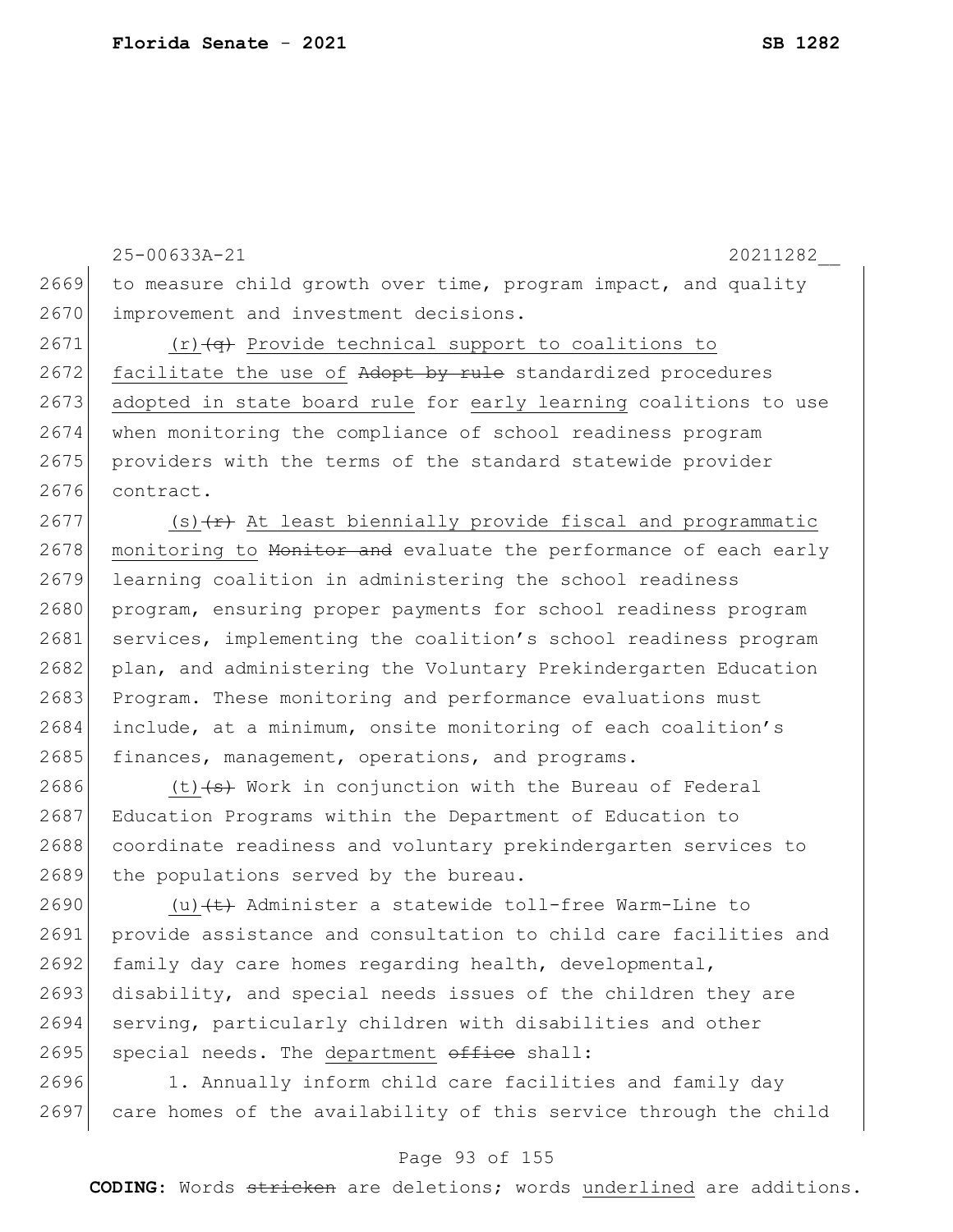to measure child growth over time, program impact, and quality improvement and investment decisions.

(r) ~~(q)~~ Provide technical support to coalitions to facilitate the use of ~~Adopt by rule~~ standardized procedures adopted in state board rule for early learning coalitions to use when monitoring the compliance of school readiness program providers with the terms of the standard statewide provider contract.

(s) ~~(r)~~ At least biennially provide fiscal and programmatic monitoring to ~~Monitor and~~ evaluate the performance of each early learning coalition in administering the school readiness program, ensuring proper payments for school readiness program services, implementing the coalition's school readiness program plan, and administering the Voluntary Prekindergarten Education Program. These monitoring and performance evaluations must include, at a minimum, onsite monitoring of each coalition's finances, management, operations, and programs.

(t) ~~(s)~~ Work in conjunction with the Bureau of Federal Education Programs within the Department of Education to coordinate readiness and voluntary prekindergarten services to the populations served by the bureau.

(u) ~~(t)~~ Administer a statewide toll-free Warm-Line to provide assistance and consultation to child care facilities and family day care homes regarding health, developmental, disability, and special needs issues of the children they are serving, particularly children with disabilities and other special needs. The department ~~office~~ shall:

1. Annually inform child care facilities and family day care homes of the availability of this service through the child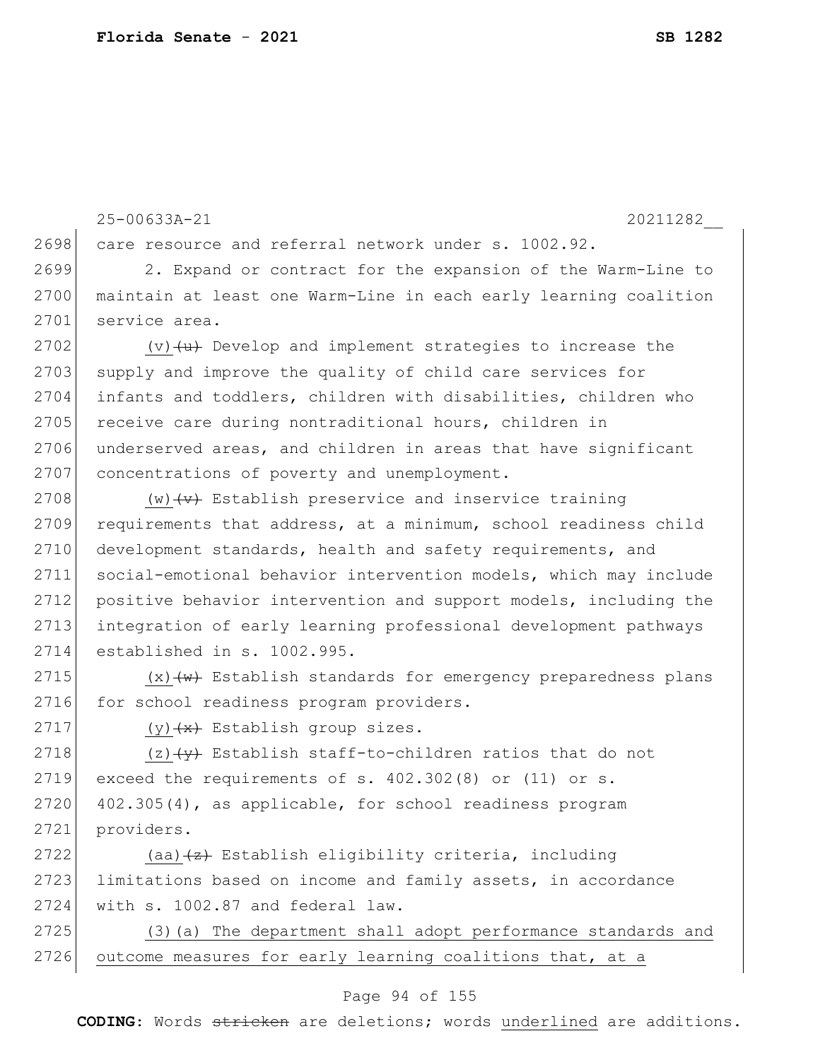care resource and referral network under s. 1002.92.

2. Expand or contract for the expansion of the Warm-Line to maintain at least one Warm-Line in each early learning coalition service area.

<u>(v)</u>~~(u)~~ Develop and implement strategies to increase the supply and improve the quality of child care services for infants and toddlers, children with disabilities, children who receive care during nontraditional hours, children in underserved areas, and children in areas that have significant concentrations of poverty and unemployment.

<u>(w)</u>~~(v)~~ Establish preservice and inservice training requirements that address, at a minimum, school readiness child development standards, health and safety requirements, and social-emotional behavior intervention models, which may include positive behavior intervention and support models, including the integration of early learning professional development pathways established in s. 1002.995.

<u>(x)</u>~~(w)~~ Establish standards for emergency preparedness plans for school readiness program providers.

<u>(y)</u>~~(x)~~ Establish group sizes.

<u>(z)</u>~~(y)~~ Establish staff-to-children ratios that do not exceed the requirements of s. 402.302(8) or (11) or s. 402.305(4), as applicable, for school readiness program providers.

<u>(aa)</u>~~(z)~~ Establish eligibility criteria, including limitations based on income and family assets, in accordance with s. 1002.87 and federal law.

<u>(3)(a) The department shall adopt performance standards and outcome measures for early learning coalitions that, at a</u>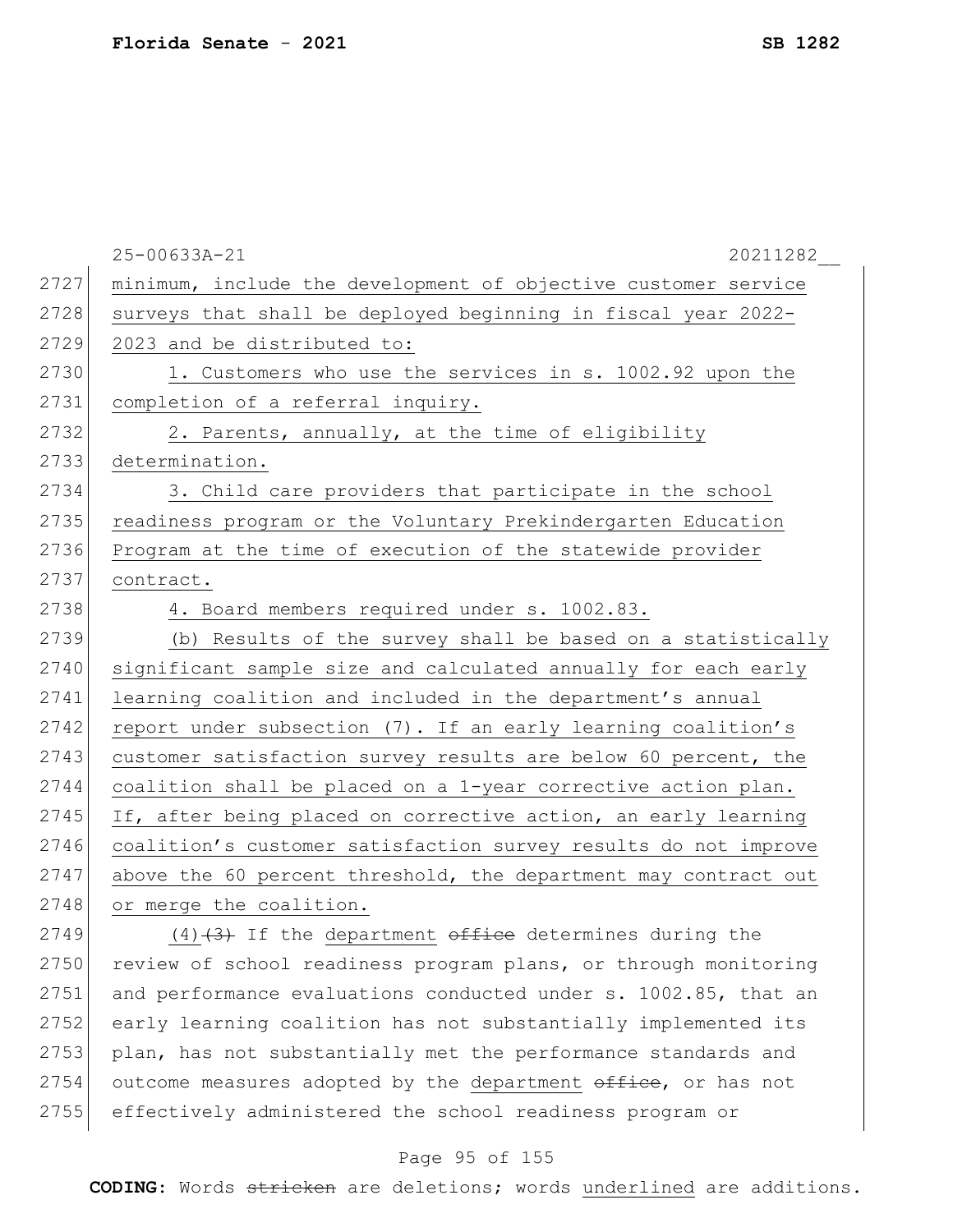minimum, include the development of objective customer service surveys that shall be deployed beginning in fiscal year 2022-2023 and be distributed to:

1. Customers who use the services in s. 1002.92 upon the completion of a referral inquiry.

2. Parents, annually, at the time of eligibility determination.

3. Child care providers that participate in the school readiness program or the Voluntary Prekindergarten Education Program at the time of execution of the statewide provider contract.

4. Board members required under s. 1002.83.

(b) Results of the survey shall be based on a statistically significant sample size and calculated annually for each early learning coalition and included in the department's annual report under subsection (7). If an early learning coalition's customer satisfaction survey results are below 60 percent, the coalition shall be placed on a 1-year corrective action plan. If, after being placed on corrective action, an early learning coalition's customer satisfaction survey results do not improve above the 60 percent threshold, the department may contract out or merge the coalition.

(4) ~~(3)~~ If the department ~~office~~ determines during the review of school readiness program plans, or through monitoring and performance evaluations conducted under s. 1002.85, that an early learning coalition has not substantially implemented its plan, has not substantially met the performance standards and outcome measures adopted by the department ~~office~~, or has not effectively administered the school readiness program or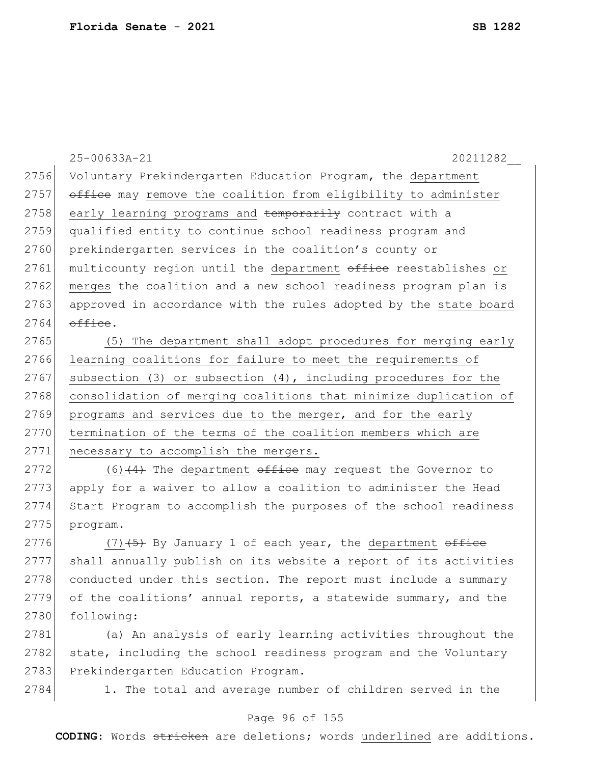Voluntary Prekindergarten Education Program, the department ~~office~~ may remove the coalition from eligibility to administer early learning programs and ~~temporarily~~ contract with a qualified entity to continue school readiness program and prekindergarten services in the coalition's county or multicounty region until the department ~~office~~ reestablishes or merges the coalition and a new school readiness program plan is approved in accordance with the rules adopted by the state board ~~office~~.

(5) The department shall adopt procedures for merging early learning coalitions for failure to meet the requirements of subsection (3) or subsection (4), including procedures for the consolidation of merging coalitions that minimize duplication of programs and services due to the merger, and for the early termination of the terms of the coalition members which are necessary to accomplish the mergers.

(6)~~(4)~~ The department ~~office~~ may request the Governor to apply for a waiver to allow a coalition to administer the Head Start Program to accomplish the purposes of the school readiness program.

(7)~~(5)~~ By January 1 of each year, the department ~~office~~ shall annually publish on its website a report of its activities conducted under this section. The report must include a summary of the coalitions' annual reports, a statewide summary, and the following:

(a) An analysis of early learning activities throughout the state, including the school readiness program and the Voluntary Prekindergarten Education Program.

1. The total and average number of children served in the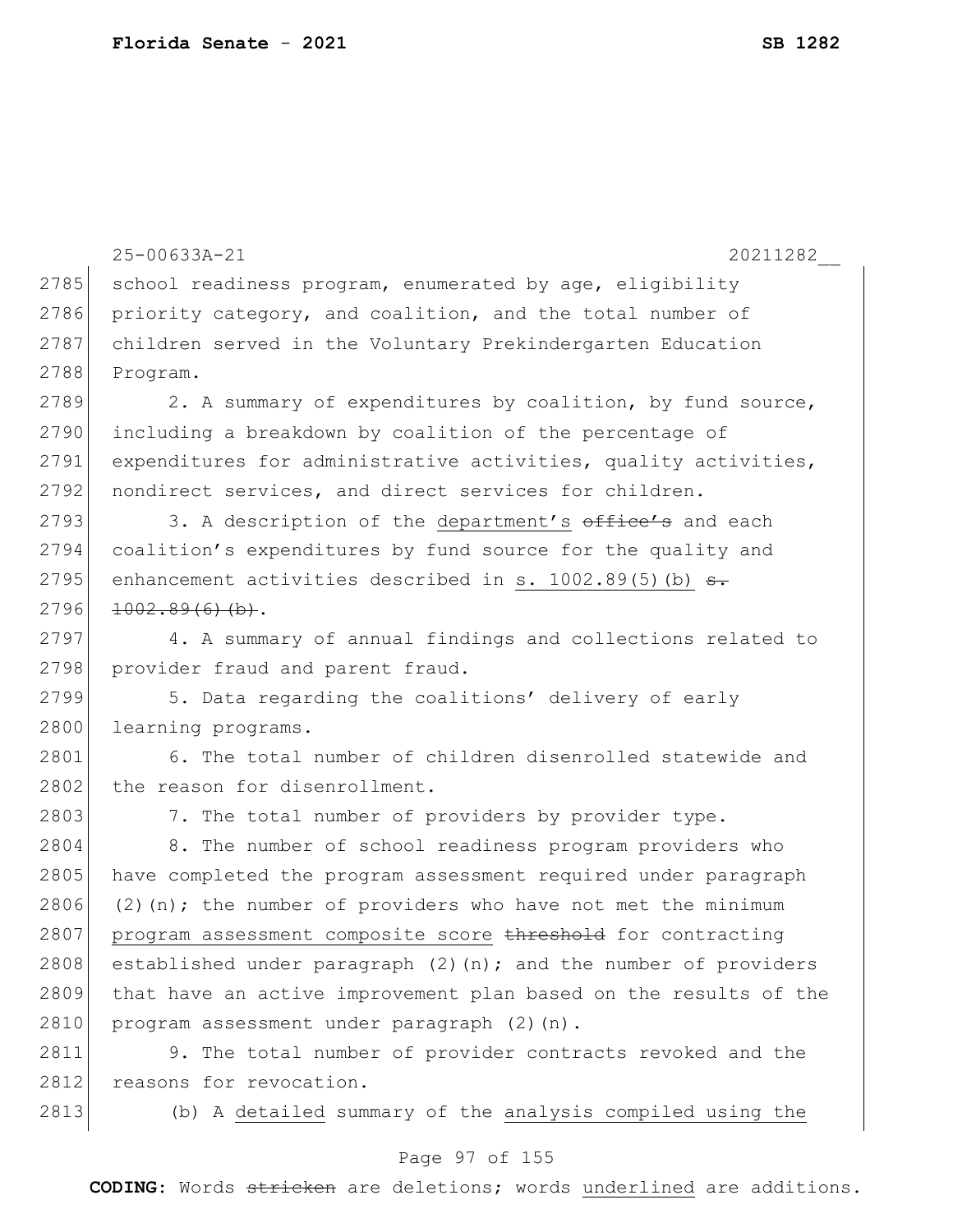25-00633A-21 20211282__

2785 school readiness program, enumerated by age, eligibility
2786 priority category, and coalition, and the total number of
2787 children served in the Voluntary Prekindergarten Education
2788 Program.

2789 2. A summary of expenditures by coalition, by fund source,
2790 including a breakdown by coalition of the percentage of
2791 expenditures for administrative activities, quality activities,
2792 nondirect services, and direct services for children.

2793 3. A description of the <u>department's</u> ~~office's~~ and each
2794 coalition's expenditures by fund source for the quality and
2795 enhancement activities described in <u>s. 1002.89(5)(b)</u> ~~s.~~
2796 ~~1002.89(6)(b)~~.

2797 4. A summary of annual findings and collections related to
2798 provider fraud and parent fraud.

2799 5. Data regarding the coalitions' delivery of early
2800 learning programs.

2801 6. The total number of children disenrolled statewide and
2802 the reason for disenrollment.

2803 7. The total number of providers by provider type.

2804 8. The number of school readiness program providers who
2805 have completed the program assessment required under paragraph
2806 (2)(n); the number of providers who have not met the minimum
2807 <u>program assessment composite score</u> ~~threshold~~ for contracting
2808 established under paragraph (2)(n); and the number of providers
2809 that have an active improvement plan based on the results of the
2810 program assessment under paragraph (2)(n).

2811 9. The total number of provider contracts revoked and the
2812 reasons for revocation.

2813 (b) A <u>detailed</u> summary of the <u>analysis compiled using the</u>

**CODING:** Words ~~stricken~~ are deletions; words <u>underlined</u> are additions.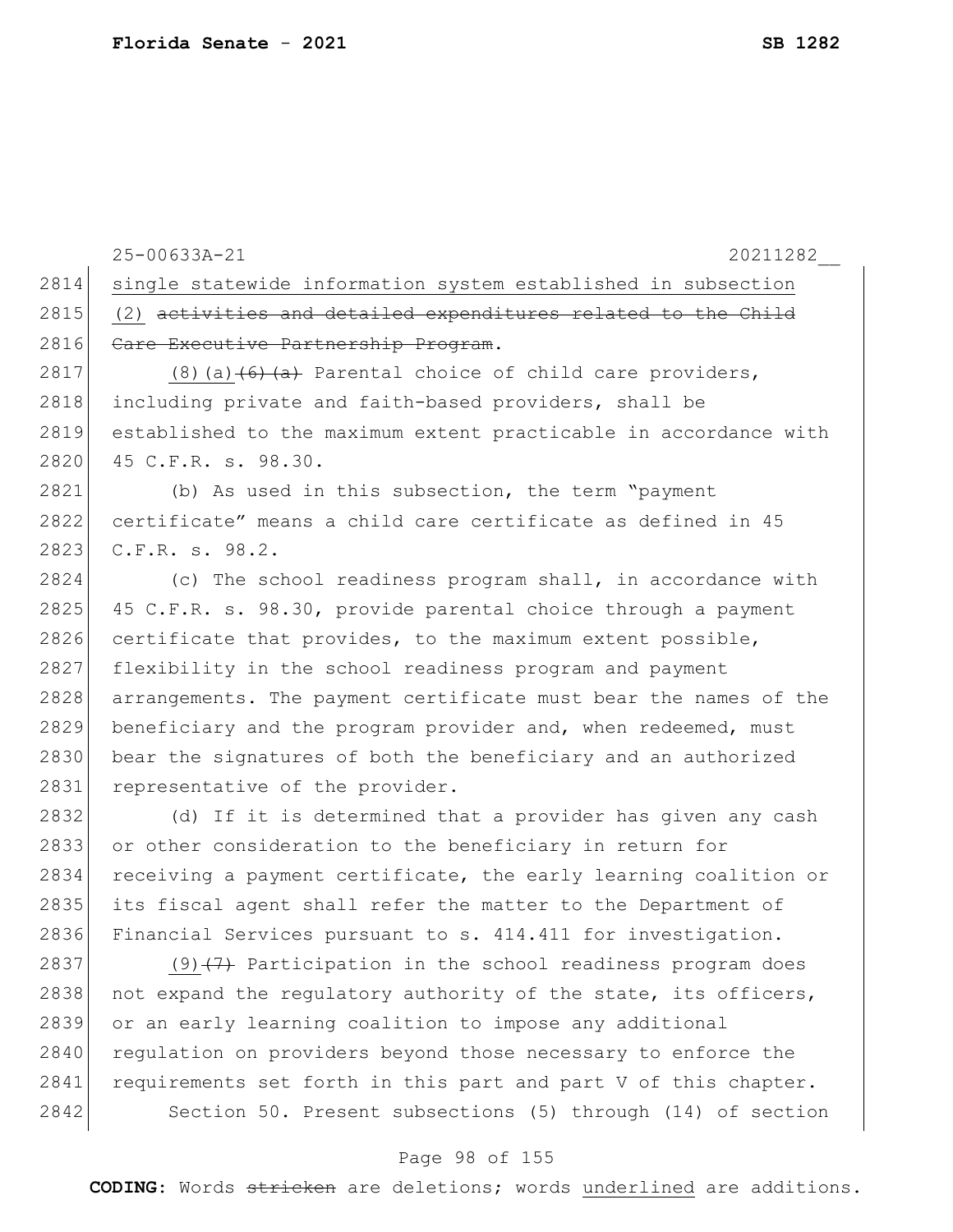single statewide information system established in subsection (2) ~~activities and detailed expenditures related to the Child Care Executive Partnership Program~~.

(8)(a) ~~(6)(a)~~ Parental choice of child care providers, including private and faith-based providers, shall be established to the maximum extent practicable in accordance with 45 C.F.R. s. 98.30.

(b) As used in this subsection, the term "payment certificate" means a child care certificate as defined in 45 C.F.R. s. 98.2.

(c) The school readiness program shall, in accordance with 45 C.F.R. s. 98.30, provide parental choice through a payment certificate that provides, to the maximum extent possible, flexibility in the school readiness program and payment arrangements. The payment certificate must bear the names of the beneficiary and the program provider and, when redeemed, must bear the signatures of both the beneficiary and an authorized representative of the provider.

(d) If it is determined that a provider has given any cash or other consideration to the beneficiary in return for receiving a payment certificate, the early learning coalition or its fiscal agent shall refer the matter to the Department of Financial Services pursuant to s. 414.411 for investigation.

(9) ~~(7)~~ Participation in the school readiness program does not expand the regulatory authority of the state, its officers, or an early learning coalition to impose any additional regulation on providers beyond those necessary to enforce the requirements set forth in this part and part V of this chapter.

Section 50. Present subsections (5) through (14) of section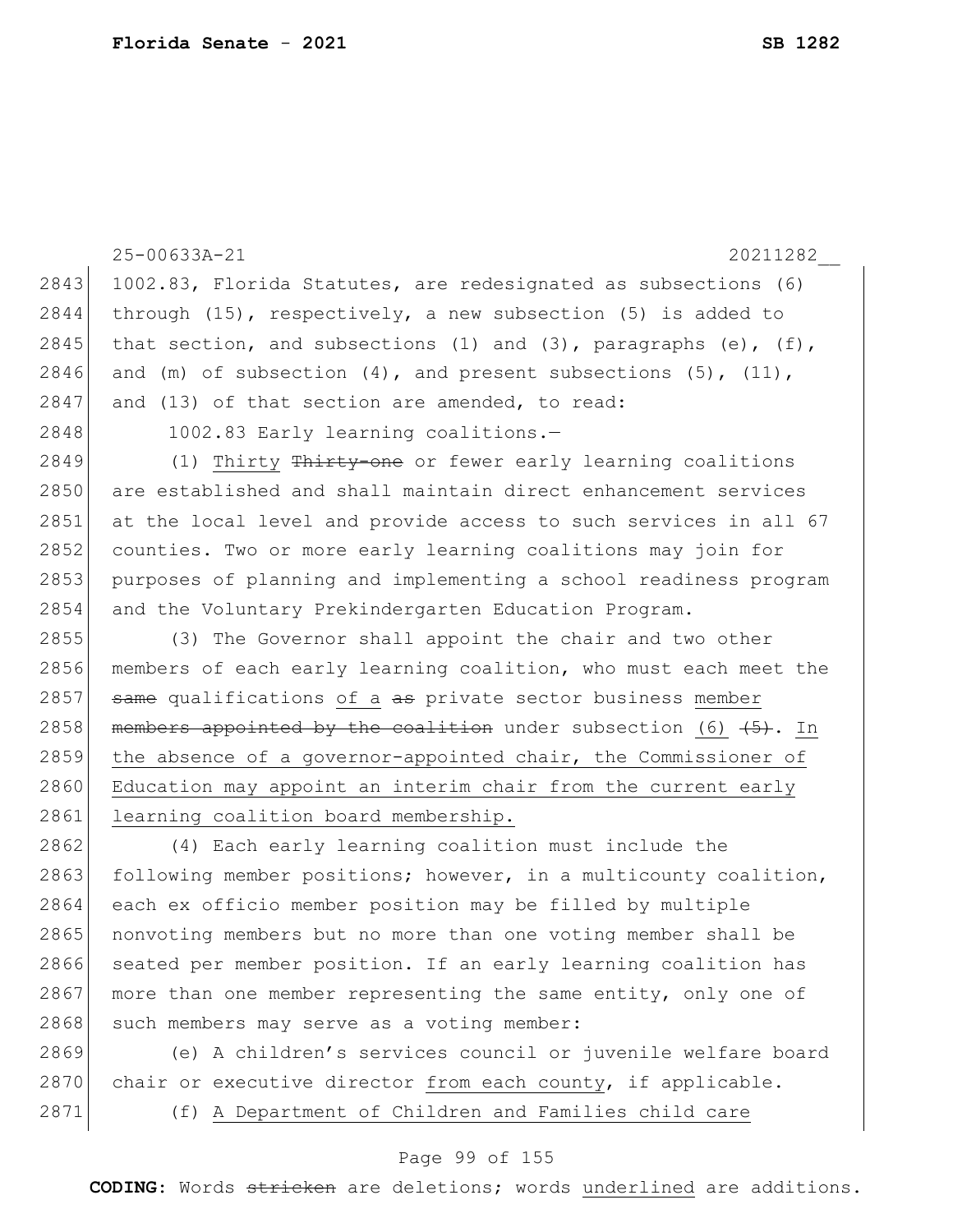1002.83, Florida Statutes, are redesignated as subsections (6) through (15), respectively, a new subsection (5) is added to that section, and subsections (1) and (3), paragraphs (e), (f), and (m) of subsection (4), and present subsections (5), (11), and (13) of that section are amended, to read:

1002.83 Early learning coalitions.—

(1) <u>Thirty</u> ~~Thirty-one~~ or fewer early learning coalitions are established and shall maintain direct enhancement services at the local level and provide access to such services in all 67 counties. Two or more early learning coalitions may join for purposes of planning and implementing a school readiness program and the Voluntary Prekindergarten Education Program.

(3) The Governor shall appoint the chair and two other members of each early learning coalition, who must each meet the ~~same~~ qualifications <u>of a</u> ~~as~~ private sector business <u>member</u> ~~members appointed by the coalition~~ under subsection <u>(6)</u> ~~(5)~~. <u>In the absence of a governor-appointed chair, the Commissioner of Education may appoint an interim chair from the current early learning coalition board membership.</u>

(4) Each early learning coalition must include the following member positions; however, in a multicounty coalition, each ex officio member position may be filled by multiple nonvoting members but no more than one voting member shall be seated per member position. If an early learning coalition has more than one member representing the same entity, only one of such members may serve as a voting member:

(e) A children's services council or juvenile welfare board chair or executive director <u>from each county</u>, if applicable.

(f) <u>A Department of Children and Families child care</u>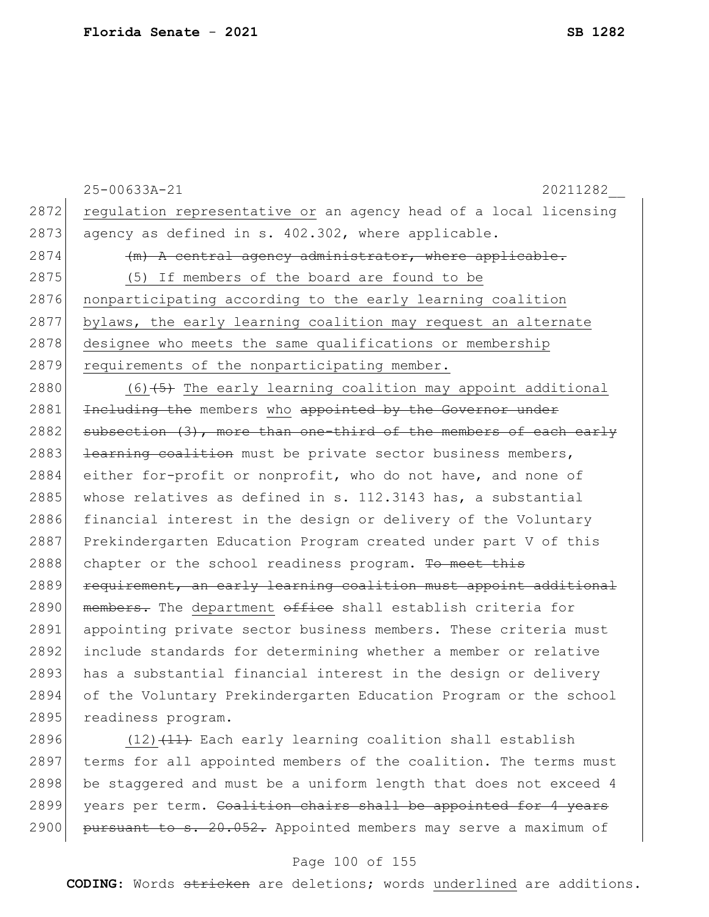regulation representative or an agency head of a local licensing agency as defined in s. 402.302, where applicable.

~~(m) A central agency administrator, where applicable.~~

<u>(5) If members of the board are found to be nonparticipating according to the early learning coalition bylaws, the early learning coalition may request an alternate designee who meets the same qualifications or membership requirements of the nonparticipating member.</u>

<u>(6)</u>~~(5)~~ <u>The early learning coalition may appoint additional</u> ~~Including the~~ members <u>who</u> ~~appointed by the Governor under subsection (3), more than one-third of the members of each early learning coalition~~ must be private sector business members, either for-profit or nonprofit, who do not have, and none of whose relatives as defined in s. 112.3143 has, a substantial financial interest in the design or delivery of the Voluntary Prekindergarten Education Program created under part V of this chapter or the school readiness program. ~~To meet this requirement, an early learning coalition must appoint additional members.~~ The <u>department</u> ~~office~~ shall establish criteria for appointing private sector business members. These criteria must include standards for determining whether a member or relative has a substantial financial interest in the design or delivery of the Voluntary Prekindergarten Education Program or the school readiness program.

<u>(12)</u>~~(11)~~ Each early learning coalition shall establish terms for all appointed members of the coalition. The terms must be staggered and must be a uniform length that does not exceed 4 years per term. ~~Coalition chairs shall be appointed for 4 years pursuant to s. 20.052.~~ Appointed members may serve a maximum of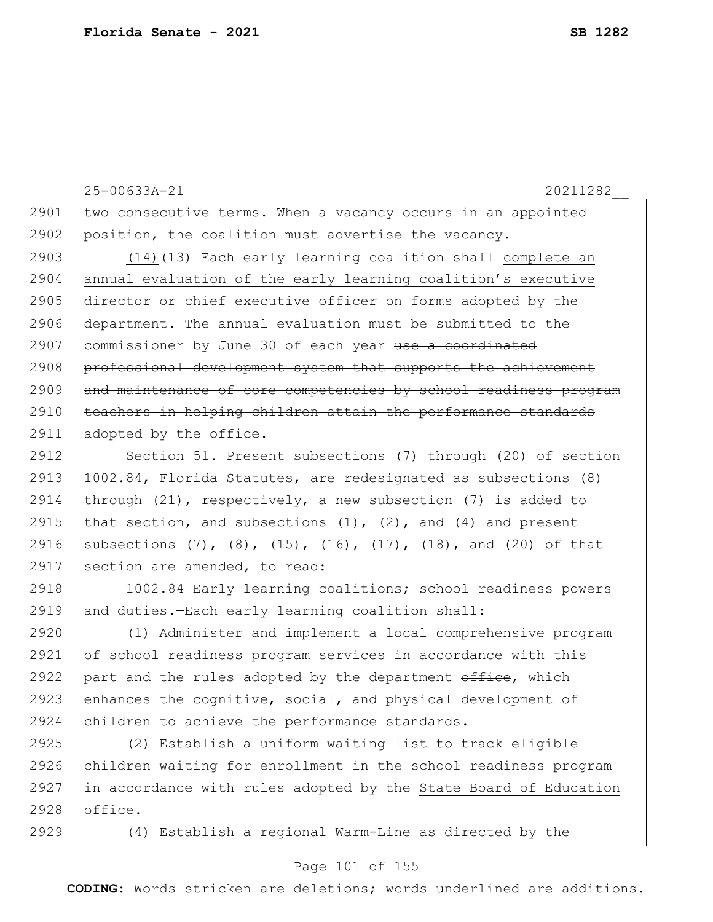two consecutive terms. When a vacancy occurs in an appointed position, the coalition must advertise the vacancy.

(14) ~~(13)~~ Each early learning coalition shall complete an annual evaluation of the early learning coalition's executive director or chief executive officer on forms adopted by the department. The annual evaluation must be submitted to the commissioner by June 30 of each year ~~use a coordinated professional development system that supports the achievement and maintenance of core competencies by school readiness program teachers in helping children attain the performance standards adopted by the office~~.

Section 51. Present subsections (7) through (20) of section 1002.84, Florida Statutes, are redesignated as subsections (8) through (21), respectively, a new subsection (7) is added to that section, and subsections (1), (2), and (4) and present subsections (7), (8), (15), (16), (17), (18), and (20) of that section are amended, to read:

1002.84 Early learning coalitions; school readiness powers and duties.—Each early learning coalition shall:

(1) Administer and implement a local comprehensive program of school readiness program services in accordance with this part and the rules adopted by the department ~~office~~, which enhances the cognitive, social, and physical development of children to achieve the performance standards.

(2) Establish a uniform waiting list to track eligible children waiting for enrollment in the school readiness program in accordance with rules adopted by the State Board of Education ~~office~~.

(4) Establish a regional Warm-Line as directed by the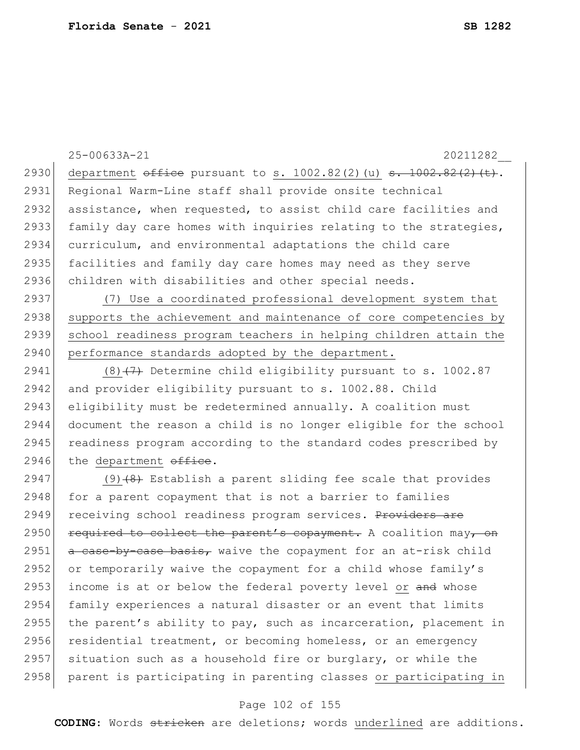department ~~office~~ pursuant to s. 1002.82(2)(u) ~~s. 1002.82(2)(t)~~. Regional Warm-Line staff shall provide onsite technical assistance, when requested, to assist child care facilities and family day care homes with inquiries relating to the strategies, curriculum, and environmental adaptations the child care facilities and family day care homes may need as they serve children with disabilities and other special needs.

<u>(7) Use a coordinated professional development system that supports the achievement and maintenance of core competencies by school readiness program teachers in helping children attain the performance standards adopted by the department.</u>

<u>(8)</u>~~(7)~~ Determine child eligibility pursuant to s. 1002.87 and provider eligibility pursuant to s. 1002.88. Child eligibility must be redetermined annually. A coalition must document the reason a child is no longer eligible for the school readiness program according to the standard codes prescribed by the <u>department</u> ~~office~~.

<u>(9)</u>~~(8)~~ Establish a parent sliding fee scale that provides for a parent copayment that is not a barrier to families receiving school readiness program services. ~~Providers are required to collect the parent's copayment.~~ A coalition may~~, on a case-by-case basis,~~ waive the copayment for an at-risk child or temporarily waive the copayment for a child whose family's income is at or below the federal poverty level <u>or</u> ~~and~~ whose family experiences a natural disaster or an event that limits the parent's ability to pay, such as incarceration, placement in residential treatment, or becoming homeless, or an emergency situation such as a household fire or burglary, or while the parent is participating in parenting classes <u>or participating in</u>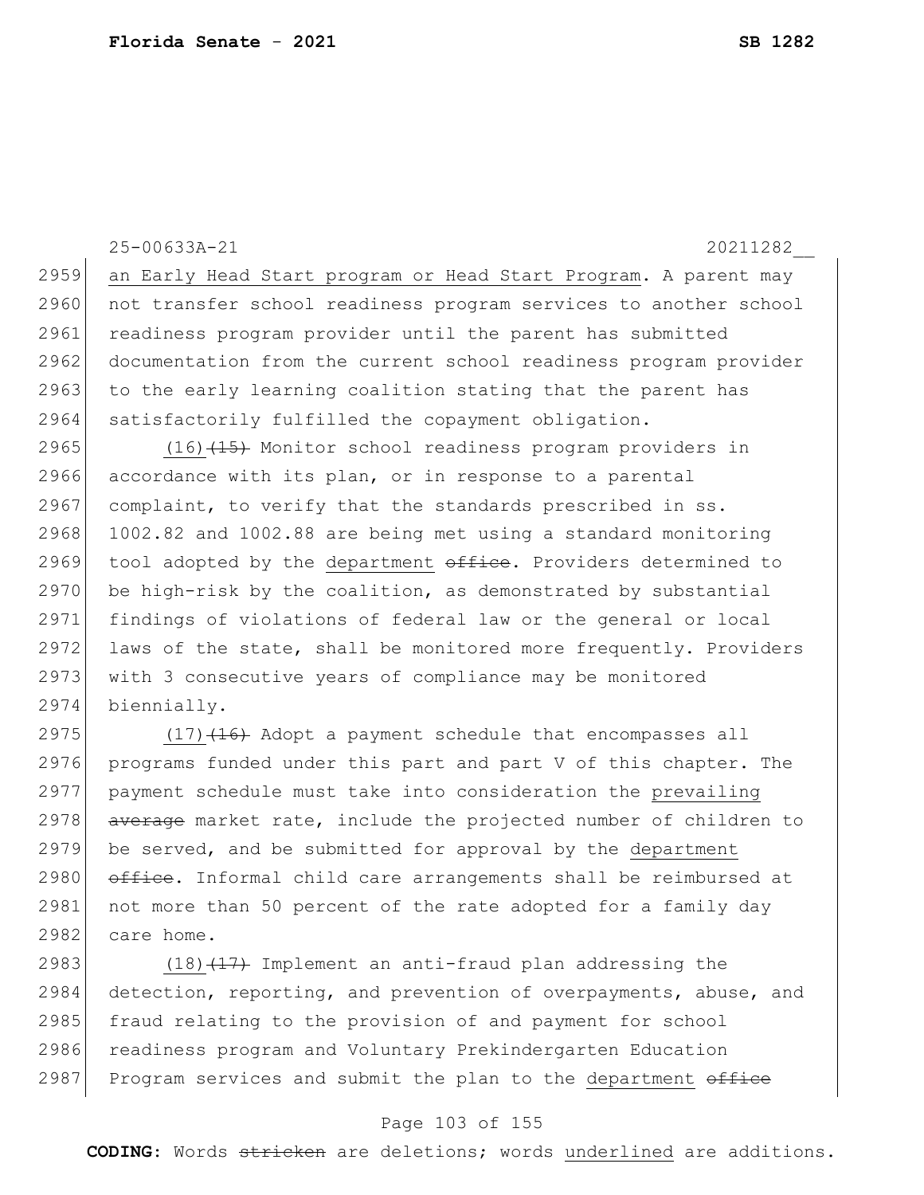25-00633A-21 20211282__

2959 an Early Head Start program or Head Start Program. A parent may
2960 not transfer school readiness program services to another school
2961 readiness program provider until the parent has submitted
2962 documentation from the current school readiness program provider
2963 to the early learning coalition stating that the parent has
2964 satisfactorily fulfilled the copayment obligation.

2965 (16)~~(15)~~ Monitor school readiness program providers in
2966 accordance with its plan, or in response to a parental
2967 complaint, to verify that the standards prescribed in ss.
2968 1002.82 and 1002.88 are being met using a standard monitoring
2969 tool adopted by the department ~~office~~. Providers determined to
2970 be high-risk by the coalition, as demonstrated by substantial
2971 findings of violations of federal law or the general or local
2972 laws of the state, shall be monitored more frequently. Providers
2973 with 3 consecutive years of compliance may be monitored
2974 biennially.

2975 (17)~~(16)~~ Adopt a payment schedule that encompasses all
2976 programs funded under this part and part V of this chapter. The
2977 payment schedule must take into consideration the prevailing
2978 ~~average~~ market rate, include the projected number of children to
2979 be served, and be submitted for approval by the department
2980 ~~office~~. Informal child care arrangements shall be reimbursed at
2981 not more than 50 percent of the rate adopted for a family day
2982 care home.

2983 (18)~~(17)~~ Implement an anti-fraud plan addressing the
2984 detection, reporting, and prevention of overpayments, abuse, and
2985 fraud relating to the provision of and payment for school
2986 readiness program and Voluntary Prekindergarten Education
2987 Program services and submit the plan to the department ~~office~~

**CODING:** Words ~~stricken~~ are deletions; words underlined are additions.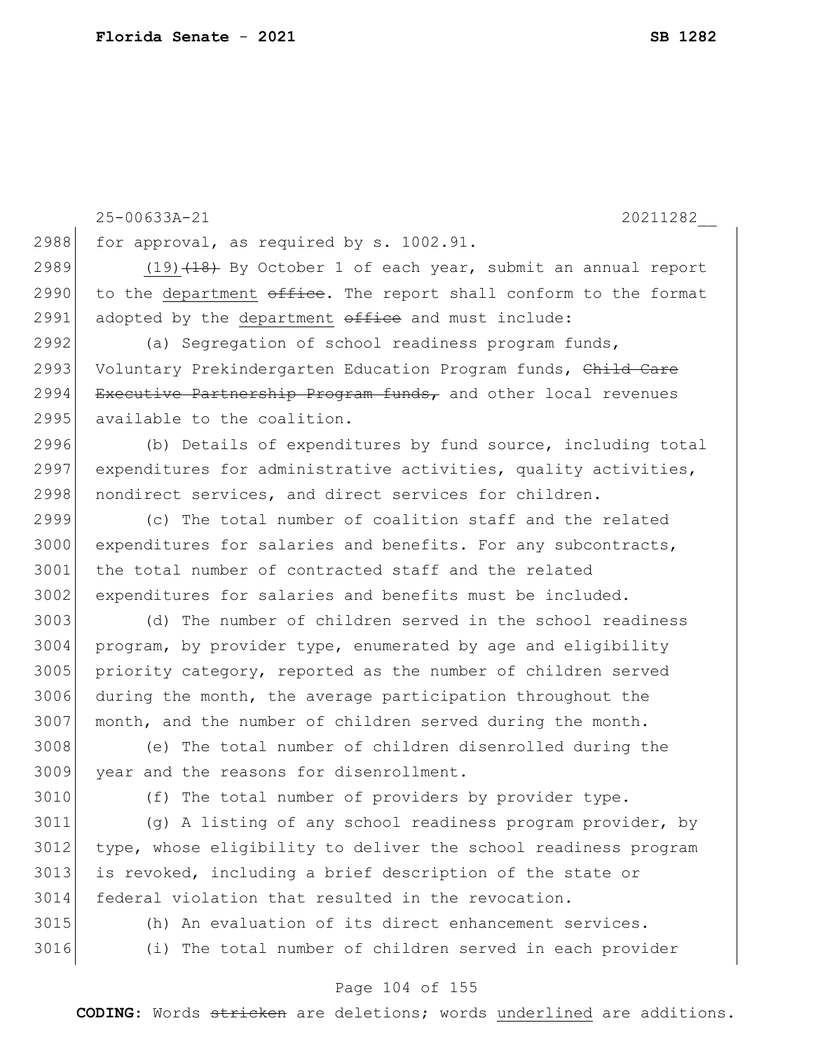25-00633A-21 20211282__

2988 for approval, as required by s. 1002.91.

2989 (19) ~~(18)~~ By October 1 of each year, submit an annual report
2990 to the department ~~office~~. The report shall conform to the format
2991 adopted by the department ~~office~~ and must include:

2992 (a) Segregation of school readiness program funds,
2993 Voluntary Prekindergarten Education Program funds, ~~Child Care~~
2994 ~~Executive Partnership Program funds,~~ and other local revenues
2995 available to the coalition.

2996 (b) Details of expenditures by fund source, including total
2997 expenditures for administrative activities, quality activities,
2998 nondirect services, and direct services for children.

2999 (c) The total number of coalition staff and the related
3000 expenditures for salaries and benefits. For any subcontracts,
3001 the total number of contracted staff and the related
3002 expenditures for salaries and benefits must be included.

3003 (d) The number of children served in the school readiness
3004 program, by provider type, enumerated by age and eligibility
3005 priority category, reported as the number of children served
3006 during the month, the average participation throughout the
3007 month, and the number of children served during the month.

3008 (e) The total number of children disenrolled during the
3009 year and the reasons for disenrollment.

3010 (f) The total number of providers by provider type.

3011 (g) A listing of any school readiness program provider, by
3012 type, whose eligibility to deliver the school readiness program
3013 is revoked, including a brief description of the state or
3014 federal violation that resulted in the revocation.

3015 (h) An evaluation of its direct enhancement services.

3016 (i) The total number of children served in each provider

**CODING:** Words ~~stricken~~ are deletions; words underlined are additions.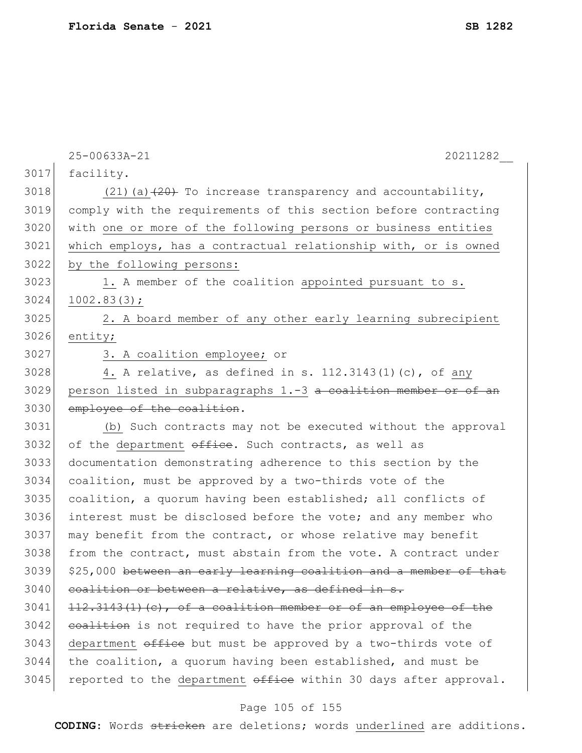25-00633A-21 20211282__

3017 facility.

3018 (21)(a) ~~(20)~~ To increase transparency and accountability,
3019 comply with the requirements of this section before contracting
3020 with <u>one or more of the following persons or business entities</u>
3021 <u>which employs, has a contractual relationship with, or is owned</u>
3022 <u>by the following persons:</u>

3023 <u>1.</u> A member of the coalition <u>appointed pursuant to s.</u>
3024 <u>1002.83(3);</u>

3025 <u>2. A board member of any other early learning subrecipient</u>
3026 <u>entity;</u>

3027 <u>3. A coalition employee;</u> or

3028 <u>4.</u> A relative, as defined in s. 112.3143(1)(c), of <u>any</u>
3029 <u>person listed in subparagraphs 1.-3</u> ~~a coalition member or of an~~
3030 ~~employee of the coalition~~.

3031 <u>(b)</u> Such contracts may not be executed without the approval
3032 of the <u>department</u> ~~office~~. Such contracts, as well as
3033 documentation demonstrating adherence to this section by the
3034 coalition, must be approved by a two-thirds vote of the
3035 coalition, a quorum having been established; all conflicts of
3036 interest must be disclosed before the vote; and any member who
3037 may benefit from the contract, or whose relative may benefit
3038 from the contract, must abstain from the vote. A contract under
3039 $25,000 ~~between an early learning coalition and a member of that~~
3040 ~~coalition or between a relative, as defined in s.~~
3041 ~~112.3143(1)(c), of a coalition member or of an employee of the~~
3042 ~~coalition~~ is not required to have the prior approval of the
3043 <u>department</u> ~~office~~ but must be approved by a two-thirds vote of
3044 the coalition, a quorum having been established, and must be
3045 reported to the <u>department</u> ~~office~~ within 30 days after approval.

**CODING:** Words ~~stricken~~ are deletions; words <u>underlined</u> are additions.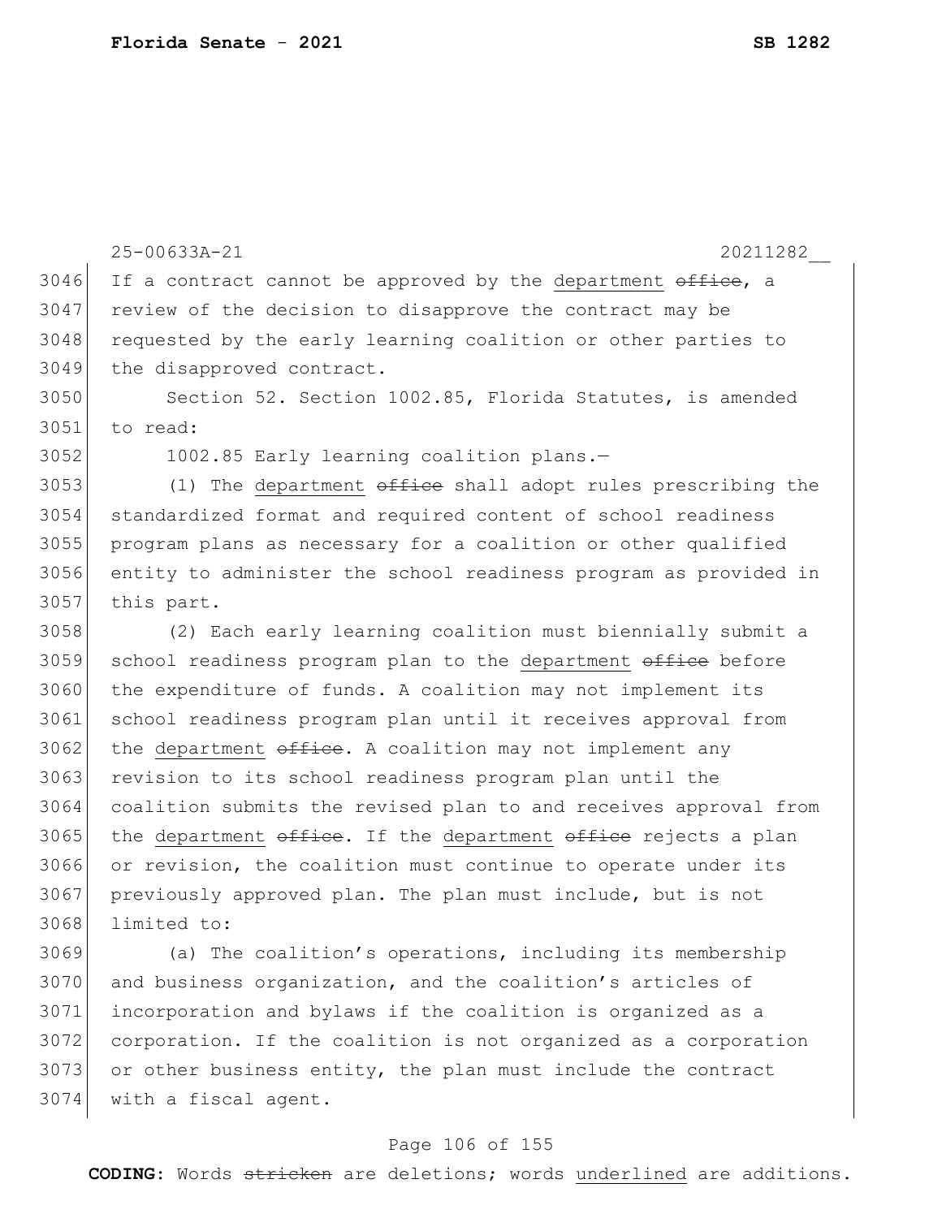If a contract cannot be approved by the department ~~office~~, a review of the decision to disapprove the contract may be requested by the early learning coalition or other parties to the disapproved contract.

Section 52. Section 1002.85, Florida Statutes, is amended to read:

1002.85 Early learning coalition plans.—

(1) The department ~~office~~ shall adopt rules prescribing the standardized format and required content of school readiness program plans as necessary for a coalition or other qualified entity to administer the school readiness program as provided in this part.

(2) Each early learning coalition must biennially submit a school readiness program plan to the department ~~office~~ before the expenditure of funds. A coalition may not implement its school readiness program plan until it receives approval from the department ~~office~~. A coalition may not implement any revision to its school readiness program plan until the coalition submits the revised plan to and receives approval from the department ~~office~~. If the department ~~office~~ rejects a plan or revision, the coalition must continue to operate under its previously approved plan. The plan must include, but is not limited to:

(a) The coalition's operations, including its membership and business organization, and the coalition's articles of incorporation and bylaws if the coalition is organized as a corporation. If the coalition is not organized as a corporation or other business entity, the plan must include the contract with a fiscal agent.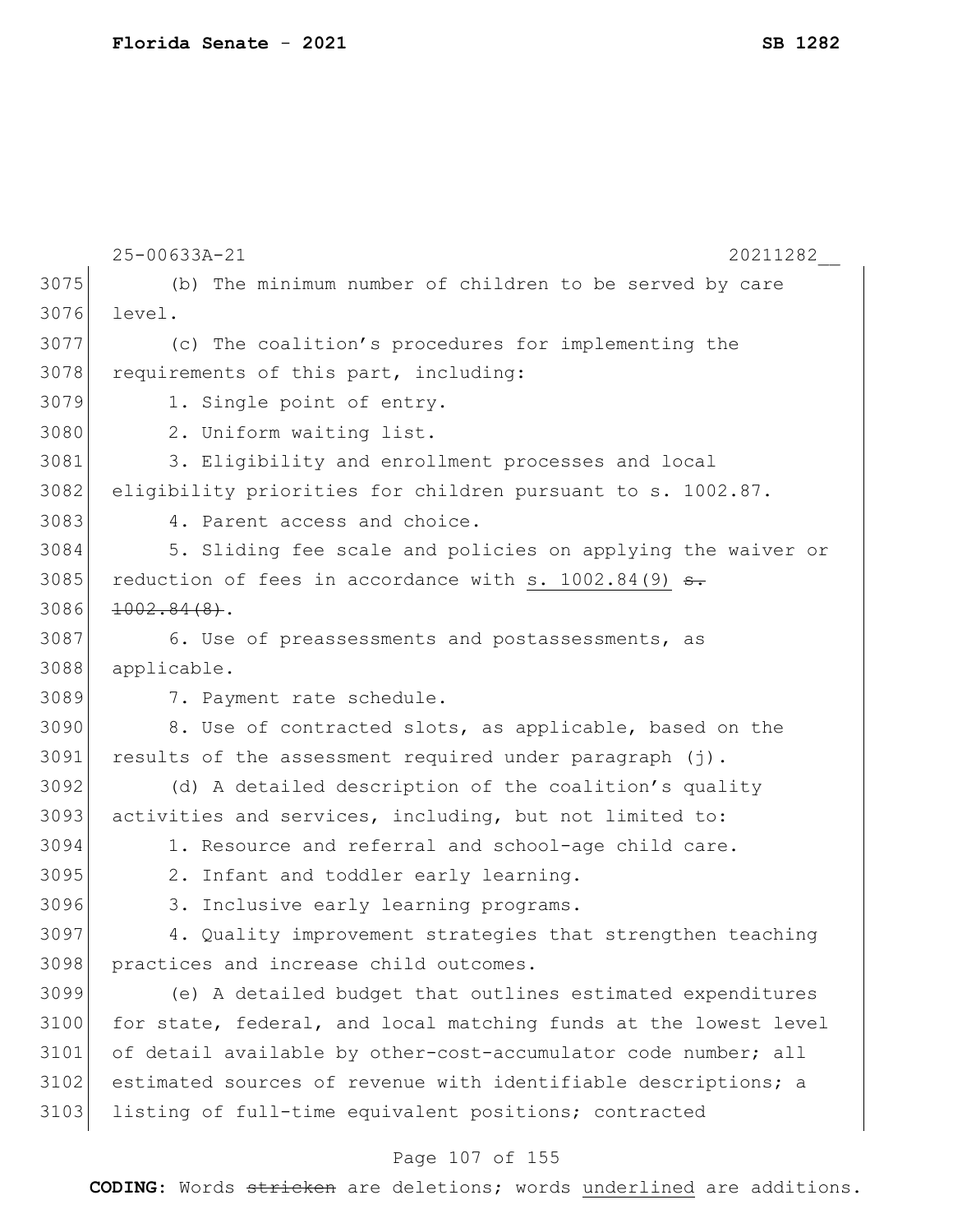(b) The minimum number of children to be served by care level.

(c) The coalition's procedures for implementing the requirements of this part, including:

1. Single point of entry.

2. Uniform waiting list.

3. Eligibility and enrollment processes and local eligibility priorities for children pursuant to s. 1002.87.

4. Parent access and choice.

5. Sliding fee scale and policies on applying the waiver or reduction of fees in accordance with <u>s. 1002.84(9)</u> ~~s. 1002.84(8)~~.

6. Use of preassessments and postassessments, as applicable.

7. Payment rate schedule.

8. Use of contracted slots, as applicable, based on the results of the assessment required under paragraph (j).

(d) A detailed description of the coalition's quality activities and services, including, but not limited to:

1. Resource and referral and school-age child care.

2. Infant and toddler early learning.

3. Inclusive early learning programs.

4. Quality improvement strategies that strengthen teaching practices and increase child outcomes.

(e) A detailed budget that outlines estimated expenditures for state, federal, and local matching funds at the lowest level of detail available by other-cost-accumulator code number; all estimated sources of revenue with identifiable descriptions; a listing of full-time equivalent positions; contracted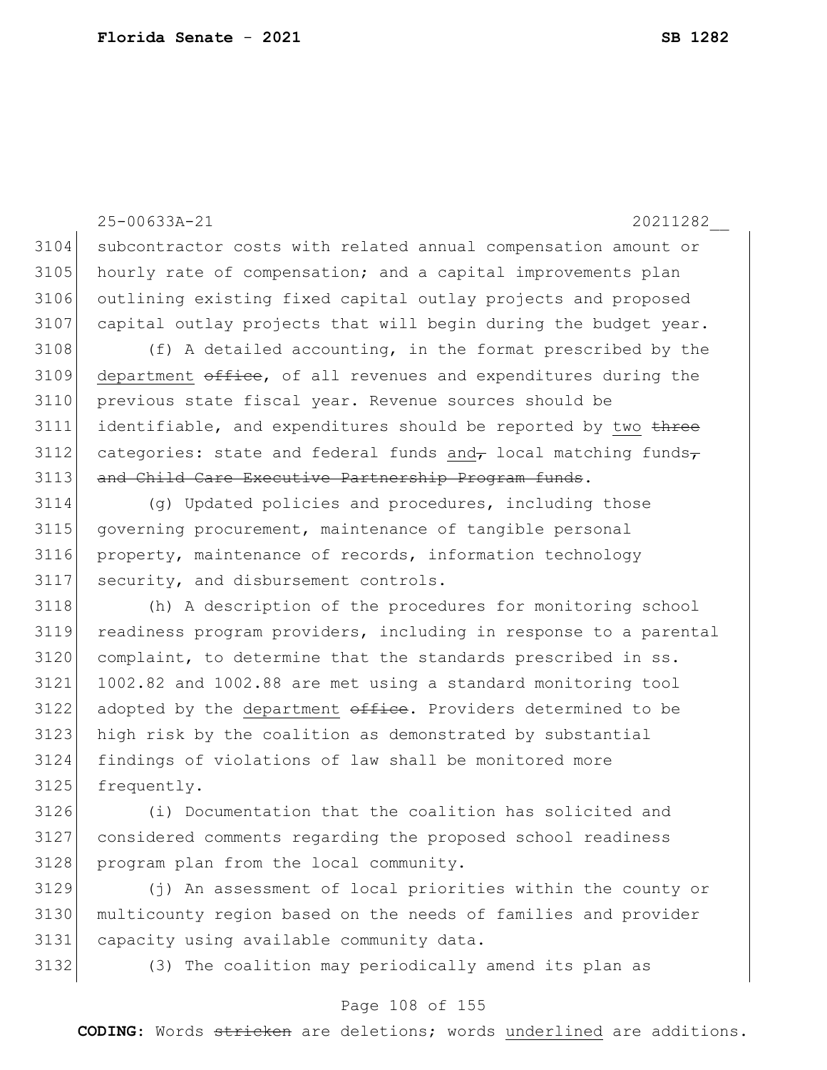subcontractor costs with related annual compensation amount or hourly rate of compensation; and a capital improvements plan outlining existing fixed capital outlay projects and proposed capital outlay projects that will begin during the budget year.

(f) A detailed accounting, in the format prescribed by the <u>department</u> ~~office~~, of all revenues and expenditures during the previous state fiscal year. Revenue sources should be identifiable, and expenditures should be reported by <u>two</u> ~~three~~ categories: state and federal funds <u>and</u>~~,~~ local matching funds~~, and Child Care Executive Partnership Program funds~~.

(g) Updated policies and procedures, including those governing procurement, maintenance of tangible personal property, maintenance of records, information technology security, and disbursement controls.

(h) A description of the procedures for monitoring school readiness program providers, including in response to a parental complaint, to determine that the standards prescribed in ss. 1002.82 and 1002.88 are met using a standard monitoring tool adopted by the <u>department</u> ~~office~~. Providers determined to be high risk by the coalition as demonstrated by substantial findings of violations of law shall be monitored more frequently.

(i) Documentation that the coalition has solicited and considered comments regarding the proposed school readiness program plan from the local community.

(j) An assessment of local priorities within the county or multicounty region based on the needs of families and provider capacity using available community data.

(3) The coalition may periodically amend its plan as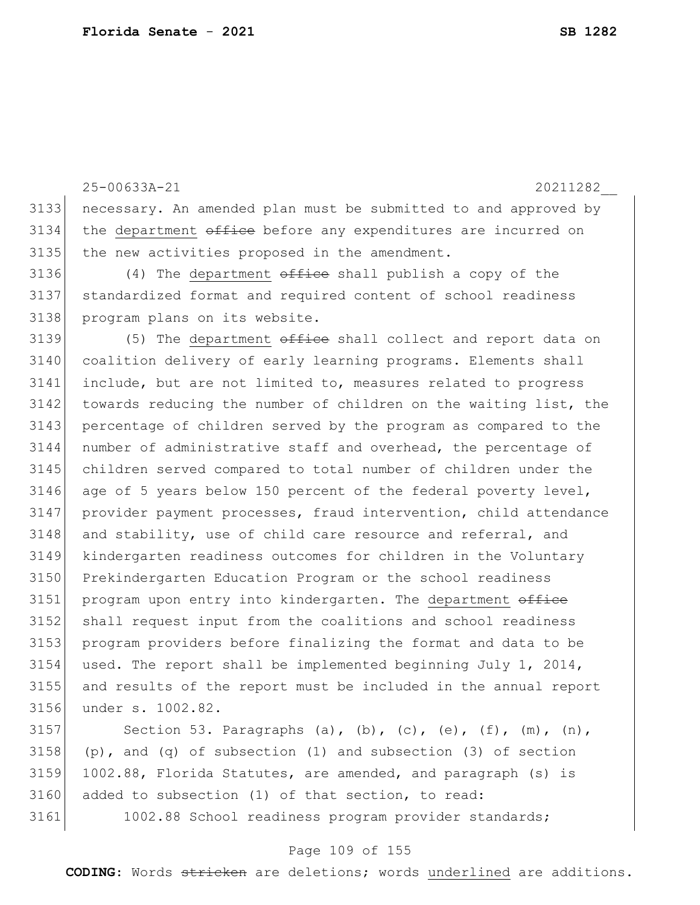necessary. An amended plan must be submitted to and approved by the department ~~office~~ before any expenditures are incurred on the new activities proposed in the amendment.

(4) The department ~~office~~ shall publish a copy of the standardized format and required content of school readiness program plans on its website.

(5) The department ~~office~~ shall collect and report data on coalition delivery of early learning programs. Elements shall include, but are not limited to, measures related to progress towards reducing the number of children on the waiting list, the percentage of children served by the program as compared to the number of administrative staff and overhead, the percentage of children served compared to total number of children under the age of 5 years below 150 percent of the federal poverty level, provider payment processes, fraud intervention, child attendance and stability, use of child care resource and referral, and kindergarten readiness outcomes for children in the Voluntary Prekindergarten Education Program or the school readiness program upon entry into kindergarten. The department ~~office~~ shall request input from the coalitions and school readiness program providers before finalizing the format and data to be used. The report shall be implemented beginning July 1, 2014, and results of the report must be included in the annual report under s. 1002.82.

Section 53. Paragraphs (a), (b), (c), (e), (f), (m), (n), (p), and (q) of subsection (1) and subsection (3) of section 1002.88, Florida Statutes, are amended, and paragraph (s) is added to subsection (1) of that section, to read:

1002.88 School readiness program provider standards;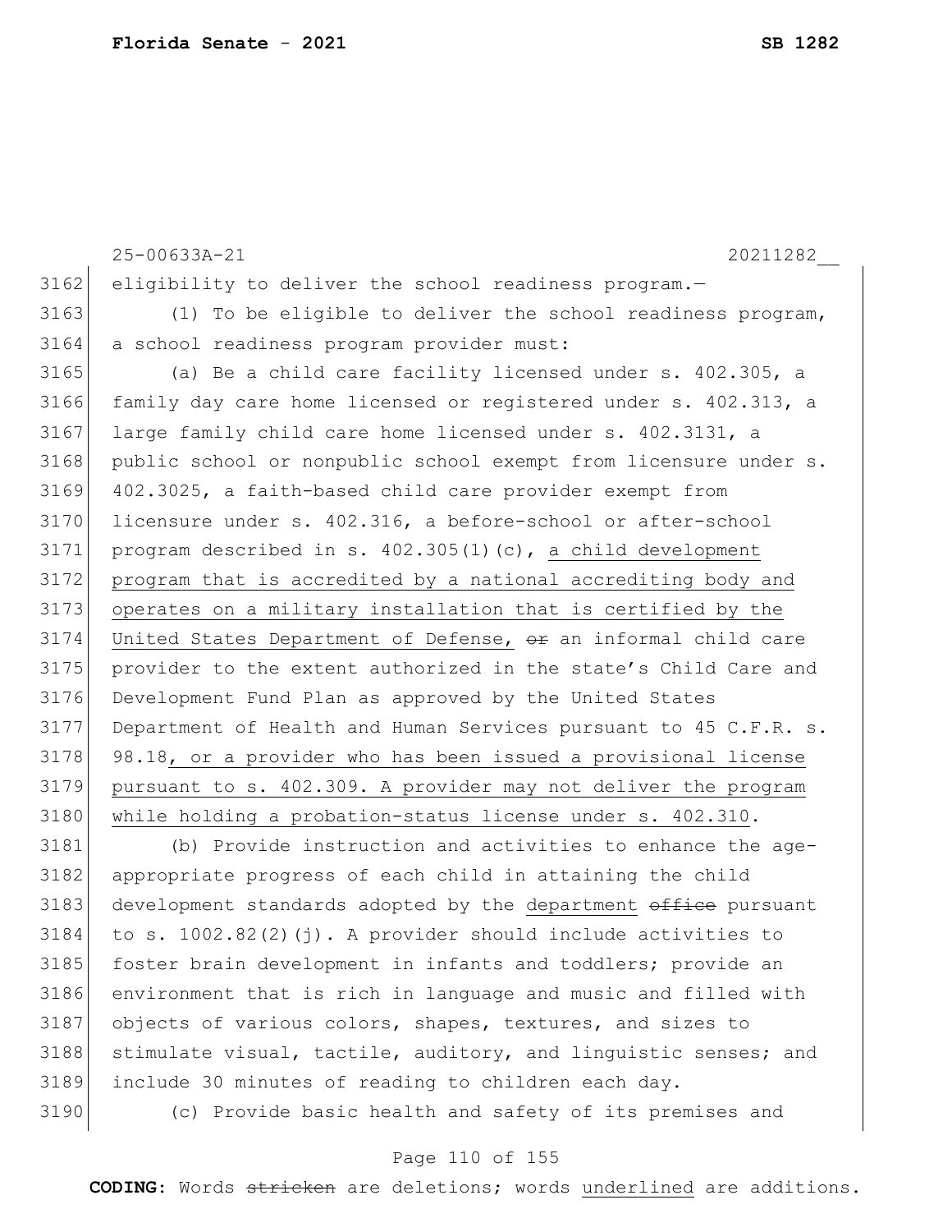25-00633A-21 20211282__

eligibility to deliver the school readiness program.—

(1) To be eligible to deliver the school readiness program, a school readiness program provider must:

(a) Be a child care facility licensed under s. 402.305, a family day care home licensed or registered under s. 402.313, a large family child care home licensed under s. 402.3131, a public school or nonpublic school exempt from licensure under s. 402.3025, a faith-based child care provider exempt from licensure under s. 402.316, a before-school or after-school program described in s. 402.305(1)(c), <u>a child development program that is accredited by a national accrediting body and operates on a military installation that is certified by the United States Department of Defense,</u> ~~or~~ an informal child care provider to the extent authorized in the state's Child Care and Development Fund Plan as approved by the United States Department of Health and Human Services pursuant to 45 C.F.R. s. 98.18<u>, or a provider who has been issued a provisional license pursuant to s. 402.309. A provider may not deliver the program while holding a probation-status license under s. 402.310</u>.

(b) Provide instruction and activities to enhance the age-appropriate progress of each child in attaining the child development standards adopted by the <u>department</u> ~~office~~ pursuant to s. 1002.82(2)(j). A provider should include activities to foster brain development in infants and toddlers; provide an environment that is rich in language and music and filled with objects of various colors, shapes, textures, and sizes to stimulate visual, tactile, auditory, and linguistic senses; and include 30 minutes of reading to children each day.

(c) Provide basic health and safety of its premises and

**CODING:** Words ~~stricken~~ are deletions; words <u>underlined</u> are additions.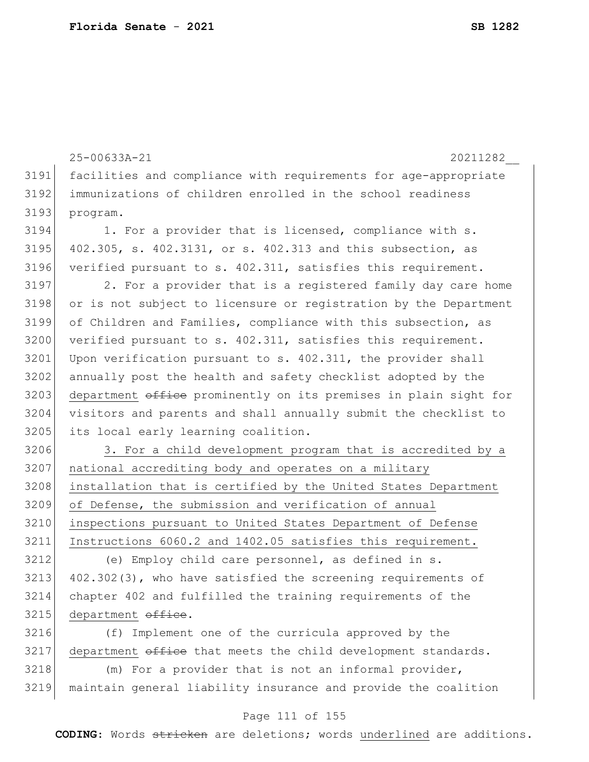facilities and compliance with requirements for age-appropriate immunizations of children enrolled in the school readiness program.

1. For a provider that is licensed, compliance with s. 402.305, s. 402.3131, or s. 402.313 and this subsection, as verified pursuant to s. 402.311, satisfies this requirement.

2. For a provider that is a registered family day care home or is not subject to licensure or registration by the Department of Children and Families, compliance with this subsection, as verified pursuant to s. 402.311, satisfies this requirement. Upon verification pursuant to s. 402.311, the provider shall annually post the health and safety checklist adopted by the <u>department</u> ~~office~~ prominently on its premises in plain sight for visitors and parents and shall annually submit the checklist to its local early learning coalition.

<u>3. For a child development program that is accredited by a national accrediting body and operates on a military installation that is certified by the United States Department of Defense, the submission and verification of annual inspections pursuant to United States Department of Defense Instructions 6060.2 and 1402.05 satisfies this requirement.</u>

(e) Employ child care personnel, as defined in s. 402.302(3), who have satisfied the screening requirements of chapter 402 and fulfilled the training requirements of the <u>department</u> ~~office~~.

(f) Implement one of the curricula approved by the <u>department</u> ~~office~~ that meets the child development standards.

(m) For a provider that is not an informal provider, maintain general liability insurance and provide the coalition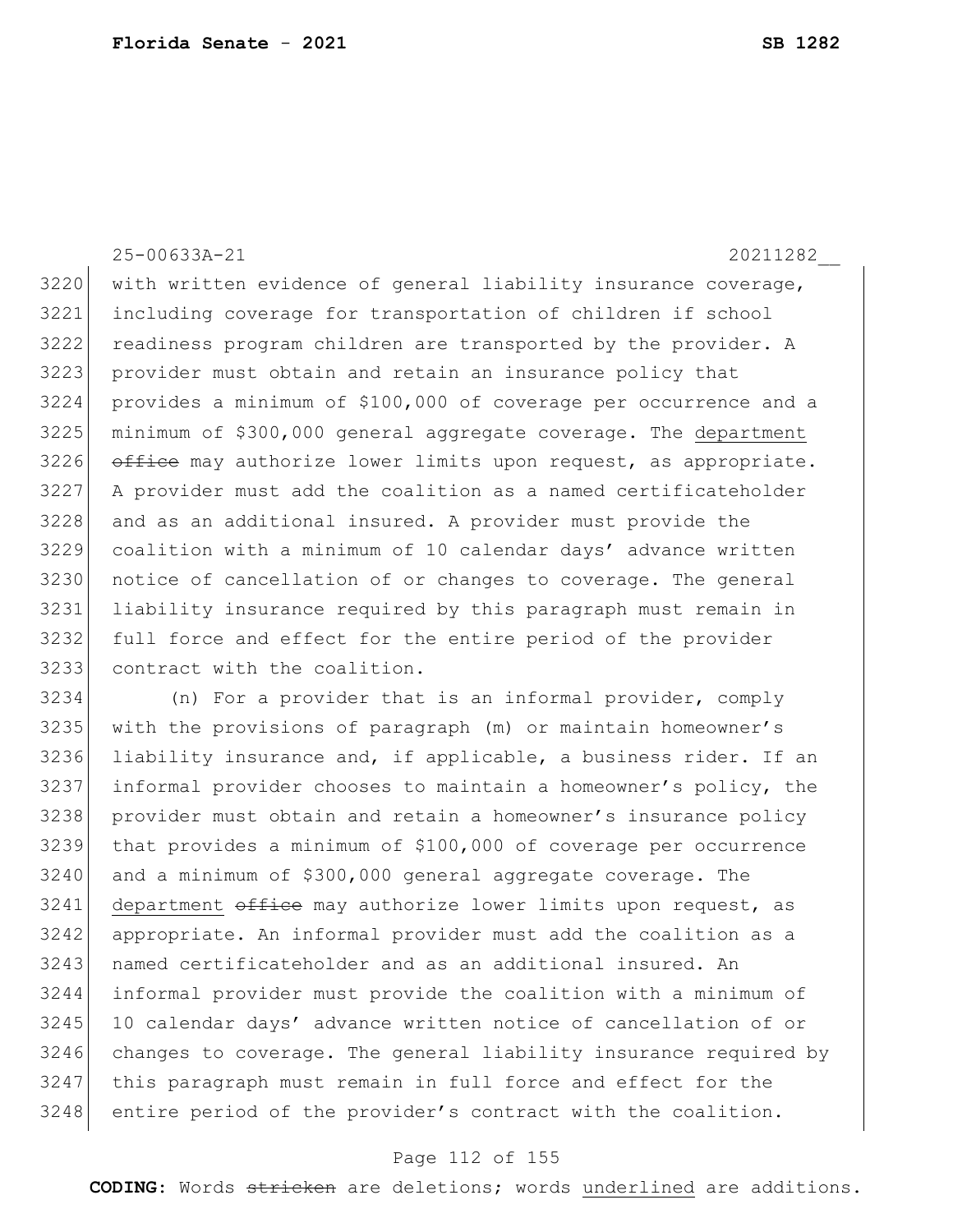with written evidence of general liability insurance coverage, including coverage for transportation of children if school readiness program children are transported by the provider. A provider must obtain and retain an insurance policy that provides a minimum of $100,000 of coverage per occurrence and a minimum of $300,000 general aggregate coverage. The <u>department</u> ~~office~~ may authorize lower limits upon request, as appropriate. A provider must add the coalition as a named certificateholder and as an additional insured. A provider must provide the coalition with a minimum of 10 calendar days' advance written notice of cancellation of or changes to coverage. The general liability insurance required by this paragraph must remain in full force and effect for the entire period of the provider contract with the coalition.

(n) For a provider that is an informal provider, comply with the provisions of paragraph (m) or maintain homeowner's liability insurance and, if applicable, a business rider. If an informal provider chooses to maintain a homeowner's policy, the provider must obtain and retain a homeowner's insurance policy that provides a minimum of $100,000 of coverage per occurrence and a minimum of $300,000 general aggregate coverage. The <u>department</u> ~~office~~ may authorize lower limits upon request, as appropriate. An informal provider must add the coalition as a named certificateholder and as an additional insured. An informal provider must provide the coalition with a minimum of 10 calendar days' advance written notice of cancellation of or changes to coverage. The general liability insurance required by this paragraph must remain in full force and effect for the entire period of the provider's contract with the coalition.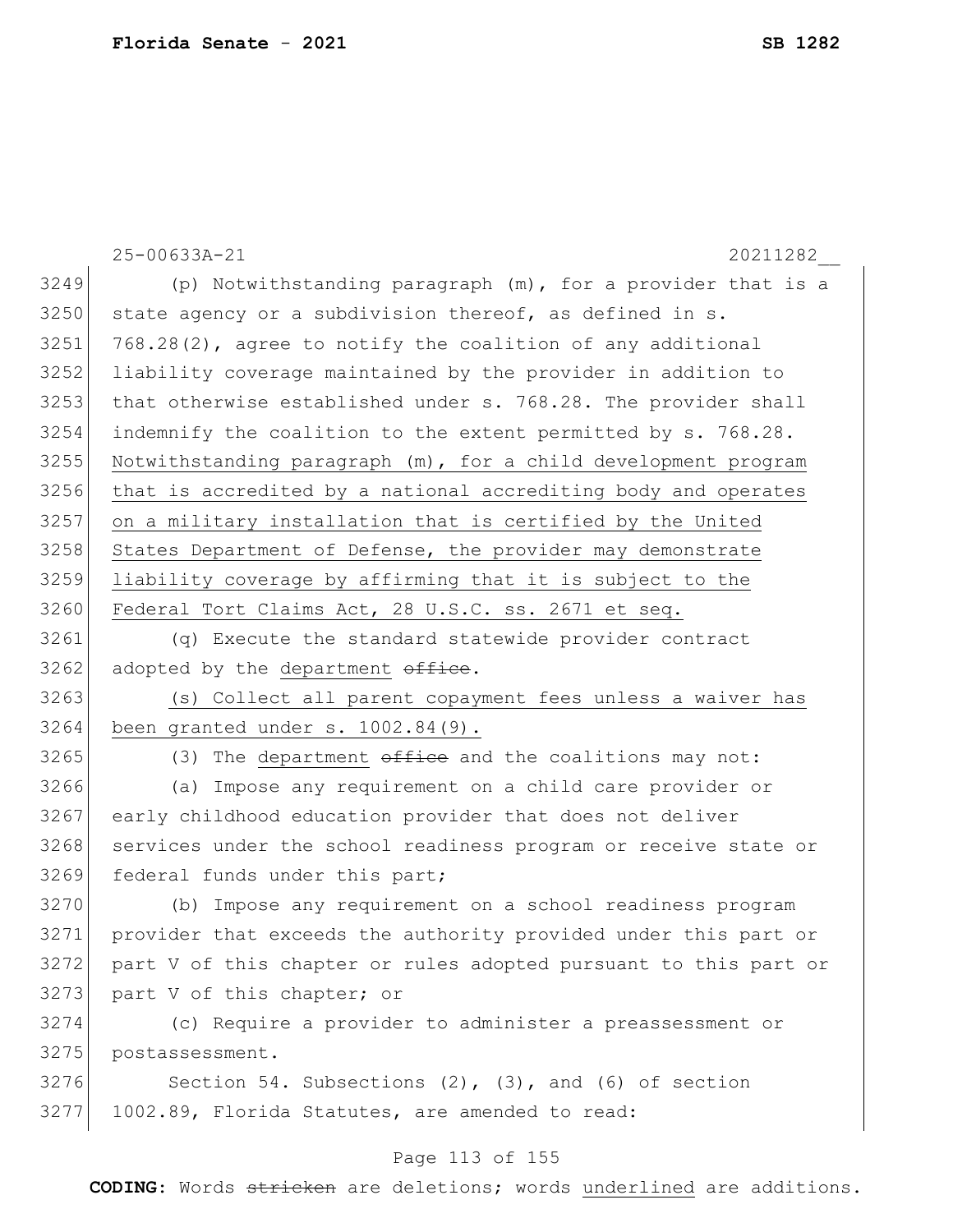(p) Notwithstanding paragraph (m), for a provider that is a state agency or a subdivision thereof, as defined in s. 768.28(2), agree to notify the coalition of any additional liability coverage maintained by the provider in addition to that otherwise established under s. 768.28. The provider shall indemnify the coalition to the extent permitted by s. 768.28. <u>Notwithstanding paragraph (m), for a child development program that is accredited by a national accrediting body and operates on a military installation that is certified by the United States Department of Defense, the provider may demonstrate liability coverage by affirming that it is subject to the Federal Tort Claims Act, 28 U.S.C. ss. 2671 et seq.</u>

(q) Execute the standard statewide provider contract adopted by the <u>department</u> ~~office~~.

<u>(s) Collect all parent copayment fees unless a waiver has been granted under s. 1002.84(9).</u>

(3) The <u>department</u> ~~office~~ and the coalitions may not:

(a) Impose any requirement on a child care provider or early childhood education provider that does not deliver services under the school readiness program or receive state or federal funds under this part;

(b) Impose any requirement on a school readiness program provider that exceeds the authority provided under this part or part V of this chapter or rules adopted pursuant to this part or part V of this chapter; or

(c) Require a provider to administer a preassessment or postassessment.

Section 54. Subsections (2), (3), and (6) of section 1002.89, Florida Statutes, are amended to read: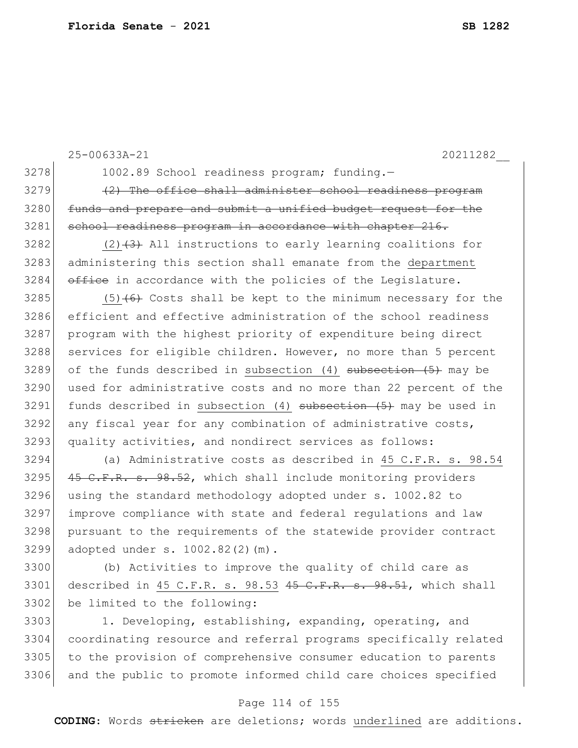1002.89 School readiness program; funding.—

~~(2) The office shall administer school readiness program funds and prepare and submit a unified budget request for the school readiness program in accordance with chapter 216.~~

(2)~~(3)~~ All instructions to early learning coalitions for administering this section shall emanate from the <u>department</u> ~~office~~ in accordance with the policies of the Legislature.

(5)~~(6)~~ Costs shall be kept to the minimum necessary for the efficient and effective administration of the school readiness program with the highest priority of expenditure being direct services for eligible children. However, no more than 5 percent of the funds described in <u>subsection (4)</u> ~~subsection (5)~~ may be used for administrative costs and no more than 22 percent of the funds described in <u>subsection (4)</u> ~~subsection (5)~~ may be used in any fiscal year for any combination of administrative costs, quality activities, and nondirect services as follows:

(a) Administrative costs as described in <u>45 C.F.R. s. 98.54</u> ~~45 C.F.R. s. 98.52~~, which shall include monitoring providers using the standard methodology adopted under s. 1002.82 to improve compliance with state and federal regulations and law pursuant to the requirements of the statewide provider contract adopted under s. 1002.82(2)(m).

(b) Activities to improve the quality of child care as described in <u>45 C.F.R. s. 98.53</u> ~~45 C.F.R. s. 98.51~~, which shall be limited to the following:

1. Developing, establishing, expanding, operating, and coordinating resource and referral programs specifically related to the provision of comprehensive consumer education to parents and the public to promote informed child care choices specified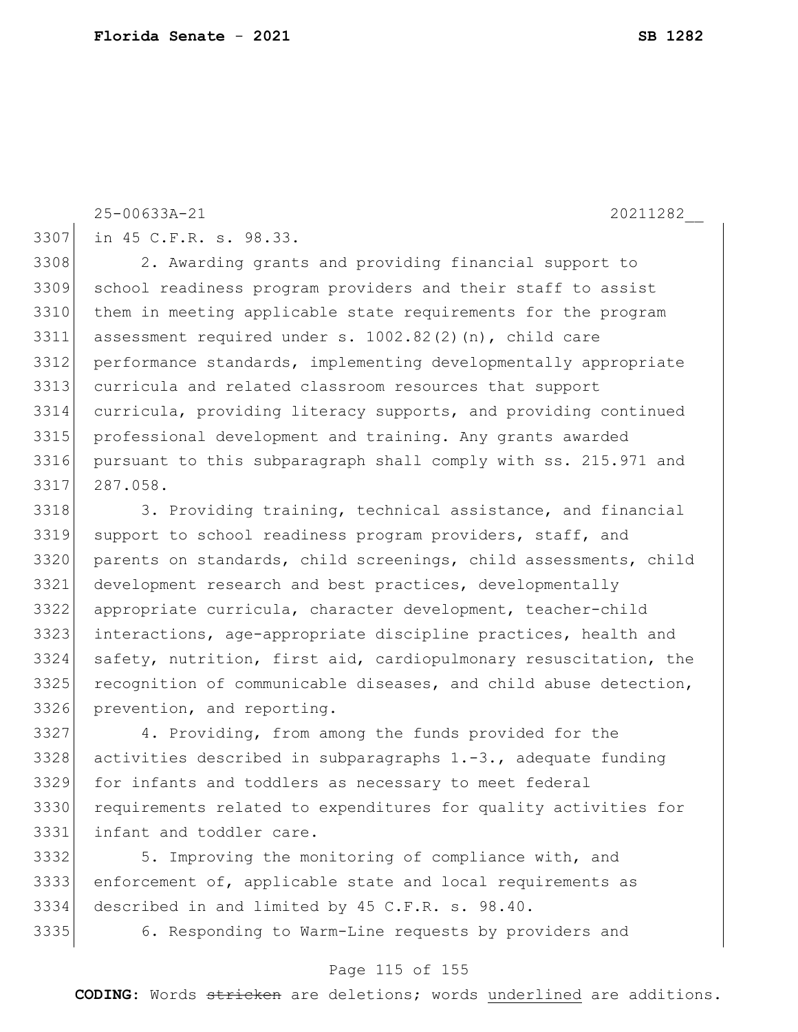in 45 C.F.R. s. 98.33.

2. Awarding grants and providing financial support to school readiness program providers and their staff to assist them in meeting applicable state requirements for the program assessment required under s. 1002.82(2)(n), child care performance standards, implementing developmentally appropriate curricula and related classroom resources that support curricula, providing literacy supports, and providing continued professional development and training. Any grants awarded pursuant to this subparagraph shall comply with ss. 215.971 and 287.058.

3. Providing training, technical assistance, and financial support to school readiness program providers, staff, and parents on standards, child screenings, child assessments, child development research and best practices, developmentally appropriate curricula, character development, teacher-child interactions, age-appropriate discipline practices, health and safety, nutrition, first aid, cardiopulmonary resuscitation, the recognition of communicable diseases, and child abuse detection, prevention, and reporting.

4. Providing, from among the funds provided for the activities described in subparagraphs 1.-3., adequate funding for infants and toddlers as necessary to meet federal requirements related to expenditures for quality activities for infant and toddler care.

5. Improving the monitoring of compliance with, and enforcement of, applicable state and local requirements as described in and limited by 45 C.F.R. s. 98.40.

6. Responding to Warm-Line requests by providers and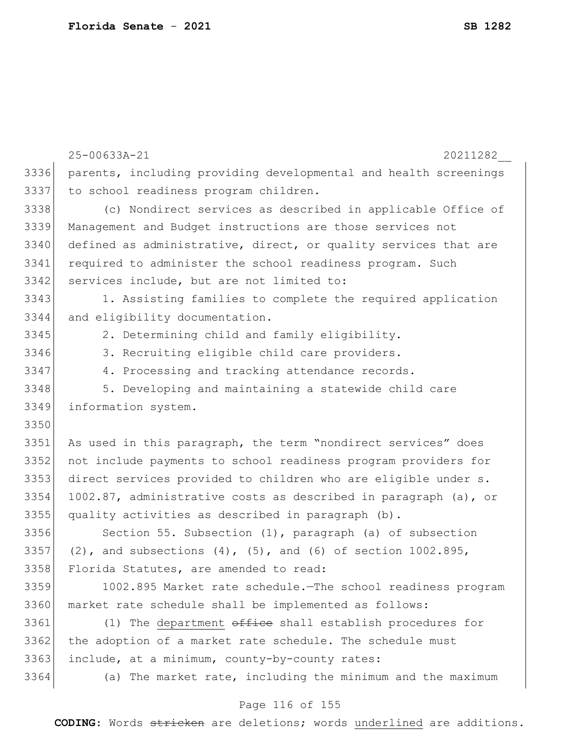parents, including providing developmental and health screenings to school readiness program children.

(c) Nondirect services as described in applicable Office of Management and Budget instructions are those services not defined as administrative, direct, or quality services that are required to administer the school readiness program. Such services include, but are not limited to:

1. Assisting families to complete the required application and eligibility documentation.

2. Determining child and family eligibility.

3. Recruiting eligible child care providers.

4. Processing and tracking attendance records.

5. Developing and maintaining a statewide child care information system.

As used in this paragraph, the term "nondirect services" does not include payments to school readiness program providers for direct services provided to children who are eligible under s. 1002.87, administrative costs as described in paragraph (a), or quality activities as described in paragraph (b).

Section 55. Subsection (1), paragraph (a) of subsection (2), and subsections (4), (5), and (6) of section 1002.895, Florida Statutes, are amended to read:

1002.895 Market rate schedule.—The school readiness program market rate schedule shall be implemented as follows:

(1) The <u>department</u> ~~office~~ shall establish procedures for the adoption of a market rate schedule. The schedule must include, at a minimum, county-by-county rates:

(a) The market rate, including the minimum and the maximum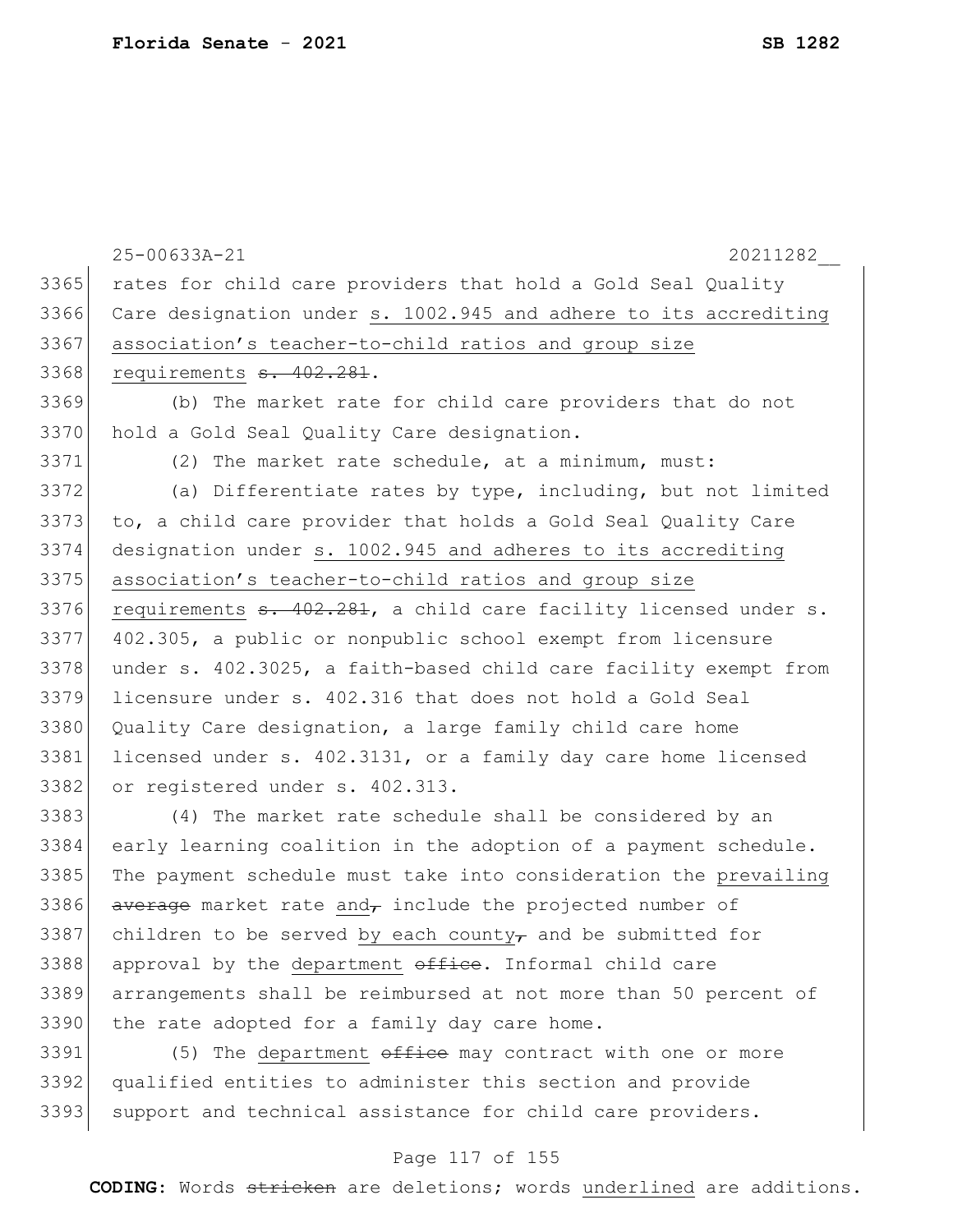rates for child care providers that hold a Gold Seal Quality Care designation under s. 1002.945 and adhere to its accrediting association's teacher-to-child ratios and group size requirements ~~s. 402.281~~.

(b) The market rate for child care providers that do not hold a Gold Seal Quality Care designation.

(2) The market rate schedule, at a minimum, must:

(a) Differentiate rates by type, including, but not limited to, a child care provider that holds a Gold Seal Quality Care designation under s. 1002.945 and adheres to its accrediting association's teacher-to-child ratios and group size requirements ~~s. 402.281~~, a child care facility licensed under s. 402.305, a public or nonpublic school exempt from licensure under s. 402.3025, a faith-based child care facility exempt from licensure under s. 402.316 that does not hold a Gold Seal Quality Care designation, a large family child care home licensed under s. 402.3131, or a family day care home licensed or registered under s. 402.313.

(4) The market rate schedule shall be considered by an early learning coalition in the adoption of a payment schedule. The payment schedule must take into consideration the prevailing ~~average~~ market rate and~~,~~ include the projected number of children to be served by each county~~,~~ and be submitted for approval by the department ~~office~~. Informal child care arrangements shall be reimbursed at not more than 50 percent of the rate adopted for a family day care home.

(5) The department ~~office~~ may contract with one or more qualified entities to administer this section and provide support and technical assistance for child care providers.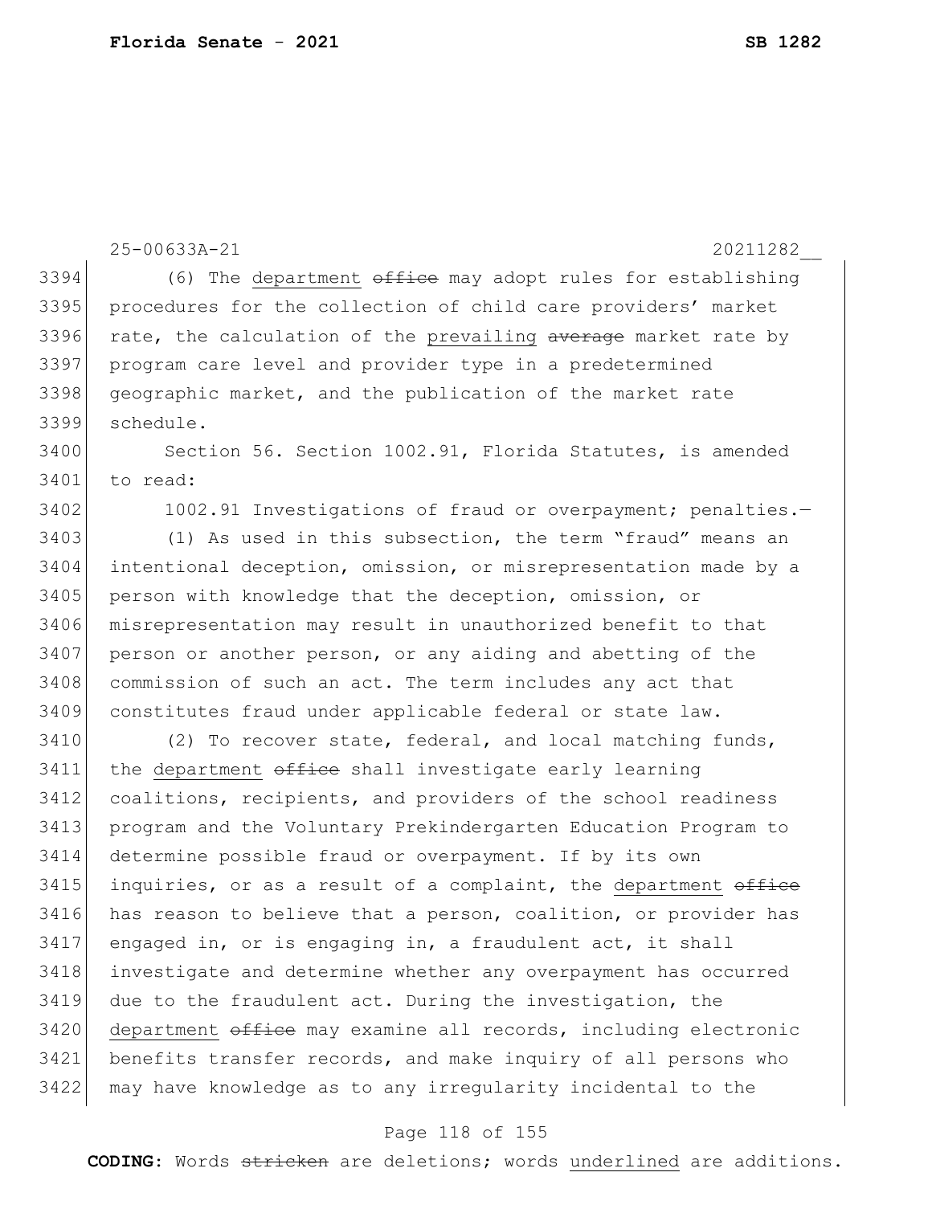25-00633A-21 20211282__

(6) The <u>department</u> ~~office~~ may adopt rules for establishing procedures for the collection of child care providers' market rate, the calculation of the <u>prevailing</u> ~~average~~ market rate by program care level and provider type in a predetermined geographic market, and the publication of the market rate schedule.

Section 56. Section 1002.91, Florida Statutes, is amended to read:

1002.91 Investigations of fraud or overpayment; penalties.—

(1) As used in this subsection, the term "fraud" means an intentional deception, omission, or misrepresentation made by a person with knowledge that the deception, omission, or misrepresentation may result in unauthorized benefit to that person or another person, or any aiding and abetting of the commission of such an act. The term includes any act that constitutes fraud under applicable federal or state law.

(2) To recover state, federal, and local matching funds, the <u>department</u> ~~office~~ shall investigate early learning coalitions, recipients, and providers of the school readiness program and the Voluntary Prekindergarten Education Program to determine possible fraud or overpayment. If by its own inquiries, or as a result of a complaint, the <u>department</u> ~~office~~ has reason to believe that a person, coalition, or provider has engaged in, or is engaging in, a fraudulent act, it shall investigate and determine whether any overpayment has occurred due to the fraudulent act. During the investigation, the <u>department</u> ~~office~~ may examine all records, including electronic benefits transfer records, and make inquiry of all persons who may have knowledge as to any irregularity incidental to the

**CODING:** Words ~~stricken~~ are deletions; words <u>underlined</u> are additions.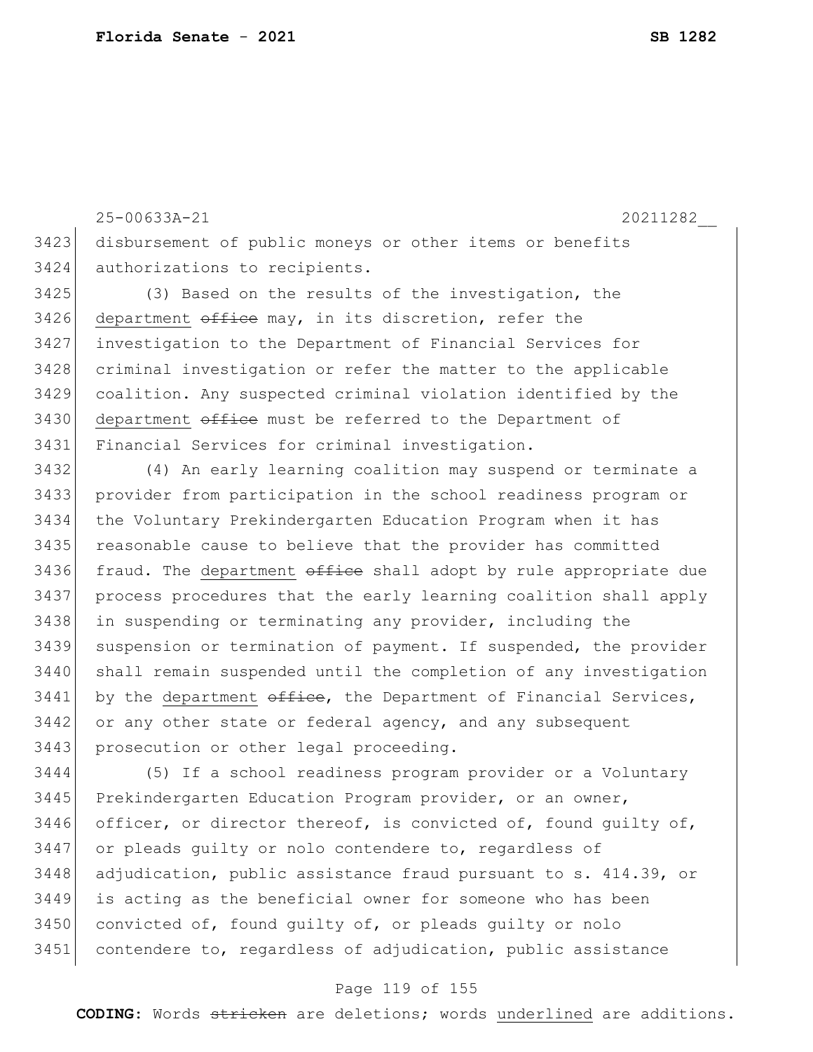disbursement of public moneys or other items or benefits authorizations to recipients.

(3) Based on the results of the investigation, the <u>department</u> ~~office~~ may, in its discretion, refer the investigation to the Department of Financial Services for criminal investigation or refer the matter to the applicable coalition. Any suspected criminal violation identified by the <u>department</u> ~~office~~ must be referred to the Department of Financial Services for criminal investigation.

(4) An early learning coalition may suspend or terminate a provider from participation in the school readiness program or the Voluntary Prekindergarten Education Program when it has reasonable cause to believe that the provider has committed fraud. The <u>department</u> ~~office~~ shall adopt by rule appropriate due process procedures that the early learning coalition shall apply in suspending or terminating any provider, including the suspension or termination of payment. If suspended, the provider shall remain suspended until the completion of any investigation by the <u>department</u> ~~office~~, the Department of Financial Services, or any other state or federal agency, and any subsequent prosecution or other legal proceeding.

(5) If a school readiness program provider or a Voluntary Prekindergarten Education Program provider, or an owner, officer, or director thereof, is convicted of, found guilty of, or pleads guilty or nolo contendere to, regardless of adjudication, public assistance fraud pursuant to s. 414.39, or is acting as the beneficial owner for someone who has been convicted of, found guilty of, or pleads guilty or nolo contendere to, regardless of adjudication, public assistance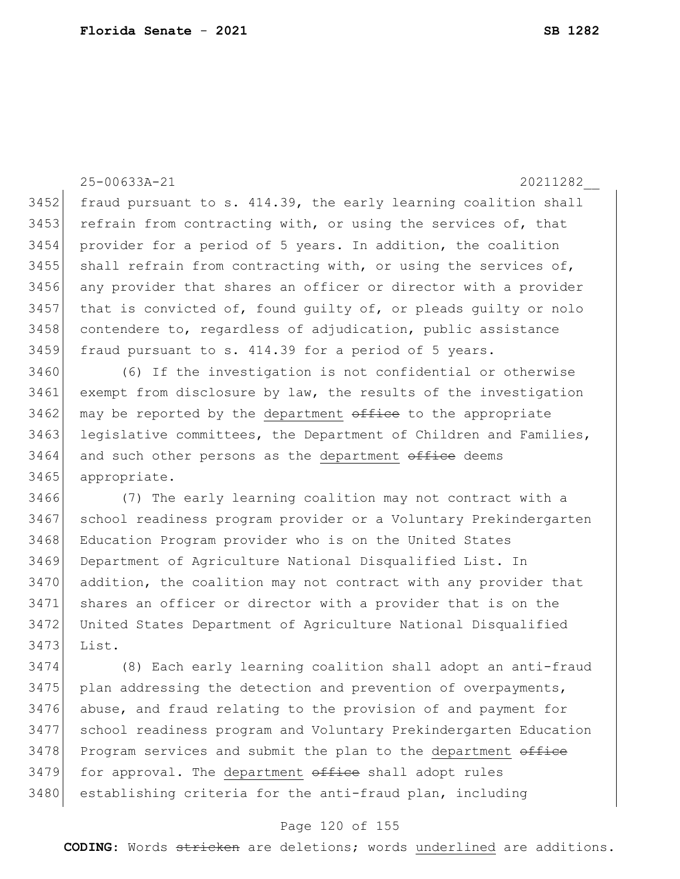fraud pursuant to s. 414.39, the early learning coalition shall refrain from contracting with, or using the services of, that provider for a period of 5 years. In addition, the coalition shall refrain from contracting with, or using the services of, any provider that shares an officer or director with a provider that is convicted of, found guilty of, or pleads guilty or nolo contendere to, regardless of adjudication, public assistance fraud pursuant to s. 414.39 for a period of 5 years.

(6) If the investigation is not confidential or otherwise exempt from disclosure by law, the results of the investigation may be reported by the department ~~office~~ to the appropriate legislative committees, the Department of Children and Families, and such other persons as the department ~~office~~ deems appropriate.

(7) The early learning coalition may not contract with a school readiness program provider or a Voluntary Prekindergarten Education Program provider who is on the United States Department of Agriculture National Disqualified List. In addition, the coalition may not contract with any provider that shares an officer or director with a provider that is on the United States Department of Agriculture National Disqualified List.

(8) Each early learning coalition shall adopt an anti-fraud plan addressing the detection and prevention of overpayments, abuse, and fraud relating to the provision of and payment for school readiness program and Voluntary Prekindergarten Education Program services and submit the plan to the department ~~office~~ for approval. The department ~~office~~ shall adopt rules establishing criteria for the anti-fraud plan, including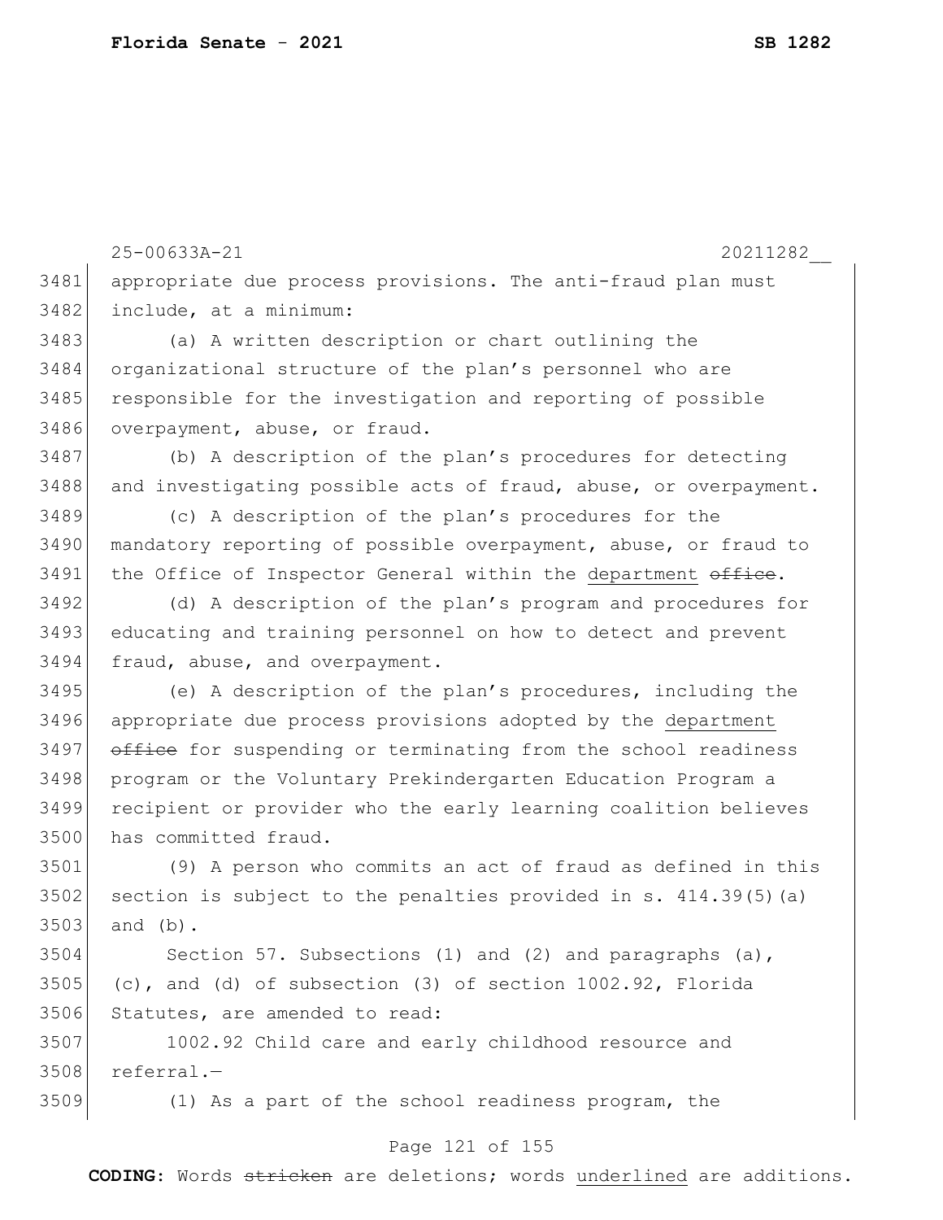appropriate due process provisions. The anti-fraud plan must include, at a minimum:

(a) A written description or chart outlining the organizational structure of the plan's personnel who are responsible for the investigation and reporting of possible overpayment, abuse, or fraud.

(b) A description of the plan's procedures for detecting and investigating possible acts of fraud, abuse, or overpayment.

(c) A description of the plan's procedures for the mandatory reporting of possible overpayment, abuse, or fraud to the Office of Inspector General within the <u>department</u> ~~office~~.

(d) A description of the plan's program and procedures for educating and training personnel on how to detect and prevent fraud, abuse, and overpayment.

(e) A description of the plan's procedures, including the appropriate due process provisions adopted by the <u>department</u> ~~office~~ for suspending or terminating from the school readiness program or the Voluntary Prekindergarten Education Program a recipient or provider who the early learning coalition believes has committed fraud.

(9) A person who commits an act of fraud as defined in this section is subject to the penalties provided in s. 414.39(5)(a) and (b).

Section 57. Subsections (1) and (2) and paragraphs (a), (c), and (d) of subsection (3) of section 1002.92, Florida Statutes, are amended to read:

1002.92 Child care and early childhood resource and referral.—

(1) As a part of the school readiness program, the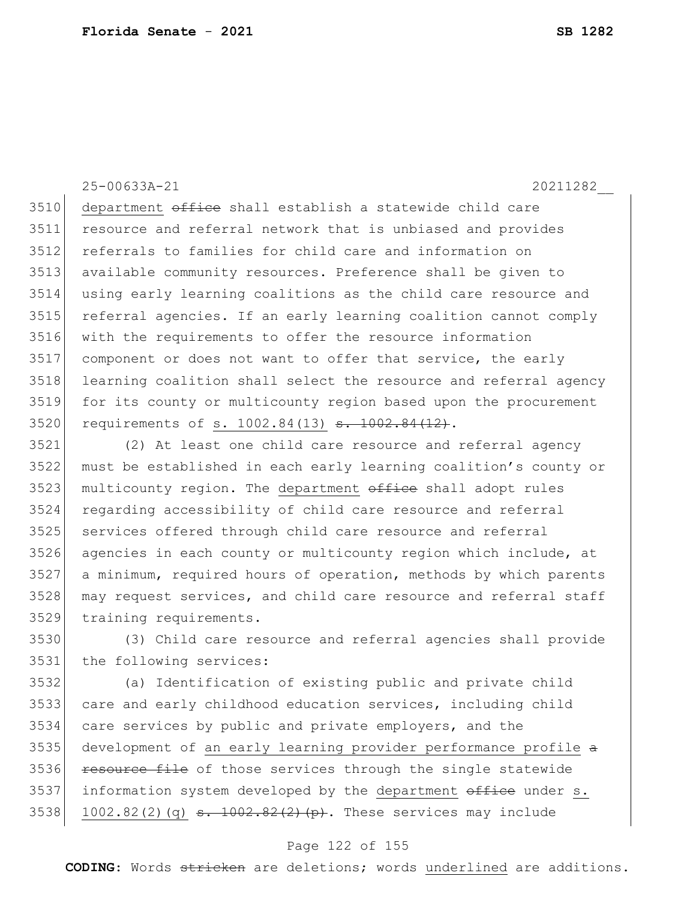department ~~office~~ shall establish a statewide child care resource and referral network that is unbiased and provides referrals to families for child care and information on available community resources. Preference shall be given to using early learning coalitions as the child care resource and referral agencies. If an early learning coalition cannot comply with the requirements to offer the resource information component or does not want to offer that service, the early learning coalition shall select the resource and referral agency for its county or multicounty region based upon the procurement requirements of <u>s. 1002.84(13)</u> ~~s. 1002.84(12)~~.

(2) At least one child care resource and referral agency must be established in each early learning coalition's county or multicounty region. The <u>department</u> ~~office~~ shall adopt rules regarding accessibility of child care resource and referral services offered through child care resource and referral agencies in each county or multicounty region which include, at a minimum, required hours of operation, methods by which parents may request services, and child care resource and referral staff training requirements.

(3) Child care resource and referral agencies shall provide the following services:

(a) Identification of existing public and private child care and early childhood education services, including child care services by public and private employers, and the development of <u>an early learning provider performance profile</u> ~~a resource file~~ of those services through the single statewide information system developed by the <u>department</u> ~~office~~ under <u>s. 1002.82(2)(q)</u> ~~s. 1002.82(2)(p)~~. These services may include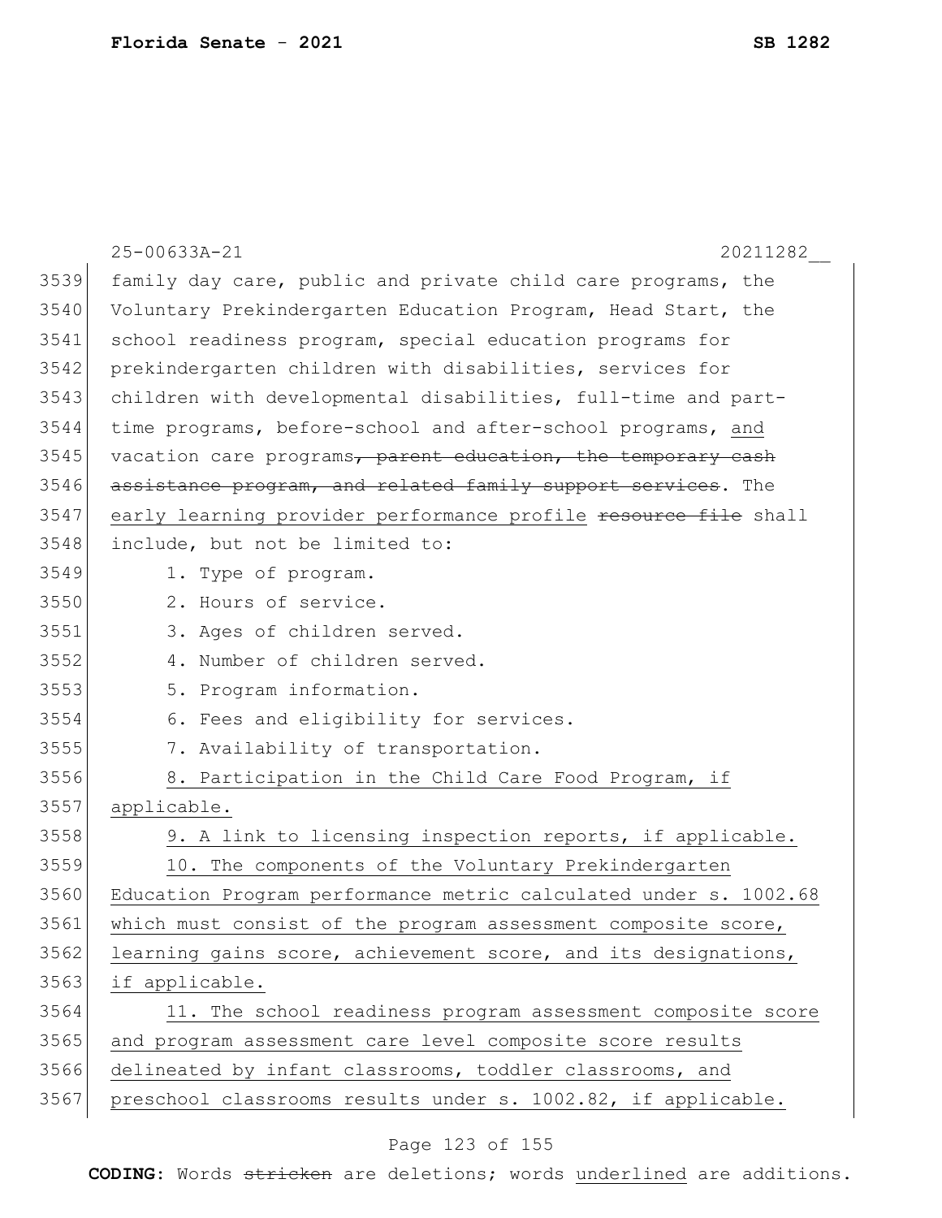family day care, public and private child care programs, the Voluntary Prekindergarten Education Program, Head Start, the school readiness program, special education programs for prekindergarten children with disabilities, services for children with developmental disabilities, full-time and part-time programs, before-school and after-school programs, <u>and</u> vacation care programs~~, parent education, the temporary cash assistance program, and related family support services~~. The <u>early learning provider performance profile</u> ~~resource file~~ shall include, but not be limited to:

1. Type of program.
2. Hours of service.
3. Ages of children served.
4. Number of children served.
5. Program information.
6. Fees and eligibility for services.
7. Availability of transportation.
8. <u>Participation in the Child Care Food Program, if applicable.</u>
9. <u>A link to licensing inspection reports, if applicable.</u>
10. <u>The components of the Voluntary Prekindergarten Education Program performance metric calculated under s. 1002.68 which must consist of the program assessment composite score, learning gains score, achievement score, and its designations, if applicable.</u>
11. <u>The school readiness program assessment composite score and program assessment care level composite score results delineated by infant classrooms, toddler classrooms, and preschool classrooms results under s. 1002.82, if applicable.</u>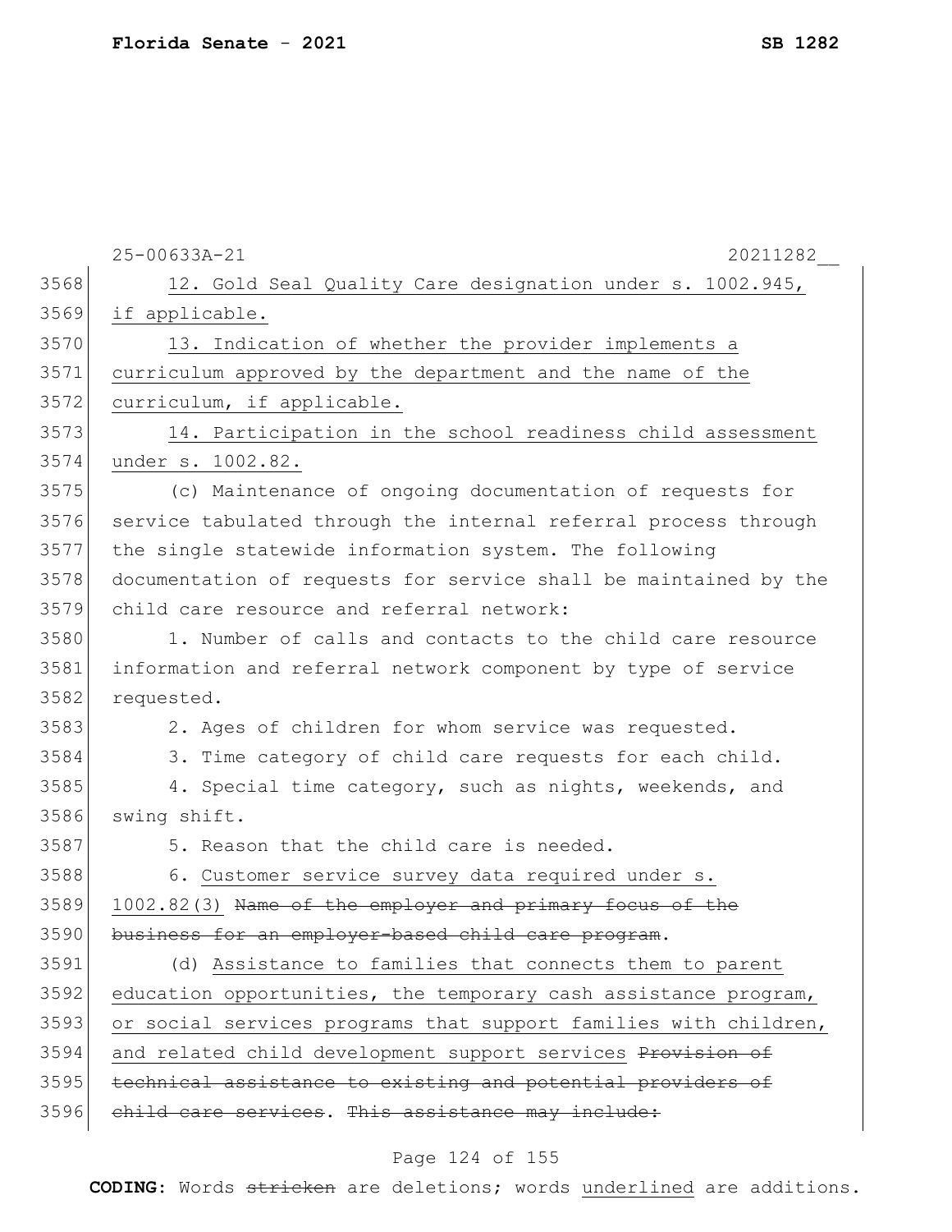12. <u>Gold Seal Quality Care designation under s. 1002.945, if applicable.</u>

13. <u>Indication of whether the provider implements a curriculum approved by the department and the name of the curriculum, if applicable.</u>

14. <u>Participation in the school readiness child assessment under s. 1002.82.</u>

(c) Maintenance of ongoing documentation of requests for service tabulated through the internal referral process through the single statewide information system. The following documentation of requests for service shall be maintained by the child care resource and referral network:

1. Number of calls and contacts to the child care resource information and referral network component by type of service requested.

2. Ages of children for whom service was requested.

3. Time category of child care requests for each child.

4. Special time category, such as nights, weekends, and swing shift.

5. Reason that the child care is needed.

6. <u>Customer service survey data required under s. 1002.82(3)</u> ~~Name of the employer and primary focus of the business for an employer-based child care program~~.

(d) <u>Assistance to families that connects them to parent education opportunities, the temporary cash assistance program, or social services programs that support families with children, and related child development support services</u> ~~Provision of technical assistance to existing and potential providers of child care services~~. ~~This assistance may include:~~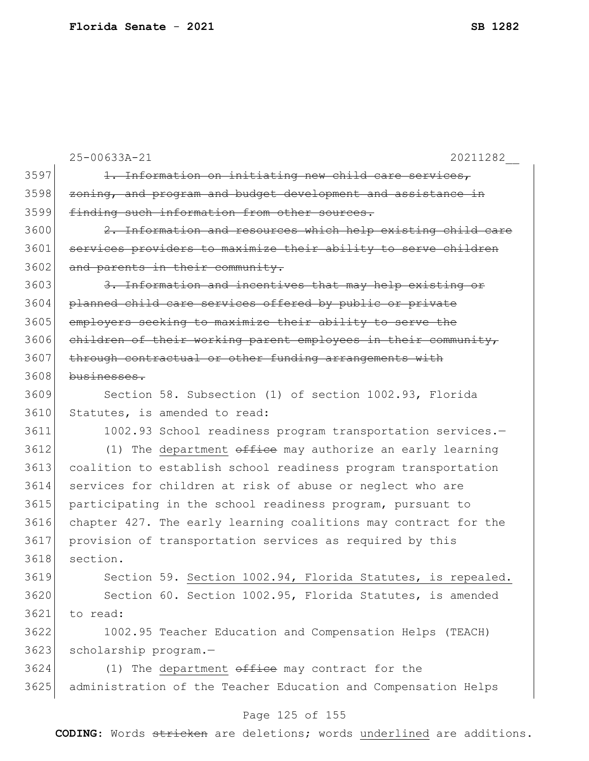25-00633A-21 20211282__

3597 ~~1. Information on initiating new child care services,~~
3598 ~~zoning, and program and budget development and assistance in~~
3599 ~~finding such information from other sources.~~
3600 ~~2. Information and resources which help existing child care~~
3601 ~~services providers to maximize their ability to serve children~~
3602 ~~and parents in their community.~~
3603 ~~3. Information and incentives that may help existing or~~
3604 ~~planned child care services offered by public or private~~
3605 ~~employers seeking to maximize their ability to serve the~~
3606 ~~children of their working parent employees in their community,~~
3607 ~~through contractual or other funding arrangements with~~
3608 ~~businesses.~~
3609 Section 58. Subsection (1) of section 1002.93, Florida
3610 Statutes, is amended to read:
3611 1002.93 School readiness program transportation services.—
3612 (1) The <u>department</u> ~~office~~ may authorize an early learning
3613 coalition to establish school readiness program transportation
3614 services for children at risk of abuse or neglect who are
3615 participating in the school readiness program, pursuant to
3616 chapter 427. The early learning coalitions may contract for the
3617 provision of transportation services as required by this
3618 section.
3619 Section 59. <u>Section 1002.94, Florida Statutes, is repealed.</u>
3620 Section 60. Section 1002.95, Florida Statutes, is amended
3621 to read:
3622 1002.95 Teacher Education and Compensation Helps (TEACH)
3623 scholarship program.—
3624 (1) The <u>department</u> ~~office~~ may contract for the
3625 administration of the Teacher Education and Compensation Helps

**CODING:** Words ~~stricken~~ are deletions; words <u>underlined</u> are additions.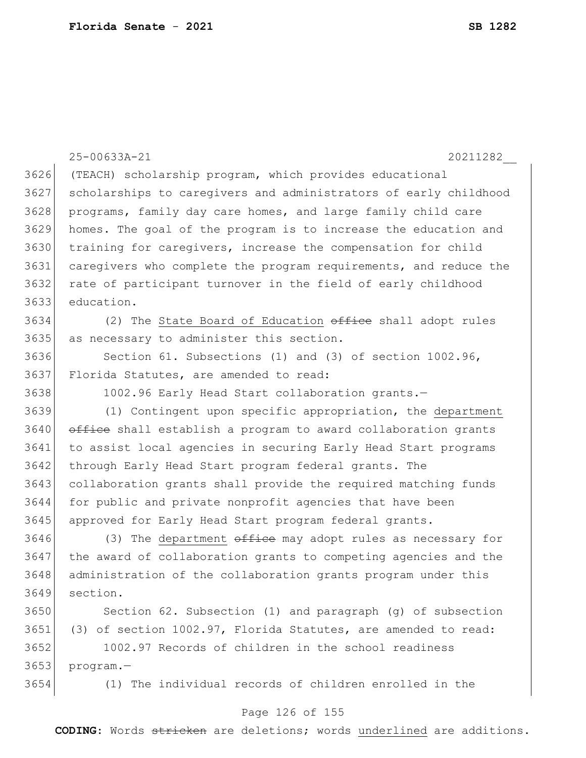(TEACH) scholarship program, which provides educational scholarships to caregivers and administrators of early childhood programs, family day care homes, and large family child care homes. The goal of the program is to increase the education and training for caregivers, increase the compensation for child caregivers who complete the program requirements, and reduce the rate of participant turnover in the field of early childhood education.

(2) The <u>State Board of Education</u> ~~office~~ shall adopt rules as necessary to administer this section.

Section 61. Subsections (1) and (3) of section 1002.96, Florida Statutes, are amended to read:

1002.96 Early Head Start collaboration grants.—

(1) Contingent upon specific appropriation, the <u>department</u> ~~office~~ shall establish a program to award collaboration grants to assist local agencies in securing Early Head Start programs through Early Head Start program federal grants. The collaboration grants shall provide the required matching funds for public and private nonprofit agencies that have been approved for Early Head Start program federal grants.

(3) The <u>department</u> ~~office~~ may adopt rules as necessary for the award of collaboration grants to competing agencies and the administration of the collaboration grants program under this section.

Section 62. Subsection (1) and paragraph (g) of subsection (3) of section 1002.97, Florida Statutes, are amended to read:

1002.97 Records of children in the school readiness program.—

(1) The individual records of children enrolled in the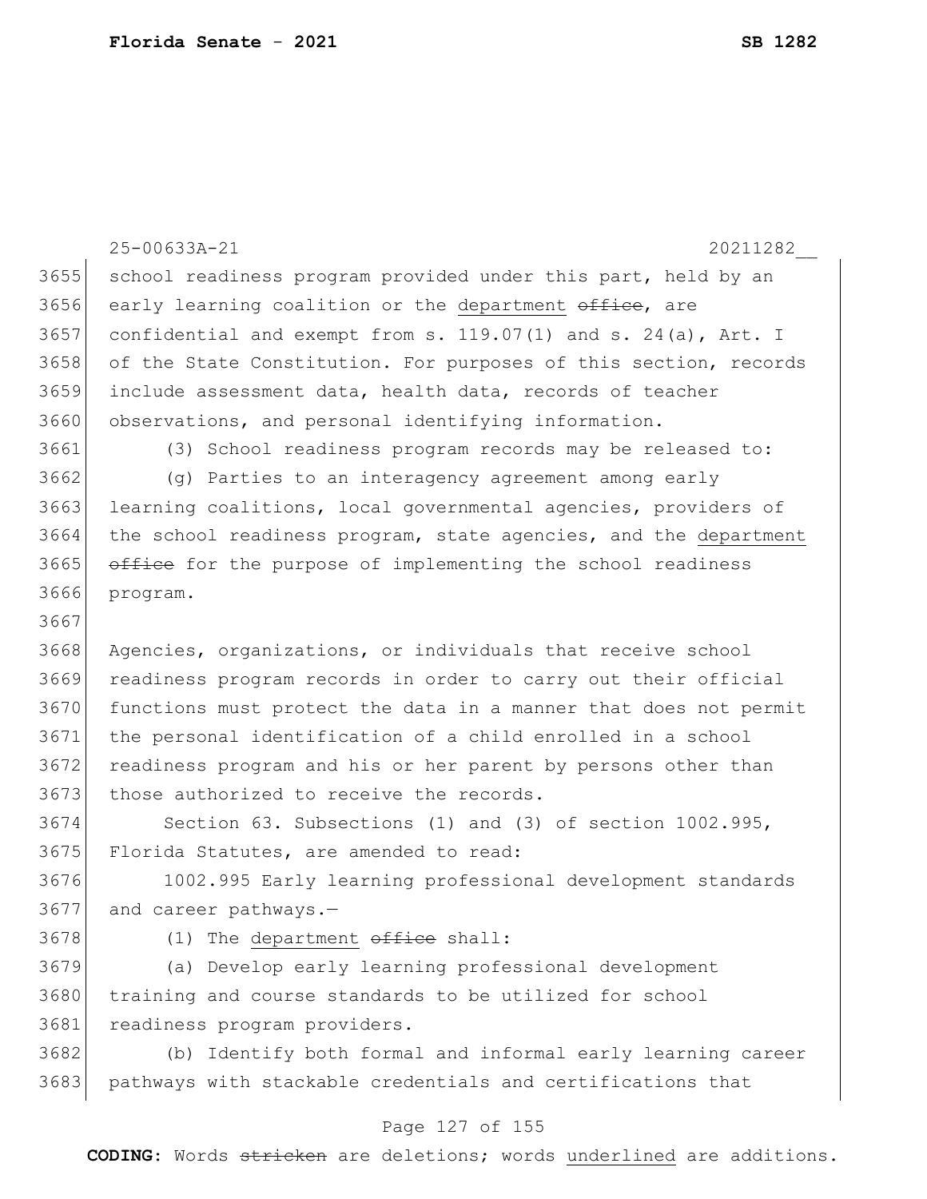school readiness program provided under this part, held by an early learning coalition or the <u>department</u> ~~office~~, are confidential and exempt from s. 119.07(1) and s. 24(a), Art. I of the State Constitution. For purposes of this section, records include assessment data, health data, records of teacher observations, and personal identifying information.

(3) School readiness program records may be released to:

(g) Parties to an interagency agreement among early learning coalitions, local governmental agencies, providers of the school readiness program, state agencies, and the <u>department</u> ~~office~~ for the purpose of implementing the school readiness program.

Agencies, organizations, or individuals that receive school readiness program records in order to carry out their official functions must protect the data in a manner that does not permit the personal identification of a child enrolled in a school readiness program and his or her parent by persons other than those authorized to receive the records.

Section 63. Subsections (1) and (3) of section 1002.995, Florida Statutes, are amended to read:

1002.995 Early learning professional development standards and career pathways.—

(1) The <u>department</u> ~~office~~ shall:

(a) Develop early learning professional development training and course standards to be utilized for school readiness program providers.

(b) Identify both formal and informal early learning career pathways with stackable credentials and certifications that

**CODING:** Words ~~stricken~~ are deletions; words <u>underlined</u> are additions.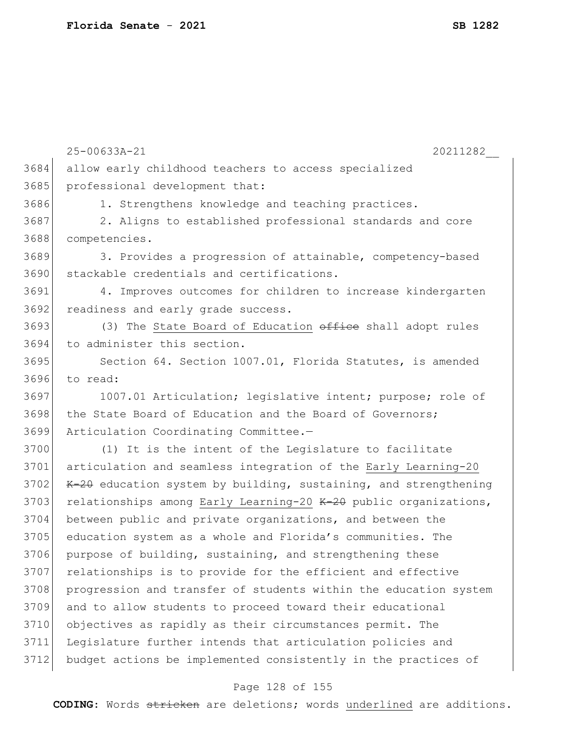allow early childhood teachers to access specialized professional development that:

1. Strengthens knowledge and teaching practices.

2. Aligns to established professional standards and core competencies.

3. Provides a progression of attainable, competency-based stackable credentials and certifications.

4. Improves outcomes for children to increase kindergarten readiness and early grade success.

(3) The <u>State Board of Education</u> ~~office~~ shall adopt rules to administer this section.

Section 64. Section 1007.01, Florida Statutes, is amended to read:

1007.01 Articulation; legislative intent; purpose; role of the State Board of Education and the Board of Governors; Articulation Coordinating Committee.—

(1) It is the intent of the Legislature to facilitate articulation and seamless integration of the <u>Early Learning-20</u> ~~K-20~~ education system by building, sustaining, and strengthening relationships among <u>Early Learning-20</u> ~~K-20~~ public organizations, between public and private organizations, and between the education system as a whole and Florida's communities. The purpose of building, sustaining, and strengthening these relationships is to provide for the efficient and effective progression and transfer of students within the education system and to allow students to proceed toward their educational objectives as rapidly as their circumstances permit. The Legislature further intends that articulation policies and budget actions be implemented consistently in the practices of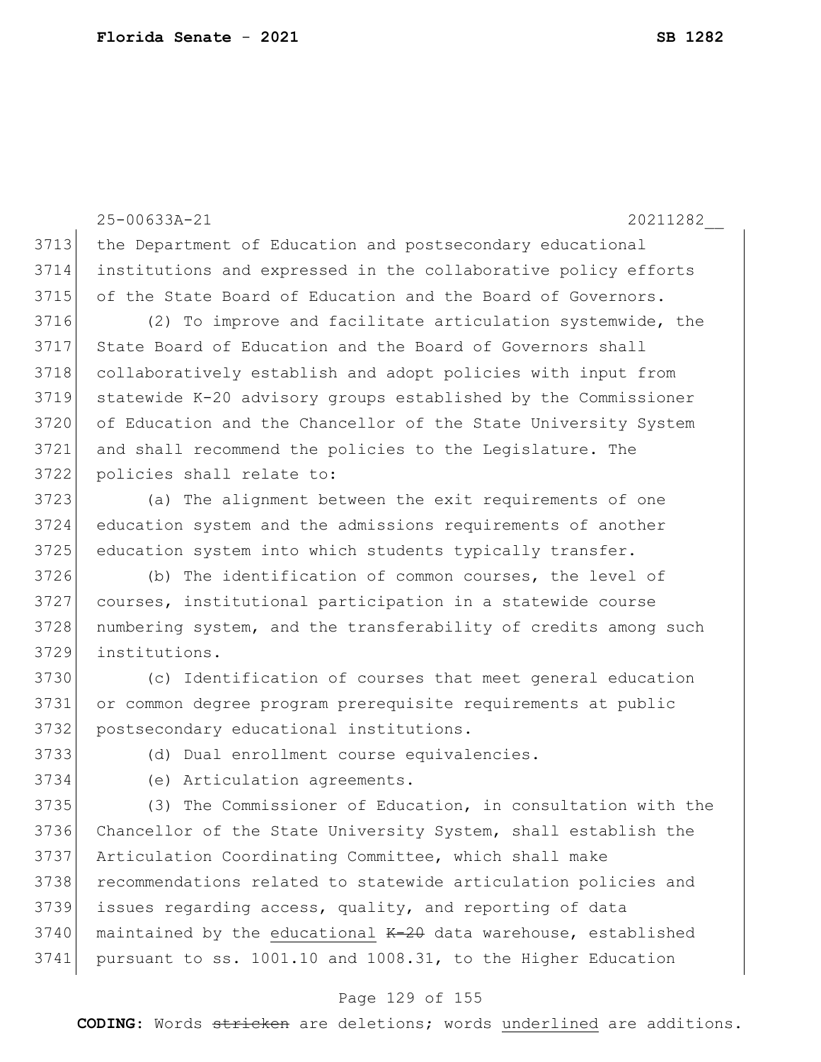the Department of Education and postsecondary educational institutions and expressed in the collaborative policy efforts of the State Board of Education and the Board of Governors.

(2) To improve and facilitate articulation systemwide, the State Board of Education and the Board of Governors shall collaboratively establish and adopt policies with input from statewide K-20 advisory groups established by the Commissioner of Education and the Chancellor of the State University System and shall recommend the policies to the Legislature. The policies shall relate to:

(a) The alignment between the exit requirements of one education system and the admissions requirements of another education system into which students typically transfer.

(b) The identification of common courses, the level of courses, institutional participation in a statewide course numbering system, and the transferability of credits among such institutions.

(c) Identification of courses that meet general education or common degree program prerequisite requirements at public postsecondary educational institutions.

(d) Dual enrollment course equivalencies.

(e) Articulation agreements.

(3) The Commissioner of Education, in consultation with the Chancellor of the State University System, shall establish the Articulation Coordinating Committee, which shall make recommendations related to statewide articulation policies and issues regarding access, quality, and reporting of data maintained by the educational ~~K-20~~ data warehouse, established pursuant to ss. 1001.10 and 1008.31, to the Higher Education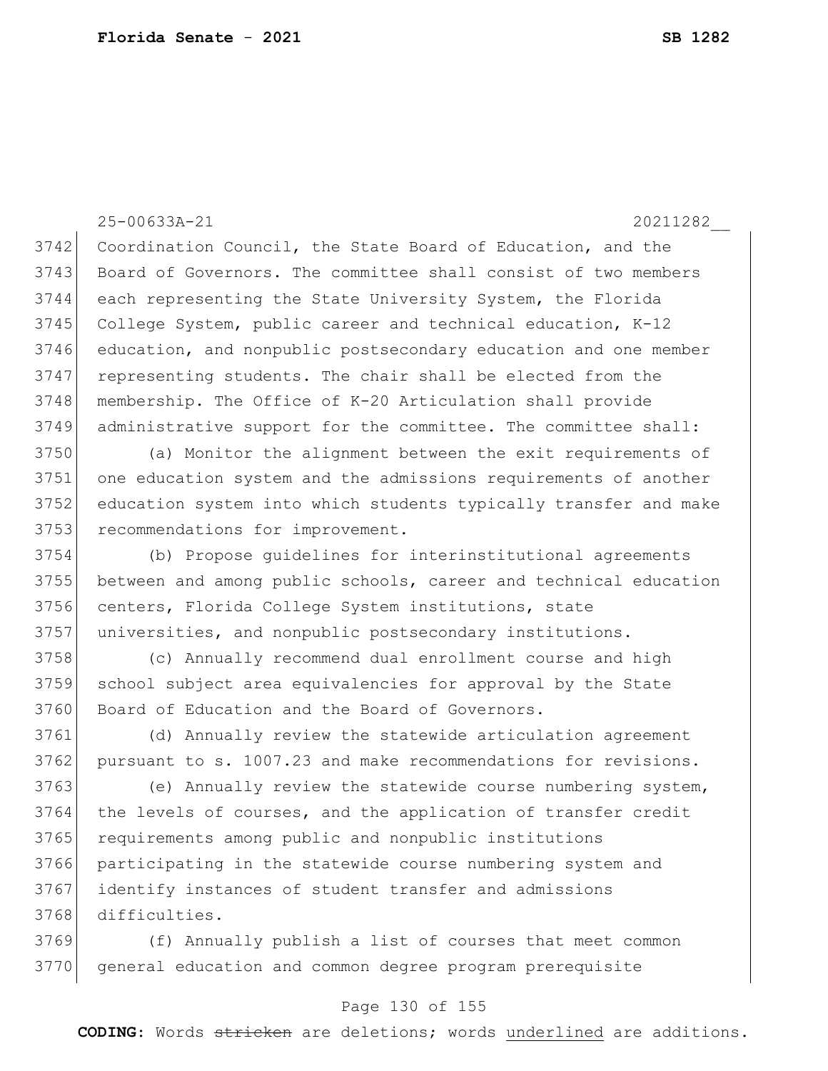Coordination Council, the State Board of Education, and the Board of Governors. The committee shall consist of two members each representing the State University System, the Florida College System, public career and technical education, K-12 education, and nonpublic postsecondary education and one member representing students. The chair shall be elected from the membership. The Office of K-20 Articulation shall provide administrative support for the committee. The committee shall:

(a) Monitor the alignment between the exit requirements of one education system and the admissions requirements of another education system into which students typically transfer and make recommendations for improvement.

(b) Propose guidelines for interinstitutional agreements between and among public schools, career and technical education centers, Florida College System institutions, state universities, and nonpublic postsecondary institutions.

(c) Annually recommend dual enrollment course and high school subject area equivalencies for approval by the State Board of Education and the Board of Governors.

(d) Annually review the statewide articulation agreement pursuant to s. 1007.23 and make recommendations for revisions.

(e) Annually review the statewide course numbering system, the levels of courses, and the application of transfer credit requirements among public and nonpublic institutions participating in the statewide course numbering system and identify instances of student transfer and admissions difficulties.

(f) Annually publish a list of courses that meet common general education and common degree program prerequisite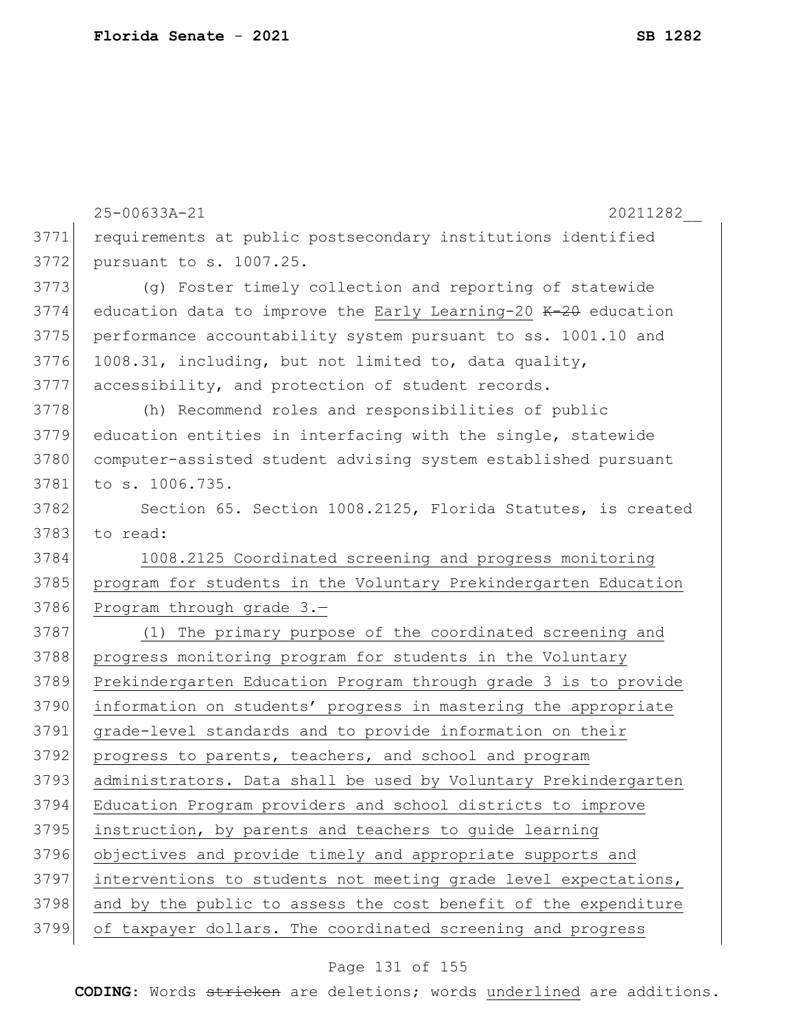requirements at public postsecondary institutions identified pursuant to s. 1007.25.

(g) Foster timely collection and reporting of statewide education data to improve the Early Learning-20 ~~K-20~~ education performance accountability system pursuant to ss. 1001.10 and 1008.31, including, but not limited to, data quality, accessibility, and protection of student records.

(h) Recommend roles and responsibilities of public education entities in interfacing with the single, statewide computer-assisted student advising system established pursuant to s. 1006.735.

Section 65. Section 1008.2125, Florida Statutes, is created to read:

<u>1008.2125 Coordinated screening and progress monitoring program for students in the Voluntary Prekindergarten Education Program through grade 3.—</u>

<u>(1) The primary purpose of the coordinated screening and progress monitoring program for students in the Voluntary Prekindergarten Education Program through grade 3 is to provide information on students' progress in mastering the appropriate grade-level standards and to provide information on their progress to parents, teachers, and school and program administrators. Data shall be used by Voluntary Prekindergarten Education Program providers and school districts to improve instruction, by parents and teachers to guide learning objectives and provide timely and appropriate supports and interventions to students not meeting grade level expectations, and by the public to assess the cost benefit of the expenditure of taxpayer dollars. The coordinated screening and progress</u>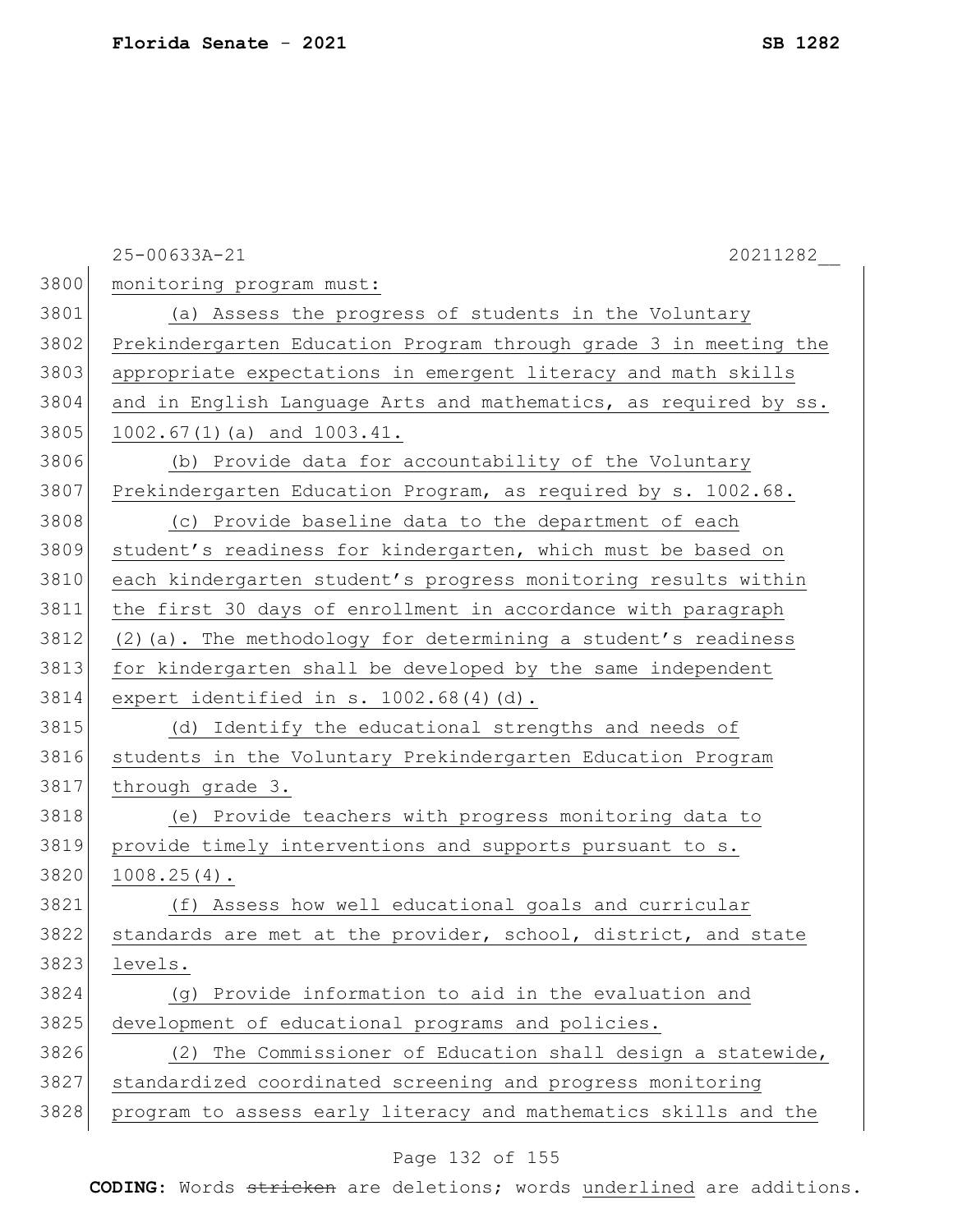monitoring program must:

(a) Assess the progress of students in the Voluntary Prekindergarten Education Program through grade 3 in meeting the appropriate expectations in emergent literacy and math skills and in English Language Arts and mathematics, as required by ss. 1002.67(1)(a) and 1003.41.

(b) Provide data for accountability of the Voluntary Prekindergarten Education Program, as required by s. 1002.68.

(c) Provide baseline data to the department of each student's readiness for kindergarten, which must be based on each kindergarten student's progress monitoring results within the first 30 days of enrollment in accordance with paragraph (2)(a). The methodology for determining a student's readiness for kindergarten shall be developed by the same independent expert identified in s. 1002.68(4)(d).

(d) Identify the educational strengths and needs of students in the Voluntary Prekindergarten Education Program through grade 3.

(e) Provide teachers with progress monitoring data to provide timely interventions and supports pursuant to s. 1008.25(4).

(f) Assess how well educational goals and curricular standards are met at the provider, school, district, and state levels.

(g) Provide information to aid in the evaluation and development of educational programs and policies.

(2) The Commissioner of Education shall design a statewide, standardized coordinated screening and progress monitoring program to assess early literacy and mathematics skills and the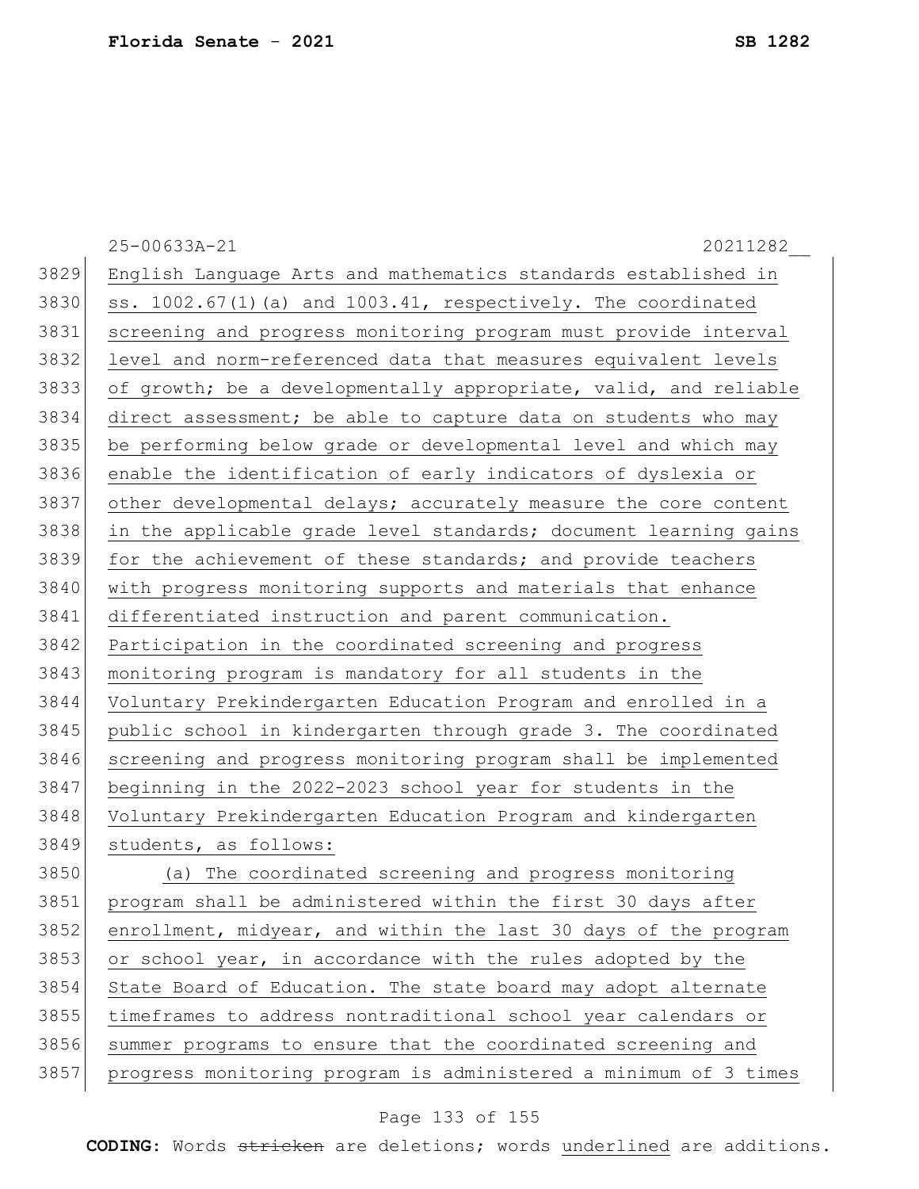English Language Arts and mathematics standards established in ss. 1002.67(1)(a) and 1003.41, respectively. The coordinated screening and progress monitoring program must provide interval level and norm-referenced data that measures equivalent levels of growth; be a developmentally appropriate, valid, and reliable direct assessment; be able to capture data on students who may be performing below grade or developmental level and which may enable the identification of early indicators of dyslexia or other developmental delays; accurately measure the core content in the applicable grade level standards; document learning gains for the achievement of these standards; and provide teachers with progress monitoring supports and materials that enhance differentiated instruction and parent communication. Participation in the coordinated screening and progress monitoring program is mandatory for all students in the Voluntary Prekindergarten Education Program and enrolled in a public school in kindergarten through grade 3. The coordinated screening and progress monitoring program shall be implemented beginning in the 2022-2023 school year for students in the Voluntary Prekindergarten Education Program and kindergarten students, as follows:

(a) The coordinated screening and progress monitoring program shall be administered within the first 30 days after enrollment, midyear, and within the last 30 days of the program or school year, in accordance with the rules adopted by the State Board of Education. The state board may adopt alternate timeframes to address nontraditional school year calendars or summer programs to ensure that the coordinated screening and progress monitoring program is administered a minimum of 3 times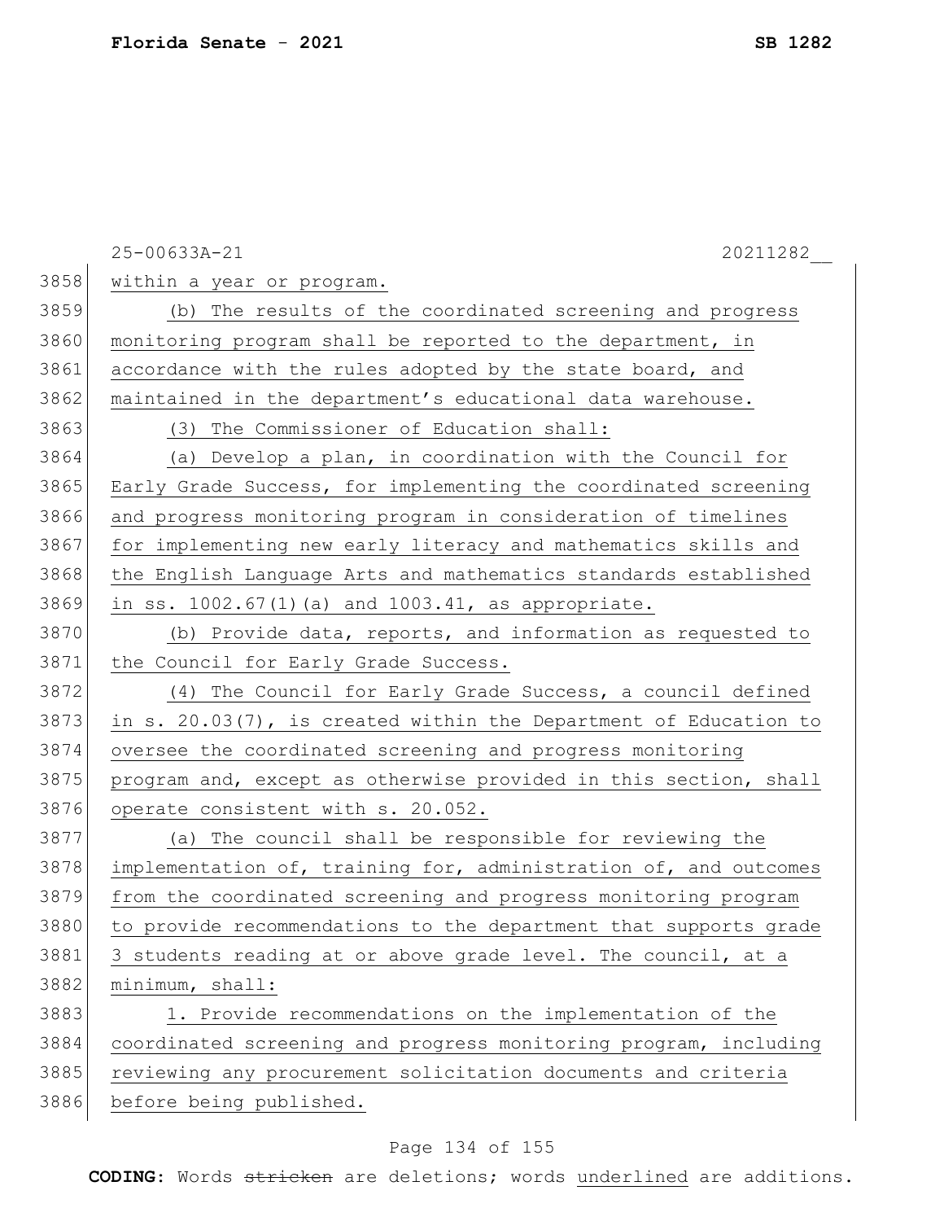within a year or program.

(b) The results of the coordinated screening and progress monitoring program shall be reported to the department, in accordance with the rules adopted by the state board, and maintained in the department's educational data warehouse.

(3) The Commissioner of Education shall:

(a) Develop a plan, in coordination with the Council for Early Grade Success, for implementing the coordinated screening and progress monitoring program in consideration of timelines for implementing new early literacy and mathematics skills and the English Language Arts and mathematics standards established in ss. 1002.67(1)(a) and 1003.41, as appropriate.

(b) Provide data, reports, and information as requested to the Council for Early Grade Success.

(4) The Council for Early Grade Success, a council defined in s. 20.03(7), is created within the Department of Education to oversee the coordinated screening and progress monitoring program and, except as otherwise provided in this section, shall operate consistent with s. 20.052.

(a) The council shall be responsible for reviewing the implementation of, training for, administration of, and outcomes from the coordinated screening and progress monitoring program to provide recommendations to the department that supports grade 3 students reading at or above grade level. The council, at a minimum, shall:

1. Provide recommendations on the implementation of the coordinated screening and progress monitoring program, including reviewing any procurement solicitation documents and criteria before being published.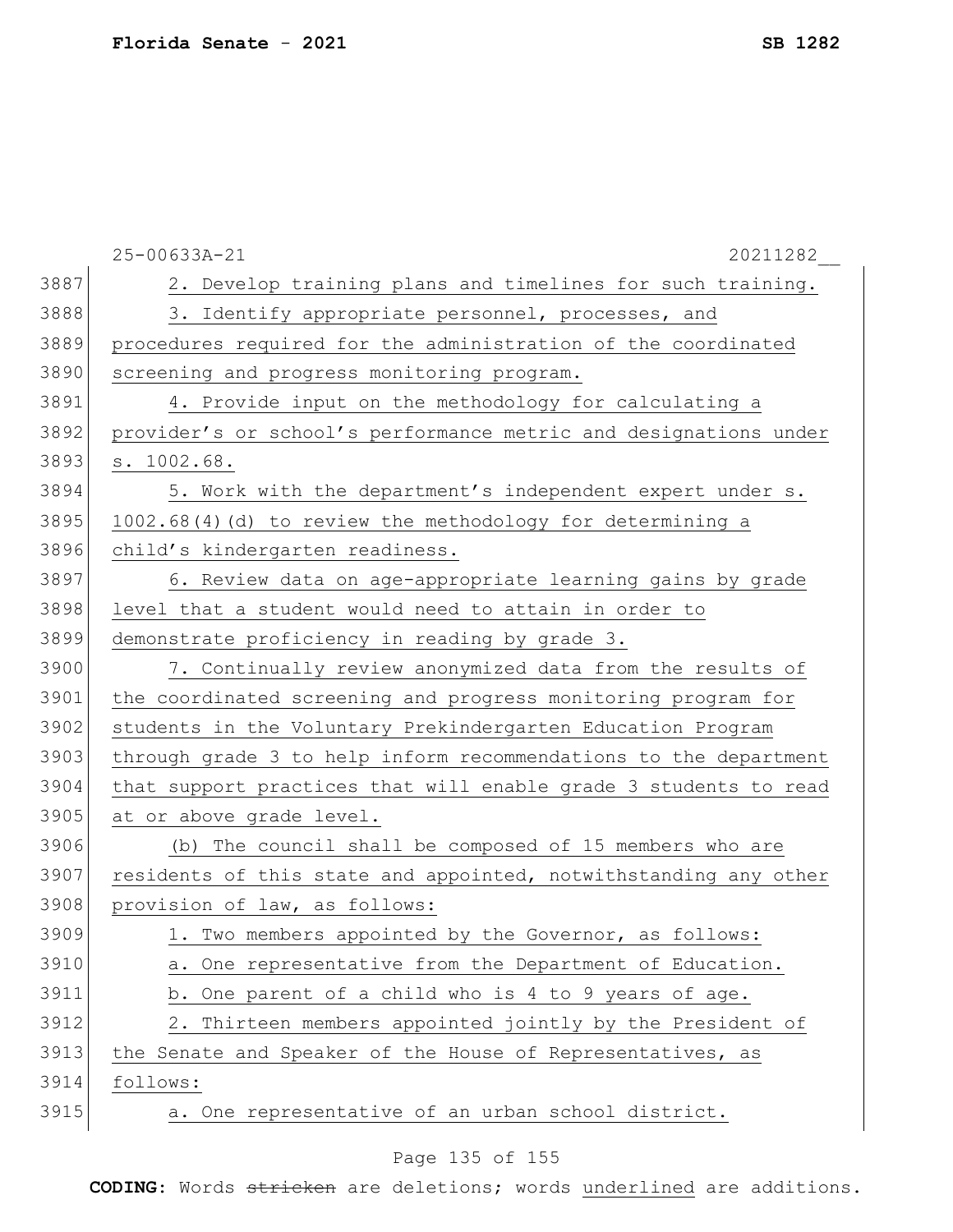2. Develop training plans and timelines for such training.

3. Identify appropriate personnel, processes, and procedures required for the administration of the coordinated screening and progress monitoring program.

4. Provide input on the methodology for calculating a provider's or school's performance metric and designations under s. 1002.68.

5. Work with the department's independent expert under s. 1002.68(4)(d) to review the methodology for determining a child's kindergarten readiness.

6. Review data on age-appropriate learning gains by grade level that a student would need to attain in order to demonstrate proficiency in reading by grade 3.

7. Continually review anonymized data from the results of the coordinated screening and progress monitoring program for students in the Voluntary Prekindergarten Education Program through grade 3 to help inform recommendations to the department that support practices that will enable grade 3 students to read at or above grade level.

(b) The council shall be composed of 15 members who are residents of this state and appointed, notwithstanding any other provision of law, as follows:

1. Two members appointed by the Governor, as follows:

a. One representative from the Department of Education.

b. One parent of a child who is 4 to 9 years of age.

2. Thirteen members appointed jointly by the President of the Senate and Speaker of the House of Representatives, as follows:

a. One representative of an urban school district.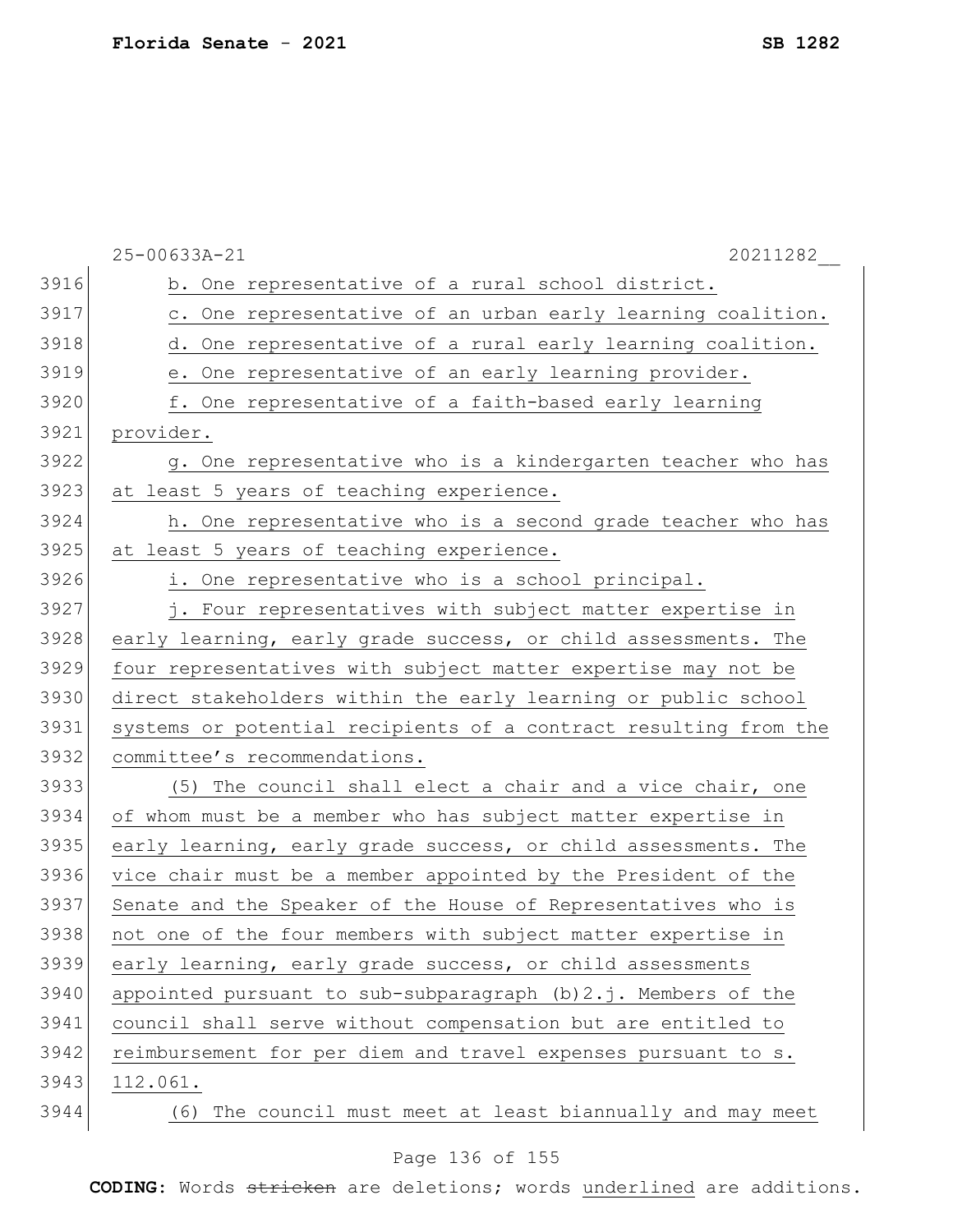25-00633A-21 20211282__

b. One representative of a rural school district.

c. One representative of an urban early learning coalition.

d. One representative of a rural early learning coalition.

e. One representative of an early learning provider.

f. One representative of a faith-based early learning provider.

g. One representative who is a kindergarten teacher who has at least 5 years of teaching experience.

h. One representative who is a second grade teacher who has at least 5 years of teaching experience.

i. One representative who is a school principal.

j. Four representatives with subject matter expertise in early learning, early grade success, or child assessments. The four representatives with subject matter expertise may not be direct stakeholders within the early learning or public school systems or potential recipients of a contract resulting from the committee's recommendations.

(5) The council shall elect a chair and a vice chair, one of whom must be a member who has subject matter expertise in early learning, early grade success, or child assessments. The vice chair must be a member appointed by the President of the Senate and the Speaker of the House of Representatives who is not one of the four members with subject matter expertise in early learning, early grade success, or child assessments appointed pursuant to sub-subparagraph (b)2.j. Members of the council shall serve without compensation but are entitled to reimbursement for per diem and travel expenses pursuant to s. 112.061.

(6) The council must meet at least biannually and may meet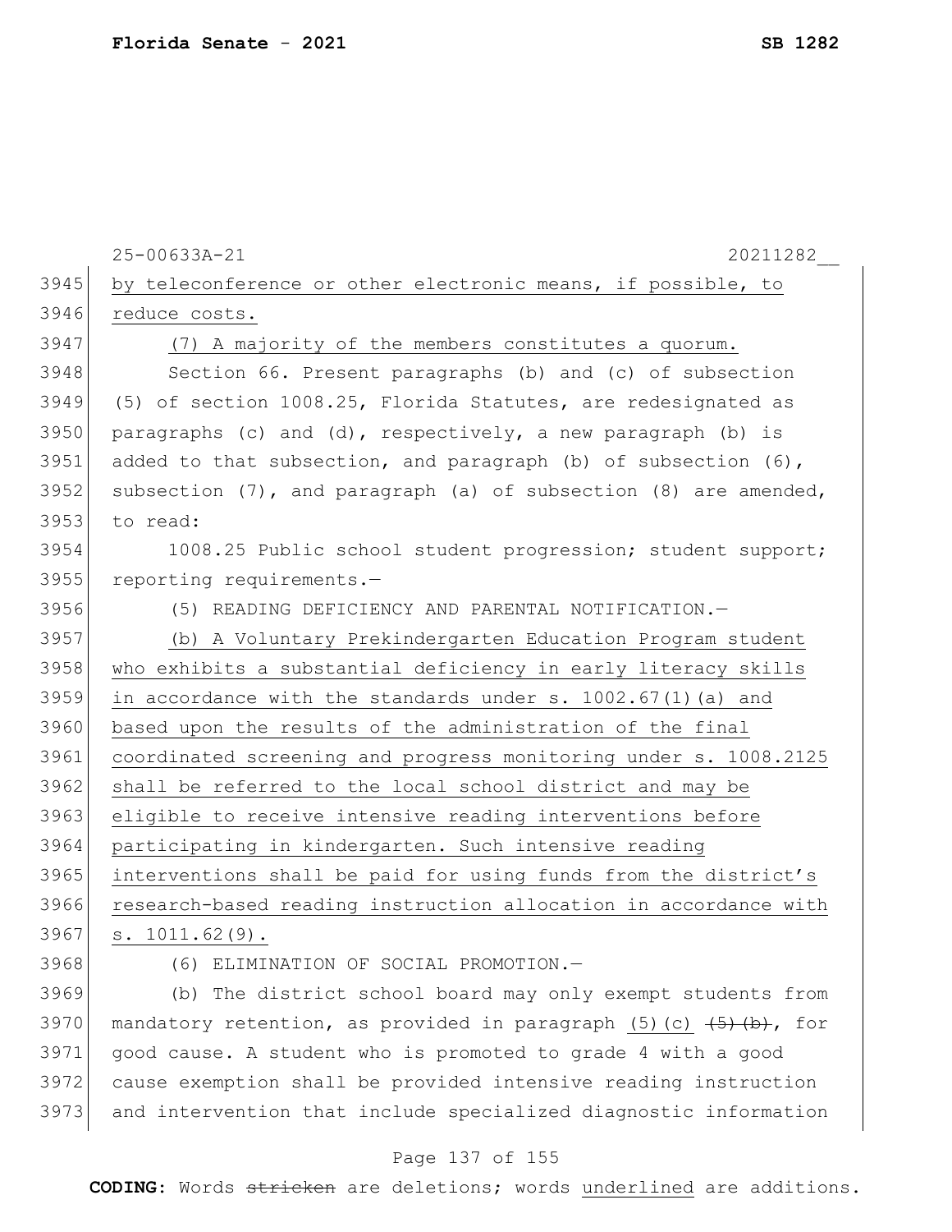by teleconference or other electronic means, if possible, to reduce costs.

(7) A majority of the members constitutes a quorum.

Section 66. Present paragraphs (b) and (c) of subsection (5) of section 1008.25, Florida Statutes, are redesignated as paragraphs (c) and (d), respectively, a new paragraph (b) is added to that subsection, and paragraph (b) of subsection (6), subsection (7), and paragraph (a) of subsection (8) are amended, to read:

1008.25 Public school student progression; student support; reporting requirements.—

(5) READING DEFICIENCY AND PARENTAL NOTIFICATION.—

(b) A Voluntary Prekindergarten Education Program student who exhibits a substantial deficiency in early literacy skills in accordance with the standards under s. 1002.67(1)(a) and based upon the results of the administration of the final coordinated screening and progress monitoring under s. 1008.2125 shall be referred to the local school district and may be eligible to receive intensive reading interventions before participating in kindergarten. Such intensive reading interventions shall be paid for using funds from the district's research-based reading instruction allocation in accordance with s. 1011.62(9).

(6) ELIMINATION OF SOCIAL PROMOTION.—

(b) The district school board may only exempt students from mandatory retention, as provided in paragraph (5)(c) ~~(5)(b)~~, for good cause. A student who is promoted to grade 4 with a good cause exemption shall be provided intensive reading instruction and intervention that include specialized diagnostic information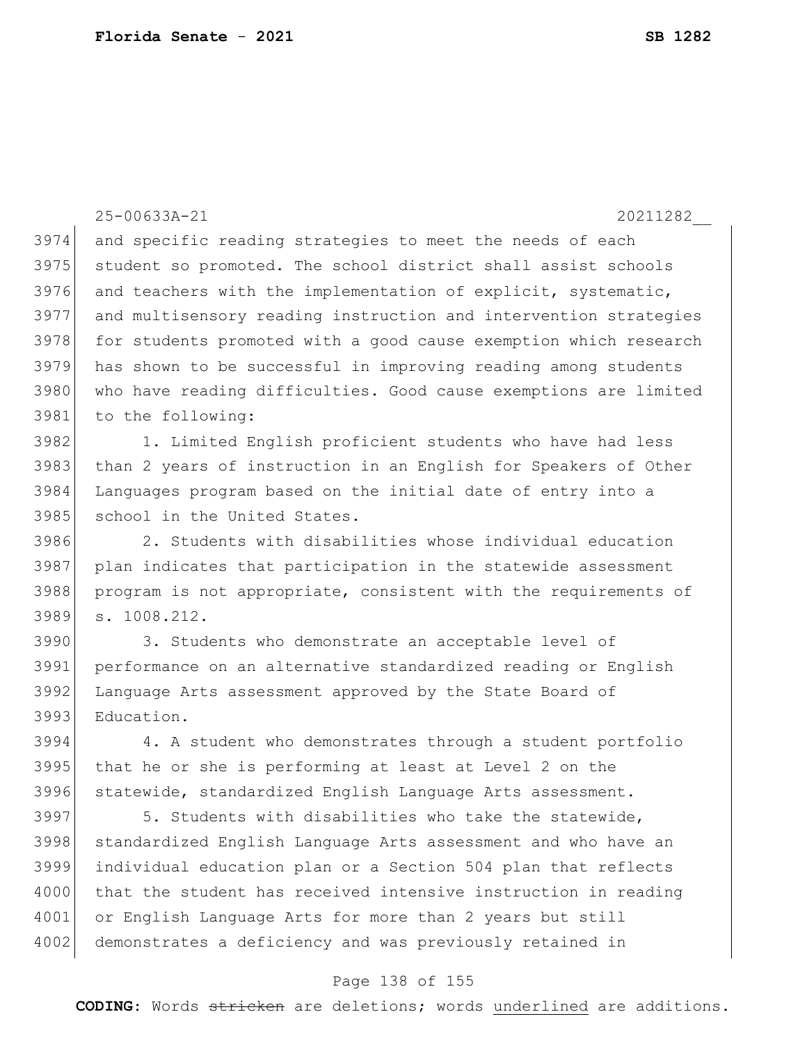and specific reading strategies to meet the needs of each student so promoted. The school district shall assist schools and teachers with the implementation of explicit, systematic, and multisensory reading instruction and intervention strategies for students promoted with a good cause exemption which research has shown to be successful in improving reading among students who have reading difficulties. Good cause exemptions are limited to the following:

1. Limited English proficient students who have had less than 2 years of instruction in an English for Speakers of Other Languages program based on the initial date of entry into a school in the United States.

2. Students with disabilities whose individual education plan indicates that participation in the statewide assessment program is not appropriate, consistent with the requirements of s. 1008.212.

3. Students who demonstrate an acceptable level of performance on an alternative standardized reading or English Language Arts assessment approved by the State Board of Education.

4. A student who demonstrates through a student portfolio that he or she is performing at least at Level 2 on the statewide, standardized English Language Arts assessment.

5. Students with disabilities who take the statewide, standardized English Language Arts assessment and who have an individual education plan or a Section 504 plan that reflects that the student has received intensive instruction in reading or English Language Arts for more than 2 years but still demonstrates a deficiency and was previously retained in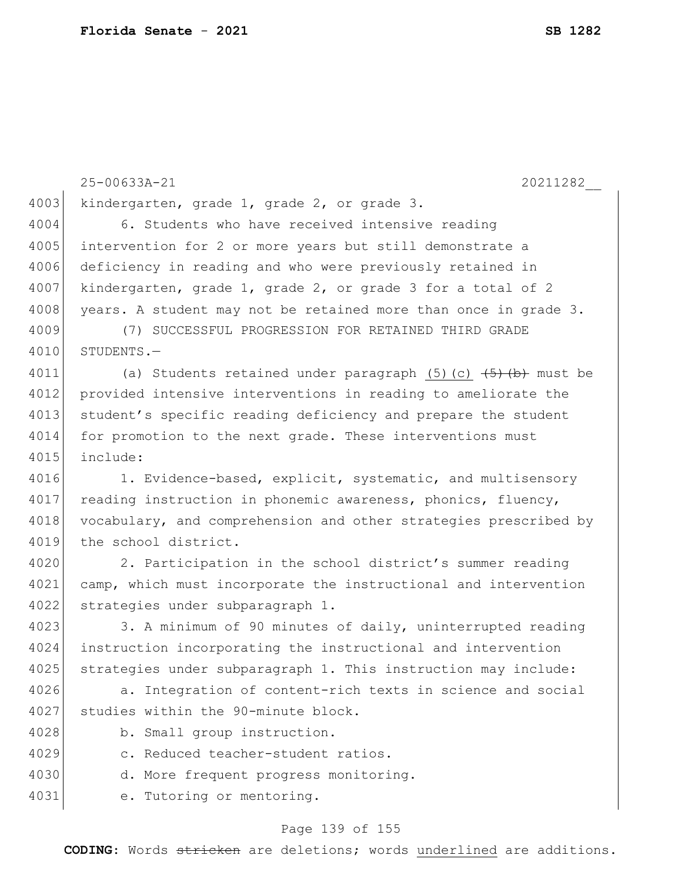kindergarten, grade 1, grade 2, or grade 3.

6. Students who have received intensive reading intervention for 2 or more years but still demonstrate a deficiency in reading and who were previously retained in kindergarten, grade 1, grade 2, or grade 3 for a total of 2 years. A student may not be retained more than once in grade 3.

(7) SUCCESSFUL PROGRESSION FOR RETAINED THIRD GRADE STUDENTS.—

(a) Students retained under paragraph <u>(5)(c)</u> ~~(5)(b)~~ must be provided intensive interventions in reading to ameliorate the student's specific reading deficiency and prepare the student for promotion to the next grade. These interventions must include:

1. Evidence-based, explicit, systematic, and multisensory reading instruction in phonemic awareness, phonics, fluency, vocabulary, and comprehension and other strategies prescribed by the school district.

2. Participation in the school district's summer reading camp, which must incorporate the instructional and intervention strategies under subparagraph 1.

3. A minimum of 90 minutes of daily, uninterrupted reading instruction incorporating the instructional and intervention strategies under subparagraph 1. This instruction may include:

a. Integration of content-rich texts in science and social studies within the 90-minute block.

b. Small group instruction.

c. Reduced teacher-student ratios.

d. More frequent progress monitoring.

e. Tutoring or mentoring.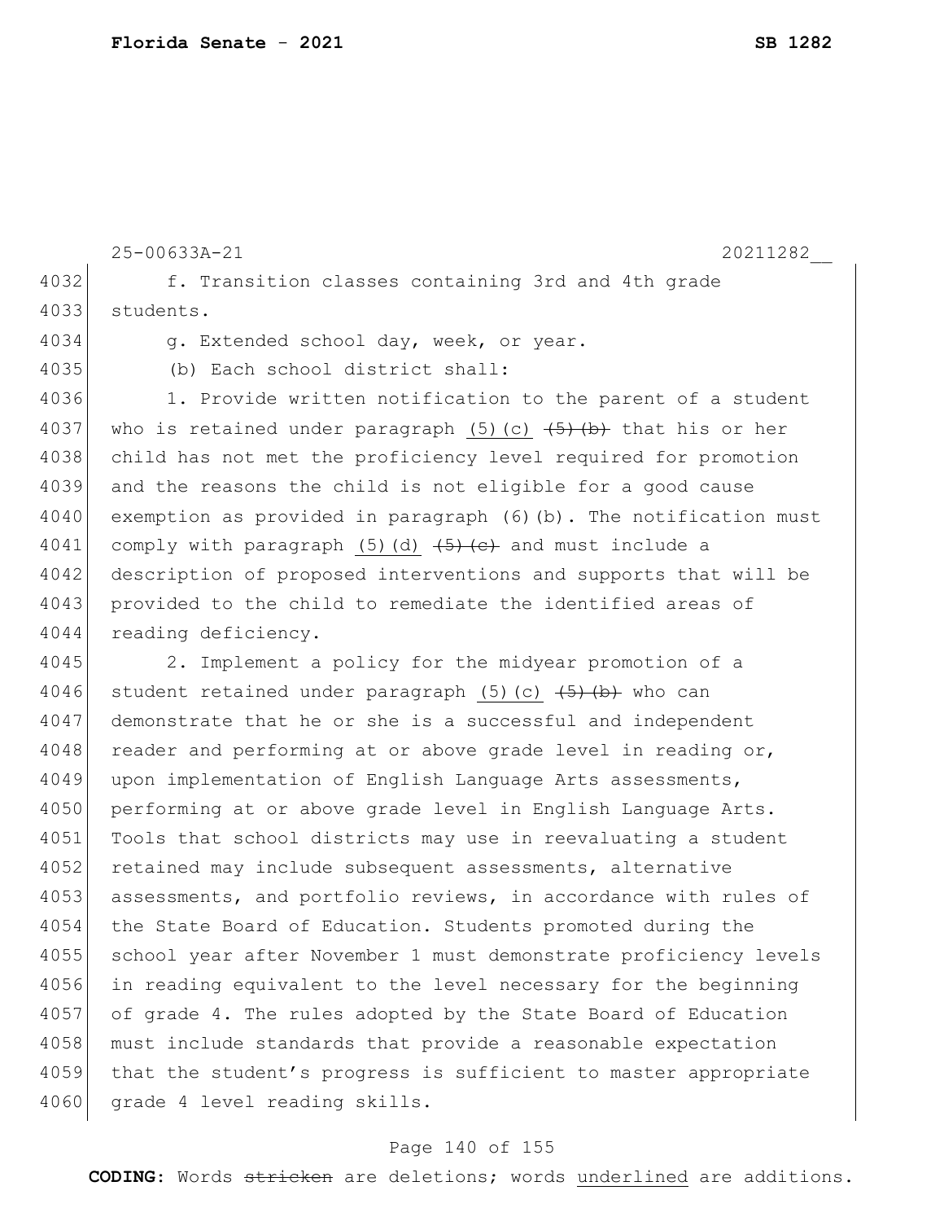f. Transition classes containing 3rd and 4th grade students.

g. Extended school day, week, or year.

(b) Each school district shall:

1. Provide written notification to the parent of a student who is retained under paragraph <u>(5)(c)</u> ~~(5)(b)~~ that his or her child has not met the proficiency level required for promotion and the reasons the child is not eligible for a good cause exemption as provided in paragraph (6)(b). The notification must comply with paragraph <u>(5)(d)</u> ~~(5)(c)~~ and must include a description of proposed interventions and supports that will be provided to the child to remediate the identified areas of reading deficiency.

2. Implement a policy for the midyear promotion of a student retained under paragraph <u>(5)(c)</u> ~~(5)(b)~~ who can demonstrate that he or she is a successful and independent reader and performing at or above grade level in reading or, upon implementation of English Language Arts assessments, performing at or above grade level in English Language Arts. Tools that school districts may use in reevaluating a student retained may include subsequent assessments, alternative assessments, and portfolio reviews, in accordance with rules of the State Board of Education. Students promoted during the school year after November 1 must demonstrate proficiency levels in reading equivalent to the level necessary for the beginning of grade 4. The rules adopted by the State Board of Education must include standards that provide a reasonable expectation that the student's progress is sufficient to master appropriate grade 4 level reading skills.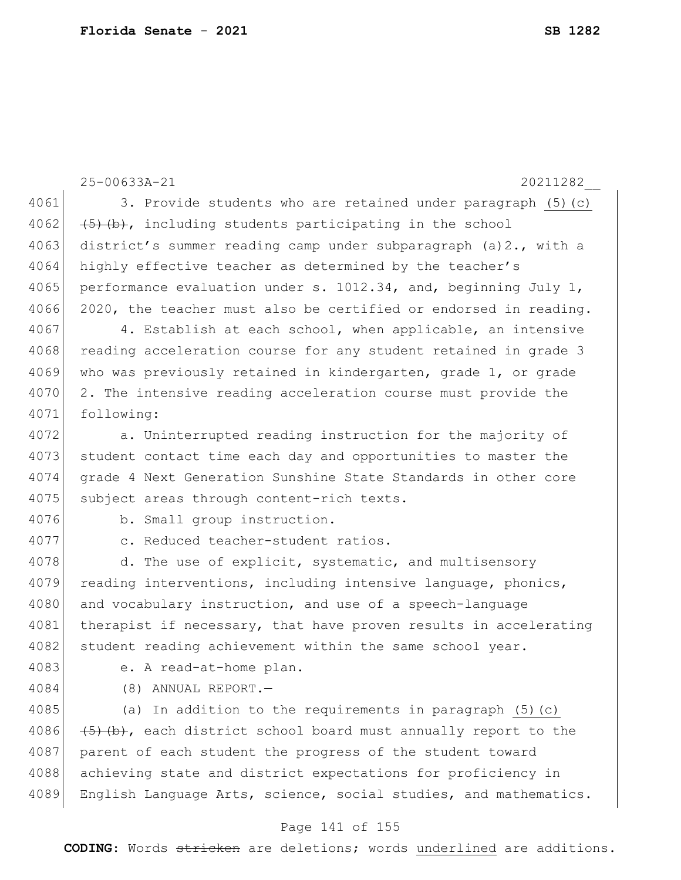25-00633A-21 20211282__

3. Provide students who are retained under paragraph (5)(c) ~~(5)(b)~~, including students participating in the school district's summer reading camp under subparagraph (a)2., with a highly effective teacher as determined by the teacher's performance evaluation under s. 1012.34, and, beginning July 1, 2020, the teacher must also be certified or endorsed in reading.

4. Establish at each school, when applicable, an intensive reading acceleration course for any student retained in grade 3 who was previously retained in kindergarten, grade 1, or grade 2. The intensive reading acceleration course must provide the following:

a. Uninterrupted reading instruction for the majority of student contact time each day and opportunities to master the grade 4 Next Generation Sunshine State Standards in other core subject areas through content-rich texts.

b. Small group instruction.

c. Reduced teacher-student ratios.

d. The use of explicit, systematic, and multisensory reading interventions, including intensive language, phonics, and vocabulary instruction, and use of a speech-language therapist if necessary, that have proven results in accelerating student reading achievement within the same school year.

e. A read-at-home plan.

(8) ANNUAL REPORT.—

(a) In addition to the requirements in paragraph (5)(c) ~~(5)(b)~~, each district school board must annually report to the parent of each student the progress of the student toward achieving state and district expectations for proficiency in English Language Arts, science, social studies, and mathematics.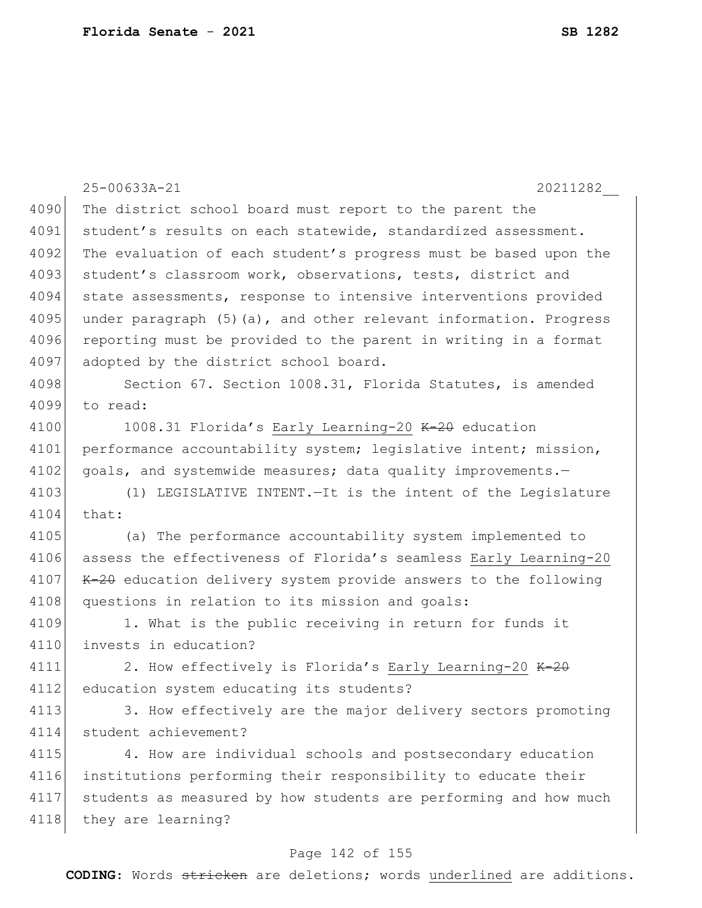The district school board must report to the parent the student's results on each statewide, standardized assessment. The evaluation of each student's progress must be based upon the student's classroom work, observations, tests, district and state assessments, response to intensive interventions provided under paragraph (5)(a), and other relevant information. Progress reporting must be provided to the parent in writing in a format adopted by the district school board.

Section 67. Section 1008.31, Florida Statutes, is amended to read:

1008.31 Florida's <u>Early Learning-20</u> ~~K-20~~ education performance accountability system; legislative intent; mission, goals, and systemwide measures; data quality improvements.—

(1) LEGISLATIVE INTENT.—It is the intent of the Legislature that:

(a) The performance accountability system implemented to assess the effectiveness of Florida's seamless <u>Early Learning-20</u> ~~K-20~~ education delivery system provide answers to the following questions in relation to its mission and goals:

1. What is the public receiving in return for funds it invests in education?

2. How effectively is Florida's <u>Early Learning-20</u> ~~K-20~~ education system educating its students?

3. How effectively are the major delivery sectors promoting student achievement?

4. How are individual schools and postsecondary education institutions performing their responsibility to educate their students as measured by how students are performing and how much they are learning?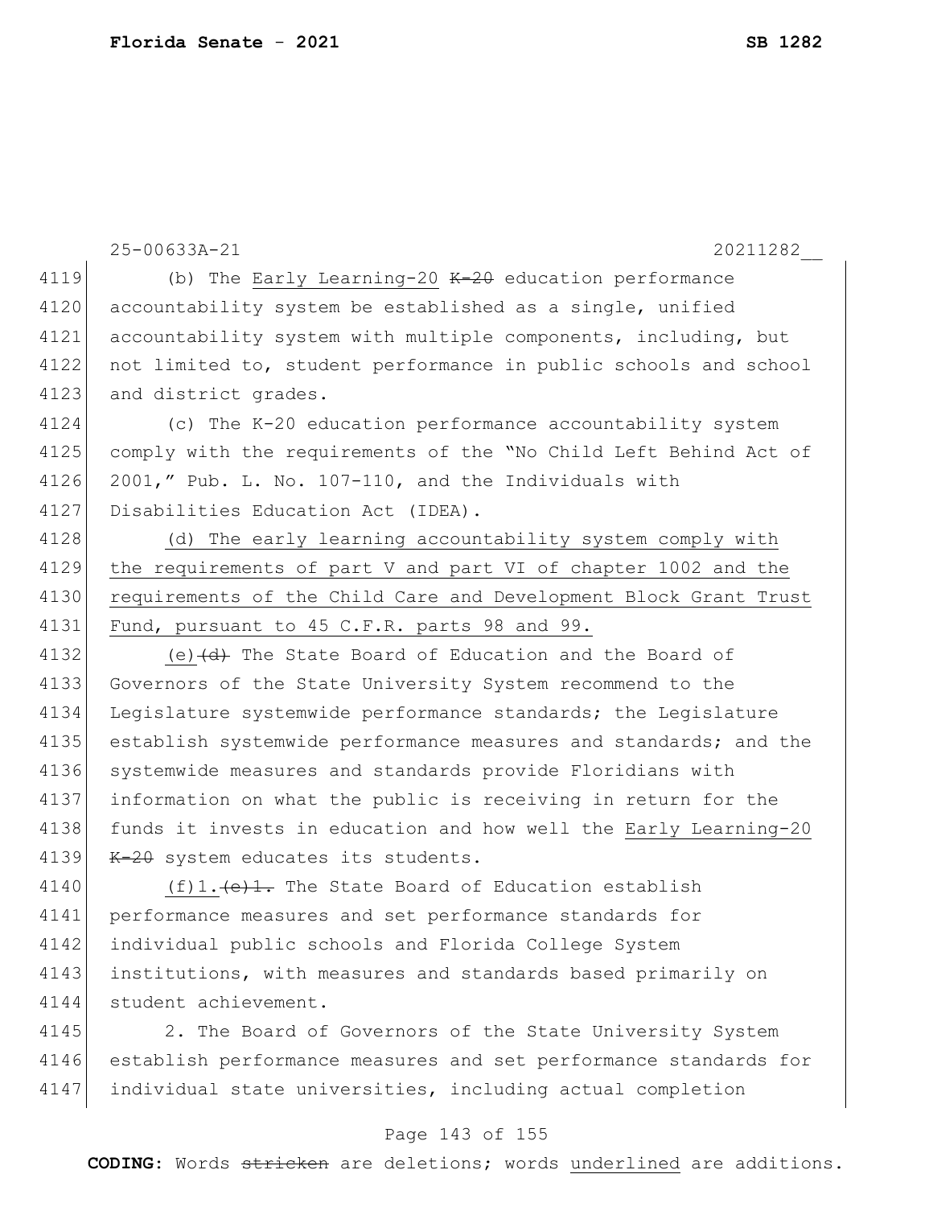25-00633A-21 20211282__

4119 (b) The <u>Early Learning-20</u> ~~K-20~~ education performance
4120 accountability system be established as a single, unified
4121 accountability system with multiple components, including, but
4122 not limited to, student performance in public schools and school
4123 and district grades.

4124 (c) The K-20 education performance accountability system
4125 comply with the requirements of the "No Child Left Behind Act of
4126 2001," Pub. L. No. 107-110, and the Individuals with
4127 Disabilities Education Act (IDEA).

4128 <u>(d) The early learning accountability system comply with</u>
4129 <u>the requirements of part V and part VI of chapter 1002 and the</u>
4130 <u>requirements of the Child Care and Development Block Grant Trust</u>
4131 <u>Fund, pursuant to 45 C.F.R. parts 98 and 99.</u>

4132 <u>(e)</u>~~(d)~~ The State Board of Education and the Board of
4133 Governors of the State University System recommend to the
4134 Legislature systemwide performance standards; the Legislature
4135 establish systemwide performance measures and standards; and the
4136 systemwide measures and standards provide Floridians with
4137 information on what the public is receiving in return for the
4138 funds it invests in education and how well the <u>Early Learning-20</u>
4139 ~~K-20~~ system educates its students.

4140 <u>(f)1.</u>~~(e)1.~~ The State Board of Education establish
4141 performance measures and set performance standards for
4142 individual public schools and Florida College System
4143 institutions, with measures and standards based primarily on
4144 student achievement.

4145 2. The Board of Governors of the State University System
4146 establish performance measures and set performance standards for
4147 individual state universities, including actual completion

**CODING:** Words ~~stricken~~ are deletions; words <u>underlined</u> are additions.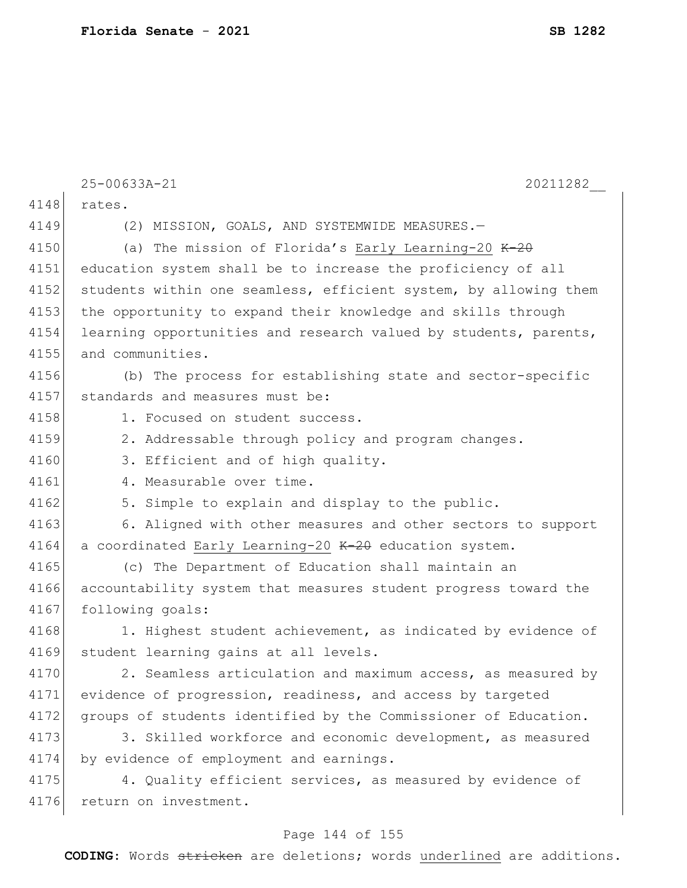rates.

(2) MISSION, GOALS, AND SYSTEMWIDE MEASURES.—

(a) The mission of Florida's <u>Early Learning-20</u> ~~K-20~~ education system shall be to increase the proficiency of all students within one seamless, efficient system, by allowing them the opportunity to expand their knowledge and skills through learning opportunities and research valued by students, parents, and communities.

(b) The process for establishing state and sector-specific standards and measures must be:

1. Focused on student success.
2. Addressable through policy and program changes.
3. Efficient and of high quality.
4. Measurable over time.
5. Simple to explain and display to the public.
6. Aligned with other measures and other sectors to support a coordinated <u>Early Learning-20</u> ~~K-20~~ education system.

(c) The Department of Education shall maintain an accountability system that measures student progress toward the following goals:

1. Highest student achievement, as indicated by evidence of student learning gains at all levels.
2. Seamless articulation and maximum access, as measured by evidence of progression, readiness, and access by targeted groups of students identified by the Commissioner of Education.
3. Skilled workforce and economic development, as measured by evidence of employment and earnings.
4. Quality efficient services, as measured by evidence of return on investment.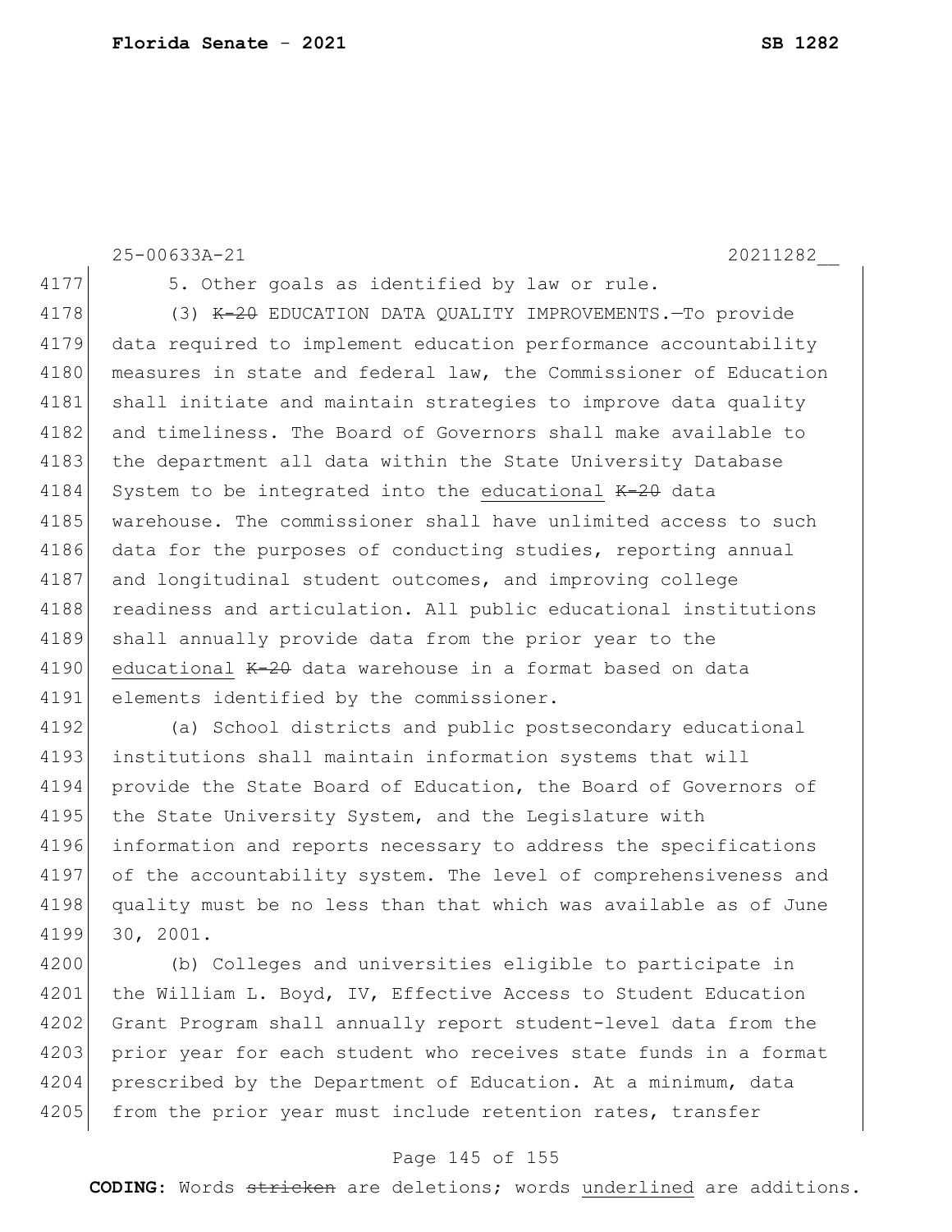25-00633A-21 20211282__

4177 5. Other goals as identified by law or rule.

4178 (3) ~~K-20~~ EDUCATION DATA QUALITY IMPROVEMENTS.—To provide
4179 data required to implement education performance accountability
4180 measures in state and federal law, the Commissioner of Education
4181 shall initiate and maintain strategies to improve data quality
4182 and timeliness. The Board of Governors shall make available to
4183 the department all data within the State University Database
4184 System to be integrated into the <u>educational</u> ~~K-20~~ data
4185 warehouse. The commissioner shall have unlimited access to such
4186 data for the purposes of conducting studies, reporting annual
4187 and longitudinal student outcomes, and improving college
4188 readiness and articulation. All public educational institutions
4189 shall annually provide data from the prior year to the
4190 <u>educational</u> ~~K-20~~ data warehouse in a format based on data
4191 elements identified by the commissioner.

4192 (a) School districts and public postsecondary educational
4193 institutions shall maintain information systems that will
4194 provide the State Board of Education, the Board of Governors of
4195 the State University System, and the Legislature with
4196 information and reports necessary to address the specifications
4197 of the accountability system. The level of comprehensiveness and
4198 quality must be no less than that which was available as of June
4199 30, 2001.

4200 (b) Colleges and universities eligible to participate in
4201 the William L. Boyd, IV, Effective Access to Student Education
4202 Grant Program shall annually report student-level data from the
4203 prior year for each student who receives state funds in a format
4204 prescribed by the Department of Education. At a minimum, data
4205 from the prior year must include retention rates, transfer

**CODING:** Words ~~stricken~~ are deletions; words <u>underlined</u> are additions.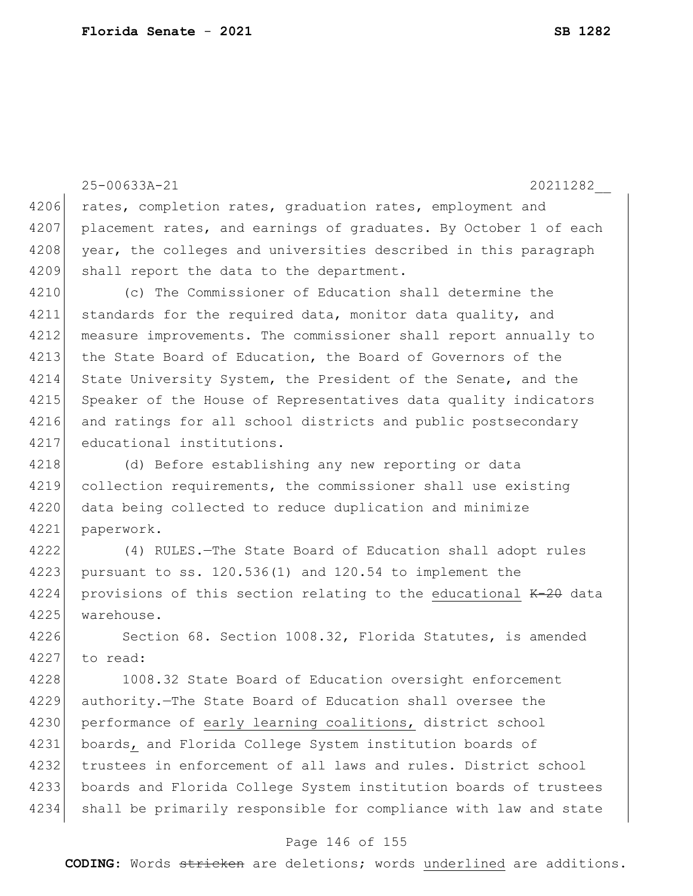rates, completion rates, graduation rates, employment and placement rates, and earnings of graduates. By October 1 of each year, the colleges and universities described in this paragraph shall report the data to the department.

(c) The Commissioner of Education shall determine the standards for the required data, monitor data quality, and measure improvements. The commissioner shall report annually to the State Board of Education, the Board of Governors of the State University System, the President of the Senate, and the Speaker of the House of Representatives data quality indicators and ratings for all school districts and public postsecondary educational institutions.

(d) Before establishing any new reporting or data collection requirements, the commissioner shall use existing data being collected to reduce duplication and minimize paperwork.

(4) RULES.—The State Board of Education shall adopt rules pursuant to ss. 120.536(1) and 120.54 to implement the provisions of this section relating to the educational ~~K-20~~ data warehouse.

Section 68. Section 1008.32, Florida Statutes, is amended to read:

1008.32 State Board of Education oversight enforcement authority.—The State Board of Education shall oversee the performance of early learning coalitions, district school boards, and Florida College System institution boards of trustees in enforcement of all laws and rules. District school boards and Florida College System institution boards of trustees shall be primarily responsible for compliance with law and state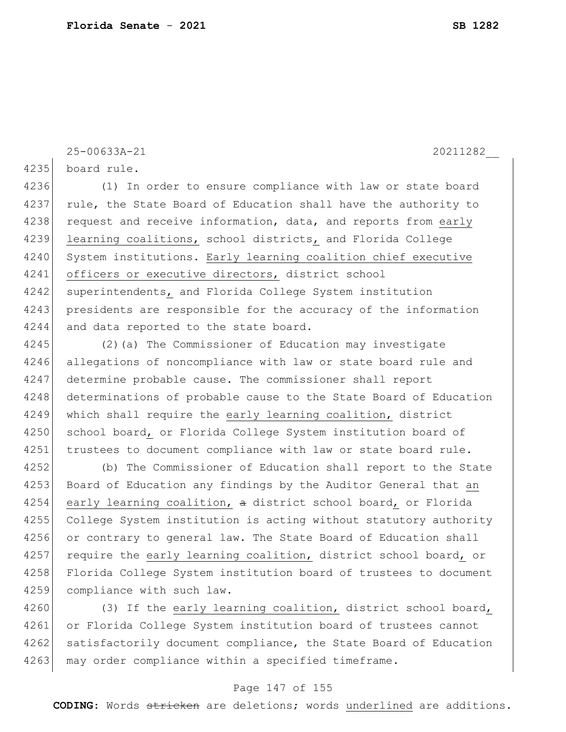25-00633A-21 20211282__

4235 board rule.

4236 (1) In order to ensure compliance with law or state board
4237 rule, the State Board of Education shall have the authority to
4238 request and receive information, data, and reports from early
4239 learning coalitions, school districts, and Florida College
4240 System institutions. Early learning coalition chief executive
4241 officers or executive directors, district school
4242 superintendents, and Florida College System institution
4243 presidents are responsible for the accuracy of the information
4244 and data reported to the state board.

4245 (2)(a) The Commissioner of Education may investigate
4246 allegations of noncompliance with law or state board rule and
4247 determine probable cause. The commissioner shall report
4248 determinations of probable cause to the State Board of Education
4249 which shall require the early learning coalition, district
4250 school board, or Florida College System institution board of
4251 trustees to document compliance with law or state board rule.

4252 (b) The Commissioner of Education shall report to the State
4253 Board of Education any findings by the Auditor General that an
4254 early learning coalition, ~~a~~ district school board, or Florida
4255 College System institution is acting without statutory authority
4256 or contrary to general law. The State Board of Education shall
4257 require the early learning coalition, district school board, or
4258 Florida College System institution board of trustees to document
4259 compliance with such law.

4260 (3) If the early learning coalition, district school board,
4261 or Florida College System institution board of trustees cannot
4262 satisfactorily document compliance, the State Board of Education
4263 may order compliance within a specified timeframe.

**CODING:** Words ~~stricken~~ are deletions; words underlined are additions.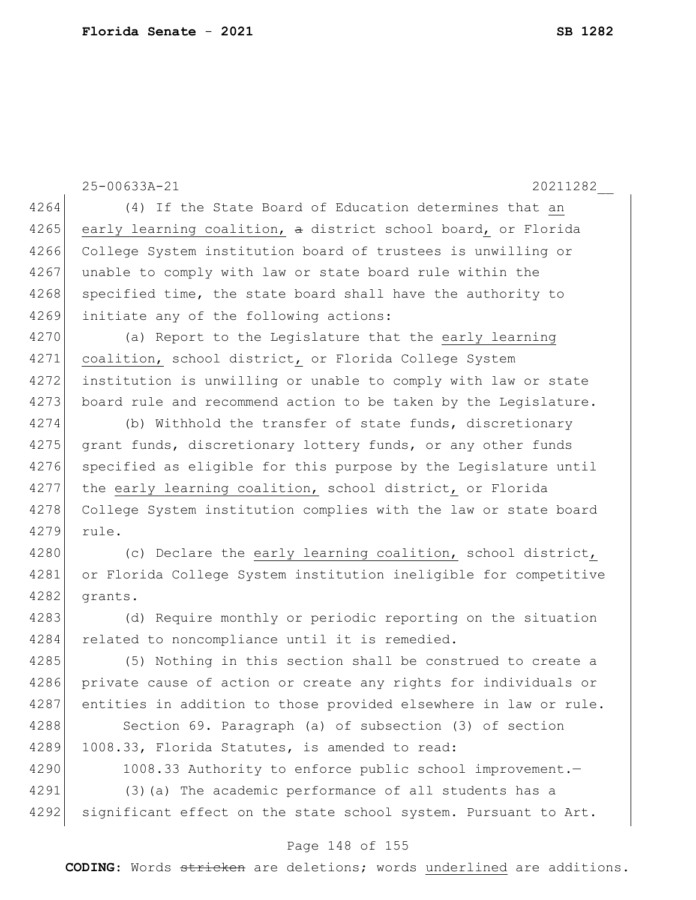(4) If the State Board of Education determines that an early learning coalition, ~~a~~ district school board, or Florida College System institution board of trustees is unwilling or unable to comply with law or state board rule within the specified time, the state board shall have the authority to initiate any of the following actions:

(a) Report to the Legislature that the early learning coalition, school district, or Florida College System institution is unwilling or unable to comply with law or state board rule and recommend action to be taken by the Legislature.

(b) Withhold the transfer of state funds, discretionary grant funds, discretionary lottery funds, or any other funds specified as eligible for this purpose by the Legislature until the early learning coalition, school district, or Florida College System institution complies with the law or state board rule.

(c) Declare the early learning coalition, school district, or Florida College System institution ineligible for competitive grants.

(d) Require monthly or periodic reporting on the situation related to noncompliance until it is remedied.

(5) Nothing in this section shall be construed to create a private cause of action or create any rights for individuals or entities in addition to those provided elsewhere in law or rule.

Section 69. Paragraph (a) of subsection (3) of section 1008.33, Florida Statutes, is amended to read:

1008.33 Authority to enforce public school improvement.—

(3)(a) The academic performance of all students has a significant effect on the state school system. Pursuant to Art.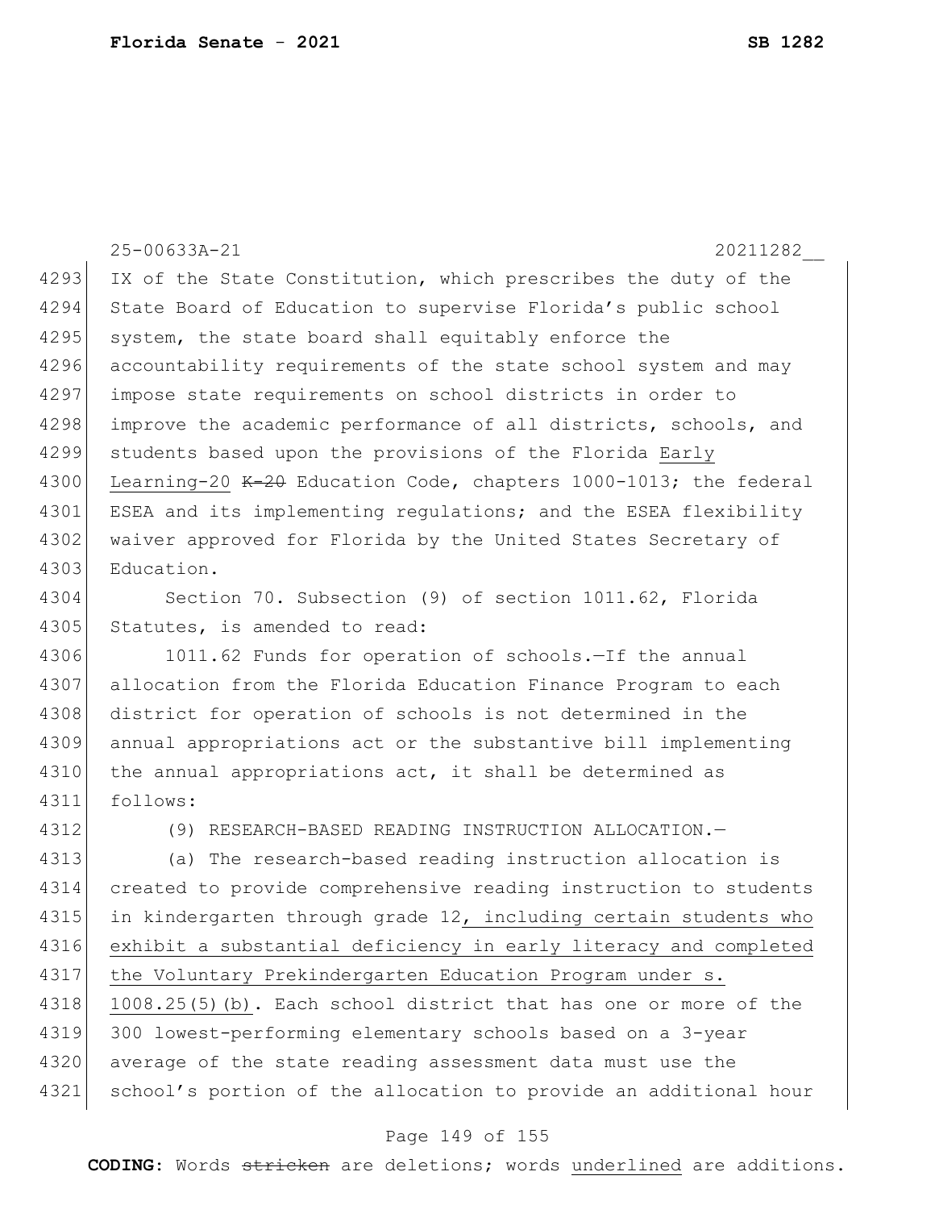IX of the State Constitution, which prescribes the duty of the State Board of Education to supervise Florida's public school system, the state board shall equitably enforce the accountability requirements of the state school system and may impose state requirements on school districts in order to improve the academic performance of all districts, schools, and students based upon the provisions of the Florida <u>Early Learning-20</u> ~~K-20~~ Education Code, chapters 1000-1013; the federal ESEA and its implementing regulations; and the ESEA flexibility waiver approved for Florida by the United States Secretary of Education.

Section 70. Subsection (9) of section 1011.62, Florida Statutes, is amended to read:

1011.62 Funds for operation of schools.—If the annual allocation from the Florida Education Finance Program to each district for operation of schools is not determined in the annual appropriations act or the substantive bill implementing the annual appropriations act, it shall be determined as follows:

(9) RESEARCH-BASED READING INSTRUCTION ALLOCATION.—

(a) The research-based reading instruction allocation is created to provide comprehensive reading instruction to students in kindergarten through grade 12<u>, including certain students who exhibit a substantial deficiency in early literacy and completed the Voluntary Prekindergarten Education Program under s. 1008.25(5)(b)</u>. Each school district that has one or more of the 300 lowest-performing elementary schools based on a 3-year average of the state reading assessment data must use the school's portion of the allocation to provide an additional hour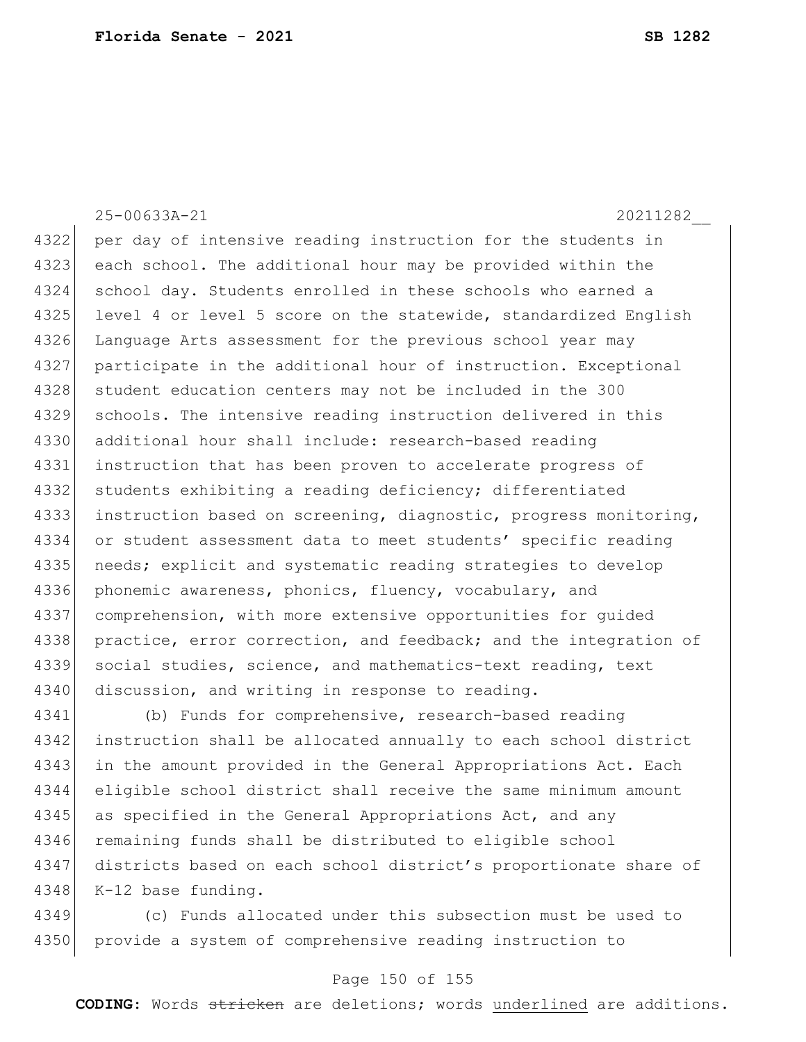per day of intensive reading instruction for the students in each school. The additional hour may be provided within the school day. Students enrolled in these schools who earned a level 4 or level 5 score on the statewide, standardized English Language Arts assessment for the previous school year may participate in the additional hour of instruction. Exceptional student education centers may not be included in the 300 schools. The intensive reading instruction delivered in this additional hour shall include: research-based reading instruction that has been proven to accelerate progress of students exhibiting a reading deficiency; differentiated instruction based on screening, diagnostic, progress monitoring, or student assessment data to meet students' specific reading needs; explicit and systematic reading strategies to develop phonemic awareness, phonics, fluency, vocabulary, and comprehension, with more extensive opportunities for guided practice, error correction, and feedback; and the integration of social studies, science, and mathematics-text reading, text discussion, and writing in response to reading.

(b) Funds for comprehensive, research-based reading instruction shall be allocated annually to each school district in the amount provided in the General Appropriations Act. Each eligible school district shall receive the same minimum amount as specified in the General Appropriations Act, and any remaining funds shall be distributed to eligible school districts based on each school district's proportionate share of K-12 base funding.

(c) Funds allocated under this subsection must be used to provide a system of comprehensive reading instruction to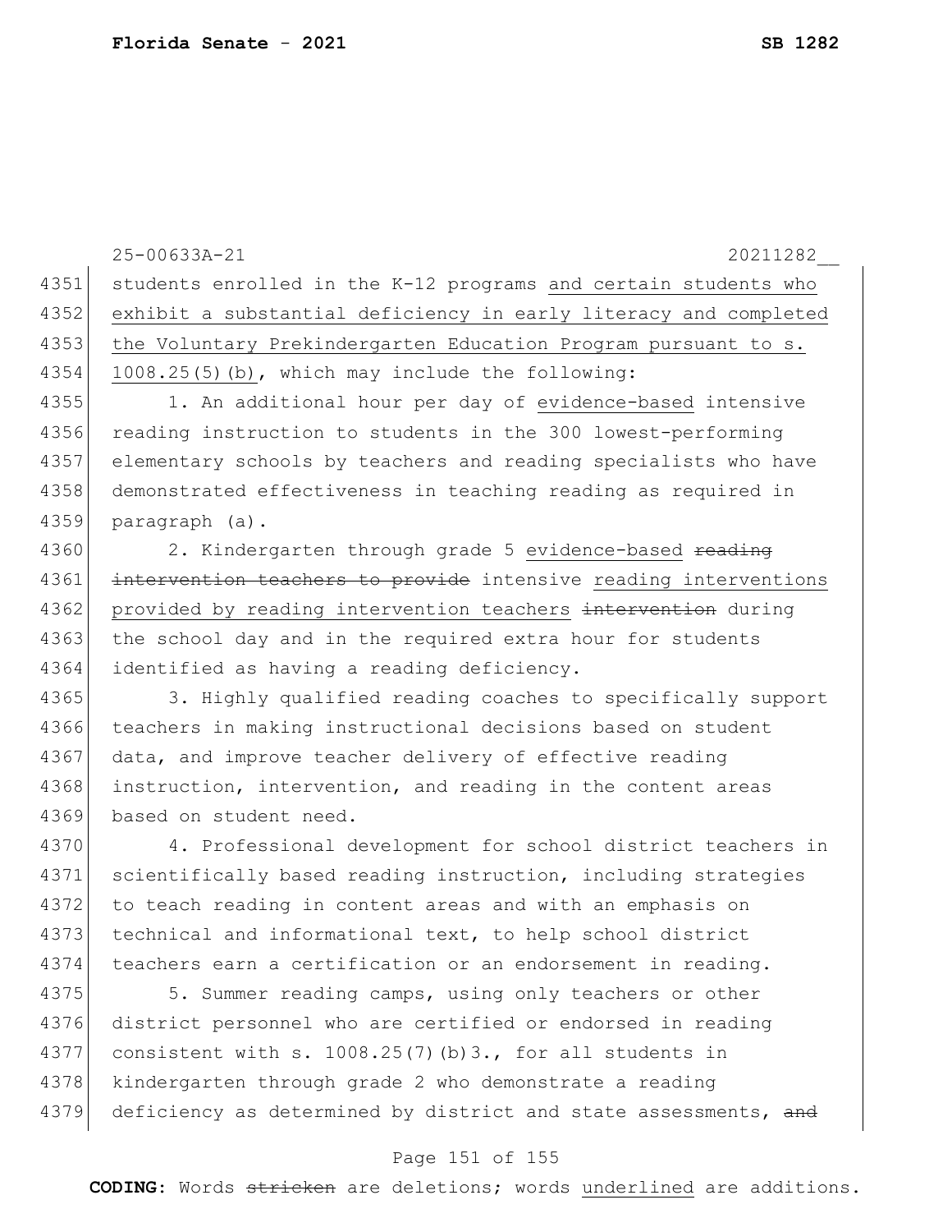students enrolled in the K-12 programs <u>and certain students who exhibit a substantial deficiency in early literacy and completed the Voluntary Prekindergarten Education Program pursuant to s. 1008.25(5)(b)</u>, which may include the following:

1. An additional hour per day of <u>evidence-based</u> intensive reading instruction to students in the 300 lowest-performing elementary schools by teachers and reading specialists who have demonstrated effectiveness in teaching reading as required in paragraph (a).

2. Kindergarten through grade 5 <u>evidence-based</u> ~~reading intervention teachers to provide~~ intensive <u>reading interventions provided by reading intervention teachers</u> ~~intervention~~ during the school day and in the required extra hour for students identified as having a reading deficiency.

3. Highly qualified reading coaches to specifically support teachers in making instructional decisions based on student data, and improve teacher delivery of effective reading instruction, intervention, and reading in the content areas based on student need.

4. Professional development for school district teachers in scientifically based reading instruction, including strategies to teach reading in content areas and with an emphasis on technical and informational text, to help school district teachers earn a certification or an endorsement in reading.

5. Summer reading camps, using only teachers or other district personnel who are certified or endorsed in reading consistent with s. 1008.25(7)(b)3., for all students in kindergarten through grade 2 who demonstrate a reading deficiency as determined by district and state assessments, ~~and~~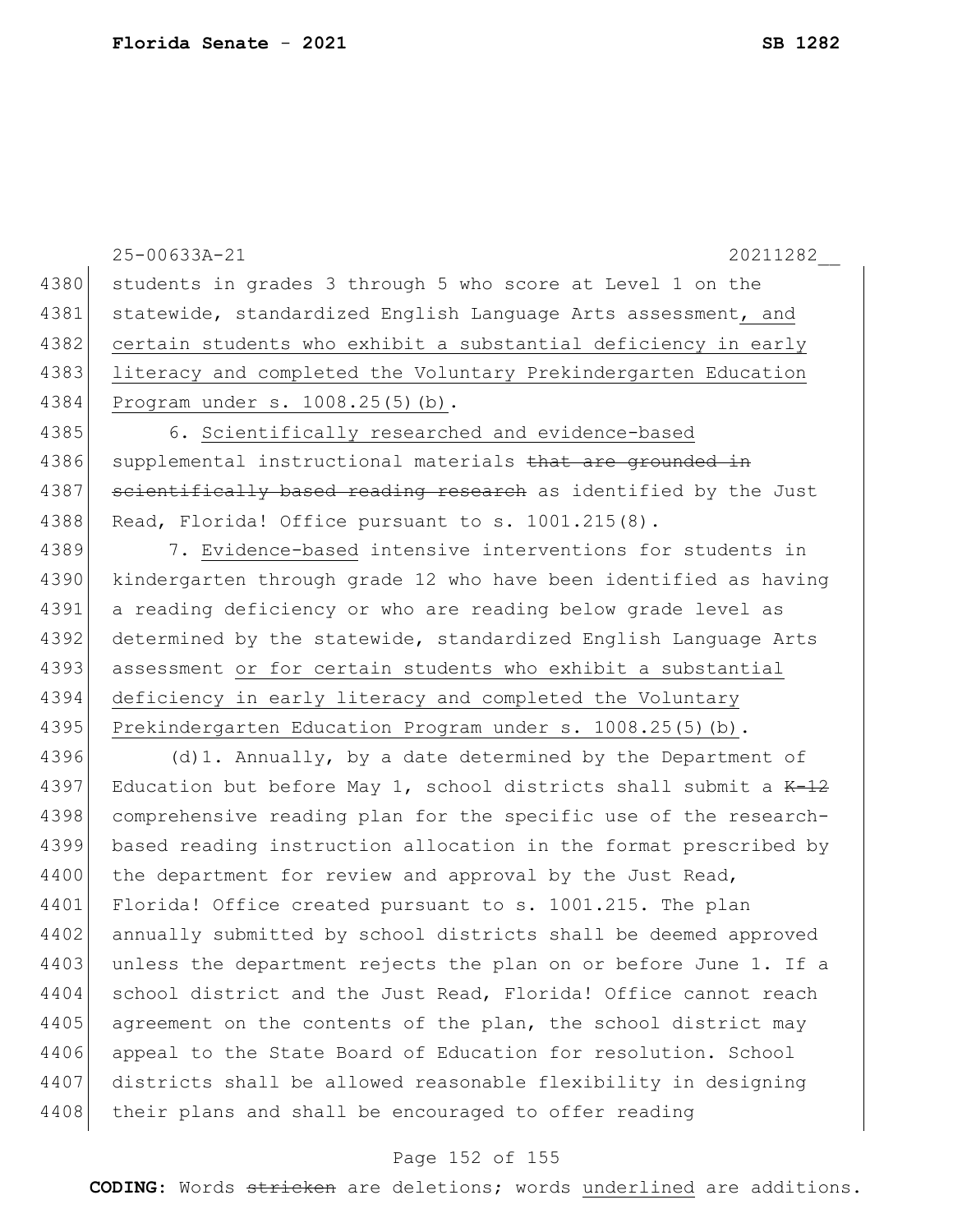25-00633A-21 20211282__

4380 students in grades 3 through 5 who score at Level 1 on the
4381 statewide, standardized English Language Arts assessment, and
4382 certain students who exhibit a substantial deficiency in early
4383 literacy and completed the Voluntary Prekindergarten Education
4384 Program under s. 1008.25(5)(b).

4385 6. Scientifically researched and evidence-based
4386 supplemental instructional materials ~~that are grounded in~~
4387 ~~scientifically based reading research~~ as identified by the Just
4388 Read, Florida! Office pursuant to s. 1001.215(8).

4389 7. Evidence-based intensive interventions for students in
4390 kindergarten through grade 12 who have been identified as having
4391 a reading deficiency or who are reading below grade level as
4392 determined by the statewide, standardized English Language Arts
4393 assessment or for certain students who exhibit a substantial
4394 deficiency in early literacy and completed the Voluntary
4395 Prekindergarten Education Program under s. 1008.25(5)(b).

4396 (d)1. Annually, by a date determined by the Department of
4397 Education but before May 1, school districts shall submit a ~~K-12~~
4398 comprehensive reading plan for the specific use of the research-
4399 based reading instruction allocation in the format prescribed by
4400 the department for review and approval by the Just Read,
4401 Florida! Office created pursuant to s. 1001.215. The plan
4402 annually submitted by school districts shall be deemed approved
4403 unless the department rejects the plan on or before June 1. If a
4404 school district and the Just Read, Florida! Office cannot reach
4405 agreement on the contents of the plan, the school district may
4406 appeal to the State Board of Education for resolution. School
4407 districts shall be allowed reasonable flexibility in designing
4408 their plans and shall be encouraged to offer reading

**CODING:** Words ~~stricken~~ are deletions; words underlined are additions.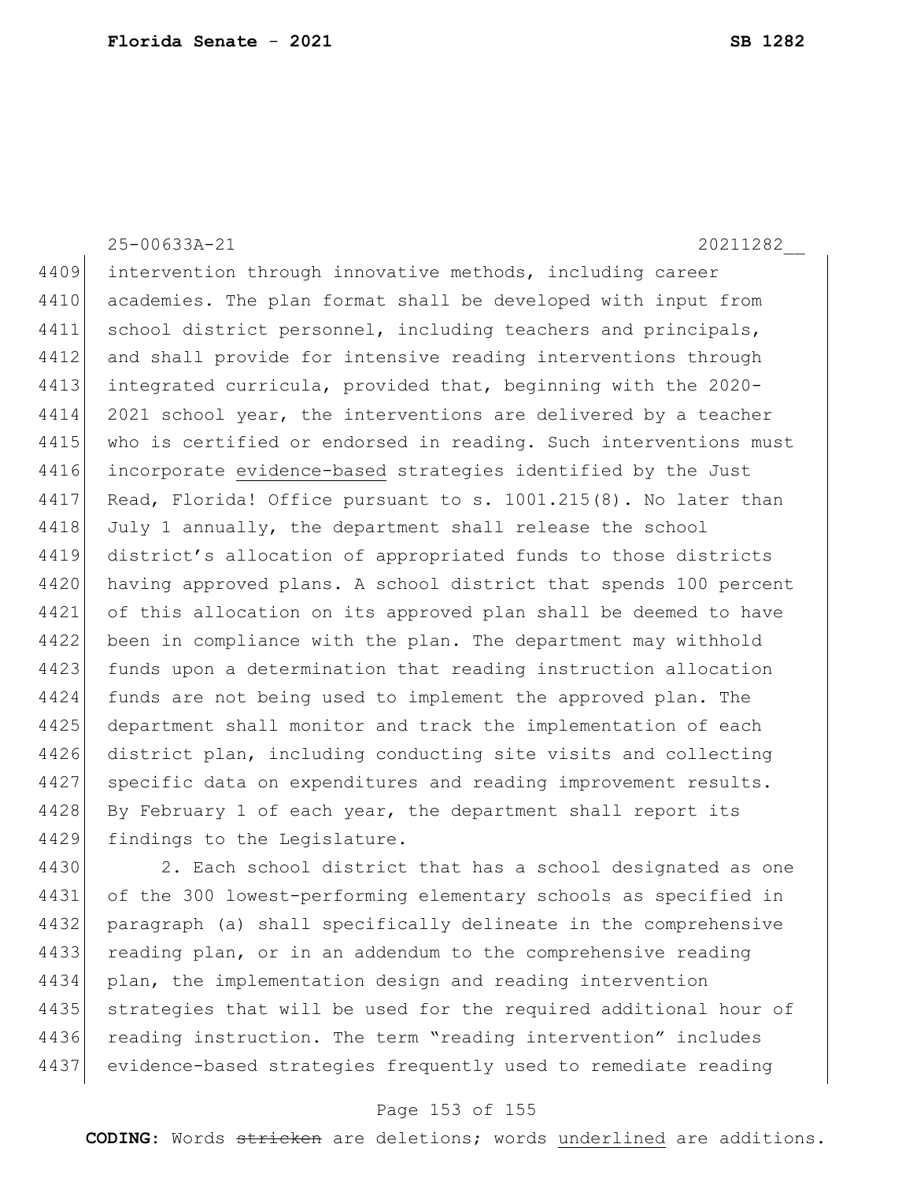intervention through innovative methods, including career academies. The plan format shall be developed with input from school district personnel, including teachers and principals, and shall provide for intensive reading interventions through integrated curricula, provided that, beginning with the 2020-2021 school year, the interventions are delivered by a teacher who is certified or endorsed in reading. Such interventions must incorporate <u>evidence-based</u> strategies identified by the Just Read, Florida! Office pursuant to s. 1001.215(8). No later than July 1 annually, the department shall release the school district's allocation of appropriated funds to those districts having approved plans. A school district that spends 100 percent of this allocation on its approved plan shall be deemed to have been in compliance with the plan. The department may withhold funds upon a determination that reading instruction allocation funds are not being used to implement the approved plan. The department shall monitor and track the implementation of each district plan, including conducting site visits and collecting specific data on expenditures and reading improvement results. By February 1 of each year, the department shall report its findings to the Legislature.

2. Each school district that has a school designated as one of the 300 lowest-performing elementary schools as specified in paragraph (a) shall specifically delineate in the comprehensive reading plan, or in an addendum to the comprehensive reading plan, the implementation design and reading intervention strategies that will be used for the required additional hour of reading instruction. The term "reading intervention" includes evidence-based strategies frequently used to remediate reading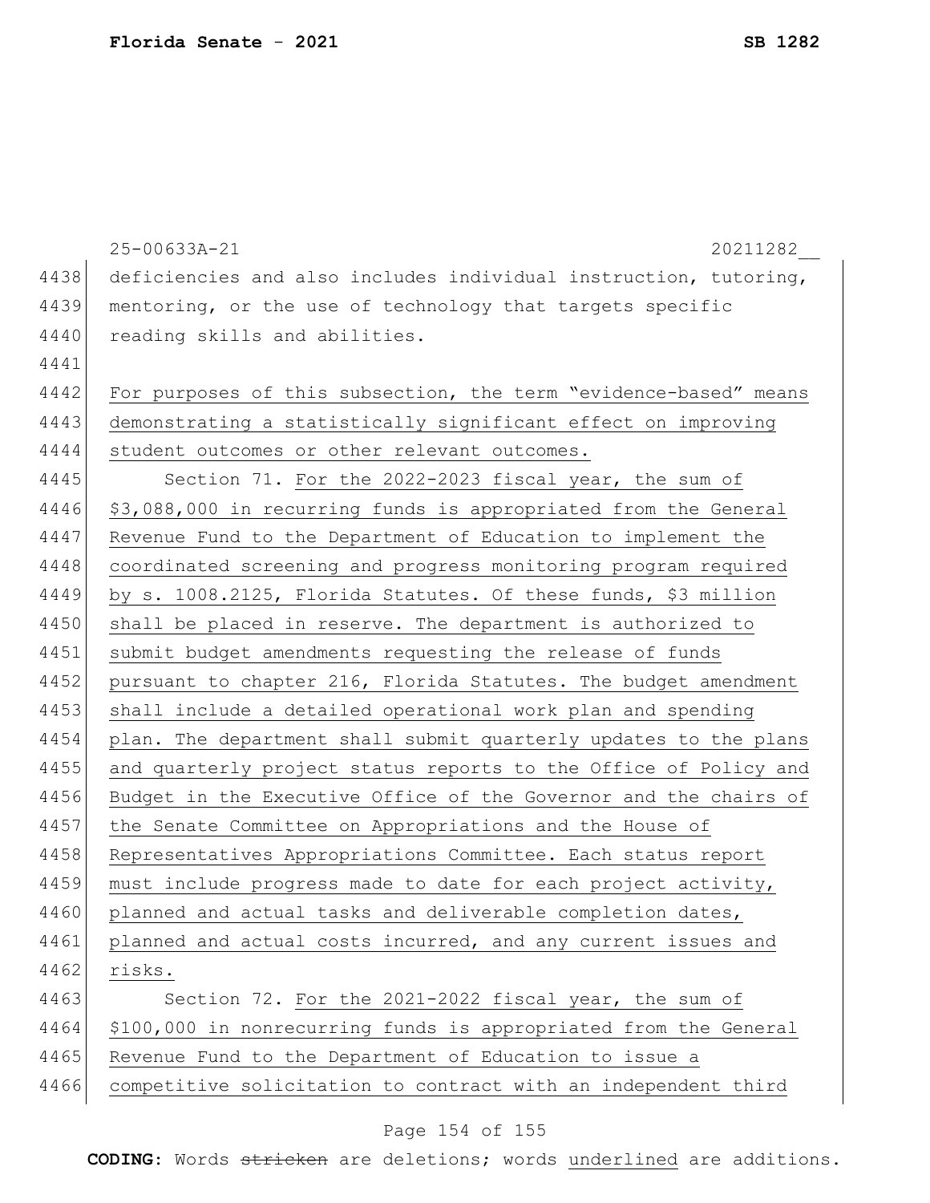deficiencies and also includes individual instruction, tutoring, mentoring, or the use of technology that targets specific reading skills and abilities.

For purposes of this subsection, the term "evidence-based" means demonstrating a statistically significant effect on improving student outcomes or other relevant outcomes.

Section 71. For the 2022-2023 fiscal year, the sum of $3,088,000 in recurring funds is appropriated from the General Revenue Fund to the Department of Education to implement the coordinated screening and progress monitoring program required by s. 1008.2125, Florida Statutes. Of these funds, $3 million shall be placed in reserve. The department is authorized to submit budget amendments requesting the release of funds pursuant to chapter 216, Florida Statutes. The budget amendment shall include a detailed operational work plan and spending plan. The department shall submit quarterly updates to the plans and quarterly project status reports to the Office of Policy and Budget in the Executive Office of the Governor and the chairs of the Senate Committee on Appropriations and the House of Representatives Appropriations Committee. Each status report must include progress made to date for each project activity, planned and actual tasks and deliverable completion dates, planned and actual costs incurred, and any current issues and risks.

Section 72. For the 2021-2022 fiscal year, the sum of $100,000 in nonrecurring funds is appropriated from the General Revenue Fund to the Department of Education to issue a competitive solicitation to contract with an independent third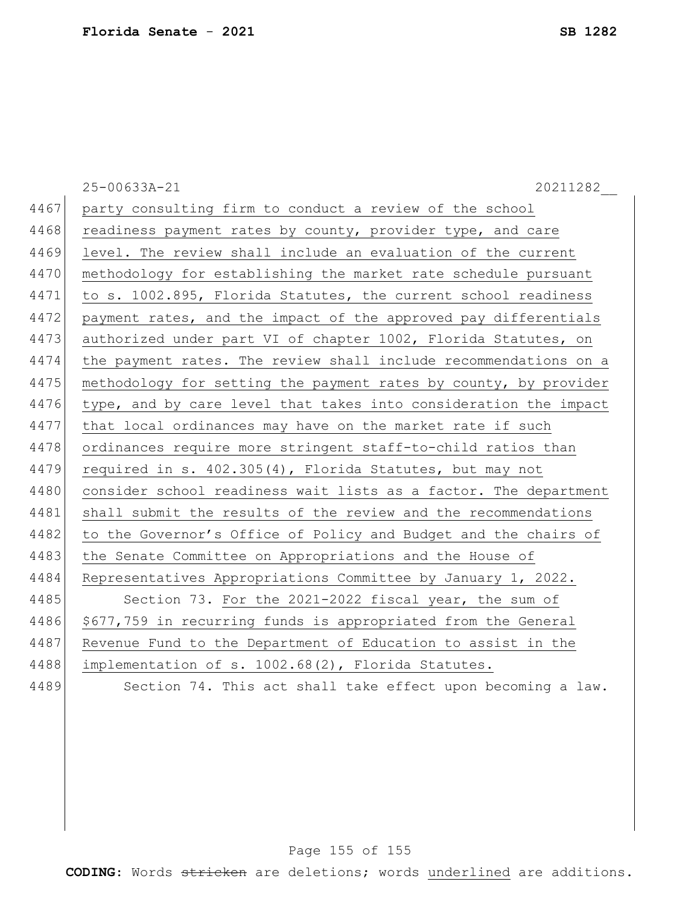party consulting firm to conduct a review of the school readiness payment rates by county, provider type, and care level. The review shall include an evaluation of the current methodology for establishing the market rate schedule pursuant to s. 1002.895, Florida Statutes, the current school readiness payment rates, and the impact of the approved pay differentials authorized under part VI of chapter 1002, Florida Statutes, on the payment rates. The review shall include recommendations on a methodology for setting the payment rates by county, by provider type, and by care level that takes into consideration the impact that local ordinances may have on the market rate if such ordinances require more stringent staff-to-child ratios than required in s. 402.305(4), Florida Statutes, but may not consider school readiness wait lists as a factor. The department shall submit the results of the review and the recommendations to the Governor's Office of Policy and Budget and the chairs of the Senate Committee on Appropriations and the House of Representatives Appropriations Committee by January 1, 2022.

Section 73. For the 2021-2022 fiscal year, the sum of $677,759 in recurring funds is appropriated from the General Revenue Fund to the Department of Education to assist in the implementation of s. 1002.68(2), Florida Statutes.

Section 74. This act shall take effect upon becoming a law.

**CODING:** Words ~~stricken~~ are deletions; words <u>underlined</u> are additions.